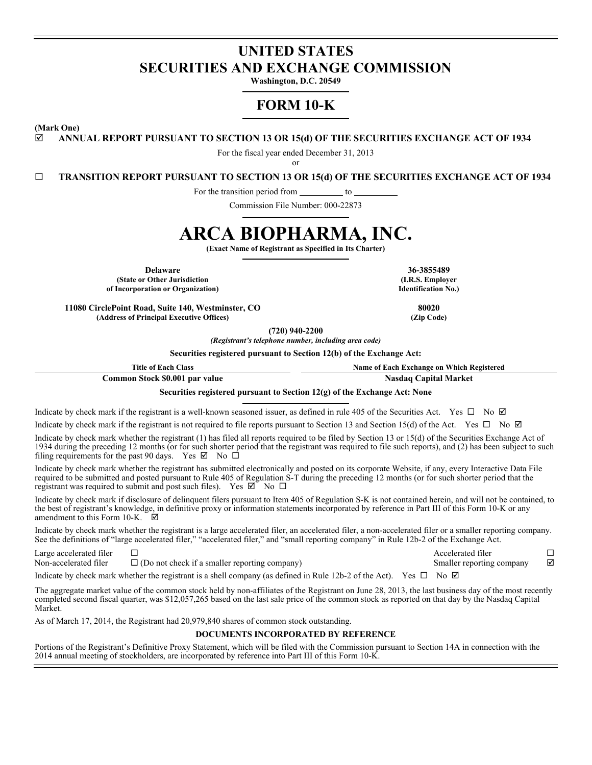# UNITED STATES
# SECURITIES AND EXCHANGE COMMISSION

**Washington, D.C. 20549**

## FORM 10-K

**(Mark One)**

☑ **ANNUAL REPORT PURSUANT TO SECTION 13 OR 15(d) OF THE SECURITIES EXCHANGE ACT OF 1934**

For the fiscal year ended December 31, 2013

or

☐ **TRANSITION REPORT PURSUANT TO SECTION 13 OR 15(d) OF THE SECURITIES EXCHANGE ACT OF 1934**

For the transition period from __________ to __________

Commission File Number: 000-22873

# ARCA BIOPHARMA, INC.

**(Exact Name of Registrant as Specified in Its Charter)**

| | |
|---|---|
| **Delaware** | **36-3855489** |
| **(State or Other Jurisdiction of Incorporation or Organization)** | **(I.R.S. Employer Identification No.)** |
| **11080 CirclePoint Road, Suite 140, Westminster, CO** | **80020** |
| **(Address of Principal Executive Offices)** | **(Zip Code)** |

**(720) 940-2200**

***(Registrant's telephone number, including area code)***

**Securities registered pursuant to Section 12(b) of the Exchange Act:**

| Title of Each Class | Name of Each Exchange on Which Registered |
|---|---|
| **Common Stock $0.001 par value** | **Nasdaq Capital Market** |

**Securities registered pursuant to Section 12(g) of the Exchange Act: None**

Indicate by check mark if the registrant is a well-known seasoned issuer, as defined in rule 405 of the Securities Act. Yes ☐ No ☑

Indicate by check mark if the registrant is not required to file reports pursuant to Section 13 and Section 15(d) of the Act. Yes ☐ No ☑

Indicate by check mark whether the registrant (1) has filed all reports required to be filed by Section 13 or 15(d) of the Securities Exchange Act of 1934 during the preceding 12 months (or for such shorter period that the registrant was required to file such reports), and (2) has been subject to such filing requirements for the past 90 days. Yes ☑ No ☐

Indicate by check mark whether the registrant has submitted electronically and posted on its corporate Website, if any, every Interactive Data File required to be submitted and posted pursuant to Rule 405 of Regulation S-T during the preceding 12 months (or for such shorter period that the registrant was required to submit and post such files). Yes ☑ No ☐

Indicate by check mark if disclosure of delinquent filers pursuant to Item 405 of Regulation S-K is not contained herein, and will not be contained, to the best of registrant's knowledge, in definitive proxy or information statements incorporated by reference in Part III of this Form 10-K or any amendment to this Form 10-K. ☑

Indicate by check mark whether the registrant is a large accelerated filer, an accelerated filer, a non-accelerated filer or a smaller reporting company. See the definitions of "large accelerated filer," "accelerated filer," and "small reporting company" in Rule 12b-2 of the Exchange Act.

| | | | |
|---|---|---|---|
| Large accelerated filer | ☐ | Accelerated filer | ☐ |
| Non-accelerated filer | ☐ (Do not check if a smaller reporting company) | Smaller reporting company | ☑ |

Indicate by check mark whether the registrant is a shell company (as defined in Rule 12b-2 of the Act). Yes ☐ No ☑

The aggregate market value of the common stock held by non-affiliates of the Registrant on June 28, 2013, the last business day of the most recently completed second fiscal quarter, was $12,057,265 based on the last sale price of the common stock as reported on that day by the Nasdaq Capital Market.

As of March 17, 2014, the Registrant had 20,979,840 shares of common stock outstanding.

**DOCUMENTS INCORPORATED BY REFERENCE**

Portions of the Registrant's Definitive Proxy Statement, which will be filed with the Commission pursuant to Section 14A in connection with the 2014 annual meeting of stockholders, are incorporated by reference into Part III of this Form 10-K.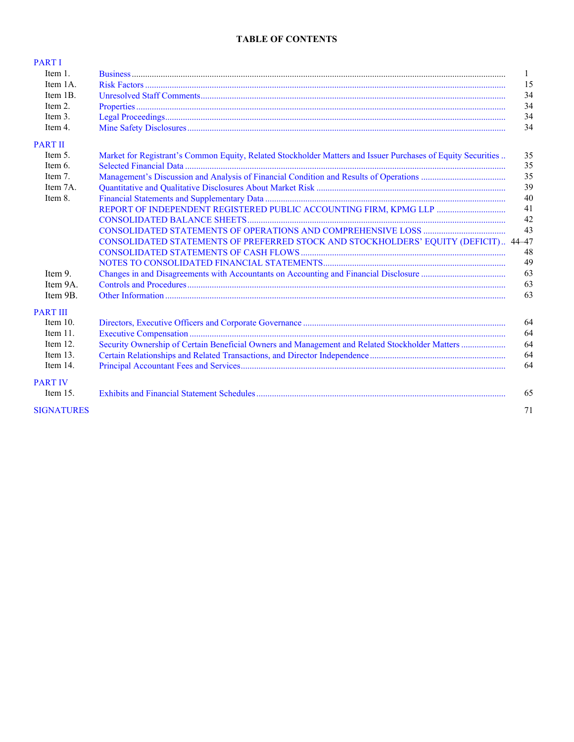# TABLE OF CONTENTS

| | | |
|---|---|---|
| **PART I** | | |
| Item 1. | Business | 1 |
| Item 1A. | Risk Factors | 15 |
| Item 1B. | Unresolved Staff Comments | 34 |
| Item 2. | Properties | 34 |
| Item 3. | Legal Proceedings | 34 |
| Item 4. | Mine Safety Disclosures | 34 |
| **PART II** | | |
| Item 5. | Market for Registrant's Common Equity, Related Stockholder Matters and Issuer Purchases of Equity Securities | 35 |
| Item 6. | Selected Financial Data | 35 |
| Item 7. | Management's Discussion and Analysis of Financial Condition and Results of Operations | 35 |
| Item 7A. | Quantitative and Qualitative Disclosures About Market Risk | 39 |
| Item 8. | Financial Statements and Supplementary Data | 40 |
| | REPORT OF INDEPENDENT REGISTERED PUBLIC ACCOUNTING FIRM, KPMG LLP | 41 |
| | CONSOLIDATED BALANCE SHEETS | 42 |
| | CONSOLIDATED STATEMENTS OF OPERATIONS AND COMPREHENSIVE LOSS | 43 |
| | CONSOLIDATED STATEMENTS OF PREFERRED STOCK AND STOCKHOLDERS' EQUITY (DEFICIT) | 44–47 |
| | CONSOLIDATED STATEMENTS OF CASH FLOWS | 48 |
| | NOTES TO CONSOLIDATED FINANCIAL STATEMENTS | 49 |
| Item 9. | Changes in and Disagreements with Accountants on Accounting and Financial Disclosure | 63 |
| Item 9A. | Controls and Procedures | 63 |
| Item 9B. | Other Information | 63 |
| **PART III** | | |
| Item 10. | Directors, Executive Officers and Corporate Governance | 64 |
| Item 11. | Executive Compensation | 64 |
| Item 12. | Security Ownership of Certain Beneficial Owners and Management and Related Stockholder Matters | 64 |
| Item 13. | Certain Relationships and Related Transactions, and Director Independence | 64 |
| Item 14. | Principal Accountant Fees and Services | 64 |
| **PART IV** | | |
| Item 15. | Exhibits and Financial Statement Schedules | 65 |
| **SIGNATURES** | | 71 |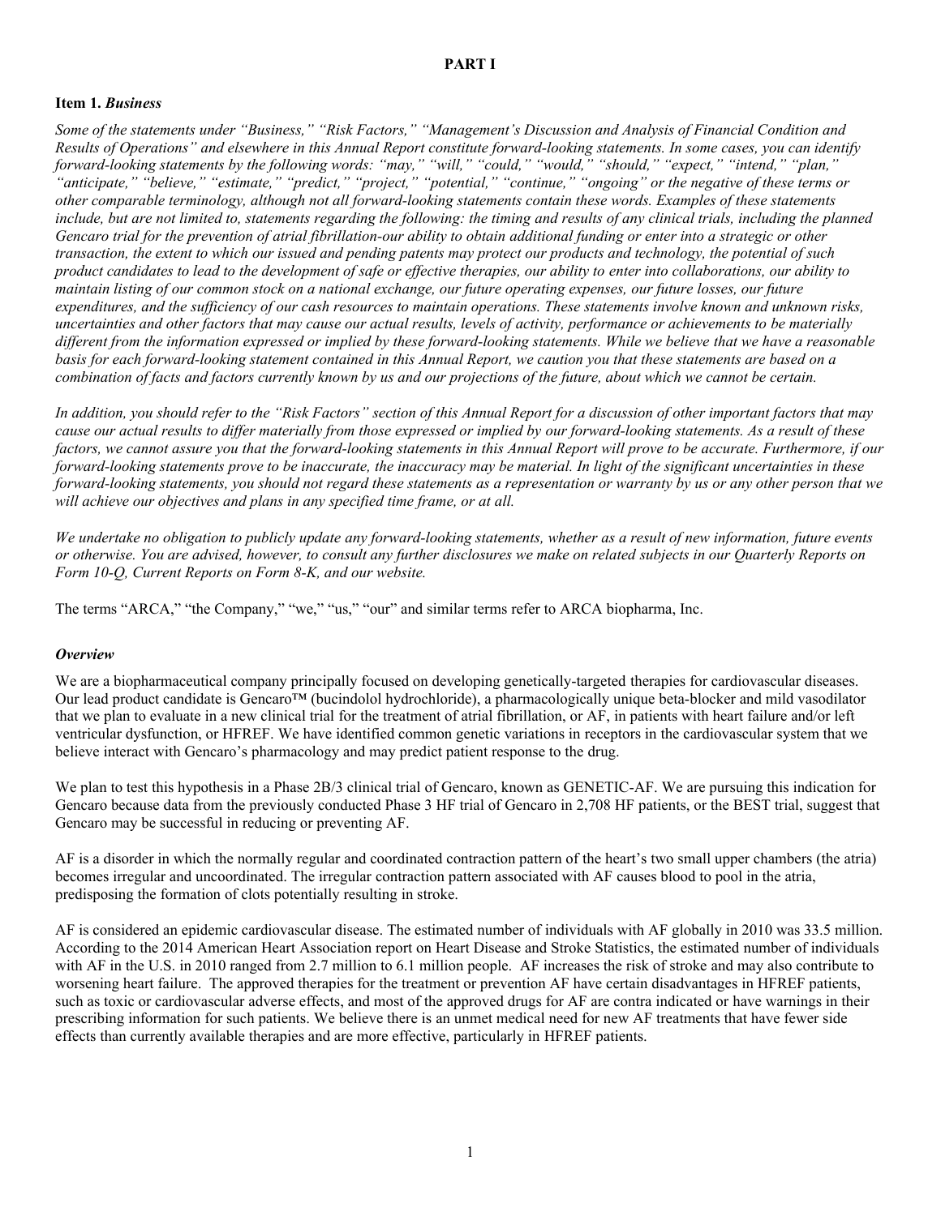# PART I

## Item 1. *Business*

*Some of the statements under "Business," "Risk Factors," "Management's Discussion and Analysis of Financial Condition and Results of Operations" and elsewhere in this Annual Report constitute forward-looking statements. In some cases, you can identify forward-looking statements by the following words: "may," "will," "could," "would," "should," "expect," "intend," "plan," "anticipate," "believe," "estimate," "predict," "project," "potential," "continue," "ongoing" or the negative of these terms or other comparable terminology, although not all forward-looking statements contain these words. Examples of these statements include, but are not limited to, statements regarding the following: the timing and results of any clinical trials, including the planned Gencaro trial for the prevention of atrial fibrillation-our ability to obtain additional funding or enter into a strategic or other transaction, the extent to which our issued and pending patents may protect our products and technology, the potential of such product candidates to lead to the development of safe or effective therapies, our ability to enter into collaborations, our ability to maintain listing of our common stock on a national exchange, our future operating expenses, our future losses, our future expenditures, and the sufficiency of our cash resources to maintain operations. These statements involve known and unknown risks, uncertainties and other factors that may cause our actual results, levels of activity, performance or achievements to be materially different from the information expressed or implied by these forward-looking statements. While we believe that we have a reasonable basis for each forward-looking statement contained in this Annual Report, we caution you that these statements are based on a combination of facts and factors currently known by us and our projections of the future, about which we cannot be certain.*

*In addition, you should refer to the "Risk Factors" section of this Annual Report for a discussion of other important factors that may cause our actual results to differ materially from those expressed or implied by our forward-looking statements. As a result of these factors, we cannot assure you that the forward-looking statements in this Annual Report will prove to be accurate. Furthermore, if our forward-looking statements prove to be inaccurate, the inaccuracy may be material. In light of the significant uncertainties in these forward-looking statements, you should not regard these statements as a representation or warranty by us or any other person that we will achieve our objectives and plans in any specified time frame, or at all.*

*We undertake no obligation to publicly update any forward-looking statements, whether as a result of new information, future events or otherwise. You are advised, however, to consult any further disclosures we make on related subjects in our Quarterly Reports on Form 10-Q, Current Reports on Form 8-K, and our website.*

The terms "ARCA," "the Company," "we," "us," "our" and similar terms refer to ARCA biopharma, Inc.

### *Overview*

We are a biopharmaceutical company principally focused on developing genetically-targeted therapies for cardiovascular diseases. Our lead product candidate is Gencaro™ (bucindolol hydrochloride), a pharmacologically unique beta-blocker and mild vasodilator that we plan to evaluate in a new clinical trial for the treatment of atrial fibrillation, or AF, in patients with heart failure and/or left ventricular dysfunction, or HFREF. We have identified common genetic variations in receptors in the cardiovascular system that we believe interact with Gencaro's pharmacology and may predict patient response to the drug.

We plan to test this hypothesis in a Phase 2B/3 clinical trial of Gencaro, known as GENETIC-AF. We are pursuing this indication for Gencaro because data from the previously conducted Phase 3 HF trial of Gencaro in 2,708 HF patients, or the BEST trial, suggest that Gencaro may be successful in reducing or preventing AF.

AF is a disorder in which the normally regular and coordinated contraction pattern of the heart's two small upper chambers (the atria) becomes irregular and uncoordinated. The irregular contraction pattern associated with AF causes blood to pool in the atria, predisposing the formation of clots potentially resulting in stroke.

AF is considered an epidemic cardiovascular disease. The estimated number of individuals with AF globally in 2010 was 33.5 million. According to the 2014 American Heart Association report on Heart Disease and Stroke Statistics, the estimated number of individuals with AF in the U.S. in 2010 ranged from 2.7 million to 6.1 million people. AF increases the risk of stroke and may also contribute to worsening heart failure. The approved therapies for the treatment or prevention AF have certain disadvantages in HFREF patients, such as toxic or cardiovascular adverse effects, and most of the approved drugs for AF are contra indicated or have warnings in their prescribing information for such patients. We believe there is an unmet medical need for new AF treatments that have fewer side effects than currently available therapies and are more effective, particularly in HFREF patients.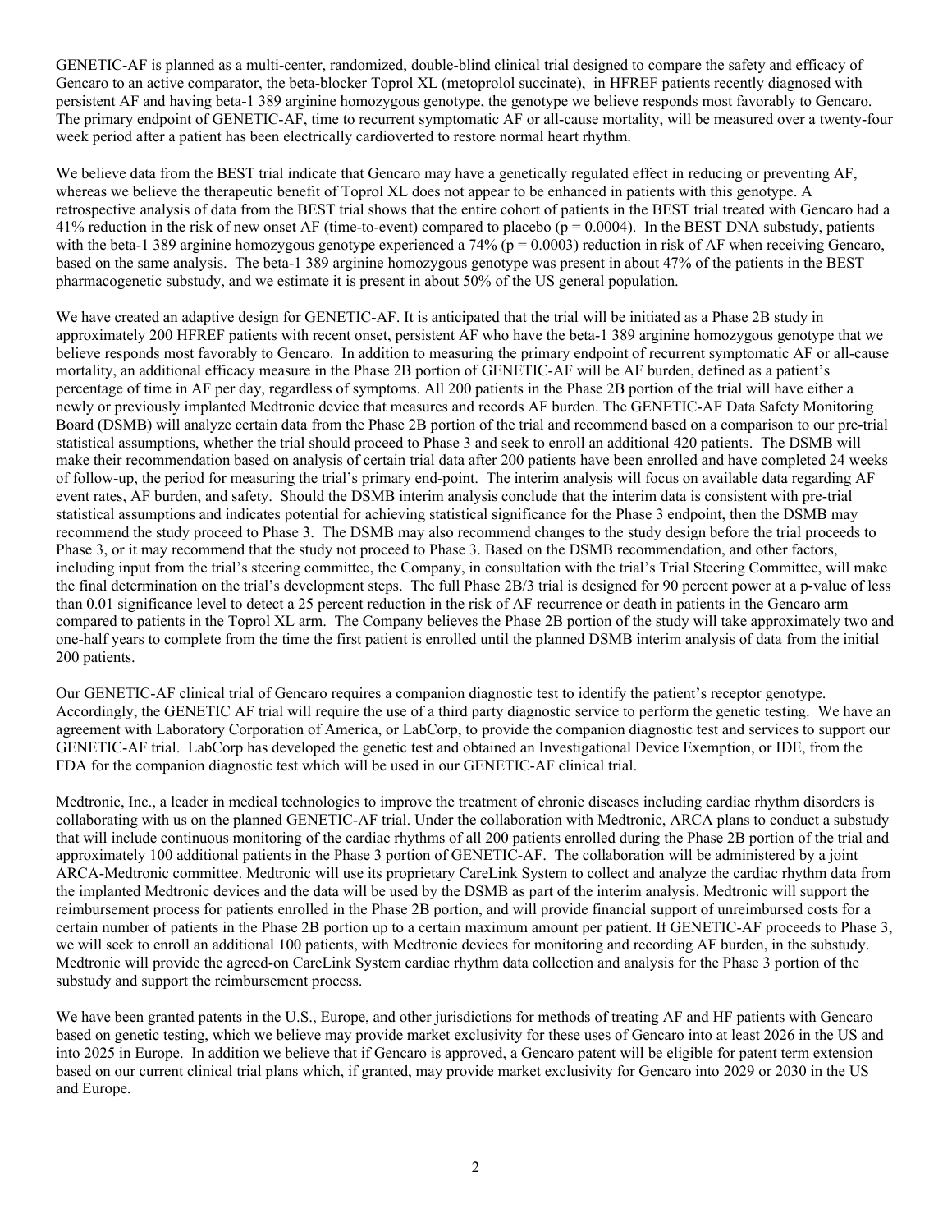GENETIC-AF is planned as a multi-center, randomized, double-blind clinical trial designed to compare the safety and efficacy of Gencaro to an active comparator, the beta-blocker Toprol XL (metoprolol succinate), in HFREF patients recently diagnosed with persistent AF and having beta-1 389 arginine homozygous genotype, the genotype we believe responds most favorably to Gencaro. The primary endpoint of GENETIC-AF, time to recurrent symptomatic AF or all-cause mortality, will be measured over a twenty-four week period after a patient has been electrically cardioverted to restore normal heart rhythm.

We believe data from the BEST trial indicate that Gencaro may have a genetically regulated effect in reducing or preventing AF, whereas we believe the therapeutic benefit of Toprol XL does not appear to be enhanced in patients with this genotype. A retrospective analysis of data from the BEST trial shows that the entire cohort of patients in the BEST trial treated with Gencaro had a 41% reduction in the risk of new onset AF (time-to-event) compared to placebo ($p = 0.0004$). In the BEST DNA substudy, patients with the beta-1 389 arginine homozygous genotype experienced a 74% ($p = 0.0003$) reduction in risk of AF when receiving Gencaro, based on the same analysis. The beta-1 389 arginine homozygous genotype was present in about 47% of the patients in the BEST pharmacogenetic substudy, and we estimate it is present in about 50% of the US general population.

We have created an adaptive design for GENETIC-AF. It is anticipated that the trial will be initiated as a Phase 2B study in approximately 200 HFREF patients with recent onset, persistent AF who have the beta-1 389 arginine homozygous genotype that we believe responds most favorably to Gencaro. In addition to measuring the primary endpoint of recurrent symptomatic AF or all-cause mortality, an additional efficacy measure in the Phase 2B portion of GENETIC-AF will be AF burden, defined as a patient's percentage of time in AF per day, regardless of symptoms. All 200 patients in the Phase 2B portion of the trial will have either a newly or previously implanted Medtronic device that measures and records AF burden. The GENETIC-AF Data Safety Monitoring Board (DSMB) will analyze certain data from the Phase 2B portion of the trial and recommend based on a comparison to our pre-trial statistical assumptions, whether the trial should proceed to Phase 3 and seek to enroll an additional 420 patients. The DSMB will make their recommendation based on analysis of certain trial data after 200 patients have been enrolled and have completed 24 weeks of follow-up, the period for measuring the trial's primary end-point. The interim analysis will focus on available data regarding AF event rates, AF burden, and safety. Should the DSMB interim analysis conclude that the interim data is consistent with pre-trial statistical assumptions and indicates potential for achieving statistical significance for the Phase 3 endpoint, then the DSMB may recommend the study proceed to Phase 3. The DSMB may also recommend changes to the study design before the trial proceeds to Phase 3, or it may recommend that the study not proceed to Phase 3. Based on the DSMB recommendation, and other factors, including input from the trial's steering committee, the Company, in consultation with the trial's Trial Steering Committee, will make the final determination on the trial's development steps. The full Phase 2B/3 trial is designed for 90 percent power at a p-value of less than 0.01 significance level to detect a 25 percent reduction in the risk of AF recurrence or death in patients in the Gencaro arm compared to patients in the Toprol XL arm. The Company believes the Phase 2B portion of the study will take approximately two and one-half years to complete from the time the first patient is enrolled until the planned DSMB interim analysis of data from the initial 200 patients.

Our GENETIC-AF clinical trial of Gencaro requires a companion diagnostic test to identify the patient's receptor genotype. Accordingly, the GENETIC AF trial will require the use of a third party diagnostic service to perform the genetic testing. We have an agreement with Laboratory Corporation of America, or LabCorp, to provide the companion diagnostic test and services to support our GENETIC-AF trial. LabCorp has developed the genetic test and obtained an Investigational Device Exemption, or IDE, from the FDA for the companion diagnostic test which will be used in our GENETIC-AF clinical trial.

Medtronic, Inc., a leader in medical technologies to improve the treatment of chronic diseases including cardiac rhythm disorders is collaborating with us on the planned GENETIC-AF trial. Under the collaboration with Medtronic, ARCA plans to conduct a substudy that will include continuous monitoring of the cardiac rhythms of all 200 patients enrolled during the Phase 2B portion of the trial and approximately 100 additional patients in the Phase 3 portion of GENETIC-AF. The collaboration will be administered by a joint ARCA-Medtronic committee. Medtronic will use its proprietary CareLink System to collect and analyze the cardiac rhythm data from the implanted Medtronic devices and the data will be used by the DSMB as part of the interim analysis. Medtronic will support the reimbursement process for patients enrolled in the Phase 2B portion, and will provide financial support of unreimbursed costs for a certain number of patients in the Phase 2B portion up to a certain maximum amount per patient. If GENETIC-AF proceeds to Phase 3, we will seek to enroll an additional 100 patients, with Medtronic devices for monitoring and recording AF burden, in the substudy. Medtronic will provide the agreed-on CareLink System cardiac rhythm data collection and analysis for the Phase 3 portion of the substudy and support the reimbursement process.

We have been granted patents in the U.S., Europe, and other jurisdictions for methods of treating AF and HF patients with Gencaro based on genetic testing, which we believe may provide market exclusivity for these uses of Gencaro into at least 2026 in the US and into 2025 in Europe. In addition we believe that if Gencaro is approved, a Gencaro patent will be eligible for patent term extension based on our current clinical trial plans which, if granted, may provide market exclusivity for Gencaro into 2029 or 2030 in the US and Europe.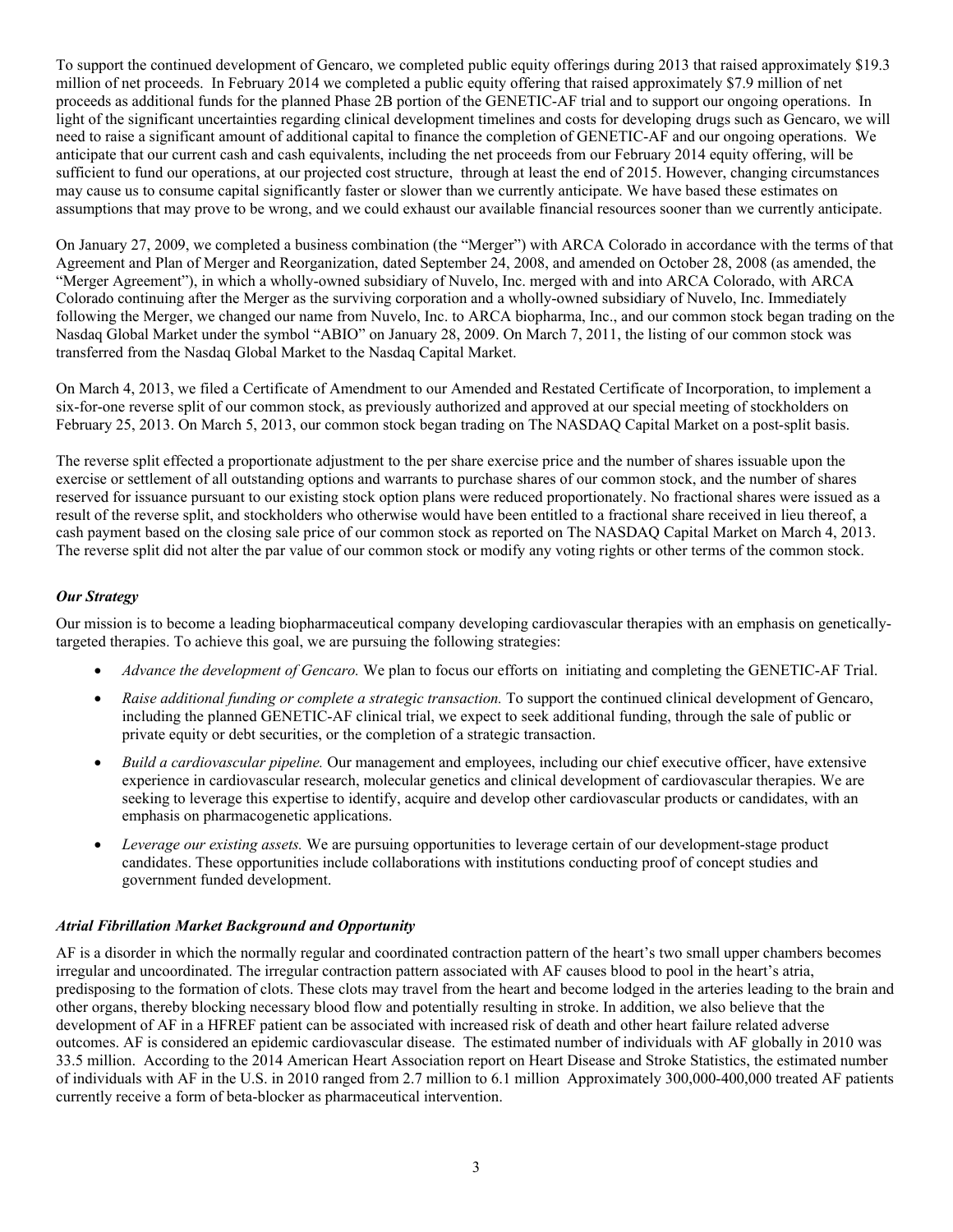To support the continued development of Gencaro, we completed public equity offerings during 2013 that raised approximately $19.3 million of net proceeds. In February 2014 we completed a public equity offering that raised approximately $7.9 million of net proceeds as additional funds for the planned Phase 2B portion of the GENETIC-AF trial and to support our ongoing operations. In light of the significant uncertainties regarding clinical development timelines and costs for developing drugs such as Gencaro, we will need to raise a significant amount of additional capital to finance the completion of GENETIC-AF and our ongoing operations. We anticipate that our current cash and cash equivalents, including the net proceeds from our February 2014 equity offering, will be sufficient to fund our operations, at our projected cost structure, through at least the end of 2015. However, changing circumstances may cause us to consume capital significantly faster or slower than we currently anticipate. We have based these estimates on assumptions that may prove to be wrong, and we could exhaust our available financial resources sooner than we currently anticipate.

On January 27, 2009, we completed a business combination (the "Merger") with ARCA Colorado in accordance with the terms of that Agreement and Plan of Merger and Reorganization, dated September 24, 2008, and amended on October 28, 2008 (as amended, the "Merger Agreement"), in which a wholly-owned subsidiary of Nuvelo, Inc. merged with and into ARCA Colorado, with ARCA Colorado continuing after the Merger as the surviving corporation and a wholly-owned subsidiary of Nuvelo, Inc. Immediately following the Merger, we changed our name from Nuvelo, Inc. to ARCA biopharma, Inc., and our common stock began trading on the Nasdaq Global Market under the symbol "ABIO" on January 28, 2009. On March 7, 2011, the listing of our common stock was transferred from the Nasdaq Global Market to the Nasdaq Capital Market.

On March 4, 2013, we filed a Certificate of Amendment to our Amended and Restated Certificate of Incorporation, to implement a six-for-one reverse split of our common stock, as previously authorized and approved at our special meeting of stockholders on February 25, 2013. On March 5, 2013, our common stock began trading on The NASDAQ Capital Market on a post-split basis.

The reverse split effected a proportionate adjustment to the per share exercise price and the number of shares issuable upon the exercise or settlement of all outstanding options and warrants to purchase shares of our common stock, and the number of shares reserved for issuance pursuant to our existing stock option plans were reduced proportionately. No fractional shares were issued as a result of the reverse split, and stockholders who otherwise would have been entitled to a fractional share received in lieu thereof, a cash payment based on the closing sale price of our common stock as reported on The NASDAQ Capital Market on March 4, 2013. The reverse split did not alter the par value of our common stock or modify any voting rights or other terms of the common stock.

### *Our Strategy*

Our mission is to become a leading biopharmaceutical company developing cardiovascular therapies with an emphasis on genetically-targeted therapies. To achieve this goal, we are pursuing the following strategies:

- *Advance the development of Gencaro.* We plan to focus our efforts on initiating and completing the GENETIC-AF Trial.
- *Raise additional funding or complete a strategic transaction.* To support the continued clinical development of Gencaro, including the planned GENETIC-AF clinical trial, we expect to seek additional funding, through the sale of public or private equity or debt securities, or the completion of a strategic transaction.
- *Build a cardiovascular pipeline.* Our management and employees, including our chief executive officer, have extensive experience in cardiovascular research, molecular genetics and clinical development of cardiovascular therapies. We are seeking to leverage this expertise to identify, acquire and develop other cardiovascular products or candidates, with an emphasis on pharmacogenetic applications.
- *Leverage our existing assets.* We are pursuing opportunities to leverage certain of our development-stage product candidates. These opportunities include collaborations with institutions conducting proof of concept studies and government funded development.

### *Atrial Fibrillation Market Background and Opportunity*

AF is a disorder in which the normally regular and coordinated contraction pattern of the heart's two small upper chambers becomes irregular and uncoordinated. The irregular contraction pattern associated with AF causes blood to pool in the heart's atria, predisposing to the formation of clots. These clots may travel from the heart and become lodged in the arteries leading to the brain and other organs, thereby blocking necessary blood flow and potentially resulting in stroke. In addition, we also believe that the development of AF in a HFREF patient can be associated with increased risk of death and other heart failure related adverse outcomes. AF is considered an epidemic cardiovascular disease. The estimated number of individuals with AF globally in 2010 was 33.5 million. According to the 2014 American Heart Association report on Heart Disease and Stroke Statistics, the estimated number of individuals with AF in the U.S. in 2010 ranged from 2.7 million to 6.1 million Approximately 300,000-400,000 treated AF patients currently receive a form of beta-blocker as pharmaceutical intervention.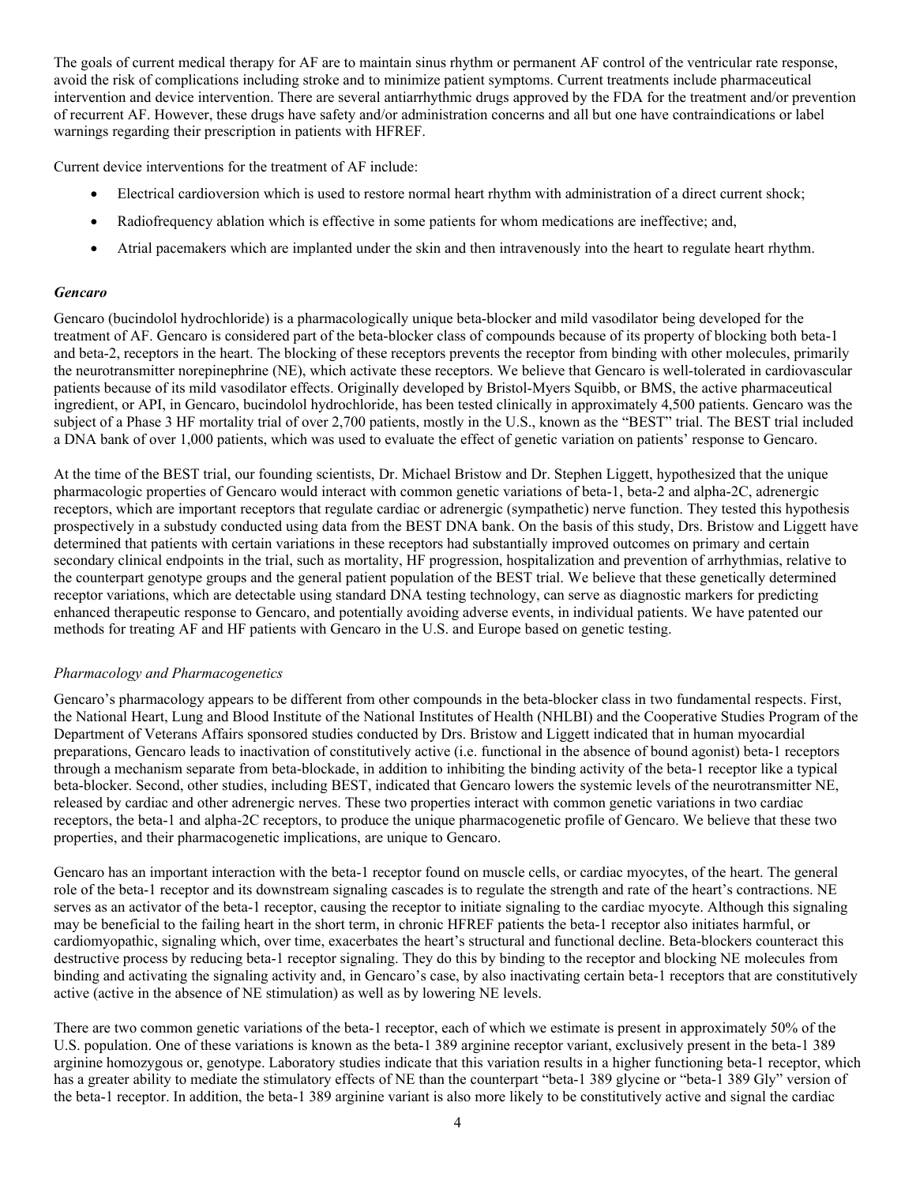The goals of current medical therapy for AF are to maintain sinus rhythm or permanent AF control of the ventricular rate response, avoid the risk of complications including stroke and to minimize patient symptoms. Current treatments include pharmaceutical intervention and device intervention. There are several antiarrhythmic drugs approved by the FDA for the treatment and/or prevention of recurrent AF. However, these drugs have safety and/or administration concerns and all but one have contraindications or label warnings regarding their prescription in patients with HFREF.

Current device interventions for the treatment of AF include:

- Electrical cardioversion which is used to restore normal heart rhythm with administration of a direct current shock;
- Radiofrequency ablation which is effective in some patients for whom medications are ineffective; and,
- Atrial pacemakers which are implanted under the skin and then intravenously into the heart to regulate heart rhythm.

### *Gencaro*

Gencaro (bucindolol hydrochloride) is a pharmacologically unique beta-blocker and mild vasodilator being developed for the treatment of AF. Gencaro is considered part of the beta-blocker class of compounds because of its property of blocking both beta-1 and beta-2, receptors in the heart. The blocking of these receptors prevents the receptor from binding with other molecules, primarily the neurotransmitter norepinephrine (NE), which activate these receptors. We believe that Gencaro is well-tolerated in cardiovascular patients because of its mild vasodilator effects. Originally developed by Bristol-Myers Squibb, or BMS, the active pharmaceutical ingredient, or API, in Gencaro, bucindolol hydrochloride, has been tested clinically in approximately 4,500 patients. Gencaro was the subject of a Phase 3 HF mortality trial of over 2,700 patients, mostly in the U.S., known as the "BEST" trial. The BEST trial included a DNA bank of over 1,000 patients, which was used to evaluate the effect of genetic variation on patients' response to Gencaro.

At the time of the BEST trial, our founding scientists, Dr. Michael Bristow and Dr. Stephen Liggett, hypothesized that the unique pharmacologic properties of Gencaro would interact with common genetic variations of beta-1, beta-2 and alpha-2C, adrenergic receptors, which are important receptors that regulate cardiac or adrenergic (sympathetic) nerve function. They tested this hypothesis prospectively in a substudy conducted using data from the BEST DNA bank. On the basis of this study, Drs. Bristow and Liggett have determined that patients with certain variations in these receptors had substantially improved outcomes on primary and certain secondary clinical endpoints in the trial, such as mortality, HF progression, hospitalization and prevention of arrhythmias, relative to the counterpart genotype groups and the general patient population of the BEST trial. We believe that these genetically determined receptor variations, which are detectable using standard DNA testing technology, can serve as diagnostic markers for predicting enhanced therapeutic response to Gencaro, and potentially avoiding adverse events, in individual patients. We have patented our methods for treating AF and HF patients with Gencaro in the U.S. and Europe based on genetic testing.

#### *Pharmacology and Pharmacogenetics*

Gencaro's pharmacology appears to be different from other compounds in the beta-blocker class in two fundamental respects. First, the National Heart, Lung and Blood Institute of the National Institutes of Health (NHLBI) and the Cooperative Studies Program of the Department of Veterans Affairs sponsored studies conducted by Drs. Bristow and Liggett indicated that in human myocardial preparations, Gencaro leads to inactivation of constitutively active (i.e. functional in the absence of bound agonist) beta-1 receptors through a mechanism separate from beta-blockade, in addition to inhibiting the binding activity of the beta-1 receptor like a typical beta-blocker. Second, other studies, including BEST, indicated that Gencaro lowers the systemic levels of the neurotransmitter NE, released by cardiac and other adrenergic nerves. These two properties interact with common genetic variations in two cardiac receptors, the beta-1 and alpha-2C receptors, to produce the unique pharmacogenetic profile of Gencaro. We believe that these two properties, and their pharmacogenetic implications, are unique to Gencaro.

Gencaro has an important interaction with the beta-1 receptor found on muscle cells, or cardiac myocytes, of the heart. The general role of the beta-1 receptor and its downstream signaling cascades is to regulate the strength and rate of the heart's contractions. NE serves as an activator of the beta-1 receptor, causing the receptor to initiate signaling to the cardiac myocyte. Although this signaling may be beneficial to the failing heart in the short term, in chronic HFREF patients the beta-1 receptor also initiates harmful, or cardiomyopathic, signaling which, over time, exacerbates the heart's structural and functional decline. Beta-blockers counteract this destructive process by reducing beta-1 receptor signaling. They do this by binding to the receptor and blocking NE molecules from binding and activating the signaling activity and, in Gencaro's case, by also inactivating certain beta-1 receptors that are constitutively active (active in the absence of NE stimulation) as well as by lowering NE levels.

There are two common genetic variations of the beta-1 receptor, each of which we estimate is present in approximately 50% of the U.S. population. One of these variations is known as the beta-1 389 arginine receptor variant, exclusively present in the beta-1 389 arginine homozygous or, genotype. Laboratory studies indicate that this variation results in a higher functioning beta-1 receptor, which has a greater ability to mediate the stimulatory effects of NE than the counterpart "beta-1 389 glycine or "beta-1 389 Gly" version of the beta-1 receptor. In addition, the beta-1 389 arginine variant is also more likely to be constitutively active and signal the cardiac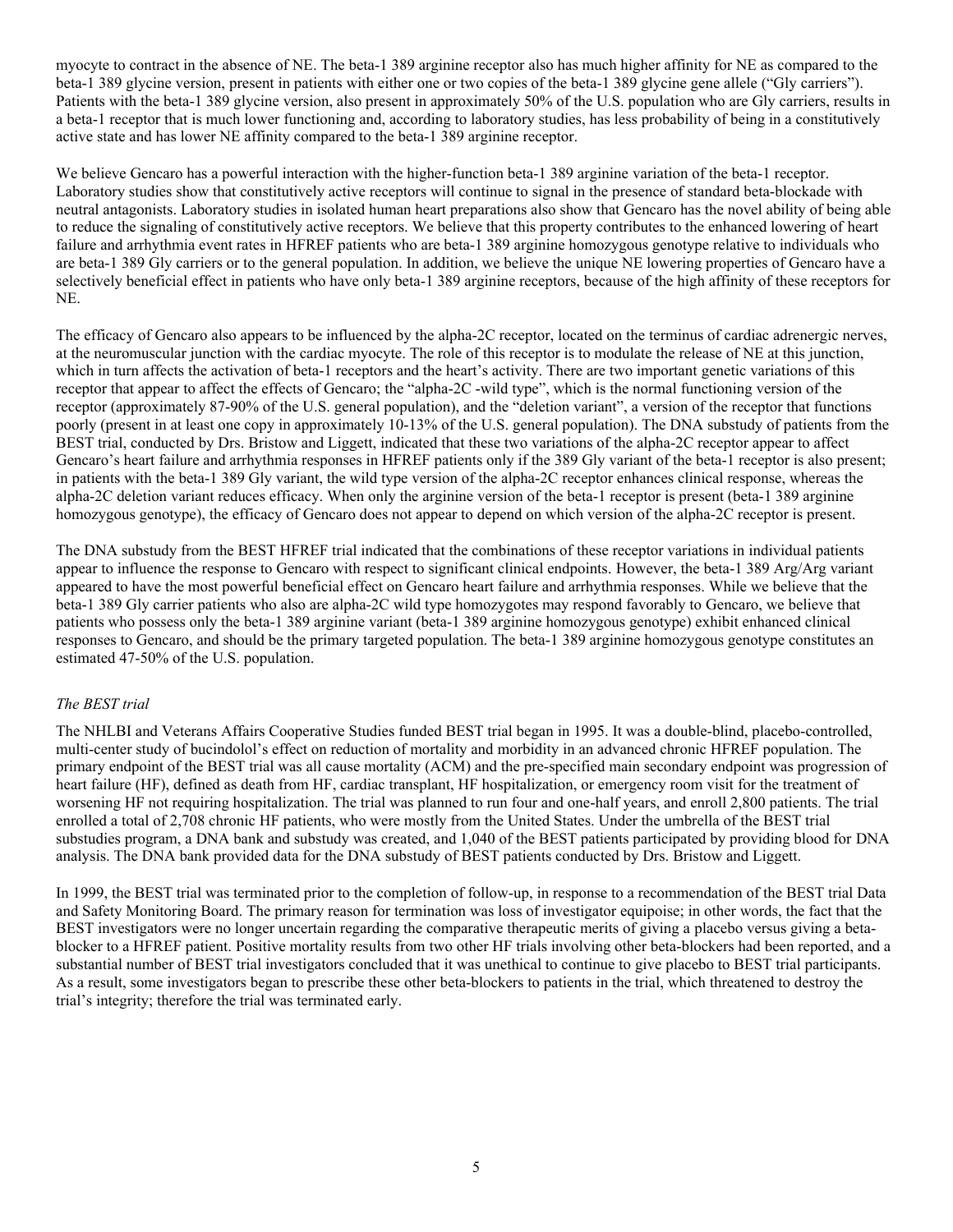myocyte to contract in the absence of NE. The beta-1 389 arginine receptor also has much higher affinity for NE as compared to the beta-1 389 glycine version, present in patients with either one or two copies of the beta-1 389 glycine gene allele ("Gly carriers"). Patients with the beta-1 389 glycine version, also present in approximately 50% of the U.S. population who are Gly carriers, results in a beta-1 receptor that is much lower functioning and, according to laboratory studies, has less probability of being in a constitutively active state and has lower NE affinity compared to the beta-1 389 arginine receptor.

We believe Gencaro has a powerful interaction with the higher-function beta-1 389 arginine variation of the beta-1 receptor. Laboratory studies show that constitutively active receptors will continue to signal in the presence of standard beta-blockade with neutral antagonists. Laboratory studies in isolated human heart preparations also show that Gencaro has the novel ability of being able to reduce the signaling of constitutively active receptors. We believe that this property contributes to the enhanced lowering of heart failure and arrhythmia event rates in HFREF patients who are beta-1 389 arginine homozygous genotype relative to individuals who are beta-1 389 Gly carriers or to the general population. In addition, we believe the unique NE lowering properties of Gencaro have a selectively beneficial effect in patients who have only beta-1 389 arginine receptors, because of the high affinity of these receptors for NE.

The efficacy of Gencaro also appears to be influenced by the alpha-2C receptor, located on the terminus of cardiac adrenergic nerves, at the neuromuscular junction with the cardiac myocyte. The role of this receptor is to modulate the release of NE at this junction, which in turn affects the activation of beta-1 receptors and the heart's activity. There are two important genetic variations of this receptor that appear to affect the effects of Gencaro; the "alpha-2C -wild type", which is the normal functioning version of the receptor (approximately 87-90% of the U.S. general population), and the "deletion variant", a version of the receptor that functions poorly (present in at least one copy in approximately 10-13% of the U.S. general population). The DNA substudy of patients from the BEST trial, conducted by Drs. Bristow and Liggett, indicated that these two variations of the alpha-2C receptor appear to affect Gencaro's heart failure and arrhythmia responses in HFREF patients only if the 389 Gly variant of the beta-1 receptor is also present; in patients with the beta-1 389 Gly variant, the wild type version of the alpha-2C receptor enhances clinical response, whereas the alpha-2C deletion variant reduces efficacy. When only the arginine version of the beta-1 receptor is present (beta-1 389 arginine homozygous genotype), the efficacy of Gencaro does not appear to depend on which version of the alpha-2C receptor is present.

The DNA substudy from the BEST HFREF trial indicated that the combinations of these receptor variations in individual patients appear to influence the response to Gencaro with respect to significant clinical endpoints. However, the beta-1 389 Arg/Arg variant appeared to have the most powerful beneficial effect on Gencaro heart failure and arrhythmia responses. While we believe that the beta-1 389 Gly carrier patients who also are alpha-2C wild type homozygotes may respond favorably to Gencaro, we believe that patients who possess only the beta-1 389 arginine variant (beta-1 389 arginine homozygous genotype) exhibit enhanced clinical responses to Gencaro, and should be the primary targeted population. The beta-1 389 arginine homozygous genotype constitutes an estimated 47-50% of the U.S. population.

*The BEST trial*

The NHLBI and Veterans Affairs Cooperative Studies funded BEST trial began in 1995. It was a double-blind, placebo-controlled, multi-center study of bucindolol's effect on reduction of mortality and morbidity in an advanced chronic HFREF population. The primary endpoint of the BEST trial was all cause mortality (ACM) and the pre-specified main secondary endpoint was progression of heart failure (HF), defined as death from HF, cardiac transplant, HF hospitalization, or emergency room visit for the treatment of worsening HF not requiring hospitalization. The trial was planned to run four and one-half years, and enroll 2,800 patients. The trial enrolled a total of 2,708 chronic HF patients, who were mostly from the United States. Under the umbrella of the BEST trial substudies program, a DNA bank and substudy was created, and 1,040 of the BEST patients participated by providing blood for DNA analysis. The DNA bank provided data for the DNA substudy of BEST patients conducted by Drs. Bristow and Liggett.

In 1999, the BEST trial was terminated prior to the completion of follow-up, in response to a recommendation of the BEST trial Data and Safety Monitoring Board. The primary reason for termination was loss of investigator equipoise; in other words, the fact that the BEST investigators were no longer uncertain regarding the comparative therapeutic merits of giving a placebo versus giving a beta-blocker to a HFREF patient. Positive mortality results from two other HF trials involving other beta-blockers had been reported, and a substantial number of BEST trial investigators concluded that it was unethical to continue to give placebo to BEST trial participants. As a result, some investigators began to prescribe these other beta-blockers to patients in the trial, which threatened to destroy the trial's integrity; therefore the trial was terminated early.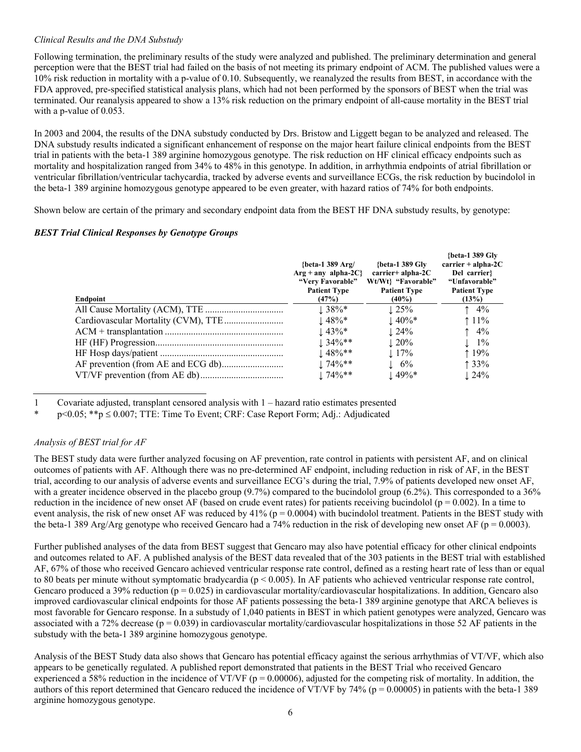*Clinical Results and the DNA Substudy*

Following termination, the preliminary results of the study were analyzed and published. The preliminary determination and general perception were that the BEST trial had failed on the basis of not meeting its primary endpoint of ACM. The published values were a 10% risk reduction in mortality with a p-value of 0.10. Subsequently, we reanalyzed the results from BEST, in accordance with the FDA approved, pre-specified statistical analysis plans, which had not been performed by the sponsors of BEST when the trial was terminated. Our reanalysis appeared to show a 13% risk reduction on the primary endpoint of all-cause mortality in the BEST trial with a p-value of 0.053.

In 2003 and 2004, the results of the DNA substudy conducted by Drs. Bristow and Liggett began to be analyzed and released. The DNA substudy results indicated a significant enhancement of response on the major heart failure clinical endpoints from the BEST trial in patients with the beta-1 389 arginine homozygous genotype. The risk reduction on HF clinical efficacy endpoints such as mortality and hospitalization ranged from 34% to 48% in this genotype. In addition, in arrhythmia endpoints of atrial fibrillation or ventricular fibrillation/ventricular tachycardia, tracked by adverse events and surveillance ECGs, the risk reduction by bucindolol in the beta-1 389 arginine homozygous genotype appeared to be even greater, with hazard ratios of 74% for both endpoints.

Shown below are certain of the primary and secondary endpoint data from the BEST HF DNA substudy results, by genotype:

***BEST Trial Clinical Responses by Genotype Groups***

| Endpoint | {beta-1 389 Arg/ Arg + any alpha-2C} "Very Favorable" Patient Type (47%) | {beta-1 389 Gly carrier+ alpha-2C Wt/Wt} "Favorable" Patient Type (40%) | {beta-1 389 Gly carrier + alpha-2C Del carrier} "Unfavorable" Patient Type (13%) |
|---|---|---|---|
| All Cause Mortality (ACM), TTE | ↓ 38%* | ↓ 25% | ↑ 4% |
| Cardiovascular Mortality (CVM), TTE | ↓ 48%* | ↓ 40%* | ↑ 11% |
| ACM + transplantation | ↓ 43%* | ↓ 24% | ↑ 4% |
| HF (HF) Progression | ↓ 34%** | ↓ 20% | ↓ 1% |
| HF Hosp days/patient | ↓ 48%** | ↓ 17% | ↑ 19% |
| AF prevention (from AE and ECG db) | ↓ 74%** | ↓ 6% | ↑ 33% |
| VT/VF prevention (from AE db) | ↓ 74%** | ↓ 49%* | ↓ 24% |

1 Covariate adjusted, transplant censored analysis with 1 – hazard ratio estimates presented

\* $p<0.05$; \*\*$p \leq 0.007$; TTE: Time To Event; CRF: Case Report Form; Adj.: Adjudicated

*Analysis of BEST trial for AF*

The BEST study data were further analyzed focusing on AF prevention, rate control in patients with persistent AF, and on clinical outcomes of patients with AF. Although there was no pre-determined AF endpoint, including reduction in risk of AF, in the BEST trial, according to our analysis of adverse events and surveillance ECG's during the trial, 7.9% of patients developed new onset AF, with a greater incidence observed in the placebo group (9.7%) compared to the bucindolol group (6.2%). This corresponded to a 36% reduction in the incidence of new onset AF (based on crude event rates) for patients receiving bucindolol ($p = 0.002$). In a time to event analysis, the risk of new onset AF was reduced by 41% ($p = 0.0004$) with bucindolol treatment. Patients in the BEST study with the beta-1 389 Arg/Arg genotype who received Gencaro had a 74% reduction in the risk of developing new onset AF ($p = 0.0003$).

Further published analyses of the data from BEST suggest that Gencaro may also have potential efficacy for other clinical endpoints and outcomes related to AF. A published analysis of the BEST data revealed that of the 303 patients in the BEST trial with established AF, 67% of those who received Gencaro achieved ventricular response rate control, defined as a resting heart rate of less than or equal to 80 beats per minute without symptomatic bradycardia ($p < 0.005$). In AF patients who achieved ventricular response rate control, Gencaro produced a 39% reduction ($p = 0.025$) in cardiovascular mortality/cardiovascular hospitalizations. In addition, Gencaro also improved cardiovascular clinical endpoints for those AF patients possessing the beta-1 389 arginine genotype that ARCA believes is most favorable for Gencaro response. In a substudy of 1,040 patients in BEST in which patient genotypes were analyzed, Gencaro was associated with a 72% decrease ($p = 0.039$) in cardiovascular mortality/cardiovascular hospitalizations in those 52 AF patients in the substudy with the beta-1 389 arginine homozygous genotype.

Analysis of the BEST Study data also shows that Gencaro has potential efficacy against the serious arrhythmias of VT/VF, which also appears to be genetically regulated. A published report demonstrated that patients in the BEST Trial who received Gencaro experienced a 58% reduction in the incidence of VT/VF ($p = 0.00006$), adjusted for the competing risk of mortality. In addition, the authors of this report determined that Gencaro reduced the incidence of VT/VF by 74% ($p = 0.00005$) in patients with the beta-1 389 arginine homozygous genotype.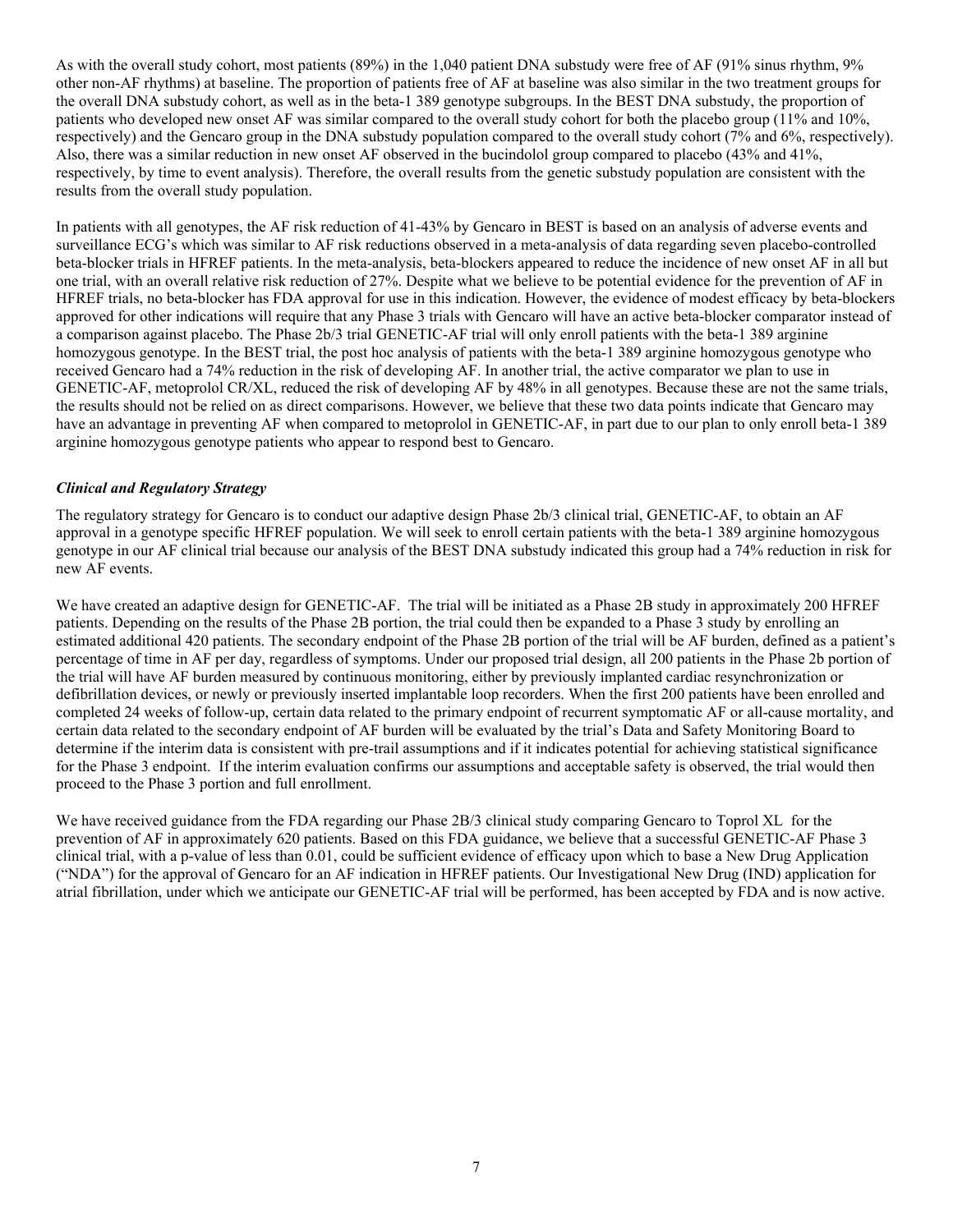As with the overall study cohort, most patients (89%) in the 1,040 patient DNA substudy were free of AF (91% sinus rhythm, 9% other non-AF rhythms) at baseline. The proportion of patients free of AF at baseline was also similar in the two treatment groups for the overall DNA substudy cohort, as well as in the beta-1 389 genotype subgroups. In the BEST DNA substudy, the proportion of patients who developed new onset AF was similar compared to the overall study cohort for both the placebo group (11% and 10%, respectively) and the Gencaro group in the DNA substudy population compared to the overall study cohort (7% and 6%, respectively). Also, there was a similar reduction in new onset AF observed in the bucindolol group compared to placebo (43% and 41%, respectively, by time to event analysis). Therefore, the overall results from the genetic substudy population are consistent with the results from the overall study population.

In patients with all genotypes, the AF risk reduction of 41-43% by Gencaro in BEST is based on an analysis of adverse events and surveillance ECG's which was similar to AF risk reductions observed in a meta-analysis of data regarding seven placebo-controlled beta-blocker trials in HFREF patients. In the meta-analysis, beta-blockers appeared to reduce the incidence of new onset AF in all but one trial, with an overall relative risk reduction of 27%. Despite what we believe to be potential evidence for the prevention of AF in HFREF trials, no beta-blocker has FDA approval for use in this indication. However, the evidence of modest efficacy by beta-blockers approved for other indications will require that any Phase 3 trials with Gencaro will have an active beta-blocker comparator instead of a comparison against placebo. The Phase 2b/3 trial GENETIC-AF trial will only enroll patients with the beta-1 389 arginine homozygous genotype. In the BEST trial, the post hoc analysis of patients with the beta-1 389 arginine homozygous genotype who received Gencaro had a 74% reduction in the risk of developing AF. In another trial, the active comparator we plan to use in GENETIC-AF, metoprolol CR/XL, reduced the risk of developing AF by 48% in all genotypes. Because these are not the same trials, the results should not be relied on as direct comparisons. However, we believe that these two data points indicate that Gencaro may have an advantage in preventing AF when compared to metoprolol in GENETIC-AF, in part due to our plan to only enroll beta-1 389 arginine homozygous genotype patients who appear to respond best to Gencaro.

### *Clinical and Regulatory Strategy*

The regulatory strategy for Gencaro is to conduct our adaptive design Phase 2b/3 clinical trial, GENETIC-AF, to obtain an AF approval in a genotype specific HFREF population. We will seek to enroll certain patients with the beta-1 389 arginine homozygous genotype in our AF clinical trial because our analysis of the BEST DNA substudy indicated this group had a 74% reduction in risk for new AF events.

We have created an adaptive design for GENETIC-AF. The trial will be initiated as a Phase 2B study in approximately 200 HFREF patients. Depending on the results of the Phase 2B portion, the trial could then be expanded to a Phase 3 study by enrolling an estimated additional 420 patients. The secondary endpoint of the Phase 2B portion of the trial will be AF burden, defined as a patient's percentage of time in AF per day, regardless of symptoms. Under our proposed trial design, all 200 patients in the Phase 2b portion of the trial will have AF burden measured by continuous monitoring, either by previously implanted cardiac resynchronization or defibrillation devices, or newly or previously inserted implantable loop recorders. When the first 200 patients have been enrolled and completed 24 weeks of follow-up, certain data related to the primary endpoint of recurrent symptomatic AF or all-cause mortality, and certain data related to the secondary endpoint of AF burden will be evaluated by the trial's Data and Safety Monitoring Board to determine if the interim data is consistent with pre-trail assumptions and if it indicates potential for achieving statistical significance for the Phase 3 endpoint. If the interim evaluation confirms our assumptions and acceptable safety is observed, the trial would then proceed to the Phase 3 portion and full enrollment.

We have received guidance from the FDA regarding our Phase 2B/3 clinical study comparing Gencaro to Toprol XL for the prevention of AF in approximately 620 patients. Based on this FDA guidance, we believe that a successful GENETIC-AF Phase 3 clinical trial, with a p-value of less than 0.01, could be sufficient evidence of efficacy upon which to base a New Drug Application ("NDA") for the approval of Gencaro for an AF indication in HFREF patients. Our Investigational New Drug (IND) application for atrial fibrillation, under which we anticipate our GENETIC-AF trial will be performed, has been accepted by FDA and is now active.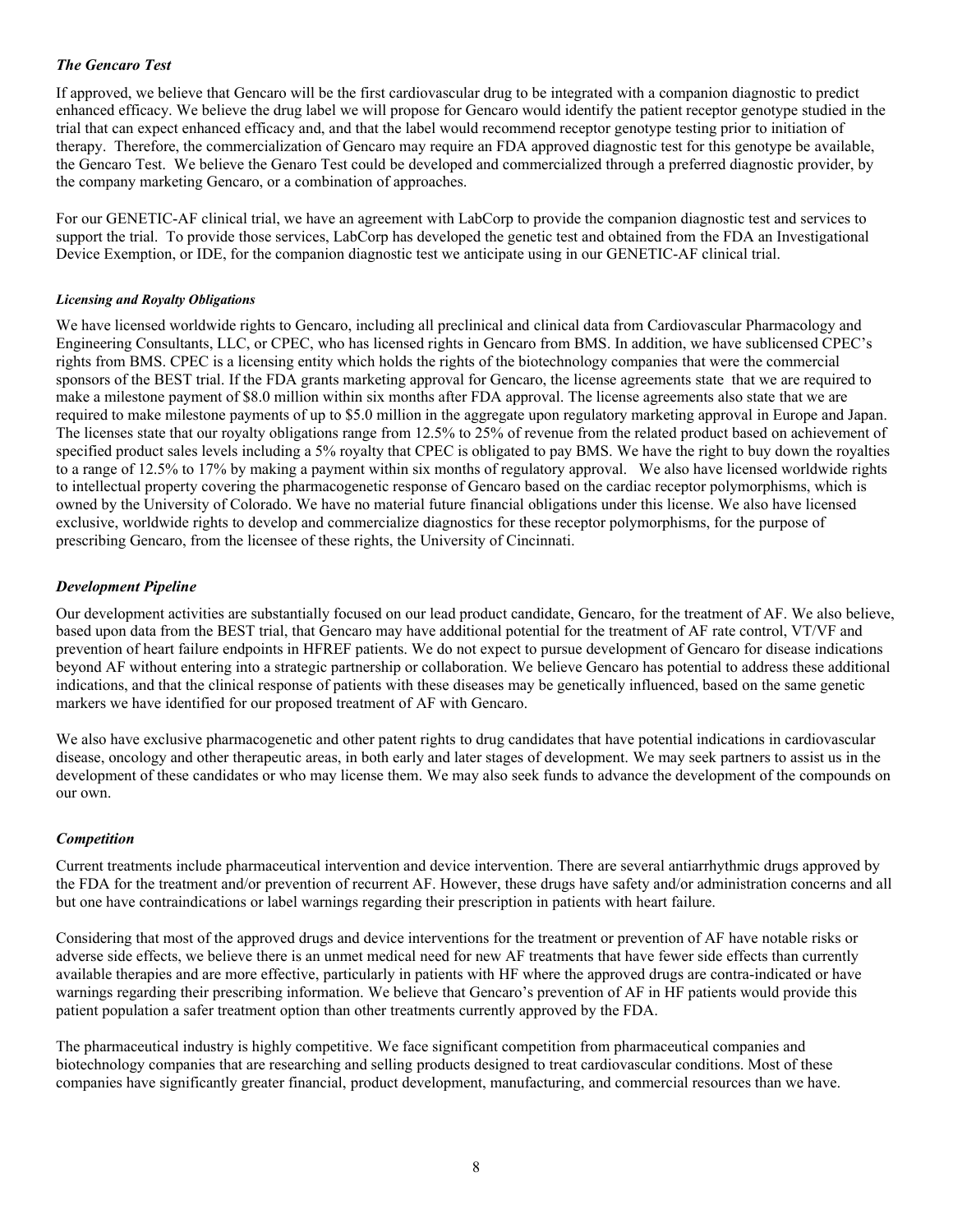### *The Gencaro Test*

If approved, we believe that Gencaro will be the first cardiovascular drug to be integrated with a companion diagnostic to predict enhanced efficacy. We believe the drug label we will propose for Gencaro would identify the patient receptor genotype studied in the trial that can expect enhanced efficacy and, and that the label would recommend receptor genotype testing prior to initiation of therapy. Therefore, the commercialization of Gencaro may require an FDA approved diagnostic test for this genotype be available, the Gencaro Test. We believe the Genaro Test could be developed and commercialized through a preferred diagnostic provider, by the company marketing Gencaro, or a combination of approaches.

For our GENETIC-AF clinical trial, we have an agreement with LabCorp to provide the companion diagnostic test and services to support the trial. To provide those services, LabCorp has developed the genetic test and obtained from the FDA an Investigational Device Exemption, or IDE, for the companion diagnostic test we anticipate using in our GENETIC-AF clinical trial.

#### *Licensing and Royalty Obligations*

We have licensed worldwide rights to Gencaro, including all preclinical and clinical data from Cardiovascular Pharmacology and Engineering Consultants, LLC, or CPEC, who has licensed rights in Gencaro from BMS. In addition, we have sublicensed CPEC's rights from BMS. CPEC is a licensing entity which holds the rights of the biotechnology companies that were the commercial sponsors of the BEST trial. If the FDA grants marketing approval for Gencaro, the license agreements state that we are required to make a milestone payment of $8.0 million within six months after FDA approval. The license agreements also state that we are required to make milestone payments of up to $5.0 million in the aggregate upon regulatory marketing approval in Europe and Japan. The licenses state that our royalty obligations range from 12.5% to 25% of revenue from the related product based on achievement of specified product sales levels including a 5% royalty that CPEC is obligated to pay BMS. We have the right to buy down the royalties to a range of 12.5% to 17% by making a payment within six months of regulatory approval. We also have licensed worldwide rights to intellectual property covering the pharmacogenetic response of Gencaro based on the cardiac receptor polymorphisms, which is owned by the University of Colorado. We have no material future financial obligations under this license. We also have licensed exclusive, worldwide rights to develop and commercialize diagnostics for these receptor polymorphisms, for the purpose of prescribing Gencaro, from the licensee of these rights, the University of Cincinnati.

### *Development Pipeline*

Our development activities are substantially focused on our lead product candidate, Gencaro, for the treatment of AF. We also believe, based upon data from the BEST trial, that Gencaro may have additional potential for the treatment of AF rate control, VT/VF and prevention of heart failure endpoints in HFREF patients. We do not expect to pursue development of Gencaro for disease indications beyond AF without entering into a strategic partnership or collaboration. We believe Gencaro has potential to address these additional indications, and that the clinical response of patients with these diseases may be genetically influenced, based on the same genetic markers we have identified for our proposed treatment of AF with Gencaro.

We also have exclusive pharmacogenetic and other patent rights to drug candidates that have potential indications in cardiovascular disease, oncology and other therapeutic areas, in both early and later stages of development. We may seek partners to assist us in the development of these candidates or who may license them. We may also seek funds to advance the development of the compounds on our own.

### *Competition*

Current treatments include pharmaceutical intervention and device intervention. There are several antiarrhythmic drugs approved by the FDA for the treatment and/or prevention of recurrent AF. However, these drugs have safety and/or administration concerns and all but one have contraindications or label warnings regarding their prescription in patients with heart failure.

Considering that most of the approved drugs and device interventions for the treatment or prevention of AF have notable risks or adverse side effects, we believe there is an unmet medical need for new AF treatments that have fewer side effects than currently available therapies and are more effective, particularly in patients with HF where the approved drugs are contra-indicated or have warnings regarding their prescribing information. We believe that Gencaro's prevention of AF in HF patients would provide this patient population a safer treatment option than other treatments currently approved by the FDA.

The pharmaceutical industry is highly competitive. We face significant competition from pharmaceutical companies and biotechnology companies that are researching and selling products designed to treat cardiovascular conditions. Most of these companies have significantly greater financial, product development, manufacturing, and commercial resources than we have.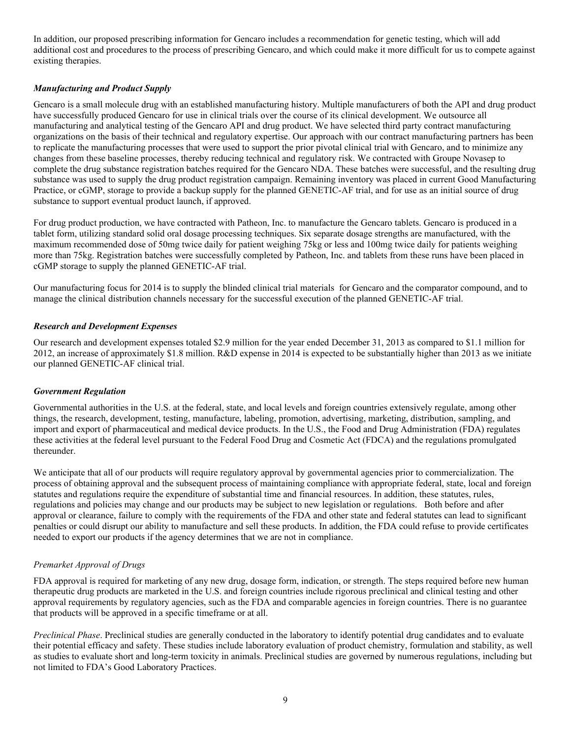In addition, our proposed prescribing information for Gencaro includes a recommendation for genetic testing, which will add additional cost and procedures to the process of prescribing Gencaro, and which could make it more difficult for us to compete against existing therapies.

### *Manufacturing and Product Supply*

Gencaro is a small molecule drug with an established manufacturing history. Multiple manufacturers of both the API and drug product have successfully produced Gencaro for use in clinical trials over the course of its clinical development. We outsource all manufacturing and analytical testing of the Gencaro API and drug product. We have selected third party contract manufacturing organizations on the basis of their technical and regulatory expertise. Our approach with our contract manufacturing partners has been to replicate the manufacturing processes that were used to support the prior pivotal clinical trial with Gencaro, and to minimize any changes from these baseline processes, thereby reducing technical and regulatory risk. We contracted with Groupe Novasep to complete the drug substance registration batches required for the Gencaro NDA. These batches were successful, and the resulting drug substance was used to supply the drug product registration campaign. Remaining inventory was placed in current Good Manufacturing Practice, or cGMP, storage to provide a backup supply for the planned GENETIC-AF trial, and for use as an initial source of drug substance to support eventual product launch, if approved.

For drug product production, we have contracted with Patheon, Inc. to manufacture the Gencaro tablets. Gencaro is produced in a tablet form, utilizing standard solid oral dosage processing techniques. Six separate dosage strengths are manufactured, with the maximum recommended dose of 50mg twice daily for patient weighing 75kg or less and 100mg twice daily for patients weighing more than 75kg. Registration batches were successfully completed by Patheon, Inc. and tablets from these runs have been placed in cGMP storage to supply the planned GENETIC-AF trial.

Our manufacturing focus for 2014 is to supply the blinded clinical trial materials for Gencaro and the comparator compound, and to manage the clinical distribution channels necessary for the successful execution of the planned GENETIC-AF trial.

### *Research and Development Expenses*

Our research and development expenses totaled $2.9 million for the year ended December 31, 2013 as compared to $1.1 million for 2012, an increase of approximately $1.8 million. R&D expense in 2014 is expected to be substantially higher than 2013 as we initiate our planned GENETIC-AF clinical trial.

### *Government Regulation*

Governmental authorities in the U.S. at the federal, state, and local levels and foreign countries extensively regulate, among other things, the research, development, testing, manufacture, labeling, promotion, advertising, marketing, distribution, sampling, and import and export of pharmaceutical and medical device products. In the U.S., the Food and Drug Administration (FDA) regulates these activities at the federal level pursuant to the Federal Food Drug and Cosmetic Act (FDCA) and the regulations promulgated thereunder.

We anticipate that all of our products will require regulatory approval by governmental agencies prior to commercialization. The process of obtaining approval and the subsequent process of maintaining compliance with appropriate federal, state, local and foreign statutes and regulations require the expenditure of substantial time and financial resources. In addition, these statutes, rules, regulations and policies may change and our products may be subject to new legislation or regulations. Both before and after approval or clearance, failure to comply with the requirements of the FDA and other state and federal statutes can lead to significant penalties or could disrupt our ability to manufacture and sell these products. In addition, the FDA could refuse to provide certificates needed to export our products if the agency determines that we are not in compliance.

#### *Premarket Approval of Drugs*

FDA approval is required for marketing of any new drug, dosage form, indication, or strength. The steps required before new human therapeutic drug products are marketed in the U.S. and foreign countries include rigorous preclinical and clinical testing and other approval requirements by regulatory agencies, such as the FDA and comparable agencies in foreign countries. There is no guarantee that products will be approved in a specific timeframe or at all.

*Preclinical Phase*. Preclinical studies are generally conducted in the laboratory to identify potential drug candidates and to evaluate their potential efficacy and safety. These studies include laboratory evaluation of product chemistry, formulation and stability, as well as studies to evaluate short and long-term toxicity in animals. Preclinical studies are governed by numerous regulations, including but not limited to FDA's Good Laboratory Practices.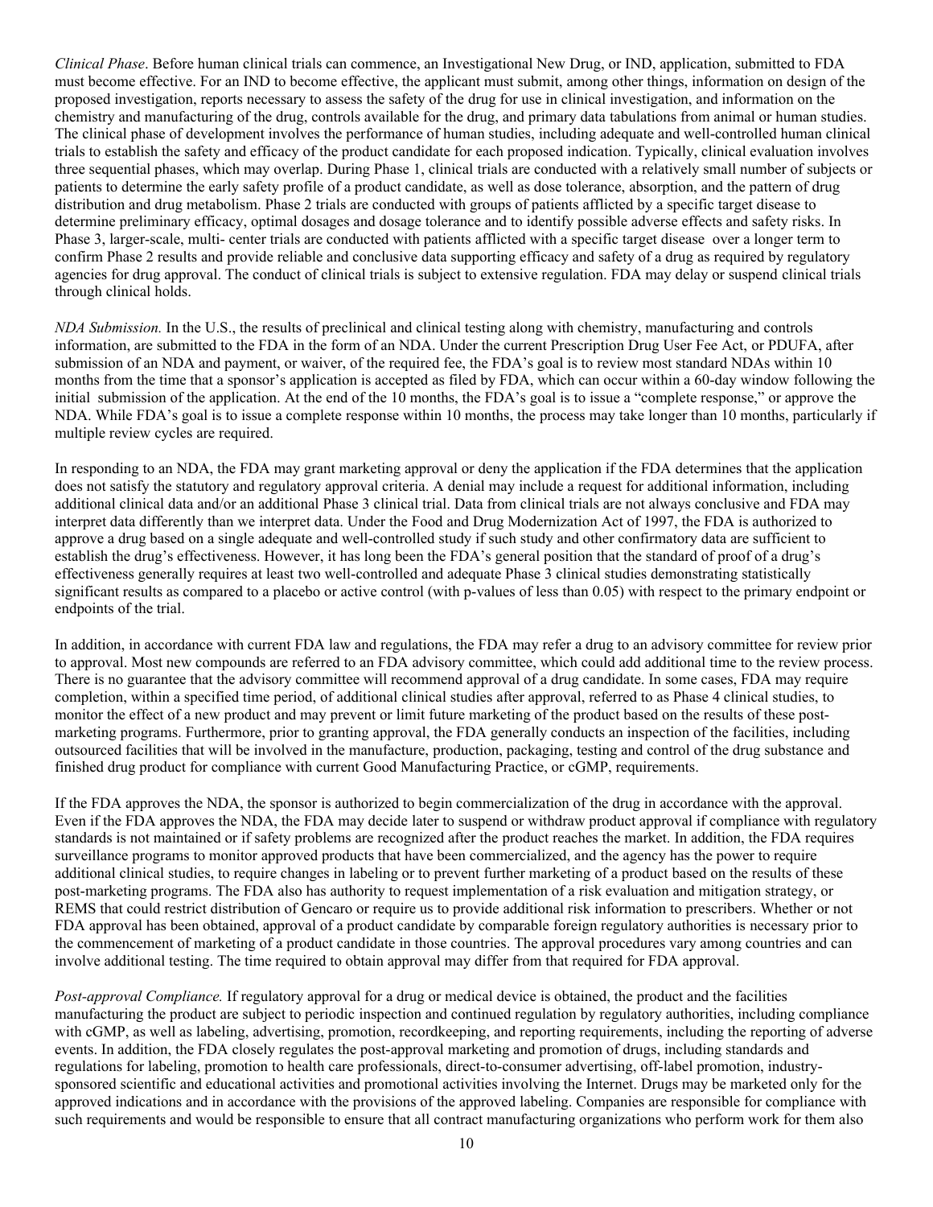*Clinical Phase*. Before human clinical trials can commence, an Investigational New Drug, or IND, application, submitted to FDA must become effective. For an IND to become effective, the applicant must submit, among other things, information on design of the proposed investigation, reports necessary to assess the safety of the drug for use in clinical investigation, and information on the chemistry and manufacturing of the drug, controls available for the drug, and primary data tabulations from animal or human studies. The clinical phase of development involves the performance of human studies, including adequate and well-controlled human clinical trials to establish the safety and efficacy of the product candidate for each proposed indication. Typically, clinical evaluation involves three sequential phases, which may overlap. During Phase 1, clinical trials are conducted with a relatively small number of subjects or patients to determine the early safety profile of a product candidate, as well as dose tolerance, absorption, and the pattern of drug distribution and drug metabolism. Phase 2 trials are conducted with groups of patients afflicted by a specific target disease to determine preliminary efficacy, optimal dosages and dosage tolerance and to identify possible adverse effects and safety risks. In Phase 3, larger-scale, multi- center trials are conducted with patients afflicted with a specific target disease over a longer term to confirm Phase 2 results and provide reliable and conclusive data supporting efficacy and safety of a drug as required by regulatory agencies for drug approval. The conduct of clinical trials is subject to extensive regulation. FDA may delay or suspend clinical trials through clinical holds.

*NDA Submission.* In the U.S., the results of preclinical and clinical testing along with chemistry, manufacturing and controls information, are submitted to the FDA in the form of an NDA. Under the current Prescription Drug User Fee Act, or PDUFA, after submission of an NDA and payment, or waiver, of the required fee, the FDA's goal is to review most standard NDAs within 10 months from the time that a sponsor's application is accepted as filed by FDA, which can occur within a 60-day window following the initial submission of the application. At the end of the 10 months, the FDA's goal is to issue a "complete response," or approve the NDA. While FDA's goal is to issue a complete response within 10 months, the process may take longer than 10 months, particularly if multiple review cycles are required.

In responding to an NDA, the FDA may grant marketing approval or deny the application if the FDA determines that the application does not satisfy the statutory and regulatory approval criteria. A denial may include a request for additional information, including additional clinical data and/or an additional Phase 3 clinical trial. Data from clinical trials are not always conclusive and FDA may interpret data differently than we interpret data. Under the Food and Drug Modernization Act of 1997, the FDA is authorized to approve a drug based on a single adequate and well-controlled study if such study and other confirmatory data are sufficient to establish the drug's effectiveness. However, it has long been the FDA's general position that the standard of proof of a drug's effectiveness generally requires at least two well-controlled and adequate Phase 3 clinical studies demonstrating statistically significant results as compared to a placebo or active control (with p-values of less than 0.05) with respect to the primary endpoint or endpoints of the trial.

In addition, in accordance with current FDA law and regulations, the FDA may refer a drug to an advisory committee for review prior to approval. Most new compounds are referred to an FDA advisory committee, which could add additional time to the review process. There is no guarantee that the advisory committee will recommend approval of a drug candidate. In some cases, FDA may require completion, within a specified time period, of additional clinical studies after approval, referred to as Phase 4 clinical studies, to monitor the effect of a new product and may prevent or limit future marketing of the product based on the results of these post-marketing programs. Furthermore, prior to granting approval, the FDA generally conducts an inspection of the facilities, including outsourced facilities that will be involved in the manufacture, production, packaging, testing and control of the drug substance and finished drug product for compliance with current Good Manufacturing Practice, or cGMP, requirements.

If the FDA approves the NDA, the sponsor is authorized to begin commercialization of the drug in accordance with the approval. Even if the FDA approves the NDA, the FDA may decide later to suspend or withdraw product approval if compliance with regulatory standards is not maintained or if safety problems are recognized after the product reaches the market. In addition, the FDA requires surveillance programs to monitor approved products that have been commercialized, and the agency has the power to require additional clinical studies, to require changes in labeling or to prevent further marketing of a product based on the results of these post-marketing programs. The FDA also has authority to request implementation of a risk evaluation and mitigation strategy, or REMS that could restrict distribution of Gencaro or require us to provide additional risk information to prescribers. Whether or not FDA approval has been obtained, approval of a product candidate by comparable foreign regulatory authorities is necessary prior to the commencement of marketing of a product candidate in those countries. The approval procedures vary among countries and can involve additional testing. The time required to obtain approval may differ from that required for FDA approval.

*Post-approval Compliance.* If regulatory approval for a drug or medical device is obtained, the product and the facilities manufacturing the product are subject to periodic inspection and continued regulation by regulatory authorities, including compliance with cGMP, as well as labeling, advertising, promotion, recordkeeping, and reporting requirements, including the reporting of adverse events. In addition, the FDA closely regulates the post-approval marketing and promotion of drugs, including standards and regulations for labeling, promotion to health care professionals, direct-to-consumer advertising, off-label promotion, industry-sponsored scientific and educational activities and promotional activities involving the Internet. Drugs may be marketed only for the approved indications and in accordance with the provisions of the approved labeling. Companies are responsible for compliance with such requirements and would be responsible to ensure that all contract manufacturing organizations who perform work for them also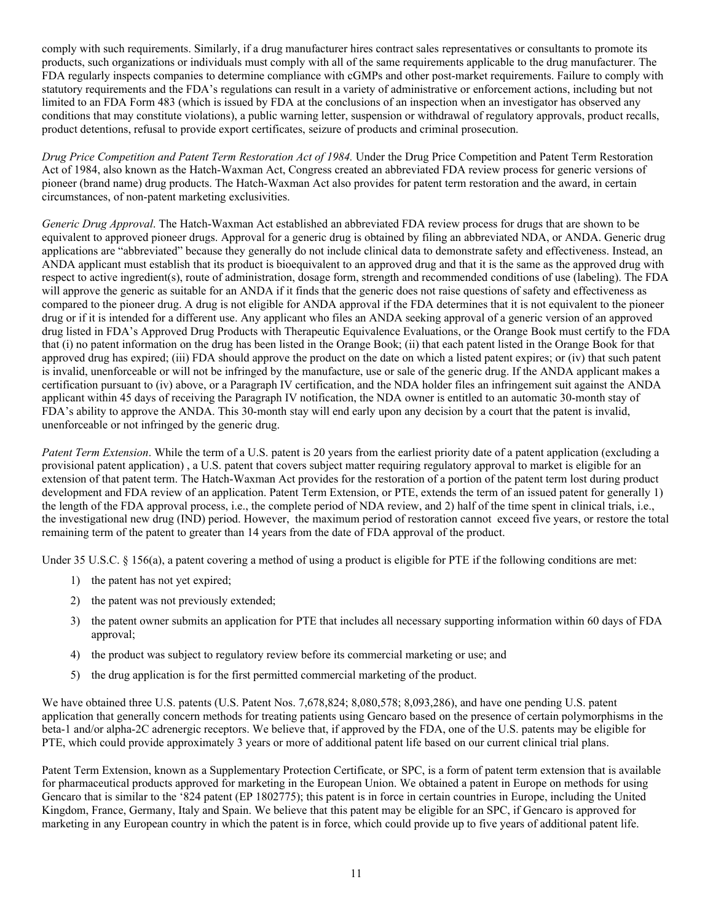comply with such requirements. Similarly, if a drug manufacturer hires contract sales representatives or consultants to promote its products, such organizations or individuals must comply with all of the same requirements applicable to the drug manufacturer. The FDA regularly inspects companies to determine compliance with cGMPs and other post-market requirements. Failure to comply with statutory requirements and the FDA's regulations can result in a variety of administrative or enforcement actions, including but not limited to an FDA Form 483 (which is issued by FDA at the conclusions of an inspection when an investigator has observed any conditions that may constitute violations), a public warning letter, suspension or withdrawal of regulatory approvals, product recalls, product detentions, refusal to provide export certificates, seizure of products and criminal prosecution.

*Drug Price Competition and Patent Term Restoration Act of 1984.* Under the Drug Price Competition and Patent Term Restoration Act of 1984, also known as the Hatch-Waxman Act, Congress created an abbreviated FDA review process for generic versions of pioneer (brand name) drug products. The Hatch-Waxman Act also provides for patent term restoration and the award, in certain circumstances, of non-patent marketing exclusivities.

*Generic Drug Approval*. The Hatch-Waxman Act established an abbreviated FDA review process for drugs that are shown to be equivalent to approved pioneer drugs. Approval for a generic drug is obtained by filing an abbreviated NDA, or ANDA. Generic drug applications are "abbreviated" because they generally do not include clinical data to demonstrate safety and effectiveness. Instead, an ANDA applicant must establish that its product is bioequivalent to an approved drug and that it is the same as the approved drug with respect to active ingredient(s), route of administration, dosage form, strength and recommended conditions of use (labeling). The FDA will approve the generic as suitable for an ANDA if it finds that the generic does not raise questions of safety and effectiveness as compared to the pioneer drug. A drug is not eligible for ANDA approval if the FDA determines that it is not equivalent to the pioneer drug or if it is intended for a different use. Any applicant who files an ANDA seeking approval of a generic version of an approved drug listed in FDA's Approved Drug Products with Therapeutic Equivalence Evaluations, or the Orange Book must certify to the FDA that (i) no patent information on the drug has been listed in the Orange Book; (ii) that each patent listed in the Orange Book for that approved drug has expired; (iii) FDA should approve the product on the date on which a listed patent expires; or (iv) that such patent is invalid, unenforceable or will not be infringed by the manufacture, use or sale of the generic drug. If the ANDA applicant makes a certification pursuant to (iv) above, or a Paragraph IV certification, and the NDA holder files an infringement suit against the ANDA applicant within 45 days of receiving the Paragraph IV notification, the NDA owner is entitled to an automatic 30-month stay of FDA's ability to approve the ANDA. This 30-month stay will end early upon any decision by a court that the patent is invalid, unenforceable or not infringed by the generic drug.

*Patent Term Extension*. While the term of a U.S. patent is 20 years from the earliest priority date of a patent application (excluding a provisional patent application) , a U.S. patent that covers subject matter requiring regulatory approval to market is eligible for an extension of that patent term. The Hatch-Waxman Act provides for the restoration of a portion of the patent term lost during product development and FDA review of an application. Patent Term Extension, or PTE, extends the term of an issued patent for generally 1) the length of the FDA approval process, i.e., the complete period of NDA review, and 2) half of the time spent in clinical trials, i.e., the investigational new drug (IND) period. However, the maximum period of restoration cannot exceed five years, or restore the total remaining term of the patent to greater than 14 years from the date of FDA approval of the product.

Under 35 U.S.C. § 156(a), a patent covering a method of using a product is eligible for PTE if the following conditions are met:

1) the patent has not yet expired;
2) the patent was not previously extended;
3) the patent owner submits an application for PTE that includes all necessary supporting information within 60 days of FDA approval;
4) the product was subject to regulatory review before its commercial marketing or use; and
5) the drug application is for the first permitted commercial marketing of the product.

We have obtained three U.S. patents (U.S. Patent Nos. 7,678,824; 8,080,578; 8,093,286), and have one pending U.S. patent application that generally concern methods for treating patients using Gencaro based on the presence of certain polymorphisms in the beta-1 and/or alpha-2C adrenergic receptors. We believe that, if approved by the FDA, one of the U.S. patents may be eligible for PTE, which could provide approximately 3 years or more of additional patent life based on our current clinical trial plans.

Patent Term Extension, known as a Supplementary Protection Certificate, or SPC, is a form of patent term extension that is available for pharmaceutical products approved for marketing in the European Union. We obtained a patent in Europe on methods for using Gencaro that is similar to the '824 patent (EP 1802775); this patent is in force in certain countries in Europe, including the United Kingdom, France, Germany, Italy and Spain. We believe that this patent may be eligible for an SPC, if Gencaro is approved for marketing in any European country in which the patent is in force, which could provide up to five years of additional patent life.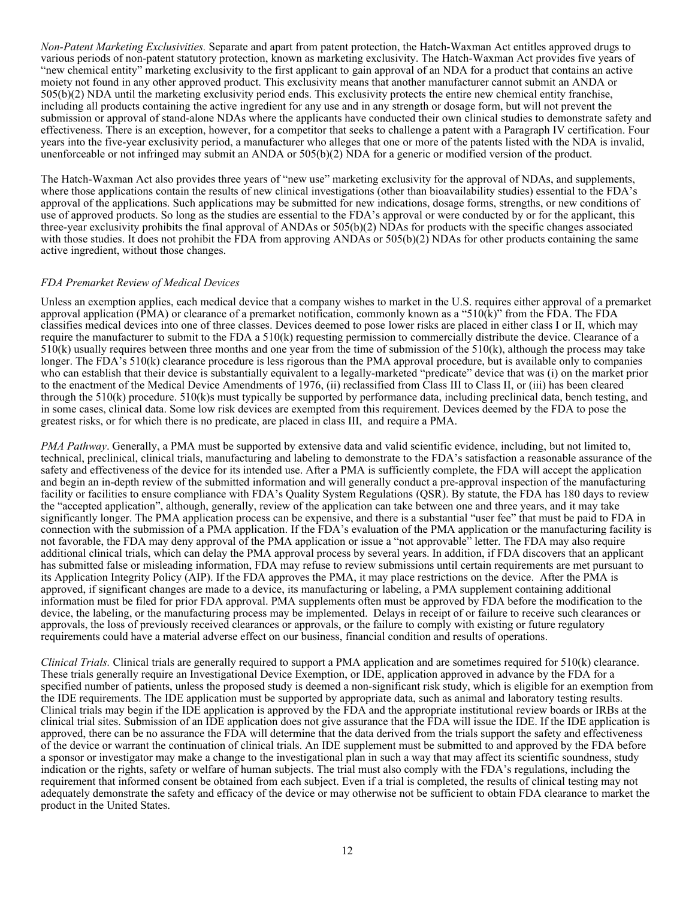*Non-Patent Marketing Exclusivities.* Separate and apart from patent protection, the Hatch-Waxman Act entitles approved drugs to various periods of non-patent statutory protection, known as marketing exclusivity. The Hatch-Waxman Act provides five years of "new chemical entity" marketing exclusivity to the first applicant to gain approval of an NDA for a product that contains an active moiety not found in any other approved product. This exclusivity means that another manufacturer cannot submit an ANDA or 505(b)(2) NDA until the marketing exclusivity period ends. This exclusivity protects the entire new chemical entity franchise, including all products containing the active ingredient for any use and in any strength or dosage form, but will not prevent the submission or approval of stand-alone NDAs where the applicants have conducted their own clinical studies to demonstrate safety and effectiveness. There is an exception, however, for a competitor that seeks to challenge a patent with a Paragraph IV certification. Four years into the five-year exclusivity period, a manufacturer who alleges that one or more of the patents listed with the NDA is invalid, unenforceable or not infringed may submit an ANDA or 505(b)(2) NDA for a generic or modified version of the product.

The Hatch-Waxman Act also provides three years of "new use" marketing exclusivity for the approval of NDAs, and supplements, where those applications contain the results of new clinical investigations (other than bioavailability studies) essential to the FDA's approval of the applications. Such applications may be submitted for new indications, dosage forms, strengths, or new conditions of use of approved products. So long as the studies are essential to the FDA's approval or were conducted by or for the applicant, this three-year exclusivity prohibits the final approval of ANDAs or 505(b)(2) NDAs for products with the specific changes associated with those studies. It does not prohibit the FDA from approving ANDAs or 505(b)(2) NDAs for other products containing the same active ingredient, without those changes.

*FDA Premarket Review of Medical Devices*

Unless an exemption applies, each medical device that a company wishes to market in the U.S. requires either approval of a premarket approval application (PMA) or clearance of a premarket notification, commonly known as a "510(k)" from the FDA. The FDA classifies medical devices into one of three classes. Devices deemed to pose lower risks are placed in either class I or II, which may require the manufacturer to submit to the FDA a 510(k) requesting permission to commercially distribute the device. Clearance of a 510(k) usually requires between three months and one year from the time of submission of the 510(k), although the process may take longer. The FDA's 510(k) clearance procedure is less rigorous than the PMA approval procedure, but is available only to companies who can establish that their device is substantially equivalent to a legally-marketed "predicate" device that was (i) on the market prior to the enactment of the Medical Device Amendments of 1976, (ii) reclassified from Class III to Class II, or (iii) has been cleared through the 510(k) procedure. 510(k)s must typically be supported by performance data, including preclinical data, bench testing, and in some cases, clinical data. Some low risk devices are exempted from this requirement. Devices deemed by the FDA to pose the greatest risks, or for which there is no predicate, are placed in class III, and require a PMA.

*PMA Pathway*. Generally, a PMA must be supported by extensive data and valid scientific evidence, including, but not limited to, technical, preclinical, clinical trials, manufacturing and labeling to demonstrate to the FDA's satisfaction a reasonable assurance of the safety and effectiveness of the device for its intended use. After a PMA is sufficiently complete, the FDA will accept the application and begin an in-depth review of the submitted information and will generally conduct a pre-approval inspection of the manufacturing facility or facilities to ensure compliance with FDA's Quality System Regulations (QSR). By statute, the FDA has 180 days to review the "accepted application", although, generally, review of the application can take between one and three years, and it may take significantly longer. The PMA application process can be expensive, and there is a substantial "user fee" that must be paid to FDA in connection with the submission of a PMA application. If the FDA's evaluation of the PMA application or the manufacturing facility is not favorable, the FDA may deny approval of the PMA application or issue a "not approvable" letter. The FDA may also require additional clinical trials, which can delay the PMA approval process by several years. In addition, if FDA discovers that an applicant has submitted false or misleading information, FDA may refuse to review submissions until certain requirements are met pursuant to its Application Integrity Policy (AIP). If the FDA approves the PMA, it may place restrictions on the device. After the PMA is approved, if significant changes are made to a device, its manufacturing or labeling, a PMA supplement containing additional information must be filed for prior FDA approval. PMA supplements often must be approved by FDA before the modification to the device, the labeling, or the manufacturing process may be implemented. Delays in receipt of or failure to receive such clearances or approvals, the loss of previously received clearances or approvals, or the failure to comply with existing or future regulatory requirements could have a material adverse effect on our business, financial condition and results of operations.

*Clinical Trials.* Clinical trials are generally required to support a PMA application and are sometimes required for 510(k) clearance. These trials generally require an Investigational Device Exemption, or IDE, application approved in advance by the FDA for a specified number of patients, unless the proposed study is deemed a non-significant risk study, which is eligible for an exemption from the IDE requirements. The IDE application must be supported by appropriate data, such as animal and laboratory testing results. Clinical trials may begin if the IDE application is approved by the FDA and the appropriate institutional review boards or IRBs at the clinical trial sites. Submission of an IDE application does not give assurance that the FDA will issue the IDE. If the IDE application is approved, there can be no assurance the FDA will determine that the data derived from the trials support the safety and effectiveness of the device or warrant the continuation of clinical trials. An IDE supplement must be submitted to and approved by the FDA before a sponsor or investigator may make a change to the investigational plan in such a way that may affect its scientific soundness, study indication or the rights, safety or welfare of human subjects. The trial must also comply with the FDA's regulations, including the requirement that informed consent be obtained from each subject. Even if a trial is completed, the results of clinical testing may not adequately demonstrate the safety and efficacy of the device or may otherwise not be sufficient to obtain FDA clearance to market the product in the United States.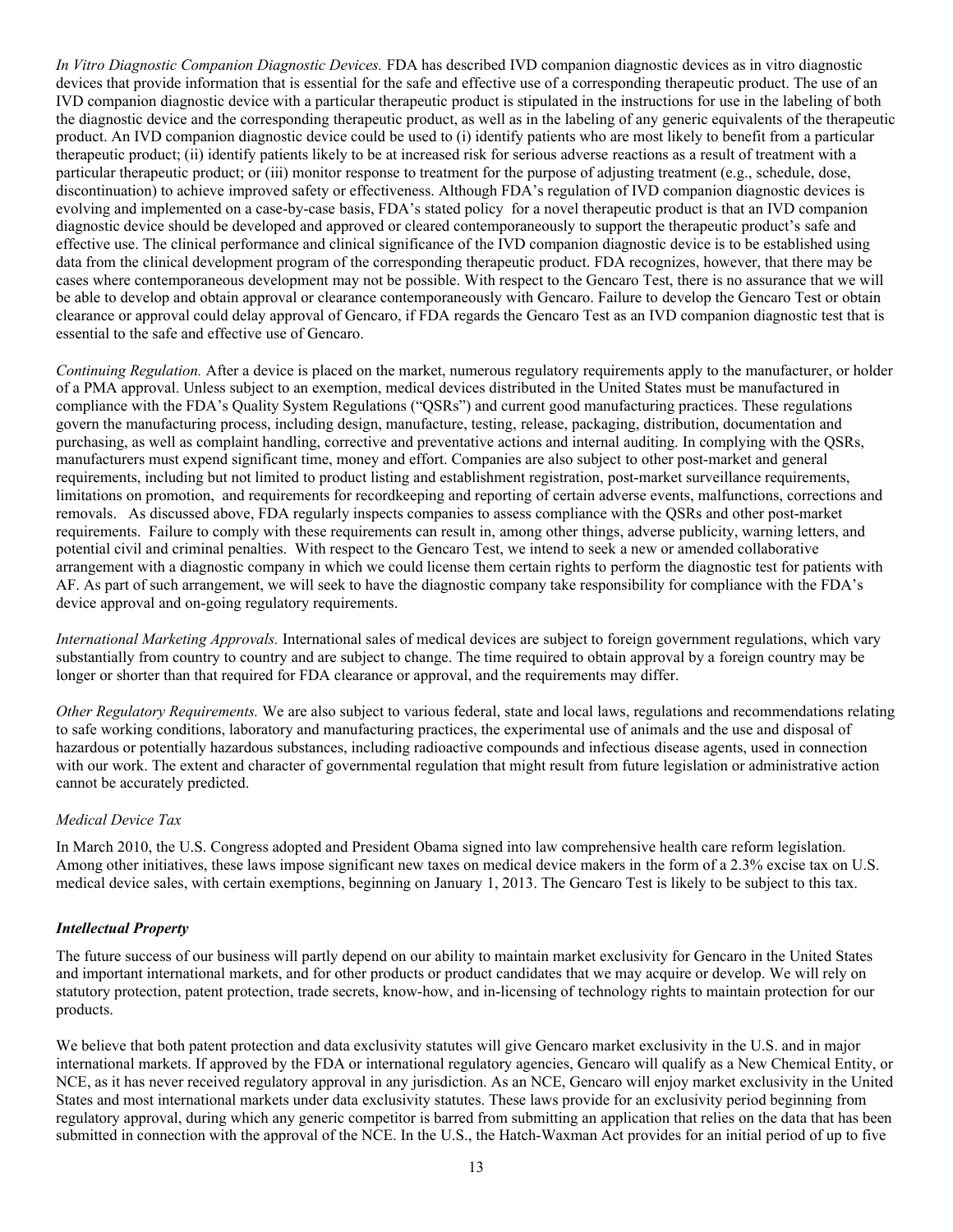*In Vitro Diagnostic Companion Diagnostic Devices.* FDA has described IVD companion diagnostic devices as in vitro diagnostic devices that provide information that is essential for the safe and effective use of a corresponding therapeutic product. The use of an IVD companion diagnostic device with a particular therapeutic product is stipulated in the instructions for use in the labeling of both the diagnostic device and the corresponding therapeutic product, as well as in the labeling of any generic equivalents of the therapeutic product. An IVD companion diagnostic device could be used to (i) identify patients who are most likely to benefit from a particular therapeutic product; (ii) identify patients likely to be at increased risk for serious adverse reactions as a result of treatment with a particular therapeutic product; or (iii) monitor response to treatment for the purpose of adjusting treatment (e.g., schedule, dose, discontinuation) to achieve improved safety or effectiveness. Although FDA's regulation of IVD companion diagnostic devices is evolving and implemented on a case-by-case basis, FDA's stated policy for a novel therapeutic product is that an IVD companion diagnostic device should be developed and approved or cleared contemporaneously to support the therapeutic product's safe and effective use. The clinical performance and clinical significance of the IVD companion diagnostic device is to be established using data from the clinical development program of the corresponding therapeutic product. FDA recognizes, however, that there may be cases where contemporaneous development may not be possible. With respect to the Gencaro Test, there is no assurance that we will be able to develop and obtain approval or clearance contemporaneously with Gencaro. Failure to develop the Gencaro Test or obtain clearance or approval could delay approval of Gencaro, if FDA regards the Gencaro Test as an IVD companion diagnostic test that is essential to the safe and effective use of Gencaro.

*Continuing Regulation.* After a device is placed on the market, numerous regulatory requirements apply to the manufacturer, or holder of a PMA approval. Unless subject to an exemption, medical devices distributed in the United States must be manufactured in compliance with the FDA's Quality System Regulations ("QSRs") and current good manufacturing practices. These regulations govern the manufacturing process, including design, manufacture, testing, release, packaging, distribution, documentation and purchasing, as well as complaint handling, corrective and preventative actions and internal auditing. In complying with the QSRs, manufacturers must expend significant time, money and effort. Companies are also subject to other post-market and general requirements, including but not limited to product listing and establishment registration, post-market surveillance requirements, limitations on promotion, and requirements for recordkeeping and reporting of certain adverse events, malfunctions, corrections and removals. As discussed above, FDA regularly inspects companies to assess compliance with the QSRs and other post-market requirements. Failure to comply with these requirements can result in, among other things, adverse publicity, warning letters, and potential civil and criminal penalties. With respect to the Gencaro Test, we intend to seek a new or amended collaborative arrangement with a diagnostic company in which we could license them certain rights to perform the diagnostic test for patients with AF. As part of such arrangement, we will seek to have the diagnostic company take responsibility for compliance with the FDA's device approval and on-going regulatory requirements.

*International Marketing Approvals.* International sales of medical devices are subject to foreign government regulations, which vary substantially from country to country and are subject to change. The time required to obtain approval by a foreign country may be longer or shorter than that required for FDA clearance or approval, and the requirements may differ.

*Other Regulatory Requirements.* We are also subject to various federal, state and local laws, regulations and recommendations relating to safe working conditions, laboratory and manufacturing practices, the experimental use of animals and the use and disposal of hazardous or potentially hazardous substances, including radioactive compounds and infectious disease agents, used in connection with our work. The extent and character of governmental regulation that might result from future legislation or administrative action cannot be accurately predicted.

*Medical Device Tax*

In March 2010, the U.S. Congress adopted and President Obama signed into law comprehensive health care reform legislation. Among other initiatives, these laws impose significant new taxes on medical device makers in the form of a 2.3% excise tax on U.S. medical device sales, with certain exemptions, beginning on January 1, 2013. The Gencaro Test is likely to be subject to this tax.

***Intellectual Property***

The future success of our business will partly depend on our ability to maintain market exclusivity for Gencaro in the United States and important international markets, and for other products or product candidates that we may acquire or develop. We will rely on statutory protection, patent protection, trade secrets, know-how, and in-licensing of technology rights to maintain protection for our products.

We believe that both patent protection and data exclusivity statutes will give Gencaro market exclusivity in the U.S. and in major international markets. If approved by the FDA or international regulatory agencies, Gencaro will qualify as a New Chemical Entity, or NCE, as it has never received regulatory approval in any jurisdiction. As an NCE, Gencaro will enjoy market exclusivity in the United States and most international markets under data exclusivity statutes. These laws provide for an exclusivity period beginning from regulatory approval, during which any generic competitor is barred from submitting an application that relies on the data that has been submitted in connection with the approval of the NCE. In the U.S., the Hatch-Waxman Act provides for an initial period of up to five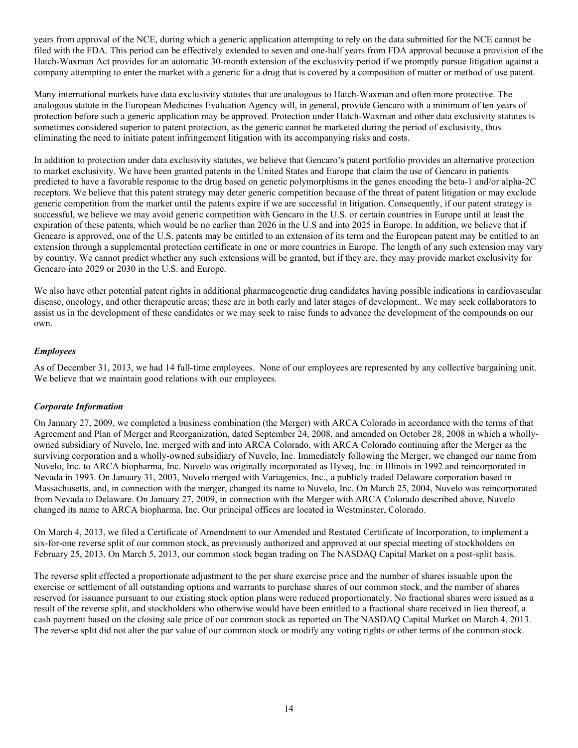years from approval of the NCE, during which a generic application attempting to rely on the data submitted for the NCE cannot be filed with the FDA. This period can be effectively extended to seven and one-half years from FDA approval because a provision of the Hatch-Waxman Act provides for an automatic 30-month extension of the exclusivity period if we promptly pursue litigation against a company attempting to enter the market with a generic for a drug that is covered by a composition of matter or method of use patent.

Many international markets have data exclusivity statutes that are analogous to Hatch-Waxman and often more protective. The analogous statute in the European Medicines Evaluation Agency will, in general, provide Gencaro with a minimum of ten years of protection before such a generic application may be approved. Protection under Hatch-Waxman and other data exclusivity statutes is sometimes considered superior to patent protection, as the generic cannot be marketed during the period of exclusivity, thus eliminating the need to initiate patent infringement litigation with its accompanying risks and costs.

In addition to protection under data exclusivity statutes, we believe that Gencaro's patent portfolio provides an alternative protection to market exclusivity. We have been granted patents in the United States and Europe that claim the use of Gencaro in patients predicted to have a favorable response to the drug based on genetic polymorphisms in the genes encoding the beta-1 and/or alpha-2C receptors. We believe that this patent strategy may deter generic competition because of the threat of patent litigation or may exclude generic competition from the market until the patents expire if we are successful in litigation. Consequently, if our patent strategy is successful, we believe we may avoid generic competition with Gencaro in the U.S. or certain countries in Europe until at least the expiration of these patents, which would be no earlier than 2026 in the U.S and into 2025 in Europe. In addition, we believe that if Gencaro is approved, one of the U.S. patents may be entitled to an extension of its term and the European patent may be entitled to an extension through a supplemental protection certificate in one or more countries in Europe. The length of any such extension may vary by country. We cannot predict whether any such extensions will be granted, but if they are, they may provide market exclusivity for Gencaro into 2029 or 2030 in the U.S. and Europe.

We also have other potential patent rights in additional pharmacogenetic drug candidates having possible indications in cardiovascular disease, oncology, and other therapeutic areas; these are in both early and later stages of development.. We may seek collaborators to assist us in the development of these candidates or we may seek to raise funds to advance the development of the compounds on our own.

### *Employees*

As of December 31, 2013, we had 14 full-time employees. None of our employees are represented by any collective bargaining unit. We believe that we maintain good relations with our employees.

### *Corporate Information*

On January 27, 2009, we completed a business combination (the Merger) with ARCA Colorado in accordance with the terms of that Agreement and Plan of Merger and Reorganization, dated September 24, 2008, and amended on October 28, 2008 in which a wholly-owned subsidiary of Nuvelo, Inc. merged with and into ARCA Colorado, with ARCA Colorado continuing after the Merger as the surviving corporation and a wholly-owned subsidiary of Nuvelo, Inc. Immediately following the Merger, we changed our name from Nuvelo, Inc. to ARCA biopharma, Inc. Nuvelo was originally incorporated as Hyseq, Inc. in Illinois in 1992 and reincorporated in Nevada in 1993. On January 31, 2003, Nuvelo merged with Variagenics, Inc., a publicly traded Delaware corporation based in Massachusetts, and, in connection with the merger, changed its name to Nuvelo, Inc. On March 25, 2004, Nuvelo was reincorporated from Nevada to Delaware. On January 27, 2009, in connection with the Merger with ARCA Colorado described above, Nuvelo changed its name to ARCA biopharma, Inc. Our principal offices are located in Westminster, Colorado.

On March 4, 2013, we filed a Certificate of Amendment to our Amended and Restated Certificate of Incorporation, to implement a six-for-one reverse split of our common stock, as previously authorized and approved at our special meeting of stockholders on February 25, 2013. On March 5, 2013, our common stock began trading on The NASDAQ Capital Market on a post-split basis.

The reverse split effected a proportionate adjustment to the per share exercise price and the number of shares issuable upon the exercise or settlement of all outstanding options and warrants to purchase shares of our common stock, and the number of shares reserved for issuance pursuant to our existing stock option plans were reduced proportionately. No fractional shares were issued as a result of the reverse split, and stockholders who otherwise would have been entitled to a fractional share received in lieu thereof, a cash payment based on the closing sale price of our common stock as reported on The NASDAQ Capital Market on March 4, 2013. The reverse split did not alter the par value of our common stock or modify any voting rights or other terms of the common stock.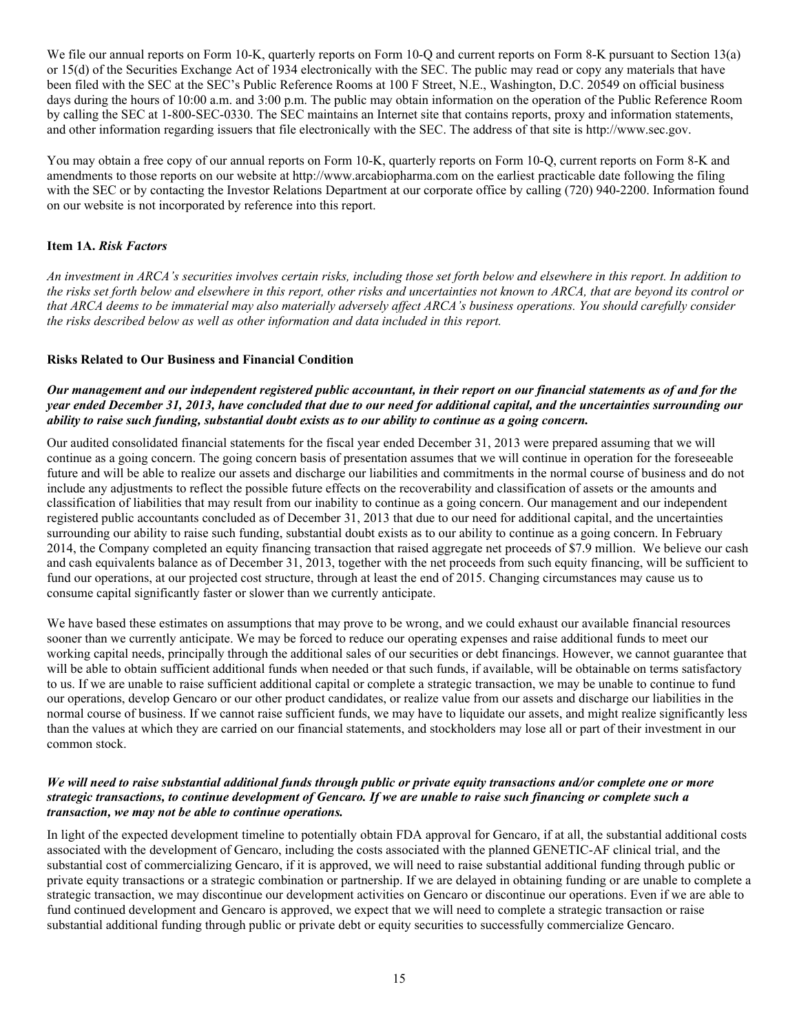We file our annual reports on Form 10-K, quarterly reports on Form 10-Q and current reports on Form 8-K pursuant to Section 13(a) or 15(d) of the Securities Exchange Act of 1934 electronically with the SEC. The public may read or copy any materials that have been filed with the SEC at the SEC's Public Reference Rooms at 100 F Street, N.E., Washington, D.C. 20549 on official business days during the hours of 10:00 a.m. and 3:00 p.m. The public may obtain information on the operation of the Public Reference Room by calling the SEC at 1-800-SEC-0330. The SEC maintains an Internet site that contains reports, proxy and information statements, and other information regarding issuers that file electronically with the SEC. The address of that site is http://www.sec.gov.

You may obtain a free copy of our annual reports on Form 10-K, quarterly reports on Form 10-Q, current reports on Form 8-K and amendments to those reports on our website at http://www.arcabiopharma.com on the earliest practicable date following the filing with the SEC or by contacting the Investor Relations Department at our corporate office by calling (720) 940-2200. Information found on our website is not incorporated by reference into this report.

## Item 1A. *Risk Factors*

*An investment in ARCA's securities involves certain risks, including those set forth below and elsewhere in this report. In addition to the risks set forth below and elsewhere in this report, other risks and uncertainties not known to ARCA, that are beyond its control or that ARCA deems to be immaterial may also materially adversely affect ARCA's business operations. You should carefully consider the risks described below as well as other information and data included in this report.*

### Risks Related to Our Business and Financial Condition

***Our management and our independent registered public accountant, in their report on our financial statements as of and for the year ended December 31, 2013, have concluded that due to our need for additional capital, and the uncertainties surrounding our ability to raise such funding, substantial doubt exists as to our ability to continue as a going concern.***

Our audited consolidated financial statements for the fiscal year ended December 31, 2013 were prepared assuming that we will continue as a going concern. The going concern basis of presentation assumes that we will continue in operation for the foreseeable future and will be able to realize our assets and discharge our liabilities and commitments in the normal course of business and do not include any adjustments to reflect the possible future effects on the recoverability and classification of assets or the amounts and classification of liabilities that may result from our inability to continue as a going concern. Our management and our independent registered public accountants concluded as of December 31, 2013 that due to our need for additional capital, and the uncertainties surrounding our ability to raise such funding, substantial doubt exists as to our ability to continue as a going concern. In February 2014, the Company completed an equity financing transaction that raised aggregate net proceeds of $7.9 million. We believe our cash and cash equivalents balance as of December 31, 2013, together with the net proceeds from such equity financing, will be sufficient to fund our operations, at our projected cost structure, through at least the end of 2015. Changing circumstances may cause us to consume capital significantly faster or slower than we currently anticipate.

We have based these estimates on assumptions that may prove to be wrong, and we could exhaust our available financial resources sooner than we currently anticipate. We may be forced to reduce our operating expenses and raise additional funds to meet our working capital needs, principally through the additional sales of our securities or debt financings. However, we cannot guarantee that will be able to obtain sufficient additional funds when needed or that such funds, if available, will be obtainable on terms satisfactory to us. If we are unable to raise sufficient additional capital or complete a strategic transaction, we may be unable to continue to fund our operations, develop Gencaro or our other product candidates, or realize value from our assets and discharge our liabilities in the normal course of business. If we cannot raise sufficient funds, we may have to liquidate our assets, and might realize significantly less than the values at which they are carried on our financial statements, and stockholders may lose all or part of their investment in our common stock.

***We will need to raise substantial additional funds through public or private equity transactions and/or complete one or more strategic transactions, to continue development of Gencaro. If we are unable to raise such financing or complete such a transaction, we may not be able to continue operations.***

In light of the expected development timeline to potentially obtain FDA approval for Gencaro, if at all, the substantial additional costs associated with the development of Gencaro, including the costs associated with the planned GENETIC-AF clinical trial, and the substantial cost of commercializing Gencaro, if it is approved, we will need to raise substantial additional funding through public or private equity transactions or a strategic combination or partnership. If we are delayed in obtaining funding or are unable to complete a strategic transaction, we may discontinue our development activities on Gencaro or discontinue our operations. Even if we are able to fund continued development and Gencaro is approved, we expect that we will need to complete a strategic transaction or raise substantial additional funding through public or private debt or equity securities to successfully commercialize Gencaro.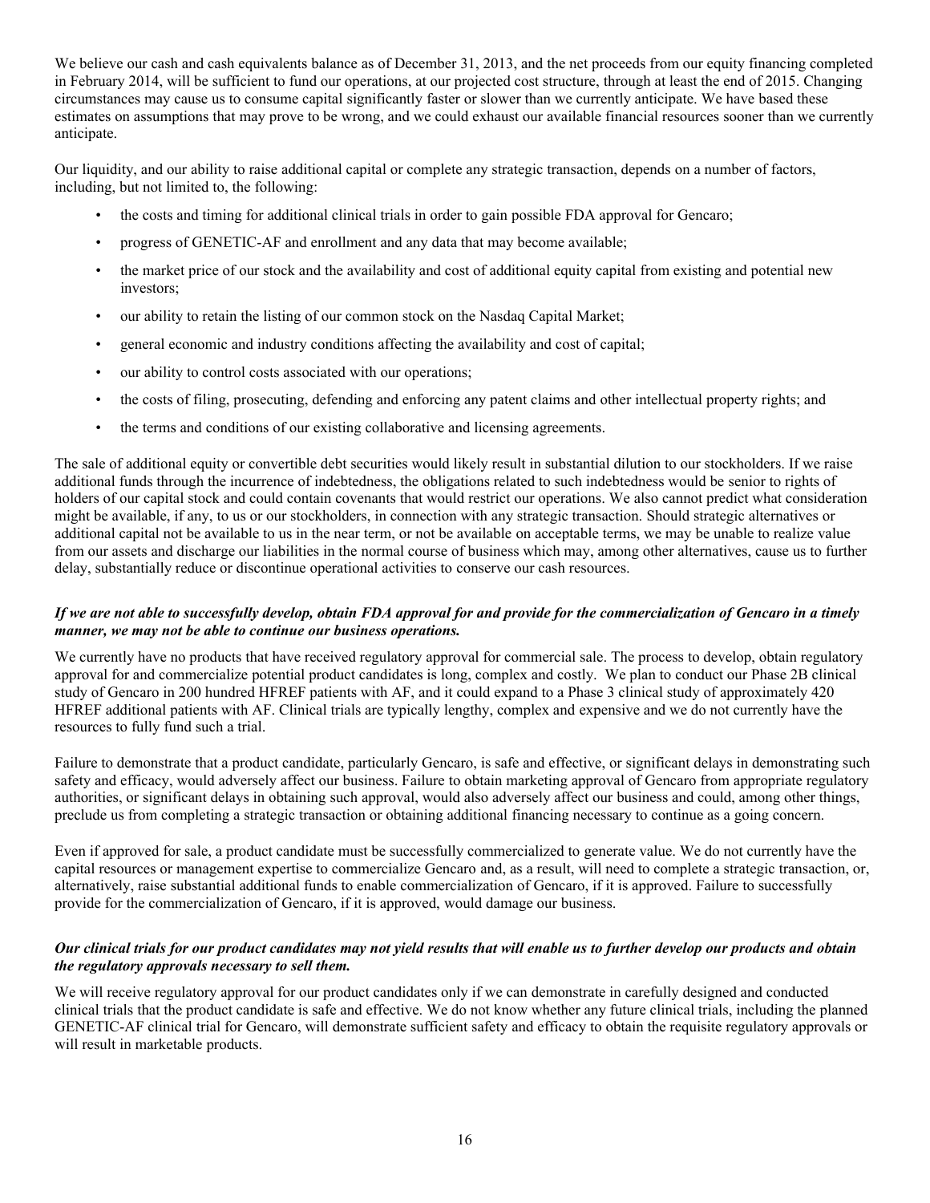We believe our cash and cash equivalents balance as of December 31, 2013, and the net proceeds from our equity financing completed in February 2014, will be sufficient to fund our operations, at our projected cost structure, through at least the end of 2015. Changing circumstances may cause us to consume capital significantly faster or slower than we currently anticipate. We have based these estimates on assumptions that may prove to be wrong, and we could exhaust our available financial resources sooner than we currently anticipate.

Our liquidity, and our ability to raise additional capital or complete any strategic transaction, depends on a number of factors, including, but not limited to, the following:

- the costs and timing for additional clinical trials in order to gain possible FDA approval for Gencaro;
- progress of GENETIC-AF and enrollment and any data that may become available;
- the market price of our stock and the availability and cost of additional equity capital from existing and potential new investors;
- our ability to retain the listing of our common stock on the Nasdaq Capital Market;
- general economic and industry conditions affecting the availability and cost of capital;
- our ability to control costs associated with our operations;
- the costs of filing, prosecuting, defending and enforcing any patent claims and other intellectual property rights; and
- the terms and conditions of our existing collaborative and licensing agreements.

The sale of additional equity or convertible debt securities would likely result in substantial dilution to our stockholders. If we raise additional funds through the incurrence of indebtedness, the obligations related to such indebtedness would be senior to rights of holders of our capital stock and could contain covenants that would restrict our operations. We also cannot predict what consideration might be available, if any, to us or our stockholders, in connection with any strategic transaction. Should strategic alternatives or additional capital not be available to us in the near term, or not be available on acceptable terms, we may be unable to realize value from our assets and discharge our liabilities in the normal course of business which may, among other alternatives, cause us to further delay, substantially reduce or discontinue operational activities to conserve our cash resources.

***If we are not able to successfully develop, obtain FDA approval for and provide for the commercialization of Gencaro in a timely manner, we may not be able to continue our business operations.***

We currently have no products that have received regulatory approval for commercial sale. The process to develop, obtain regulatory approval for and commercialize potential product candidates is long, complex and costly. We plan to conduct our Phase 2B clinical study of Gencaro in 200 hundred HFREF patients with AF, and it could expand to a Phase 3 clinical study of approximately 420 HFREF additional patients with AF. Clinical trials are typically lengthy, complex and expensive and we do not currently have the resources to fully fund such a trial.

Failure to demonstrate that a product candidate, particularly Gencaro, is safe and effective, or significant delays in demonstrating such safety and efficacy, would adversely affect our business. Failure to obtain marketing approval of Gencaro from appropriate regulatory authorities, or significant delays in obtaining such approval, would also adversely affect our business and could, among other things, preclude us from completing a strategic transaction or obtaining additional financing necessary to continue as a going concern.

Even if approved for sale, a product candidate must be successfully commercialized to generate value. We do not currently have the capital resources or management expertise to commercialize Gencaro and, as a result, will need to complete a strategic transaction, or, alternatively, raise substantial additional funds to enable commercialization of Gencaro, if it is approved. Failure to successfully provide for the commercialization of Gencaro, if it is approved, would damage our business.

***Our clinical trials for our product candidates may not yield results that will enable us to further develop our products and obtain the regulatory approvals necessary to sell them.***

We will receive regulatory approval for our product candidates only if we can demonstrate in carefully designed and conducted clinical trials that the product candidate is safe and effective. We do not know whether any future clinical trials, including the planned GENETIC-AF clinical trial for Gencaro, will demonstrate sufficient safety and efficacy to obtain the requisite regulatory approvals or will result in marketable products.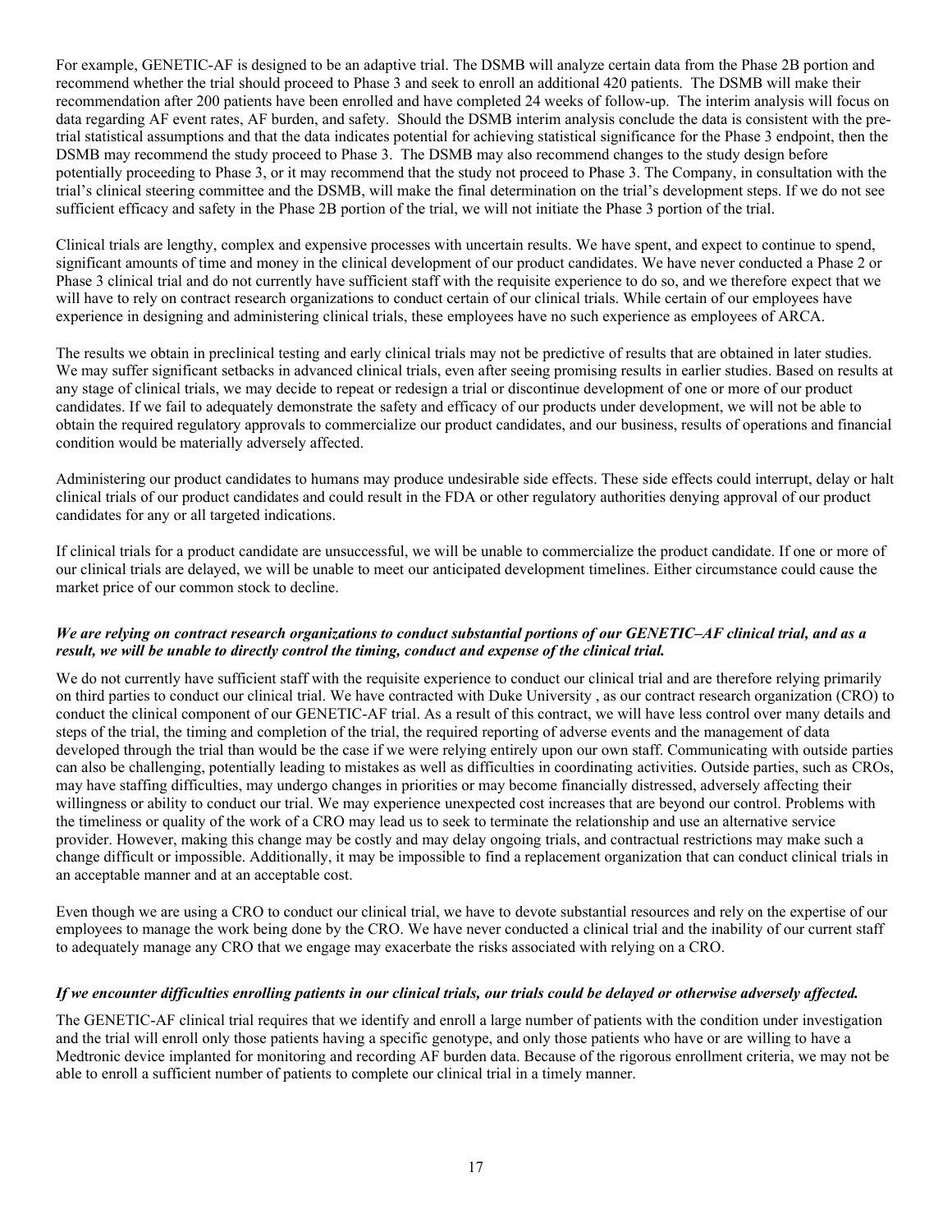For example, GENETIC-AF is designed to be an adaptive trial. The DSMB will analyze certain data from the Phase 2B portion and recommend whether the trial should proceed to Phase 3 and seek to enroll an additional 420 patients. The DSMB will make their recommendation after 200 patients have been enrolled and have completed 24 weeks of follow-up. The interim analysis will focus on data regarding AF event rates, AF burden, and safety. Should the DSMB interim analysis conclude the data is consistent with the pre-trial statistical assumptions and that the data indicates potential for achieving statistical significance for the Phase 3 endpoint, then the DSMB may recommend the study proceed to Phase 3. The DSMB may also recommend changes to the study design before potentially proceeding to Phase 3, or it may recommend that the study not proceed to Phase 3. The Company, in consultation with the trial's clinical steering committee and the DSMB, will make the final determination on the trial's development steps. If we do not see sufficient efficacy and safety in the Phase 2B portion of the trial, we will not initiate the Phase 3 portion of the trial.

Clinical trials are lengthy, complex and expensive processes with uncertain results. We have spent, and expect to continue to spend, significant amounts of time and money in the clinical development of our product candidates. We have never conducted a Phase 2 or Phase 3 clinical trial and do not currently have sufficient staff with the requisite experience to do so, and we therefore expect that we will have to rely on contract research organizations to conduct certain of our clinical trials. While certain of our employees have experience in designing and administering clinical trials, these employees have no such experience as employees of ARCA.

The results we obtain in preclinical testing and early clinical trials may not be predictive of results that are obtained in later studies. We may suffer significant setbacks in advanced clinical trials, even after seeing promising results in earlier studies. Based on results at any stage of clinical trials, we may decide to repeat or redesign a trial or discontinue development of one or more of our product candidates. If we fail to adequately demonstrate the safety and efficacy of our products under development, we will not be able to obtain the required regulatory approvals to commercialize our product candidates, and our business, results of operations and financial condition would be materially adversely affected.

Administering our product candidates to humans may produce undesirable side effects. These side effects could interrupt, delay or halt clinical trials of our product candidates and could result in the FDA or other regulatory authorities denying approval of our product candidates for any or all targeted indications.

If clinical trials for a product candidate are unsuccessful, we will be unable to commercialize the product candidate. If one or more of our clinical trials are delayed, we will be unable to meet our anticipated development timelines. Either circumstance could cause the market price of our common stock to decline.

***We are relying on contract research organizations to conduct substantial portions of our GENETIC–AF clinical trial, and as a result, we will be unable to directly control the timing, conduct and expense of the clinical trial.***

We do not currently have sufficient staff with the requisite experience to conduct our clinical trial and are therefore relying primarily on third parties to conduct our clinical trial. We have contracted with Duke University , as our contract research organization (CRO) to conduct the clinical component of our GENETIC-AF trial. As a result of this contract, we will have less control over many details and steps of the trial, the timing and completion of the trial, the required reporting of adverse events and the management of data developed through the trial than would be the case if we were relying entirely upon our own staff. Communicating with outside parties can also be challenging, potentially leading to mistakes as well as difficulties in coordinating activities. Outside parties, such as CROs, may have staffing difficulties, may undergo changes in priorities or may become financially distressed, adversely affecting their willingness or ability to conduct our trial. We may experience unexpected cost increases that are beyond our control. Problems with the timeliness or quality of the work of a CRO may lead us to seek to terminate the relationship and use an alternative service provider. However, making this change may be costly and may delay ongoing trials, and contractual restrictions may make such a change difficult or impossible. Additionally, it may be impossible to find a replacement organization that can conduct clinical trials in an acceptable manner and at an acceptable cost.

Even though we are using a CRO to conduct our clinical trial, we have to devote substantial resources and rely on the expertise of our employees to manage the work being done by the CRO. We have never conducted a clinical trial and the inability of our current staff to adequately manage any CRO that we engage may exacerbate the risks associated with relying on a CRO.

***If we encounter difficulties enrolling patients in our clinical trials, our trials could be delayed or otherwise adversely affected.***

The GENETIC-AF clinical trial requires that we identify and enroll a large number of patients with the condition under investigation and the trial will enroll only those patients having a specific genotype, and only those patients who have or are willing to have a Medtronic device implanted for monitoring and recording AF burden data. Because of the rigorous enrollment criteria, we may not be able to enroll a sufficient number of patients to complete our clinical trial in a timely manner.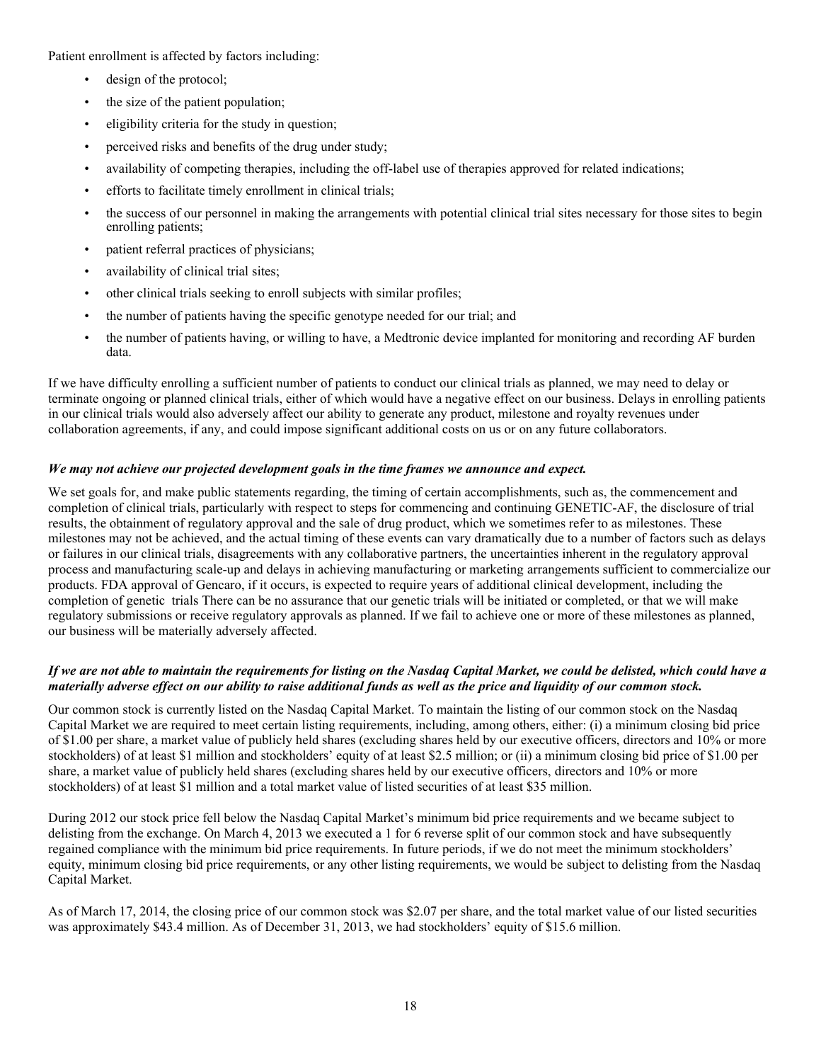Patient enrollment is affected by factors including:

- design of the protocol;
- the size of the patient population;
- eligibility criteria for the study in question;
- perceived risks and benefits of the drug under study;
- availability of competing therapies, including the off-label use of therapies approved for related indications;
- efforts to facilitate timely enrollment in clinical trials;
- the success of our personnel in making the arrangements with potential clinical trial sites necessary for those sites to begin enrolling patients;
- patient referral practices of physicians;
- availability of clinical trial sites;
- other clinical trials seeking to enroll subjects with similar profiles;
- the number of patients having the specific genotype needed for our trial; and
- the number of patients having, or willing to have, a Medtronic device implanted for monitoring and recording AF burden data.

If we have difficulty enrolling a sufficient number of patients to conduct our clinical trials as planned, we may need to delay or terminate ongoing or planned clinical trials, either of which would have a negative effect on our business. Delays in enrolling patients in our clinical trials would also adversely affect our ability to generate any product, milestone and royalty revenues under collaboration agreements, if any, and could impose significant additional costs on us or on any future collaborators.

***We may not achieve our projected development goals in the time frames we announce and expect.***

We set goals for, and make public statements regarding, the timing of certain accomplishments, such as, the commencement and completion of clinical trials, particularly with respect to steps for commencing and continuing GENETIC-AF, the disclosure of trial results, the obtainment of regulatory approval and the sale of drug product, which we sometimes refer to as milestones. These milestones may not be achieved, and the actual timing of these events can vary dramatically due to a number of factors such as delays or failures in our clinical trials, disagreements with any collaborative partners, the uncertainties inherent in the regulatory approval process and manufacturing scale-up and delays in achieving manufacturing or marketing arrangements sufficient to commercialize our products. FDA approval of Gencaro, if it occurs, is expected to require years of additional clinical development, including the completion of genetic trials There can be no assurance that our genetic trials will be initiated or completed, or that we will make regulatory submissions or receive regulatory approvals as planned. If we fail to achieve one or more of these milestones as planned, our business will be materially adversely affected.

***If we are not able to maintain the requirements for listing on the Nasdaq Capital Market, we could be delisted, which could have a materially adverse effect on our ability to raise additional funds as well as the price and liquidity of our common stock.***

Our common stock is currently listed on the Nasdaq Capital Market. To maintain the listing of our common stock on the Nasdaq Capital Market we are required to meet certain listing requirements, including, among others, either: (i) a minimum closing bid price of $1.00 per share, a market value of publicly held shares (excluding shares held by our executive officers, directors and 10% or more stockholders) of at least $1 million and stockholders' equity of at least $2.5 million; or (ii) a minimum closing bid price of $1.00 per share, a market value of publicly held shares (excluding shares held by our executive officers, directors and 10% or more stockholders) of at least $1 million and a total market value of listed securities of at least $35 million.

During 2012 our stock price fell below the Nasdaq Capital Market's minimum bid price requirements and we became subject to delisting from the exchange. On March 4, 2013 we executed a 1 for 6 reverse split of our common stock and have subsequently regained compliance with the minimum bid price requirements. In future periods, if we do not meet the minimum stockholders' equity, minimum closing bid price requirements, or any other listing requirements, we would be subject to delisting from the Nasdaq Capital Market.

As of March 17, 2014, the closing price of our common stock was $2.07 per share, and the total market value of our listed securities was approximately $43.4 million. As of December 31, 2013, we had stockholders' equity of $15.6 million.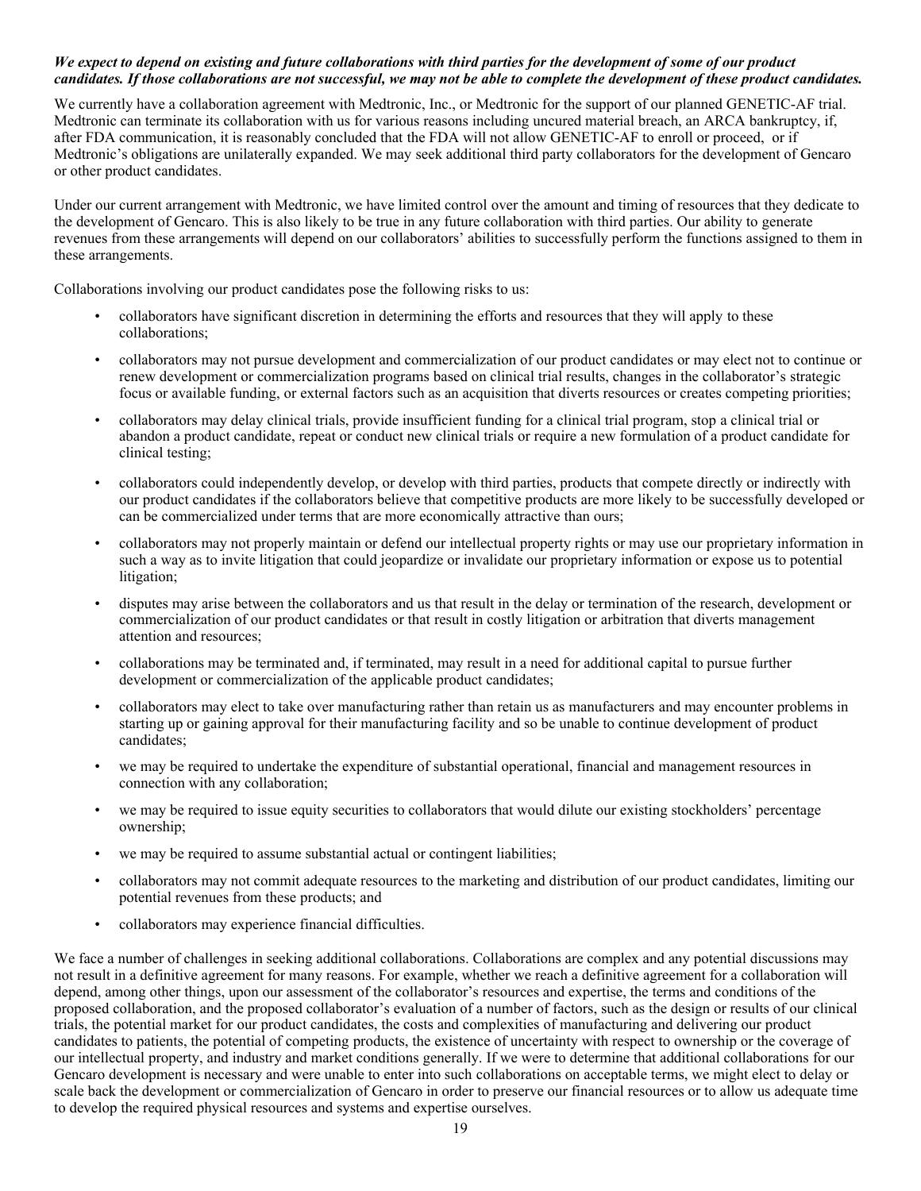***We expect to depend on existing and future collaborations with third parties for the development of some of our product candidates. If those collaborations are not successful, we may not be able to complete the development of these product candidates.***

We currently have a collaboration agreement with Medtronic, Inc., or Medtronic for the support of our planned GENETIC-AF trial. Medtronic can terminate its collaboration with us for various reasons including uncured material breach, an ARCA bankruptcy, if, after FDA communication, it is reasonably concluded that the FDA will not allow GENETIC-AF to enroll or proceed, or if Medtronic's obligations are unilaterally expanded. We may seek additional third party collaborators for the development of Gencaro or other product candidates.

Under our current arrangement with Medtronic, we have limited control over the amount and timing of resources that they dedicate to the development of Gencaro. This is also likely to be true in any future collaboration with third parties. Our ability to generate revenues from these arrangements will depend on our collaborators' abilities to successfully perform the functions assigned to them in these arrangements.

Collaborations involving our product candidates pose the following risks to us:

- collaborators have significant discretion in determining the efforts and resources that they will apply to these collaborations;
- collaborators may not pursue development and commercialization of our product candidates or may elect not to continue or renew development or commercialization programs based on clinical trial results, changes in the collaborator's strategic focus or available funding, or external factors such as an acquisition that diverts resources or creates competing priorities;
- collaborators may delay clinical trials, provide insufficient funding for a clinical trial program, stop a clinical trial or abandon a product candidate, repeat or conduct new clinical trials or require a new formulation of a product candidate for clinical testing;
- collaborators could independently develop, or develop with third parties, products that compete directly or indirectly with our product candidates if the collaborators believe that competitive products are more likely to be successfully developed or can be commercialized under terms that are more economically attractive than ours;
- collaborators may not properly maintain or defend our intellectual property rights or may use our proprietary information in such a way as to invite litigation that could jeopardize or invalidate our proprietary information or expose us to potential litigation;
- disputes may arise between the collaborators and us that result in the delay or termination of the research, development or commercialization of our product candidates or that result in costly litigation or arbitration that diverts management attention and resources;
- collaborations may be terminated and, if terminated, may result in a need for additional capital to pursue further development or commercialization of the applicable product candidates;
- collaborators may elect to take over manufacturing rather than retain us as manufacturers and may encounter problems in starting up or gaining approval for their manufacturing facility and so be unable to continue development of product candidates;
- we may be required to undertake the expenditure of substantial operational, financial and management resources in connection with any collaboration;
- we may be required to issue equity securities to collaborators that would dilute our existing stockholders' percentage ownership;
- we may be required to assume substantial actual or contingent liabilities;
- collaborators may not commit adequate resources to the marketing and distribution of our product candidates, limiting our potential revenues from these products; and
- collaborators may experience financial difficulties.

We face a number of challenges in seeking additional collaborations. Collaborations are complex and any potential discussions may not result in a definitive agreement for many reasons. For example, whether we reach a definitive agreement for a collaboration will depend, among other things, upon our assessment of the collaborator's resources and expertise, the terms and conditions of the proposed collaboration, and the proposed collaborator's evaluation of a number of factors, such as the design or results of our clinical trials, the potential market for our product candidates, the costs and complexities of manufacturing and delivering our product candidates to patients, the potential of competing products, the existence of uncertainty with respect to ownership or the coverage of our intellectual property, and industry and market conditions generally. If we were to determine that additional collaborations for our Gencaro development is necessary and were unable to enter into such collaborations on acceptable terms, we might elect to delay or scale back the development or commercialization of Gencaro in order to preserve our financial resources or to allow us adequate time to develop the required physical resources and systems and expertise ourselves.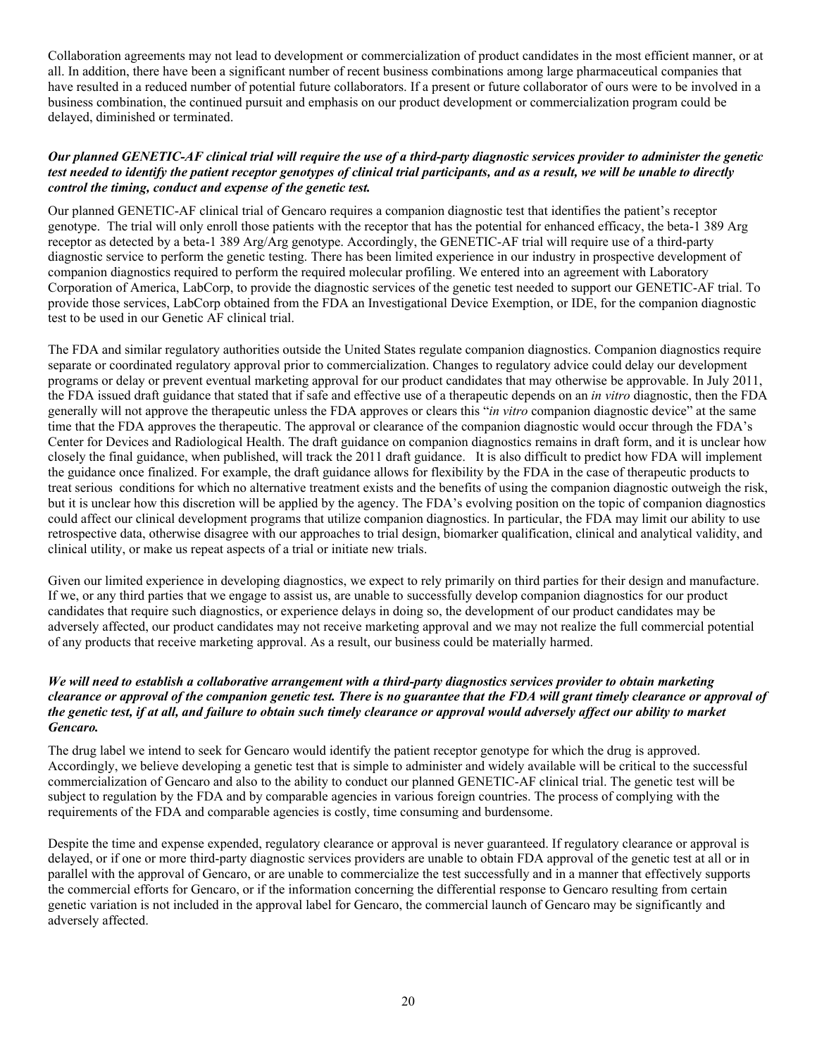Collaboration agreements may not lead to development or commercialization of product candidates in the most efficient manner, or at all. In addition, there have been a significant number of recent business combinations among large pharmaceutical companies that have resulted in a reduced number of potential future collaborators. If a present or future collaborator of ours were to be involved in a business combination, the continued pursuit and emphasis on our product development or commercialization program could be delayed, diminished or terminated.

***Our planned GENETIC-AF clinical trial will require the use of a third-party diagnostic services provider to administer the genetic test needed to identify the patient receptor genotypes of clinical trial participants, and as a result, we will be unable to directly control the timing, conduct and expense of the genetic test.***

Our planned GENETIC-AF clinical trial of Gencaro requires a companion diagnostic test that identifies the patient's receptor genotype. The trial will only enroll those patients with the receptor that has the potential for enhanced efficacy, the beta-1 389 Arg receptor as detected by a beta-1 389 Arg/Arg genotype. Accordingly, the GENETIC-AF trial will require use of a third-party diagnostic service to perform the genetic testing. There has been limited experience in our industry in prospective development of companion diagnostics required to perform the required molecular profiling. We entered into an agreement with Laboratory Corporation of America, LabCorp, to provide the diagnostic services of the genetic test needed to support our GENETIC-AF trial. To provide those services, LabCorp obtained from the FDA an Investigational Device Exemption, or IDE, for the companion diagnostic test to be used in our Genetic AF clinical trial.

The FDA and similar regulatory authorities outside the United States regulate companion diagnostics. Companion diagnostics require separate or coordinated regulatory approval prior to commercialization. Changes to regulatory advice could delay our development programs or delay or prevent eventual marketing approval for our product candidates that may otherwise be approvable. In July 2011, the FDA issued draft guidance that stated that if safe and effective use of a therapeutic depends on an *in vitro* diagnostic, then the FDA generally will not approve the therapeutic unless the FDA approves or clears this "*in vitro* companion diagnostic device" at the same time that the FDA approves the therapeutic. The approval or clearance of the companion diagnostic would occur through the FDA's Center for Devices and Radiological Health. The draft guidance on companion diagnostics remains in draft form, and it is unclear how closely the final guidance, when published, will track the 2011 draft guidance. It is also difficult to predict how FDA will implement the guidance once finalized. For example, the draft guidance allows for flexibility by the FDA in the case of therapeutic products to treat serious conditions for which no alternative treatment exists and the benefits of using the companion diagnostic outweigh the risk, but it is unclear how this discretion will be applied by the agency. The FDA's evolving position on the topic of companion diagnostics could affect our clinical development programs that utilize companion diagnostics. In particular, the FDA may limit our ability to use retrospective data, otherwise disagree with our approaches to trial design, biomarker qualification, clinical and analytical validity, and clinical utility, or make us repeat aspects of a trial or initiate new trials.

Given our limited experience in developing diagnostics, we expect to rely primarily on third parties for their design and manufacture. If we, or any third parties that we engage to assist us, are unable to successfully develop companion diagnostics for our product candidates that require such diagnostics, or experience delays in doing so, the development of our product candidates may be adversely affected, our product candidates may not receive marketing approval and we may not realize the full commercial potential of any products that receive marketing approval. As a result, our business could be materially harmed.

***We will need to establish a collaborative arrangement with a third-party diagnostics services provider to obtain marketing clearance or approval of the companion genetic test. There is no guarantee that the FDA will grant timely clearance or approval of the genetic test, if at all, and failure to obtain such timely clearance or approval would adversely affect our ability to market Gencaro.***

The drug label we intend to seek for Gencaro would identify the patient receptor genotype for which the drug is approved. Accordingly, we believe developing a genetic test that is simple to administer and widely available will be critical to the successful commercialization of Gencaro and also to the ability to conduct our planned GENETIC-AF clinical trial. The genetic test will be subject to regulation by the FDA and by comparable agencies in various foreign countries. The process of complying with the requirements of the FDA and comparable agencies is costly, time consuming and burdensome.

Despite the time and expense expended, regulatory clearance or approval is never guaranteed. If regulatory clearance or approval is delayed, or if one or more third-party diagnostic services providers are unable to obtain FDA approval of the genetic test at all or in parallel with the approval of Gencaro, or are unable to commercialize the test successfully and in a manner that effectively supports the commercial efforts for Gencaro, or if the information concerning the differential response to Gencaro resulting from certain genetic variation is not included in the approval label for Gencaro, the commercial launch of Gencaro may be significantly and adversely affected.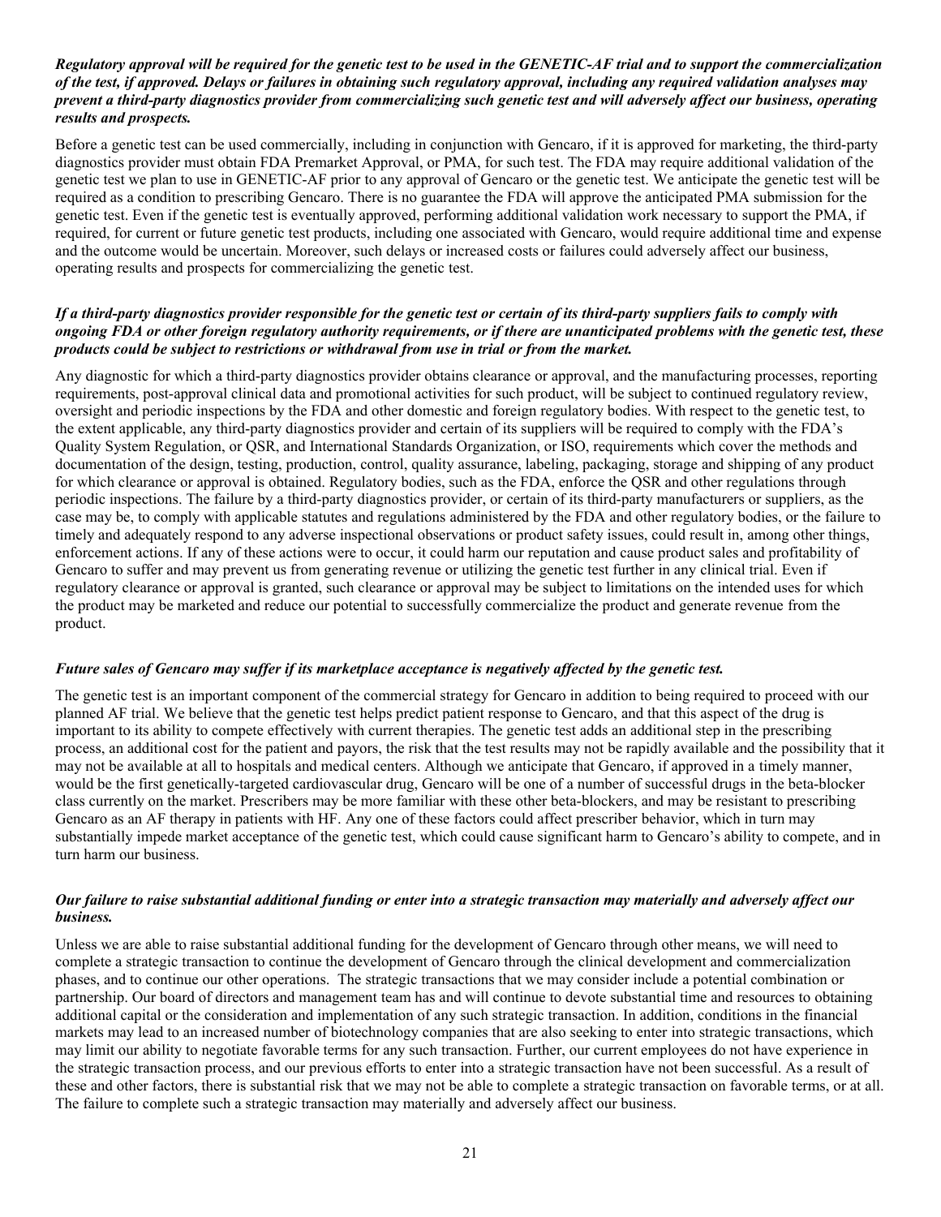***Regulatory approval will be required for the genetic test to be used in the GENETIC-AF trial and to support the commercialization of the test, if approved. Delays or failures in obtaining such regulatory approval, including any required validation analyses may prevent a third-party diagnostics provider from commercializing such genetic test and will adversely affect our business, operating results and prospects.***

Before a genetic test can be used commercially, including in conjunction with Gencaro, if it is approved for marketing, the third-party diagnostics provider must obtain FDA Premarket Approval, or PMA, for such test. The FDA may require additional validation of the genetic test we plan to use in GENETIC-AF prior to any approval of Gencaro or the genetic test. We anticipate the genetic test will be required as a condition to prescribing Gencaro. There is no guarantee the FDA will approve the anticipated PMA submission for the genetic test. Even if the genetic test is eventually approved, performing additional validation work necessary to support the PMA, if required, for current or future genetic test products, including one associated with Gencaro, would require additional time and expense and the outcome would be uncertain. Moreover, such delays or increased costs or failures could adversely affect our business, operating results and prospects for commercializing the genetic test.

***If a third-party diagnostics provider responsible for the genetic test or certain of its third-party suppliers fails to comply with ongoing FDA or other foreign regulatory authority requirements, or if there are unanticipated problems with the genetic test, these products could be subject to restrictions or withdrawal from use in trial or from the market.***

Any diagnostic for which a third-party diagnostics provider obtains clearance or approval, and the manufacturing processes, reporting requirements, post-approval clinical data and promotional activities for such product, will be subject to continued regulatory review, oversight and periodic inspections by the FDA and other domestic and foreign regulatory bodies. With respect to the genetic test, to the extent applicable, any third-party diagnostics provider and certain of its suppliers will be required to comply with the FDA's Quality System Regulation, or QSR, and International Standards Organization, or ISO, requirements which cover the methods and documentation of the design, testing, production, control, quality assurance, labeling, packaging, storage and shipping of any product for which clearance or approval is obtained. Regulatory bodies, such as the FDA, enforce the QSR and other regulations through periodic inspections. The failure by a third-party diagnostics provider, or certain of its third-party manufacturers or suppliers, as the case may be, to comply with applicable statutes and regulations administered by the FDA and other regulatory bodies, or the failure to timely and adequately respond to any adverse inspectional observations or product safety issues, could result in, among other things, enforcement actions. If any of these actions were to occur, it could harm our reputation and cause product sales and profitability of Gencaro to suffer and may prevent us from generating revenue or utilizing the genetic test further in any clinical trial. Even if regulatory clearance or approval is granted, such clearance or approval may be subject to limitations on the intended uses for which the product may be marketed and reduce our potential to successfully commercialize the product and generate revenue from the product.

***Future sales of Gencaro may suffer if its marketplace acceptance is negatively affected by the genetic test.***

The genetic test is an important component of the commercial strategy for Gencaro in addition to being required to proceed with our planned AF trial. We believe that the genetic test helps predict patient response to Gencaro, and that this aspect of the drug is important to its ability to compete effectively with current therapies. The genetic test adds an additional step in the prescribing process, an additional cost for the patient and payors, the risk that the test results may not be rapidly available and the possibility that it may not be available at all to hospitals and medical centers. Although we anticipate that Gencaro, if approved in a timely manner, would be the first genetically-targeted cardiovascular drug, Gencaro will be one of a number of successful drugs in the beta-blocker class currently on the market. Prescribers may be more familiar with these other beta-blockers, and may be resistant to prescribing Gencaro as an AF therapy in patients with HF. Any one of these factors could affect prescriber behavior, which in turn may substantially impede market acceptance of the genetic test, which could cause significant harm to Gencaro's ability to compete, and in turn harm our business.

***Our failure to raise substantial additional funding or enter into a strategic transaction may materially and adversely affect our business.***

Unless we are able to raise substantial additional funding for the development of Gencaro through other means, we will need to complete a strategic transaction to continue the development of Gencaro through the clinical development and commercialization phases, and to continue our other operations. The strategic transactions that we may consider include a potential combination or partnership. Our board of directors and management team has and will continue to devote substantial time and resources to obtaining additional capital or the consideration and implementation of any such strategic transaction. In addition, conditions in the financial markets may lead to an increased number of biotechnology companies that are also seeking to enter into strategic transactions, which may limit our ability to negotiate favorable terms for any such transaction. Further, our current employees do not have experience in the strategic transaction process, and our previous efforts to enter into a strategic transaction have not been successful. As a result of these and other factors, there is substantial risk that we may not be able to complete a strategic transaction on favorable terms, or at all. The failure to complete such a strategic transaction may materially and adversely affect our business.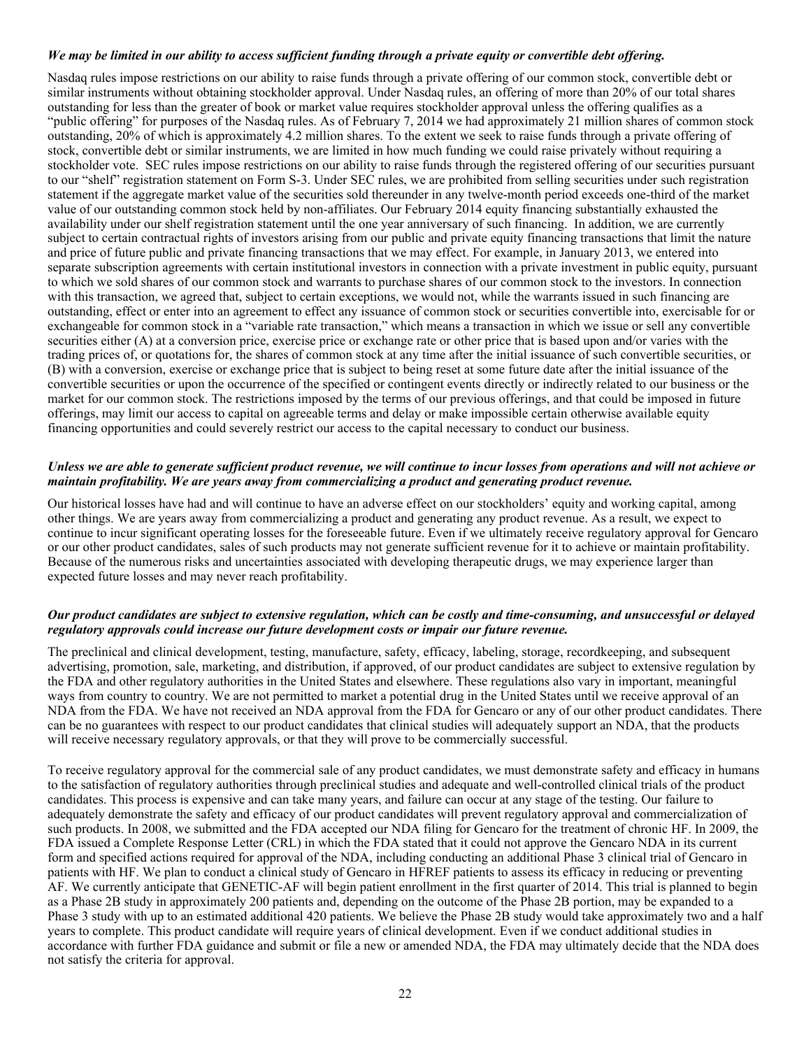***We may be limited in our ability to access sufficient funding through a private equity or convertible debt offering.***

Nasdaq rules impose restrictions on our ability to raise funds through a private offering of our common stock, convertible debt or similar instruments without obtaining stockholder approval. Under Nasdaq rules, an offering of more than 20% of our total shares outstanding for less than the greater of book or market value requires stockholder approval unless the offering qualifies as a "public offering" for purposes of the Nasdaq rules. As of February 7, 2014 we had approximately 21 million shares of common stock outstanding, 20% of which is approximately 4.2 million shares. To the extent we seek to raise funds through a private offering of stock, convertible debt or similar instruments, we are limited in how much funding we could raise privately without requiring a stockholder vote. SEC rules impose restrictions on our ability to raise funds through the registered offering of our securities pursuant to our "shelf" registration statement on Form S-3. Under SEC rules, we are prohibited from selling securities under such registration statement if the aggregate market value of the securities sold thereunder in any twelve-month period exceeds one-third of the market value of our outstanding common stock held by non-affiliates. Our February 2014 equity financing substantially exhausted the availability under our shelf registration statement until the one year anniversary of such financing. In addition, we are currently subject to certain contractual rights of investors arising from our public and private equity financing transactions that limit the nature and price of future public and private financing transactions that we may effect. For example, in January 2013, we entered into separate subscription agreements with certain institutional investors in connection with a private investment in public equity, pursuant to which we sold shares of our common stock and warrants to purchase shares of our common stock to the investors. In connection with this transaction, we agreed that, subject to certain exceptions, we would not, while the warrants issued in such financing are outstanding, effect or enter into an agreement to effect any issuance of common stock or securities convertible into, exercisable for or exchangeable for common stock in a "variable rate transaction," which means a transaction in which we issue or sell any convertible securities either (A) at a conversion price, exercise price or exchange rate or other price that is based upon and/or varies with the trading prices of, or quotations for, the shares of common stock at any time after the initial issuance of such convertible securities, or (B) with a conversion, exercise or exchange price that is subject to being reset at some future date after the initial issuance of the convertible securities or upon the occurrence of the specified or contingent events directly or indirectly related to our business or the market for our common stock. The restrictions imposed by the terms of our previous offerings, and that could be imposed in future offerings, may limit our access to capital on agreeable terms and delay or make impossible certain otherwise available equity financing opportunities and could severely restrict our access to the capital necessary to conduct our business.

***Unless we are able to generate sufficient product revenue, we will continue to incur losses from operations and will not achieve or maintain profitability. We are years away from commercializing a product and generating product revenue.***

Our historical losses have had and will continue to have an adverse effect on our stockholders' equity and working capital, among other things. We are years away from commercializing a product and generating any product revenue. As a result, we expect to continue to incur significant operating losses for the foreseeable future. Even if we ultimately receive regulatory approval for Gencaro or our other product candidates, sales of such products may not generate sufficient revenue for it to achieve or maintain profitability. Because of the numerous risks and uncertainties associated with developing therapeutic drugs, we may experience larger than expected future losses and may never reach profitability.

***Our product candidates are subject to extensive regulation, which can be costly and time-consuming, and unsuccessful or delayed regulatory approvals could increase our future development costs or impair our future revenue.***

The preclinical and clinical development, testing, manufacture, safety, efficacy, labeling, storage, recordkeeping, and subsequent advertising, promotion, sale, marketing, and distribution, if approved, of our product candidates are subject to extensive regulation by the FDA and other regulatory authorities in the United States and elsewhere. These regulations also vary in important, meaningful ways from country to country. We are not permitted to market a potential drug in the United States until we receive approval of an NDA from the FDA. We have not received an NDA approval from the FDA for Gencaro or any of our other product candidates. There can be no guarantees with respect to our product candidates that clinical studies will adequately support an NDA, that the products will receive necessary regulatory approvals, or that they will prove to be commercially successful.

To receive regulatory approval for the commercial sale of any product candidates, we must demonstrate safety and efficacy in humans to the satisfaction of regulatory authorities through preclinical studies and adequate and well-controlled clinical trials of the product candidates. This process is expensive and can take many years, and failure can occur at any stage of the testing. Our failure to adequately demonstrate the safety and efficacy of our product candidates will prevent regulatory approval and commercialization of such products. In 2008, we submitted and the FDA accepted our NDA filing for Gencaro for the treatment of chronic HF. In 2009, the FDA issued a Complete Response Letter (CRL) in which the FDA stated that it could not approve the Gencaro NDA in its current form and specified actions required for approval of the NDA, including conducting an additional Phase 3 clinical trial of Gencaro in patients with HF. We plan to conduct a clinical study of Gencaro in HFREF patients to assess its efficacy in reducing or preventing AF. We currently anticipate that GENETIC-AF will begin patient enrollment in the first quarter of 2014. This trial is planned to begin as a Phase 2B study in approximately 200 patients and, depending on the outcome of the Phase 2B portion, may be expanded to a Phase 3 study with up to an estimated additional 420 patients. We believe the Phase 2B study would take approximately two and a half years to complete. This product candidate will require years of clinical development. Even if we conduct additional studies in accordance with further FDA guidance and submit or file a new or amended NDA, the FDA may ultimately decide that the NDA does not satisfy the criteria for approval.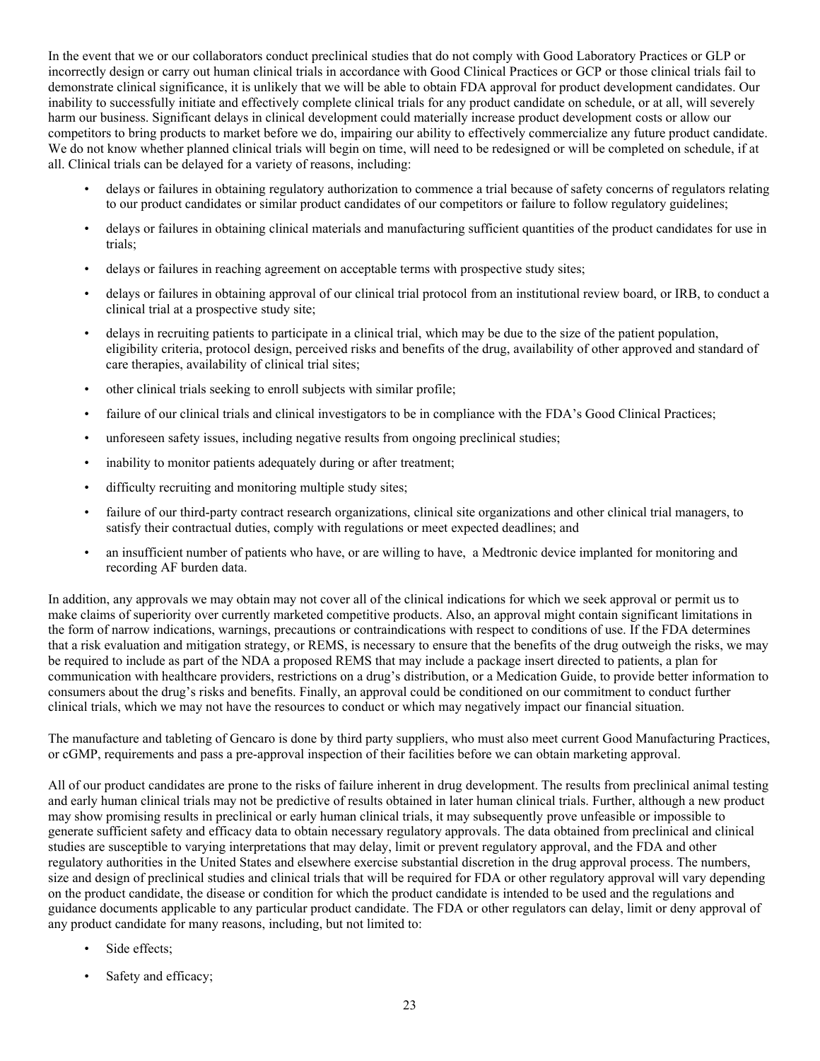In the event that we or our collaborators conduct preclinical studies that do not comply with Good Laboratory Practices or GLP or incorrectly design or carry out human clinical trials in accordance with Good Clinical Practices or GCP or those clinical trials fail to demonstrate clinical significance, it is unlikely that we will be able to obtain FDA approval for product development candidates. Our inability to successfully initiate and effectively complete clinical trials for any product candidate on schedule, or at all, will severely harm our business. Significant delays in clinical development could materially increase product development costs or allow our competitors to bring products to market before we do, impairing our ability to effectively commercialize any future product candidate. We do not know whether planned clinical trials will begin on time, will need to be redesigned or will be completed on schedule, if at all. Clinical trials can be delayed for a variety of reasons, including:

- delays or failures in obtaining regulatory authorization to commence a trial because of safety concerns of regulators relating to our product candidates or similar product candidates of our competitors or failure to follow regulatory guidelines;
- delays or failures in obtaining clinical materials and manufacturing sufficient quantities of the product candidates for use in trials;
- delays or failures in reaching agreement on acceptable terms with prospective study sites;
- delays or failures in obtaining approval of our clinical trial protocol from an institutional review board, or IRB, to conduct a clinical trial at a prospective study site;
- delays in recruiting patients to participate in a clinical trial, which may be due to the size of the patient population, eligibility criteria, protocol design, perceived risks and benefits of the drug, availability of other approved and standard of care therapies, availability of clinical trial sites;
- other clinical trials seeking to enroll subjects with similar profile;
- failure of our clinical trials and clinical investigators to be in compliance with the FDA's Good Clinical Practices;
- unforeseen safety issues, including negative results from ongoing preclinical studies;
- inability to monitor patients adequately during or after treatment;
- difficulty recruiting and monitoring multiple study sites;
- failure of our third-party contract research organizations, clinical site organizations and other clinical trial managers, to satisfy their contractual duties, comply with regulations or meet expected deadlines; and
- an insufficient number of patients who have, or are willing to have, a Medtronic device implanted for monitoring and recording AF burden data.

In addition, any approvals we may obtain may not cover all of the clinical indications for which we seek approval or permit us to make claims of superiority over currently marketed competitive products. Also, an approval might contain significant limitations in the form of narrow indications, warnings, precautions or contraindications with respect to conditions of use. If the FDA determines that a risk evaluation and mitigation strategy, or REMS, is necessary to ensure that the benefits of the drug outweigh the risks, we may be required to include as part of the NDA a proposed REMS that may include a package insert directed to patients, a plan for communication with healthcare providers, restrictions on a drug's distribution, or a Medication Guide, to provide better information to consumers about the drug's risks and benefits. Finally, an approval could be conditioned on our commitment to conduct further clinical trials, which we may not have the resources to conduct or which may negatively impact our financial situation.

The manufacture and tableting of Gencaro is done by third party suppliers, who must also meet current Good Manufacturing Practices, or cGMP, requirements and pass a pre-approval inspection of their facilities before we can obtain marketing approval.

All of our product candidates are prone to the risks of failure inherent in drug development. The results from preclinical animal testing and early human clinical trials may not be predictive of results obtained in later human clinical trials. Further, although a new product may show promising results in preclinical or early human clinical trials, it may subsequently prove unfeasible or impossible to generate sufficient safety and efficacy data to obtain necessary regulatory approvals. The data obtained from preclinical and clinical studies are susceptible to varying interpretations that may delay, limit or prevent regulatory approval, and the FDA and other regulatory authorities in the United States and elsewhere exercise substantial discretion in the drug approval process. The numbers, size and design of preclinical studies and clinical trials that will be required for FDA or other regulatory approval will vary depending on the product candidate, the disease or condition for which the product candidate is intended to be used and the regulations and guidance documents applicable to any particular product candidate. The FDA or other regulators can delay, limit or deny approval of any product candidate for many reasons, including, but not limited to:

- Side effects;
- Safety and efficacy;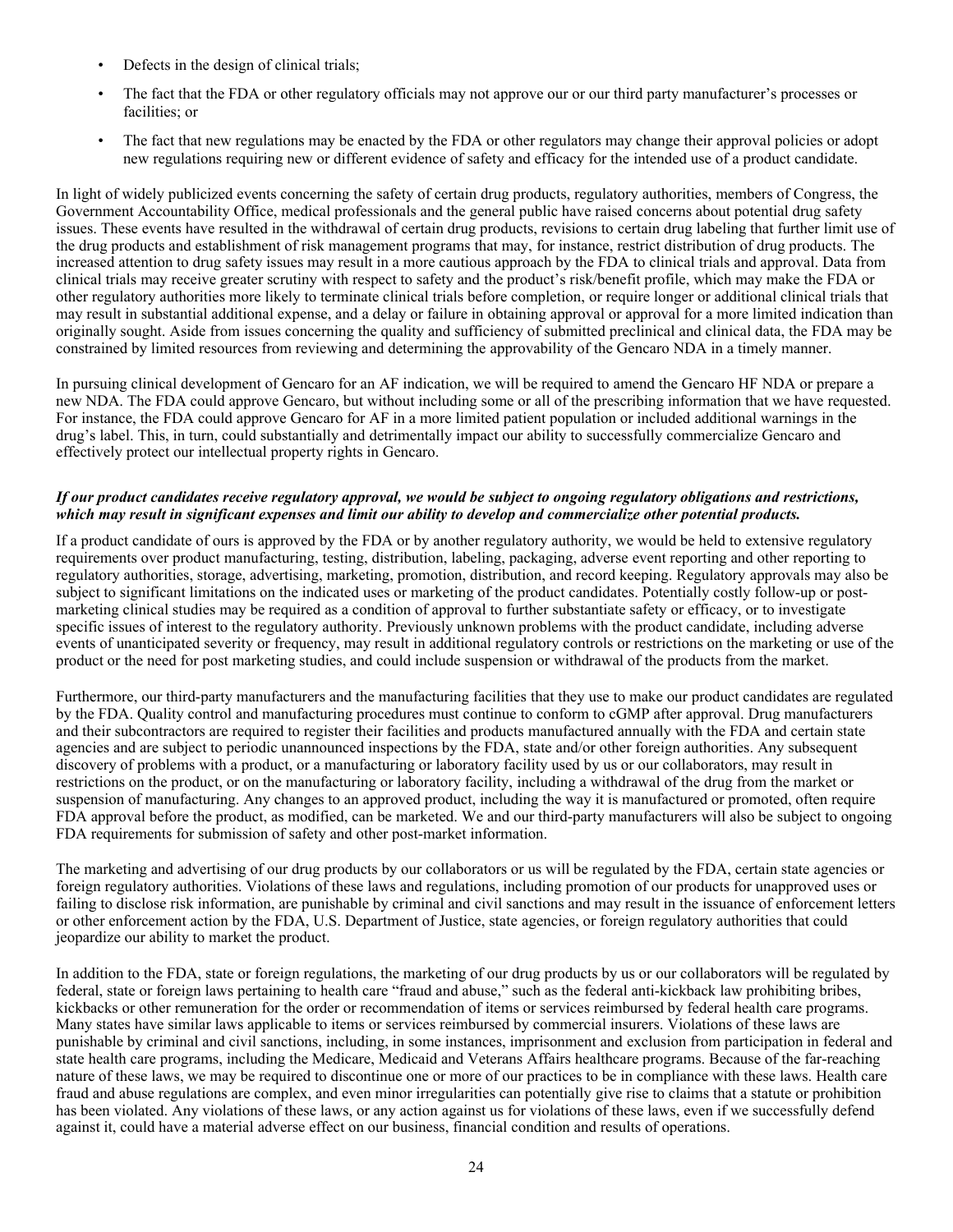- Defects in the design of clinical trials;
- The fact that the FDA or other regulatory officials may not approve our or our third party manufacturer's processes or facilities; or
- The fact that new regulations may be enacted by the FDA or other regulators may change their approval policies or adopt new regulations requiring new or different evidence of safety and efficacy for the intended use of a product candidate.

In light of widely publicized events concerning the safety of certain drug products, regulatory authorities, members of Congress, the Government Accountability Office, medical professionals and the general public have raised concerns about potential drug safety issues. These events have resulted in the withdrawal of certain drug products, revisions to certain drug labeling that further limit use of the drug products and establishment of risk management programs that may, for instance, restrict distribution of drug products. The increased attention to drug safety issues may result in a more cautious approach by the FDA to clinical trials and approval. Data from clinical trials may receive greater scrutiny with respect to safety and the product's risk/benefit profile, which may make the FDA or other regulatory authorities more likely to terminate clinical trials before completion, or require longer or additional clinical trials that may result in substantial additional expense, and a delay or failure in obtaining approval or approval for a more limited indication than originally sought. Aside from issues concerning the quality and sufficiency of submitted preclinical and clinical data, the FDA may be constrained by limited resources from reviewing and determining the approvability of the Gencaro NDA in a timely manner.

In pursuing clinical development of Gencaro for an AF indication, we will be required to amend the Gencaro HF NDA or prepare a new NDA. The FDA could approve Gencaro, but without including some or all of the prescribing information that we have requested. For instance, the FDA could approve Gencaro for AF in a more limited patient population or included additional warnings in the drug's label. This, in turn, could substantially and detrimentally impact our ability to successfully commercialize Gencaro and effectively protect our intellectual property rights in Gencaro.

***If our product candidates receive regulatory approval, we would be subject to ongoing regulatory obligations and restrictions, which may result in significant expenses and limit our ability to develop and commercialize other potential products.***

If a product candidate of ours is approved by the FDA or by another regulatory authority, we would be held to extensive regulatory requirements over product manufacturing, testing, distribution, labeling, packaging, adverse event reporting and other reporting to regulatory authorities, storage, advertising, marketing, promotion, distribution, and record keeping. Regulatory approvals may also be subject to significant limitations on the indicated uses or marketing of the product candidates. Potentially costly follow-up or post-marketing clinical studies may be required as a condition of approval to further substantiate safety or efficacy, or to investigate specific issues of interest to the regulatory authority. Previously unknown problems with the product candidate, including adverse events of unanticipated severity or frequency, may result in additional regulatory controls or restrictions on the marketing or use of the product or the need for post marketing studies, and could include suspension or withdrawal of the products from the market.

Furthermore, our third-party manufacturers and the manufacturing facilities that they use to make our product candidates are regulated by the FDA. Quality control and manufacturing procedures must continue to conform to cGMP after approval. Drug manufacturers and their subcontractors are required to register their facilities and products manufactured annually with the FDA and certain state agencies and are subject to periodic unannounced inspections by the FDA, state and/or other foreign authorities. Any subsequent discovery of problems with a product, or a manufacturing or laboratory facility used by us or our collaborators, may result in restrictions on the product, or on the manufacturing or laboratory facility, including a withdrawal of the drug from the market or suspension of manufacturing. Any changes to an approved product, including the way it is manufactured or promoted, often require FDA approval before the product, as modified, can be marketed. We and our third-party manufacturers will also be subject to ongoing FDA requirements for submission of safety and other post-market information.

The marketing and advertising of our drug products by our collaborators or us will be regulated by the FDA, certain state agencies or foreign regulatory authorities. Violations of these laws and regulations, including promotion of our products for unapproved uses or failing to disclose risk information, are punishable by criminal and civil sanctions and may result in the issuance of enforcement letters or other enforcement action by the FDA, U.S. Department of Justice, state agencies, or foreign regulatory authorities that could jeopardize our ability to market the product.

In addition to the FDA, state or foreign regulations, the marketing of our drug products by us or our collaborators will be regulated by federal, state or foreign laws pertaining to health care "fraud and abuse," such as the federal anti-kickback law prohibiting bribes, kickbacks or other remuneration for the order or recommendation of items or services reimbursed by federal health care programs. Many states have similar laws applicable to items or services reimbursed by commercial insurers. Violations of these laws are punishable by criminal and civil sanctions, including, in some instances, imprisonment and exclusion from participation in federal and state health care programs, including the Medicare, Medicaid and Veterans Affairs healthcare programs. Because of the far-reaching nature of these laws, we may be required to discontinue one or more of our practices to be in compliance with these laws. Health care fraud and abuse regulations are complex, and even minor irregularities can potentially give rise to claims that a statute or prohibition has been violated. Any violations of these laws, or any action against us for violations of these laws, even if we successfully defend against it, could have a material adverse effect on our business, financial condition and results of operations.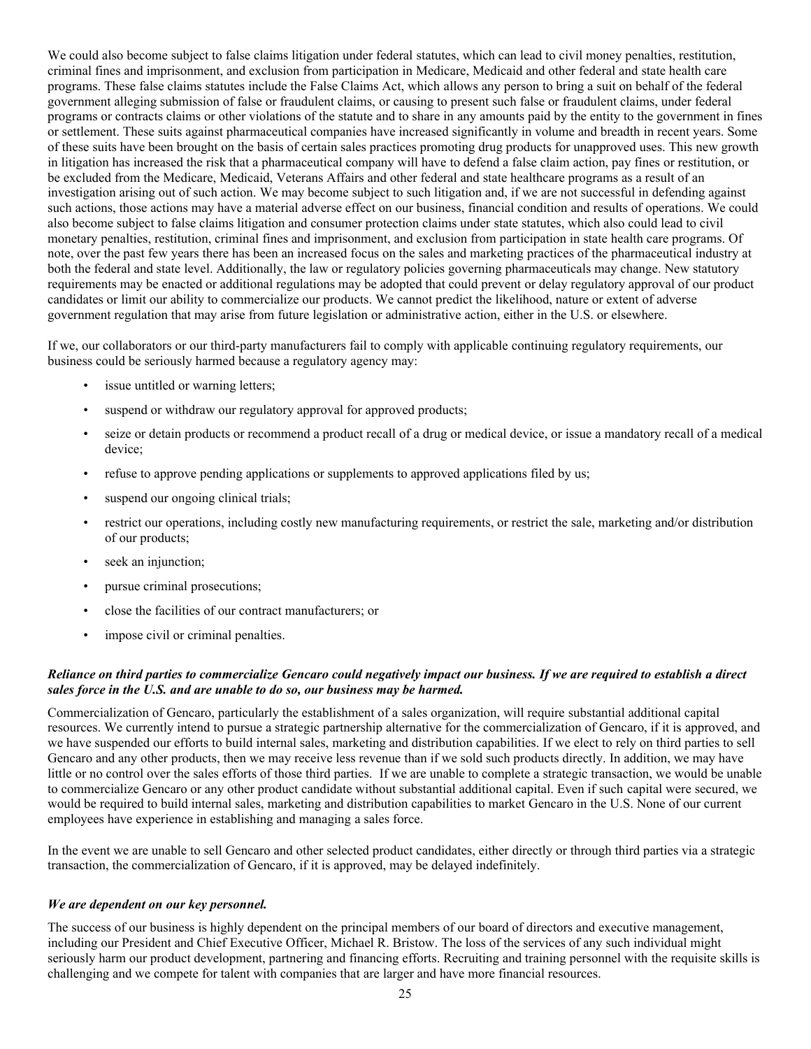We could also become subject to false claims litigation under federal statutes, which can lead to civil money penalties, restitution, criminal fines and imprisonment, and exclusion from participation in Medicare, Medicaid and other federal and state health care programs. These false claims statutes include the False Claims Act, which allows any person to bring a suit on behalf of the federal government alleging submission of false or fraudulent claims, or causing to present such false or fraudulent claims, under federal programs or contracts claims or other violations of the statute and to share in any amounts paid by the entity to the government in fines or settlement. These suits against pharmaceutical companies have increased significantly in volume and breadth in recent years. Some of these suits have been brought on the basis of certain sales practices promoting drug products for unapproved uses. This new growth in litigation has increased the risk that a pharmaceutical company will have to defend a false claim action, pay fines or restitution, or be excluded from the Medicare, Medicaid, Veterans Affairs and other federal and state healthcare programs as a result of an investigation arising out of such action. We may become subject to such litigation and, if we are not successful in defending against such actions, those actions may have a material adverse effect on our business, financial condition and results of operations. We could also become subject to false claims litigation and consumer protection claims under state statutes, which also could lead to civil monetary penalties, restitution, criminal fines and imprisonment, and exclusion from participation in state health care programs. Of note, over the past few years there has been an increased focus on the sales and marketing practices of the pharmaceutical industry at both the federal and state level. Additionally, the law or regulatory policies governing pharmaceuticals may change. New statutory requirements may be enacted or additional regulations may be adopted that could prevent or delay regulatory approval of our product candidates or limit our ability to commercialize our products. We cannot predict the likelihood, nature or extent of adverse government regulation that may arise from future legislation or administrative action, either in the U.S. or elsewhere.

If we, our collaborators or our third-party manufacturers fail to comply with applicable continuing regulatory requirements, our business could be seriously harmed because a regulatory agency may:

- issue untitled or warning letters;
- suspend or withdraw our regulatory approval for approved products;
- seize or detain products or recommend a product recall of a drug or medical device, or issue a mandatory recall of a medical device;
- refuse to approve pending applications or supplements to approved applications filed by us;
- suspend our ongoing clinical trials;
- restrict our operations, including costly new manufacturing requirements, or restrict the sale, marketing and/or distribution of our products;
- seek an injunction;
- pursue criminal prosecutions;
- close the facilities of our contract manufacturers; or
- impose civil or criminal penalties.

***Reliance on third parties to commercialize Gencaro could negatively impact our business. If we are required to establish a direct sales force in the U.S. and are unable to do so, our business may be harmed.***

Commercialization of Gencaro, particularly the establishment of a sales organization, will require substantial additional capital resources. We currently intend to pursue a strategic partnership alternative for the commercialization of Gencaro, if it is approved, and we have suspended our efforts to build internal sales, marketing and distribution capabilities. If we elect to rely on third parties to sell Gencaro and any other products, then we may receive less revenue than if we sold such products directly. In addition, we may have little or no control over the sales efforts of those third parties. If we are unable to complete a strategic transaction, we would be unable to commercialize Gencaro or any other product candidate without substantial additional capital. Even if such capital were secured, we would be required to build internal sales, marketing and distribution capabilities to market Gencaro in the U.S. None of our current employees have experience in establishing and managing a sales force.

In the event we are unable to sell Gencaro and other selected product candidates, either directly or through third parties via a strategic transaction, the commercialization of Gencaro, if it is approved, may be delayed indefinitely.

***We are dependent on our key personnel.***

The success of our business is highly dependent on the principal members of our board of directors and executive management, including our President and Chief Executive Officer, Michael R. Bristow. The loss of the services of any such individual might seriously harm our product development, partnering and financing efforts. Recruiting and training personnel with the requisite skills is challenging and we compete for talent with companies that are larger and have more financial resources.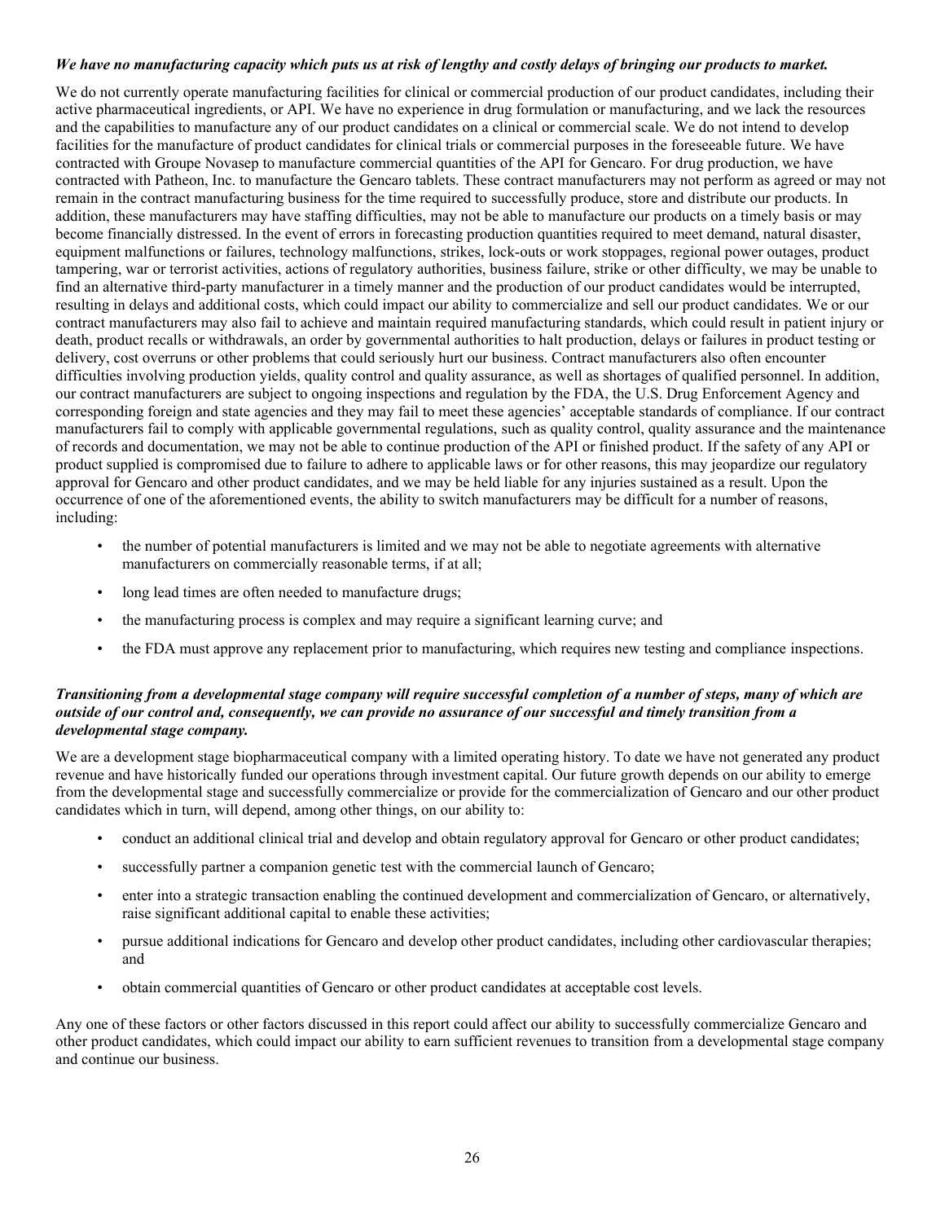***We have no manufacturing capacity which puts us at risk of lengthy and costly delays of bringing our products to market.***

We do not currently operate manufacturing facilities for clinical or commercial production of our product candidates, including their active pharmaceutical ingredients, or API. We have no experience in drug formulation or manufacturing, and we lack the resources and the capabilities to manufacture any of our product candidates on a clinical or commercial scale. We do not intend to develop facilities for the manufacture of product candidates for clinical trials or commercial purposes in the foreseeable future. We have contracted with Groupe Novasep to manufacture commercial quantities of the API for Gencaro. For drug production, we have contracted with Patheon, Inc. to manufacture the Gencaro tablets. These contract manufacturers may not perform as agreed or may not remain in the contract manufacturing business for the time required to successfully produce, store and distribute our products. In addition, these manufacturers may have staffing difficulties, may not be able to manufacture our products on a timely basis or may become financially distressed. In the event of errors in forecasting production quantities required to meet demand, natural disaster, equipment malfunctions or failures, technology malfunctions, strikes, lock-outs or work stoppages, regional power outages, product tampering, war or terrorist activities, actions of regulatory authorities, business failure, strike or other difficulty, we may be unable to find an alternative third-party manufacturer in a timely manner and the production of our product candidates would be interrupted, resulting in delays and additional costs, which could impact our ability to commercialize and sell our product candidates. We or our contract manufacturers may also fail to achieve and maintain required manufacturing standards, which could result in patient injury or death, product recalls or withdrawals, an order by governmental authorities to halt production, delays or failures in product testing or delivery, cost overruns or other problems that could seriously hurt our business. Contract manufacturers also often encounter difficulties involving production yields, quality control and quality assurance, as well as shortages of qualified personnel. In addition, our contract manufacturers are subject to ongoing inspections and regulation by the FDA, the U.S. Drug Enforcement Agency and corresponding foreign and state agencies and they may fail to meet these agencies' acceptable standards of compliance. If our contract manufacturers fail to comply with applicable governmental regulations, such as quality control, quality assurance and the maintenance of records and documentation, we may not be able to continue production of the API or finished product. If the safety of any API or product supplied is compromised due to failure to adhere to applicable laws or for other reasons, this may jeopardize our regulatory approval for Gencaro and other product candidates, and we may be held liable for any injuries sustained as a result. Upon the occurrence of one of the aforementioned events, the ability to switch manufacturers may be difficult for a number of reasons, including:

- the number of potential manufacturers is limited and we may not be able to negotiate agreements with alternative manufacturers on commercially reasonable terms, if at all;
- long lead times are often needed to manufacture drugs;
- the manufacturing process is complex and may require a significant learning curve; and
- the FDA must approve any replacement prior to manufacturing, which requires new testing and compliance inspections.

***Transitioning from a developmental stage company will require successful completion of a number of steps, many of which are outside of our control and, consequently, we can provide no assurance of our successful and timely transition from a developmental stage company.***

We are a development stage biopharmaceutical company with a limited operating history. To date we have not generated any product revenue and have historically funded our operations through investment capital. Our future growth depends on our ability to emerge from the developmental stage and successfully commercialize or provide for the commercialization of Gencaro and our other product candidates which in turn, will depend, among other things, on our ability to:

- conduct an additional clinical trial and develop and obtain regulatory approval for Gencaro or other product candidates;
- successfully partner a companion genetic test with the commercial launch of Gencaro;
- enter into a strategic transaction enabling the continued development and commercialization of Gencaro, or alternatively, raise significant additional capital to enable these activities;
- pursue additional indications for Gencaro and develop other product candidates, including other cardiovascular therapies; and
- obtain commercial quantities of Gencaro or other product candidates at acceptable cost levels.

Any one of these factors or other factors discussed in this report could affect our ability to successfully commercialize Gencaro and other product candidates, which could impact our ability to earn sufficient revenues to transition from a developmental stage company and continue our business.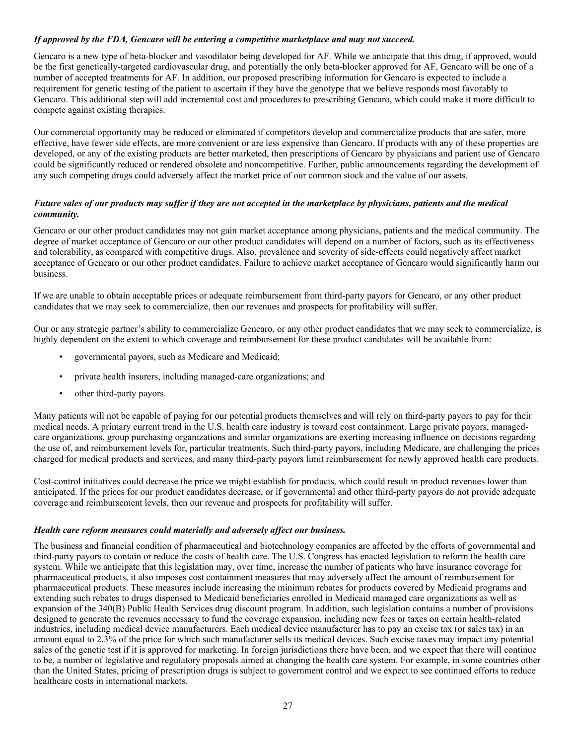***If approved by the FDA, Gencaro will be entering a competitive marketplace and may not succeed.***

Gencaro is a new type of beta-blocker and vasodilator being developed for AF. While we anticipate that this drug, if approved, would be the first genetically-targeted cardiovascular drug, and potentially the only beta-blocker approved for AF, Gencaro will be one of a number of accepted treatments for AF. In addition, our proposed prescribing information for Gencaro is expected to include a requirement for genetic testing of the patient to ascertain if they have the genotype that we believe responds most favorably to Gencaro. This additional step will add incremental cost and procedures to prescribing Gencaro, which could make it more difficult to compete against existing therapies.

Our commercial opportunity may be reduced or eliminated if competitors develop and commercialize products that are safer, more effective, have fewer side effects, are more convenient or are less expensive than Gencaro. If products with any of these properties are developed, or any of the existing products are better marketed, then prescriptions of Gencaro by physicians and patient use of Gencaro could be significantly reduced or rendered obsolete and noncompetitive. Further, public announcements regarding the development of any such competing drugs could adversely affect the market price of our common stock and the value of our assets.

***Future sales of our products may suffer if they are not accepted in the marketplace by physicians, patients and the medical community.***

Gencaro or our other product candidates may not gain market acceptance among physicians, patients and the medical community. The degree of market acceptance of Gencaro or our other product candidates will depend on a number of factors, such as its effectiveness and tolerability, as compared with competitive drugs. Also, prevalence and severity of side-effects could negatively affect market acceptance of Gencaro or our other product candidates. Failure to achieve market acceptance of Gencaro would significantly harm our business.

If we are unable to obtain acceptable prices or adequate reimbursement from third-party payors for Gencaro, or any other product candidates that we may seek to commercialize, then our revenues and prospects for profitability will suffer.

Our or any strategic partner's ability to commercialize Gencaro, or any other product candidates that we may seek to commercialize, is highly dependent on the extent to which coverage and reimbursement for these product candidates will be available from:

- governmental payors, such as Medicare and Medicaid;
- private health insurers, including managed-care organizations; and
- other third-party payors.

Many patients will not be capable of paying for our potential products themselves and will rely on third-party payors to pay for their medical needs. A primary current trend in the U.S. health care industry is toward cost containment. Large private payors, managed-care organizations, group purchasing organizations and similar organizations are exerting increasing influence on decisions regarding the use of, and reimbursement levels for, particular treatments. Such third-party payors, including Medicare, are challenging the prices charged for medical products and services, and many third-party payors limit reimbursement for newly approved health care products.

Cost-control initiatives could decrease the price we might establish for products, which could result in product revenues lower than anticipated. If the prices for our product candidates decrease, or if governmental and other third-party payors do not provide adequate coverage and reimbursement levels, then our revenue and prospects for profitability will suffer.

***Health care reform measures could materially and adversely affect our business.***

The business and financial condition of pharmaceutical and biotechnology companies are affected by the efforts of governmental and third-party payors to contain or reduce the costs of health care. The U.S. Congress has enacted legislation to reform the health care system. While we anticipate that this legislation may, over time, increase the number of patients who have insurance coverage for pharmaceutical products, it also imposes cost containment measures that may adversely affect the amount of reimbursement for pharmaceutical products. These measures include increasing the minimum rebates for products covered by Medicaid programs and extending such rebates to drugs dispensed to Medicaid beneficiaries enrolled in Medicaid managed care organizations as well as expansion of the 340(B) Public Health Services drug discount program. In addition, such legislation contains a number of provisions designed to generate the revenues necessary to fund the coverage expansion, including new fees or taxes on certain health-related industries, including medical device manufacturers. Each medical device manufacturer has to pay an excise tax (or sales tax) in an amount equal to 2.3% of the price for which such manufacturer sells its medical devices. Such excise taxes may impact any potential sales of the genetic test if it is approved for marketing. In foreign jurisdictions there have been, and we expect that there will continue to be, a number of legislative and regulatory proposals aimed at changing the health care system. For example, in some countries other than the United States, pricing of prescription drugs is subject to government control and we expect to see continued efforts to reduce healthcare costs in international markets.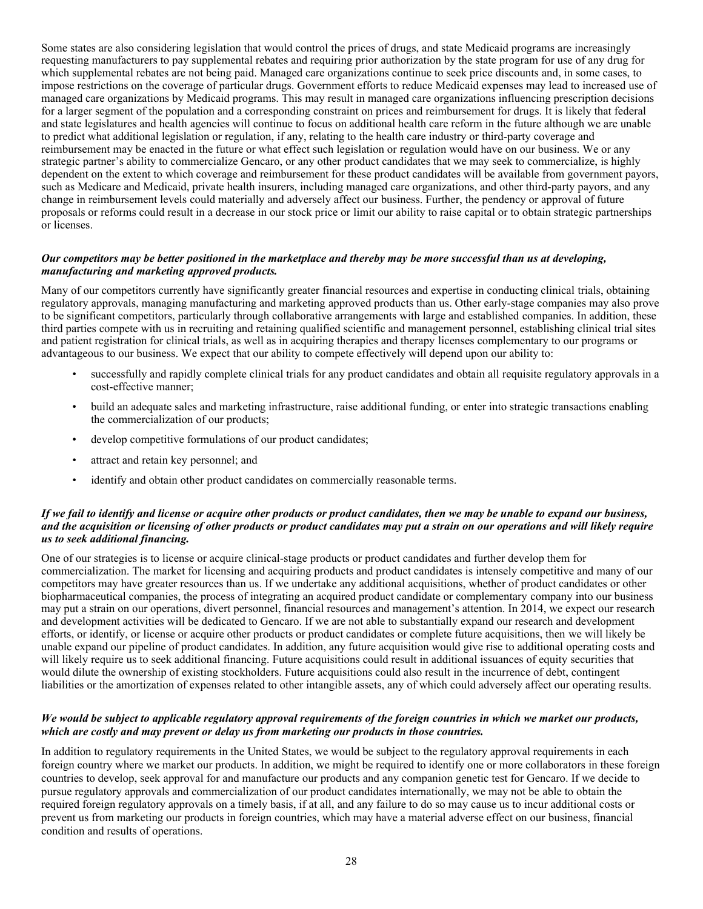Some states are also considering legislation that would control the prices of drugs, and state Medicaid programs are increasingly requesting manufacturers to pay supplemental rebates and requiring prior authorization by the state program for use of any drug for which supplemental rebates are not being paid. Managed care organizations continue to seek price discounts and, in some cases, to impose restrictions on the coverage of particular drugs. Government efforts to reduce Medicaid expenses may lead to increased use of managed care organizations by Medicaid programs. This may result in managed care organizations influencing prescription decisions for a larger segment of the population and a corresponding constraint on prices and reimbursement for drugs. It is likely that federal and state legislatures and health agencies will continue to focus on additional health care reform in the future although we are unable to predict what additional legislation or regulation, if any, relating to the health care industry or third-party coverage and reimbursement may be enacted in the future or what effect such legislation or regulation would have on our business. We or any strategic partner's ability to commercialize Gencaro, or any other product candidates that we may seek to commercialize, is highly dependent on the extent to which coverage and reimbursement for these product candidates will be available from government payors, such as Medicare and Medicaid, private health insurers, including managed care organizations, and other third-party payors, and any change in reimbursement levels could materially and adversely affect our business. Further, the pendency or approval of future proposals or reforms could result in a decrease in our stock price or limit our ability to raise capital or to obtain strategic partnerships or licenses.

***Our competitors may be better positioned in the marketplace and thereby may be more successful than us at developing, manufacturing and marketing approved products.***

Many of our competitors currently have significantly greater financial resources and expertise in conducting clinical trials, obtaining regulatory approvals, managing manufacturing and marketing approved products than us. Other early-stage companies may also prove to be significant competitors, particularly through collaborative arrangements with large and established companies. In addition, these third parties compete with us in recruiting and retaining qualified scientific and management personnel, establishing clinical trial sites and patient registration for clinical trials, as well as in acquiring therapies and therapy licenses complementary to our programs or advantageous to our business. We expect that our ability to compete effectively will depend upon our ability to:

- successfully and rapidly complete clinical trials for any product candidates and obtain all requisite regulatory approvals in a cost-effective manner;
- build an adequate sales and marketing infrastructure, raise additional funding, or enter into strategic transactions enabling the commercialization of our products;
- develop competitive formulations of our product candidates;
- attract and retain key personnel; and
- identify and obtain other product candidates on commercially reasonable terms.

***If we fail to identify and license or acquire other products or product candidates, then we may be unable to expand our business, and the acquisition or licensing of other products or product candidates may put a strain on our operations and will likely require us to seek additional financing.***

One of our strategies is to license or acquire clinical-stage products or product candidates and further develop them for commercialization. The market for licensing and acquiring products and product candidates is intensely competitive and many of our competitors may have greater resources than us. If we undertake any additional acquisitions, whether of product candidates or other biopharmaceutical companies, the process of integrating an acquired product candidate or complementary company into our business may put a strain on our operations, divert personnel, financial resources and management's attention. In 2014, we expect our research and development activities will be dedicated to Gencaro. If we are not able to substantially expand our research and development efforts, or identify, or license or acquire other products or product candidates or complete future acquisitions, then we will likely be unable expand our pipeline of product candidates. In addition, any future acquisition would give rise to additional operating costs and will likely require us to seek additional financing. Future acquisitions could result in additional issuances of equity securities that would dilute the ownership of existing stockholders. Future acquisitions could also result in the incurrence of debt, contingent liabilities or the amortization of expenses related to other intangible assets, any of which could adversely affect our operating results.

***We would be subject to applicable regulatory approval requirements of the foreign countries in which we market our products, which are costly and may prevent or delay us from marketing our products in those countries.***

In addition to regulatory requirements in the United States, we would be subject to the regulatory approval requirements in each foreign country where we market our products. In addition, we might be required to identify one or more collaborators in these foreign countries to develop, seek approval for and manufacture our products and any companion genetic test for Gencaro. If we decide to pursue regulatory approvals and commercialization of our product candidates internationally, we may not be able to obtain the required foreign regulatory approvals on a timely basis, if at all, and any failure to do so may cause us to incur additional costs or prevent us from marketing our products in foreign countries, which may have a material adverse effect on our business, financial condition and results of operations.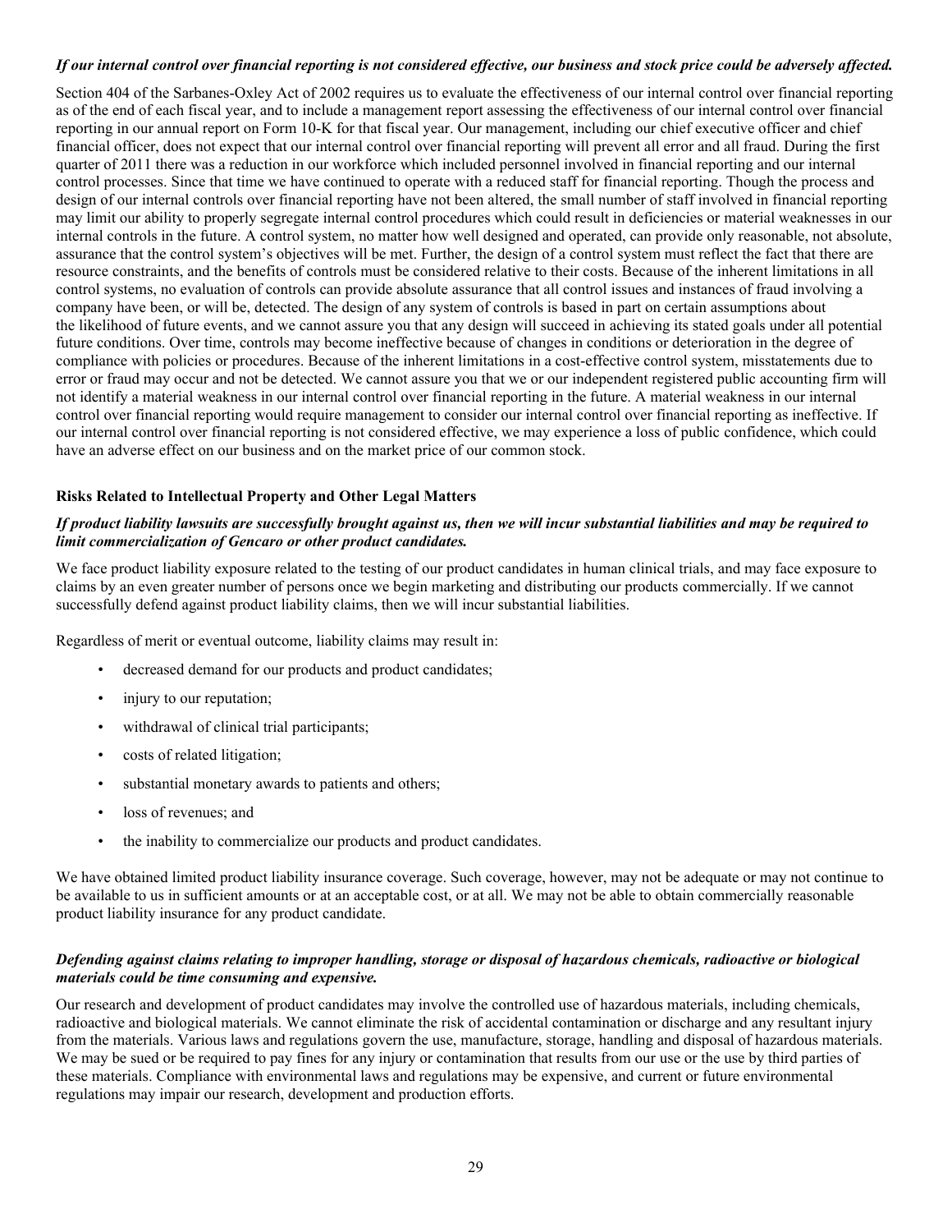***If our internal control over financial reporting is not considered effective, our business and stock price could be adversely affected.***

Section 404 of the Sarbanes-Oxley Act of 2002 requires us to evaluate the effectiveness of our internal control over financial reporting as of the end of each fiscal year, and to include a management report assessing the effectiveness of our internal control over financial reporting in our annual report on Form 10-K for that fiscal year. Our management, including our chief executive officer and chief financial officer, does not expect that our internal control over financial reporting will prevent all error and all fraud. During the first quarter of 2011 there was a reduction in our workforce which included personnel involved in financial reporting and our internal control processes. Since that time we have continued to operate with a reduced staff for financial reporting. Though the process and design of our internal controls over financial reporting have not been altered, the small number of staff involved in financial reporting may limit our ability to properly segregate internal control procedures which could result in deficiencies or material weaknesses in our internal controls in the future. A control system, no matter how well designed and operated, can provide only reasonable, not absolute, assurance that the control system's objectives will be met. Further, the design of a control system must reflect the fact that there are resource constraints, and the benefits of controls must be considered relative to their costs. Because of the inherent limitations in all control systems, no evaluation of controls can provide absolute assurance that all control issues and instances of fraud involving a company have been, or will be, detected. The design of any system of controls is based in part on certain assumptions about the likelihood of future events, and we cannot assure you that any design will succeed in achieving its stated goals under all potential future conditions. Over time, controls may become ineffective because of changes in conditions or deterioration in the degree of compliance with policies or procedures. Because of the inherent limitations in a cost-effective control system, misstatements due to error or fraud may occur and not be detected. We cannot assure you that we or our independent registered public accounting firm will not identify a material weakness in our internal control over financial reporting in the future. A material weakness in our internal control over financial reporting would require management to consider our internal control over financial reporting as ineffective. If our internal control over financial reporting is not considered effective, we may experience a loss of public confidence, which could have an adverse effect on our business and on the market price of our common stock.

**Risks Related to Intellectual Property and Other Legal Matters**

***If product liability lawsuits are successfully brought against us, then we will incur substantial liabilities and may be required to limit commercialization of Gencaro or other product candidates.***

We face product liability exposure related to the testing of our product candidates in human clinical trials, and may face exposure to claims by an even greater number of persons once we begin marketing and distributing our products commercially. If we cannot successfully defend against product liability claims, then we will incur substantial liabilities.

Regardless of merit or eventual outcome, liability claims may result in:

- decreased demand for our products and product candidates;
- injury to our reputation;
- withdrawal of clinical trial participants;
- costs of related litigation;
- substantial monetary awards to patients and others;
- loss of revenues; and
- the inability to commercialize our products and product candidates.

We have obtained limited product liability insurance coverage. Such coverage, however, may not be adequate or may not continue to be available to us in sufficient amounts or at an acceptable cost, or at all. We may not be able to obtain commercially reasonable product liability insurance for any product candidate.

***Defending against claims relating to improper handling, storage or disposal of hazardous chemicals, radioactive or biological materials could be time consuming and expensive.***

Our research and development of product candidates may involve the controlled use of hazardous materials, including chemicals, radioactive and biological materials. We cannot eliminate the risk of accidental contamination or discharge and any resultant injury from the materials. Various laws and regulations govern the use, manufacture, storage, handling and disposal of hazardous materials. We may be sued or be required to pay fines for any injury or contamination that results from our use or the use by third parties of these materials. Compliance with environmental laws and regulations may be expensive, and current or future environmental regulations may impair our research, development and production efforts.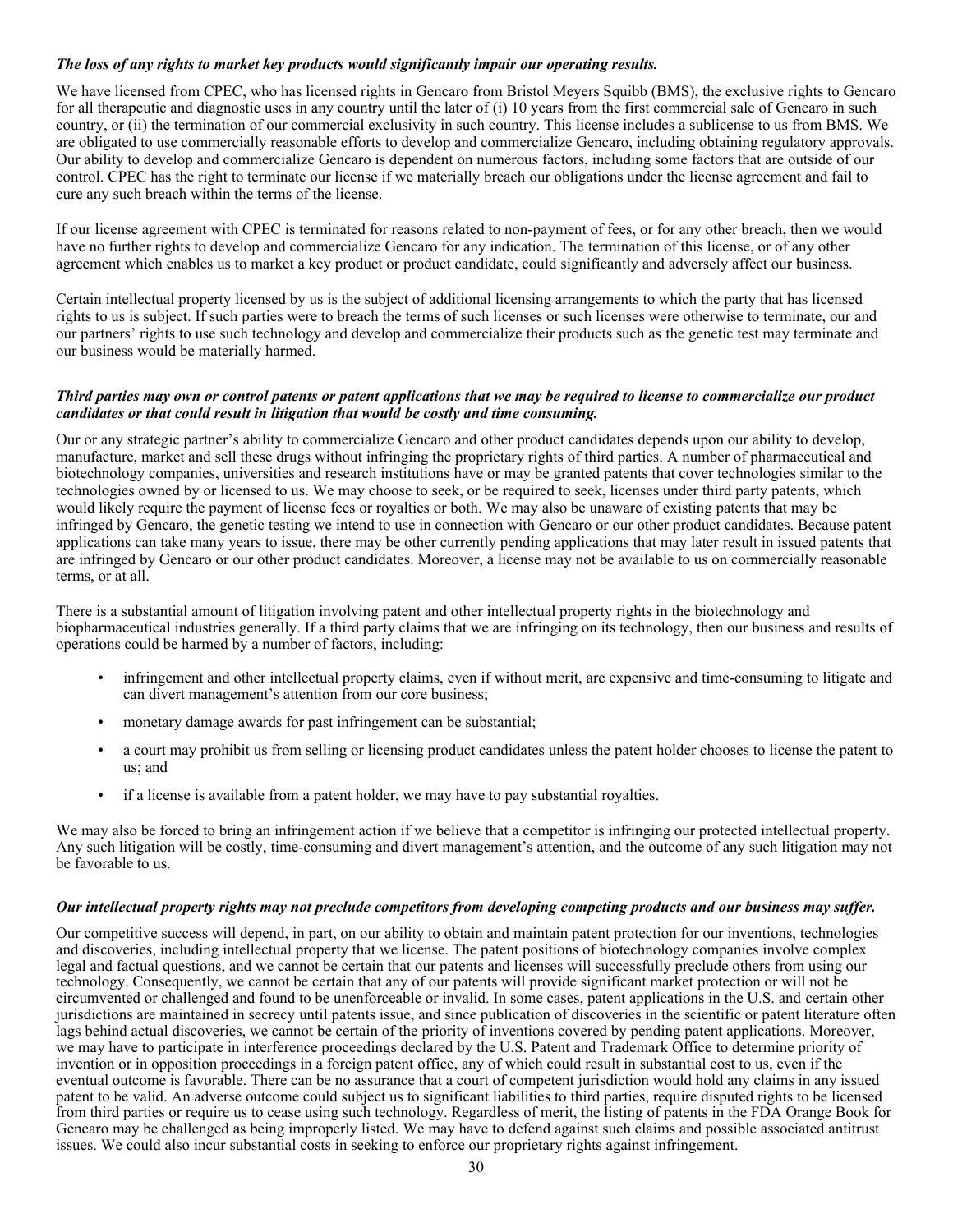***The loss of any rights to market key products would significantly impair our operating results.***

We have licensed from CPEC, who has licensed rights in Gencaro from Bristol Meyers Squibb (BMS), the exclusive rights to Gencaro for all therapeutic and diagnostic uses in any country until the later of (i) 10 years from the first commercial sale of Gencaro in such country, or (ii) the termination of our commercial exclusivity in such country. This license includes a sublicense to us from BMS. We are obligated to use commercially reasonable efforts to develop and commercialize Gencaro, including obtaining regulatory approvals. Our ability to develop and commercialize Gencaro is dependent on numerous factors, including some factors that are outside of our control. CPEC has the right to terminate our license if we materially breach our obligations under the license agreement and fail to cure any such breach within the terms of the license.

If our license agreement with CPEC is terminated for reasons related to non-payment of fees, or for any other breach, then we would have no further rights to develop and commercialize Gencaro for any indication. The termination of this license, or of any other agreement which enables us to market a key product or product candidate, could significantly and adversely affect our business.

Certain intellectual property licensed by us is the subject of additional licensing arrangements to which the party that has licensed rights to us is subject. If such parties were to breach the terms of such licenses or such licenses were otherwise to terminate, our and our partners' rights to use such technology and develop and commercialize their products such as the genetic test may terminate and our business would be materially harmed.

***Third parties may own or control patents or patent applications that we may be required to license to commercialize our product candidates or that could result in litigation that would be costly and time consuming.***

Our or any strategic partner's ability to commercialize Gencaro and other product candidates depends upon our ability to develop, manufacture, market and sell these drugs without infringing the proprietary rights of third parties. A number of pharmaceutical and biotechnology companies, universities and research institutions have or may be granted patents that cover technologies similar to the technologies owned by or licensed to us. We may choose to seek, or be required to seek, licenses under third party patents, which would likely require the payment of license fees or royalties or both. We may also be unaware of existing patents that may be infringed by Gencaro, the genetic testing we intend to use in connection with Gencaro or our other product candidates. Because patent applications can take many years to issue, there may be other currently pending applications that may later result in issued patents that are infringed by Gencaro or our other product candidates. Moreover, a license may not be available to us on commercially reasonable terms, or at all.

There is a substantial amount of litigation involving patent and other intellectual property rights in the biotechnology and biopharmaceutical industries generally. If a third party claims that we are infringing on its technology, then our business and results of operations could be harmed by a number of factors, including:

- infringement and other intellectual property claims, even if without merit, are expensive and time-consuming to litigate and can divert management's attention from our core business;
- monetary damage awards for past infringement can be substantial;
- a court may prohibit us from selling or licensing product candidates unless the patent holder chooses to license the patent to us; and
- if a license is available from a patent holder, we may have to pay substantial royalties.

We may also be forced to bring an infringement action if we believe that a competitor is infringing our protected intellectual property. Any such litigation will be costly, time-consuming and divert management's attention, and the outcome of any such litigation may not be favorable to us.

***Our intellectual property rights may not preclude competitors from developing competing products and our business may suffer.***

Our competitive success will depend, in part, on our ability to obtain and maintain patent protection for our inventions, technologies and discoveries, including intellectual property that we license. The patent positions of biotechnology companies involve complex legal and factual questions, and we cannot be certain that our patents and licenses will successfully preclude others from using our technology. Consequently, we cannot be certain that any of our patents will provide significant market protection or will not be circumvented or challenged and found to be unenforceable or invalid. In some cases, patent applications in the U.S. and certain other jurisdictions are maintained in secrecy until patents issue, and since publication of discoveries in the scientific or patent literature often lags behind actual discoveries, we cannot be certain of the priority of inventions covered by pending patent applications. Moreover, we may have to participate in interference proceedings declared by the U.S. Patent and Trademark Office to determine priority of invention or in opposition proceedings in a foreign patent office, any of which could result in substantial cost to us, even if the eventual outcome is favorable. There can be no assurance that a court of competent jurisdiction would hold any claims in any issued patent to be valid. An adverse outcome could subject us to significant liabilities to third parties, require disputed rights to be licensed from third parties or require us to cease using such technology. Regardless of merit, the listing of patents in the FDA Orange Book for Gencaro may be challenged as being improperly listed. We may have to defend against such claims and possible associated antitrust issues. We could also incur substantial costs in seeking to enforce our proprietary rights against infringement.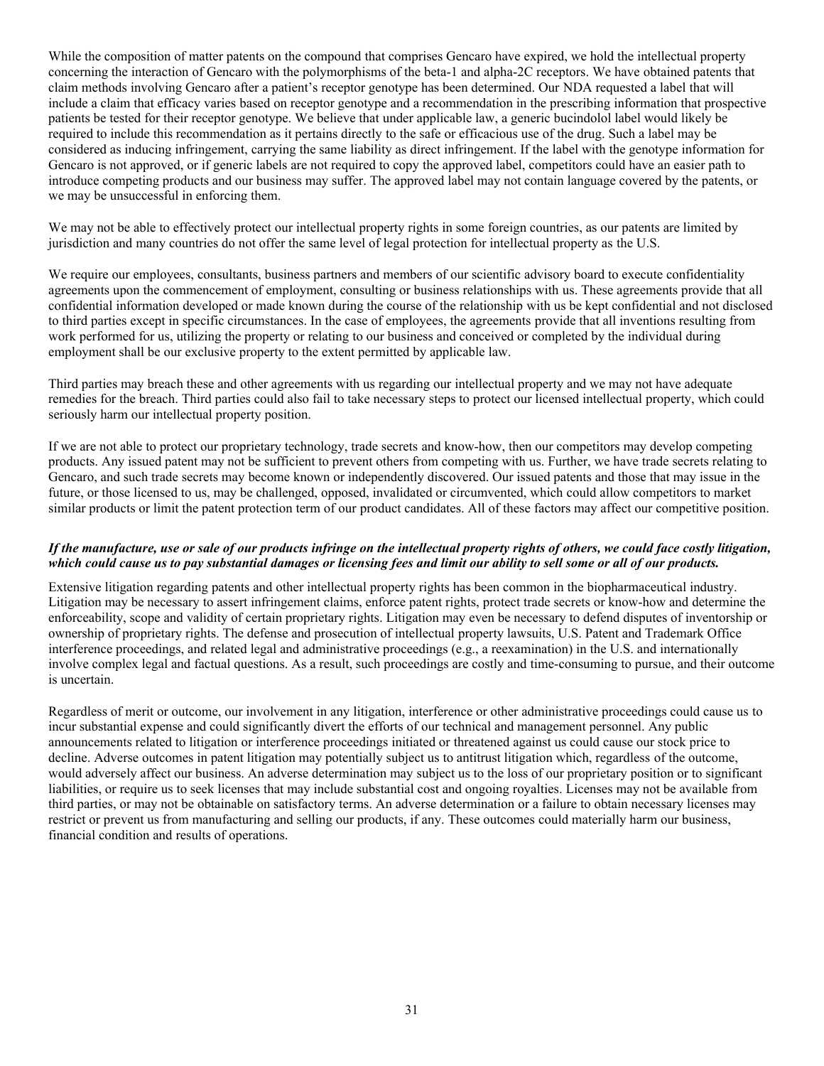While the composition of matter patents on the compound that comprises Gencaro have expired, we hold the intellectual property concerning the interaction of Gencaro with the polymorphisms of the beta-1 and alpha-2C receptors. We have obtained patents that claim methods involving Gencaro after a patient's receptor genotype has been determined. Our NDA requested a label that will include a claim that efficacy varies based on receptor genotype and a recommendation in the prescribing information that prospective patients be tested for their receptor genotype. We believe that under applicable law, a generic bucindolol label would likely be required to include this recommendation as it pertains directly to the safe or efficacious use of the drug. Such a label may be considered as inducing infringement, carrying the same liability as direct infringement. If the label with the genotype information for Gencaro is not approved, or if generic labels are not required to copy the approved label, competitors could have an easier path to introduce competing products and our business may suffer. The approved label may not contain language covered by the patents, or we may be unsuccessful in enforcing them.

We may not be able to effectively protect our intellectual property rights in some foreign countries, as our patents are limited by jurisdiction and many countries do not offer the same level of legal protection for intellectual property as the U.S.

We require our employees, consultants, business partners and members of our scientific advisory board to execute confidentiality agreements upon the commencement of employment, consulting or business relationships with us. These agreements provide that all confidential information developed or made known during the course of the relationship with us be kept confidential and not disclosed to third parties except in specific circumstances. In the case of employees, the agreements provide that all inventions resulting from work performed for us, utilizing the property or relating to our business and conceived or completed by the individual during employment shall be our exclusive property to the extent permitted by applicable law.

Third parties may breach these and other agreements with us regarding our intellectual property and we may not have adequate remedies for the breach. Third parties could also fail to take necessary steps to protect our licensed intellectual property, which could seriously harm our intellectual property position.

If we are not able to protect our proprietary technology, trade secrets and know-how, then our competitors may develop competing products. Any issued patent may not be sufficient to prevent others from competing with us. Further, we have trade secrets relating to Gencaro, and such trade secrets may become known or independently discovered. Our issued patents and those that may issue in the future, or those licensed to us, may be challenged, opposed, invalidated or circumvented, which could allow competitors to market similar products or limit the patent protection term of our product candidates. All of these factors may affect our competitive position.

***If the manufacture, use or sale of our products infringe on the intellectual property rights of others, we could face costly litigation, which could cause us to pay substantial damages or licensing fees and limit our ability to sell some or all of our products.***

Extensive litigation regarding patents and other intellectual property rights has been common in the biopharmaceutical industry. Litigation may be necessary to assert infringement claims, enforce patent rights, protect trade secrets or know-how and determine the enforceability, scope and validity of certain proprietary rights. Litigation may even be necessary to defend disputes of inventorship or ownership of proprietary rights. The defense and prosecution of intellectual property lawsuits, U.S. Patent and Trademark Office interference proceedings, and related legal and administrative proceedings (e.g., a reexamination) in the U.S. and internationally involve complex legal and factual questions. As a result, such proceedings are costly and time-consuming to pursue, and their outcome is uncertain.

Regardless of merit or outcome, our involvement in any litigation, interference or other administrative proceedings could cause us to incur substantial expense and could significantly divert the efforts of our technical and management personnel. Any public announcements related to litigation or interference proceedings initiated or threatened against us could cause our stock price to decline. Adverse outcomes in patent litigation may potentially subject us to antitrust litigation which, regardless of the outcome, would adversely affect our business. An adverse determination may subject us to the loss of our proprietary position or to significant liabilities, or require us to seek licenses that may include substantial cost and ongoing royalties. Licenses may not be available from third parties, or may not be obtainable on satisfactory terms. An adverse determination or a failure to obtain necessary licenses may restrict or prevent us from manufacturing and selling our products, if any. These outcomes could materially harm our business, financial condition and results of operations.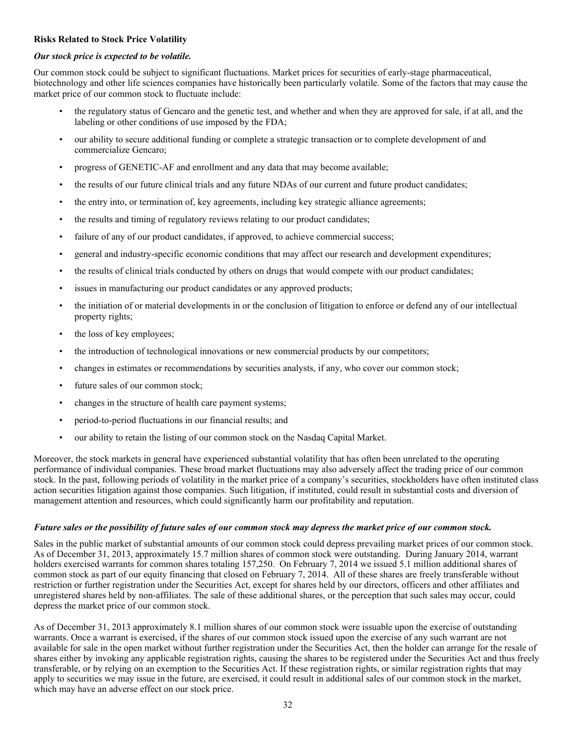**Risks Related to Stock Price Volatility**

***Our stock price is expected to be volatile.***

Our common stock could be subject to significant fluctuations. Market prices for securities of early-stage pharmaceutical, biotechnology and other life sciences companies have historically been particularly volatile. Some of the factors that may cause the market price of our common stock to fluctuate include:

- the regulatory status of Gencaro and the genetic test, and whether and when they are approved for sale, if at all, and the labeling or other conditions of use imposed by the FDA;
- our ability to secure additional funding or complete a strategic transaction or to complete development of and commercialize Gencaro;
- progress of GENETIC-AF and enrollment and any data that may become available;
- the results of our future clinical trials and any future NDAs of our current and future product candidates;
- the entry into, or termination of, key agreements, including key strategic alliance agreements;
- the results and timing of regulatory reviews relating to our product candidates;
- failure of any of our product candidates, if approved, to achieve commercial success;
- general and industry-specific economic conditions that may affect our research and development expenditures;
- the results of clinical trials conducted by others on drugs that would compete with our product candidates;
- issues in manufacturing our product candidates or any approved products;
- the initiation of or material developments in or the conclusion of litigation to enforce or defend any of our intellectual property rights;
- the loss of key employees;
- the introduction of technological innovations or new commercial products by our competitors;
- changes in estimates or recommendations by securities analysts, if any, who cover our common stock;
- future sales of our common stock;
- changes in the structure of health care payment systems;
- period-to-period fluctuations in our financial results; and
- our ability to retain the listing of our common stock on the Nasdaq Capital Market.

Moreover, the stock markets in general have experienced substantial volatility that has often been unrelated to the operating performance of individual companies. These broad market fluctuations may also adversely affect the trading price of our common stock. In the past, following periods of volatility in the market price of a company's securities, stockholders have often instituted class action securities litigation against those companies. Such litigation, if instituted, could result in substantial costs and diversion of management attention and resources, which could significantly harm our profitability and reputation.

***Future sales or the possibility of future sales of our common stock may depress the market price of our common stock.***

Sales in the public market of substantial amounts of our common stock could depress prevailing market prices of our common stock. As of December 31, 2013, approximately 15.7 million shares of common stock were outstanding. During January 2014, warrant holders exercised warrants for common shares totaling 157,250. On February 7, 2014 we issued 5.1 million additional shares of common stock as part of our equity financing that closed on February 7, 2014. All of these shares are freely transferable without restriction or further registration under the Securities Act, except for shares held by our directors, officers and other affiliates and unregistered shares held by non-affiliates. The sale of these additional shares, or the perception that such sales may occur, could depress the market price of our common stock.

As of December 31, 2013 approximately 8.1 million shares of our common stock were issuable upon the exercise of outstanding warrants. Once a warrant is exercised, if the shares of our common stock issued upon the exercise of any such warrant are not available for sale in the open market without further registration under the Securities Act, then the holder can arrange for the resale of shares either by invoking any applicable registration rights, causing the shares to be registered under the Securities Act and thus freely transferable, or by relying on an exemption to the Securities Act. If these registration rights, or similar registration rights that may apply to securities we may issue in the future, are exercised, it could result in additional sales of our common stock in the market, which may have an adverse effect on our stock price.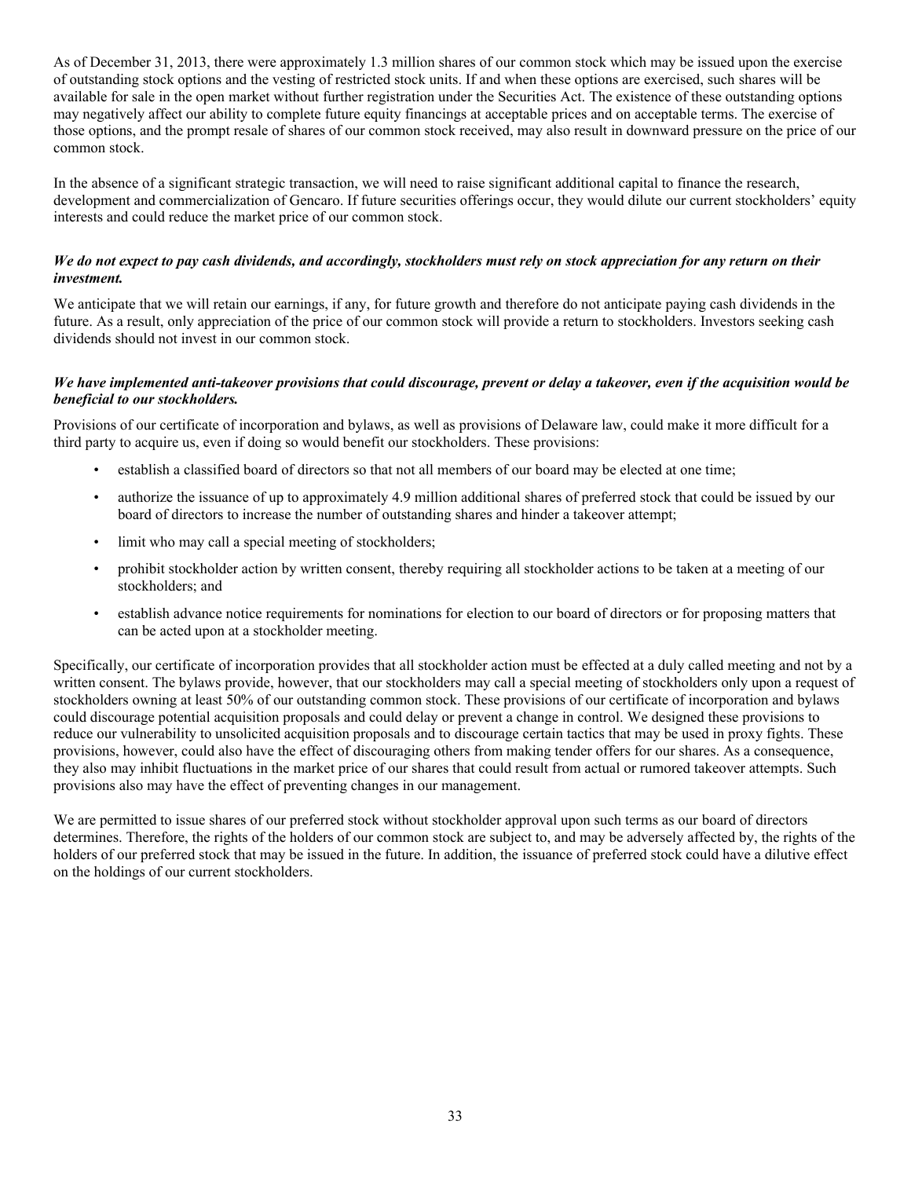As of December 31, 2013, there were approximately 1.3 million shares of our common stock which may be issued upon the exercise of outstanding stock options and the vesting of restricted stock units. If and when these options are exercised, such shares will be available for sale in the open market without further registration under the Securities Act. The existence of these outstanding options may negatively affect our ability to complete future equity financings at acceptable prices and on acceptable terms. The exercise of those options, and the prompt resale of shares of our common stock received, may also result in downward pressure on the price of our common stock.

In the absence of a significant strategic transaction, we will need to raise significant additional capital to finance the research, development and commercialization of Gencaro. If future securities offerings occur, they would dilute our current stockholders' equity interests and could reduce the market price of our common stock.

***We do not expect to pay cash dividends, and accordingly, stockholders must rely on stock appreciation for any return on their investment.***

We anticipate that we will retain our earnings, if any, for future growth and therefore do not anticipate paying cash dividends in the future. As a result, only appreciation of the price of our common stock will provide a return to stockholders. Investors seeking cash dividends should not invest in our common stock.

***We have implemented anti-takeover provisions that could discourage, prevent or delay a takeover, even if the acquisition would be beneficial to our stockholders.***

Provisions of our certificate of incorporation and bylaws, as well as provisions of Delaware law, could make it more difficult for a third party to acquire us, even if doing so would benefit our stockholders. These provisions:

- establish a classified board of directors so that not all members of our board may be elected at one time;
- authorize the issuance of up to approximately 4.9 million additional shares of preferred stock that could be issued by our board of directors to increase the number of outstanding shares and hinder a takeover attempt;
- limit who may call a special meeting of stockholders;
- prohibit stockholder action by written consent, thereby requiring all stockholder actions to be taken at a meeting of our stockholders; and
- establish advance notice requirements for nominations for election to our board of directors or for proposing matters that can be acted upon at a stockholder meeting.

Specifically, our certificate of incorporation provides that all stockholder action must be effected at a duly called meeting and not by a written consent. The bylaws provide, however, that our stockholders may call a special meeting of stockholders only upon a request of stockholders owning at least 50% of our outstanding common stock. These provisions of our certificate of incorporation and bylaws could discourage potential acquisition proposals and could delay or prevent a change in control. We designed these provisions to reduce our vulnerability to unsolicited acquisition proposals and to discourage certain tactics that may be used in proxy fights. These provisions, however, could also have the effect of discouraging others from making tender offers for our shares. As a consequence, they also may inhibit fluctuations in the market price of our shares that could result from actual or rumored takeover attempts. Such provisions also may have the effect of preventing changes in our management.

We are permitted to issue shares of our preferred stock without stockholder approval upon such terms as our board of directors determines. Therefore, the rights of the holders of our common stock are subject to, and may be adversely affected by, the rights of the holders of our preferred stock that may be issued in the future. In addition, the issuance of preferred stock could have a dilutive effect on the holdings of our current stockholders.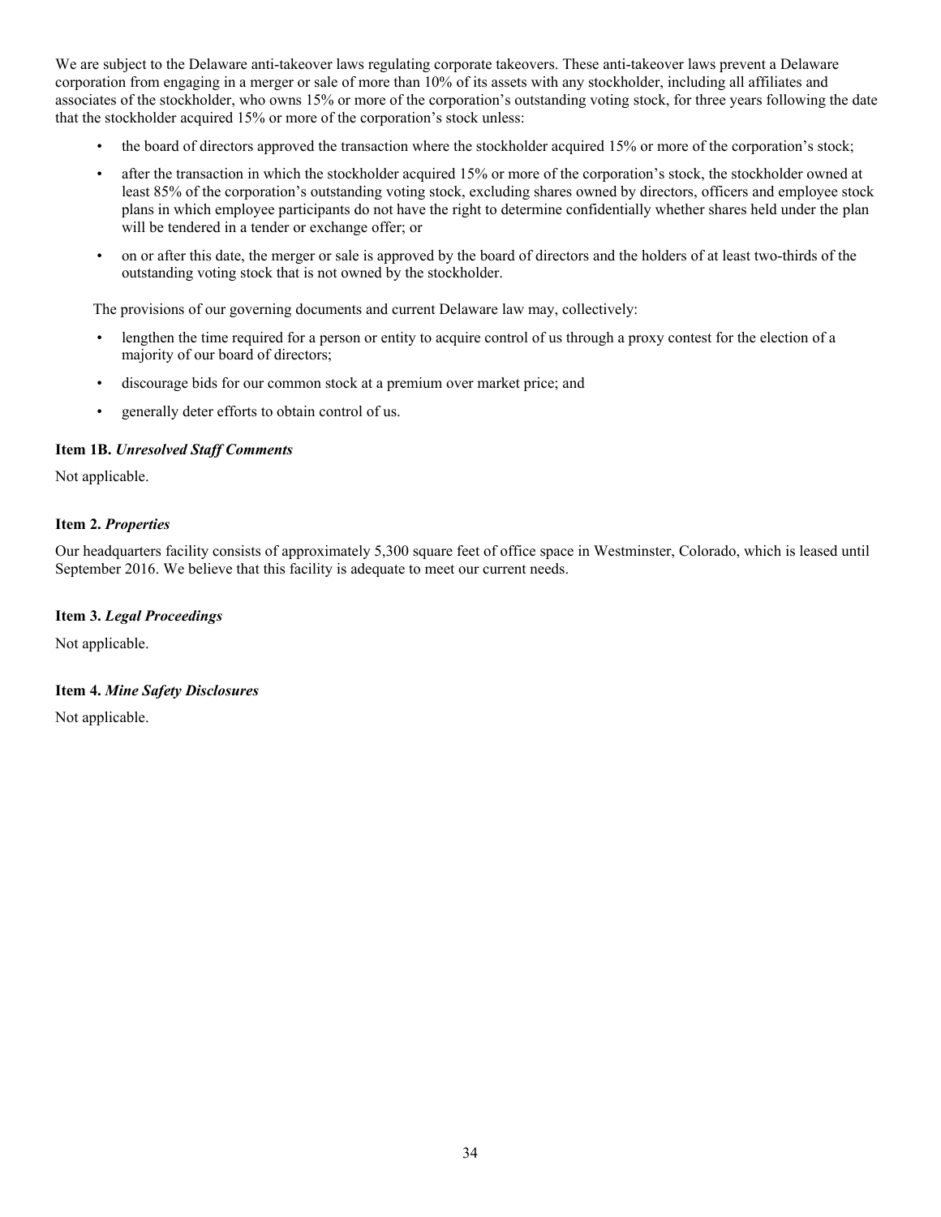We are subject to the Delaware anti-takeover laws regulating corporate takeovers. These anti-takeover laws prevent a Delaware corporation from engaging in a merger or sale of more than 10% of its assets with any stockholder, including all affiliates and associates of the stockholder, who owns 15% or more of the corporation's outstanding voting stock, for three years following the date that the stockholder acquired 15% or more of the corporation's stock unless:

- the board of directors approved the transaction where the stockholder acquired 15% or more of the corporation's stock;
- after the transaction in which the stockholder acquired 15% or more of the corporation's stock, the stockholder owned at least 85% of the corporation's outstanding voting stock, excluding shares owned by directors, officers and employee stock plans in which employee participants do not have the right to determine confidentially whether shares held under the plan will be tendered in a tender or exchange offer; or
- on or after this date, the merger or sale is approved by the board of directors and the holders of at least two-thirds of the outstanding voting stock that is not owned by the stockholder.

The provisions of our governing documents and current Delaware law may, collectively:

- lengthen the time required for a person or entity to acquire control of us through a proxy contest for the election of a majority of our board of directors;
- discourage bids for our common stock at a premium over market price; and
- generally deter efforts to obtain control of us.

**Item 1B.** ***Unresolved Staff Comments***

Not applicable.

**Item 2.** ***Properties***

Our headquarters facility consists of approximately 5,300 square feet of office space in Westminster, Colorado, which is leased until September 2016. We believe that this facility is adequate to meet our current needs.

**Item 3.** ***Legal Proceedings***

Not applicable.

**Item 4.** ***Mine Safety Disclosures***

Not applicable.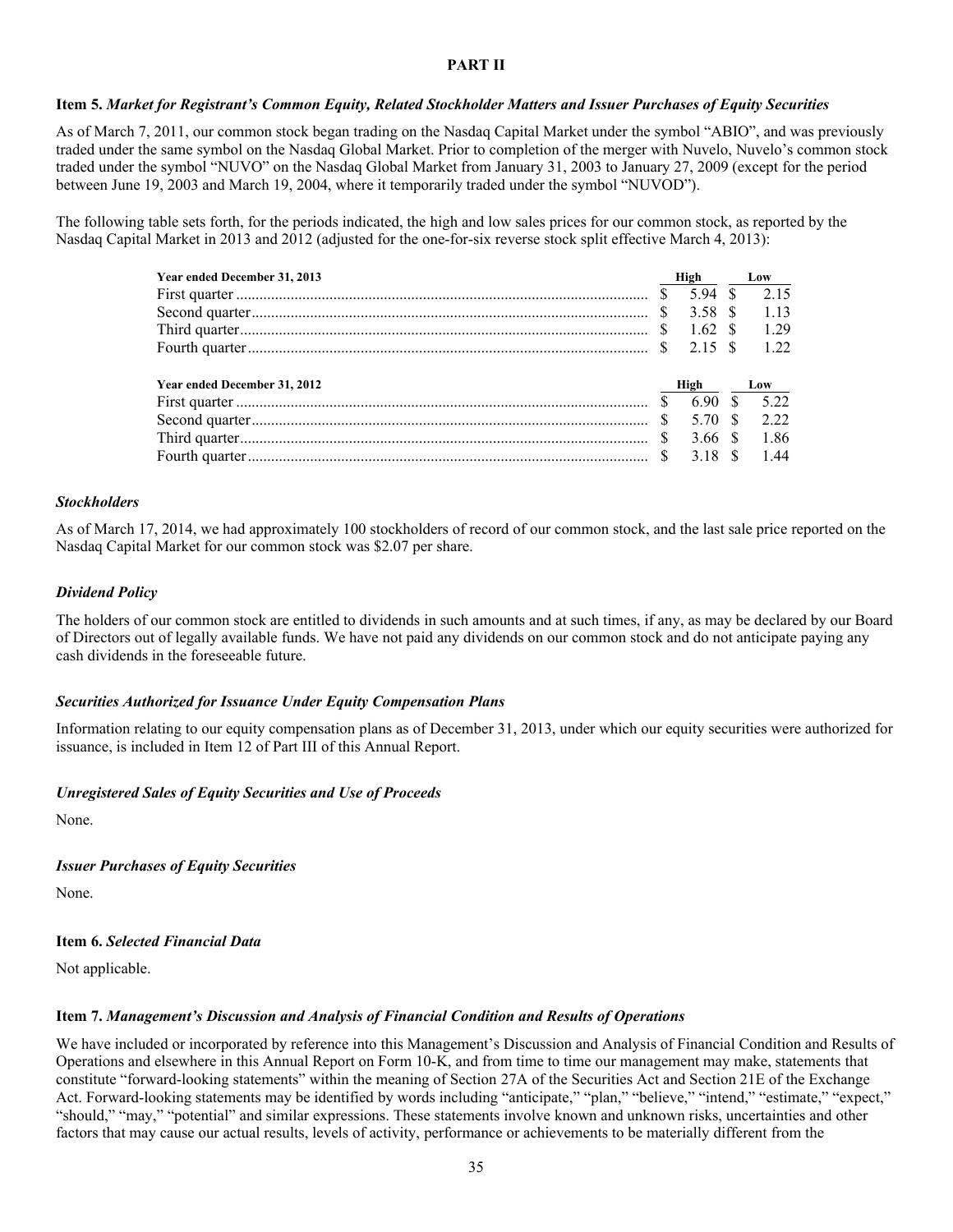# PART II

## Item 5. *Market for Registrant's Common Equity, Related Stockholder Matters and Issuer Purchases of Equity Securities*

As of March 7, 2011, our common stock began trading on the Nasdaq Capital Market under the symbol "ABIO", and was previously traded under the same symbol on the Nasdaq Global Market. Prior to completion of the merger with Nuvelo, Nuvelo's common stock traded under the symbol "NUVO" on the Nasdaq Global Market from January 31, 2003 to January 27, 2009 (except for the period between June 19, 2003 and March 19, 2004, where it temporarily traded under the symbol "NUVOD").

The following table sets forth, for the periods indicated, the high and low sales prices for our common stock, as reported by the Nasdaq Capital Market in 2013 and 2012 (adjusted for the one-for-six reverse stock split effective March 4, 2013):

| Year ended December 31, 2013 | High | Low |
|---|---|---|
| First quarter | $ 5.94 | $ 2.15 |
| Second quarter | $ 3.58 | $ 1.13 |
| Third quarter | $ 1.62 | $ 1.29 |
| Fourth quarter | $ 2.15 | $ 1.22 |

| Year ended December 31, 2012 | High | Low |
|---|---|---|
| First quarter | $ 6.90 | $ 5.22 |
| Second quarter | $ 5.70 | $ 2.22 |
| Third quarter | $ 3.66 | $ 1.86 |
| Fourth quarter | $ 3.18 | $ 1.44 |

### *Stockholders*

As of March 17, 2014, we had approximately 100 stockholders of record of our common stock, and the last sale price reported on the Nasdaq Capital Market for our common stock was $2.07 per share.

### *Dividend Policy*

The holders of our common stock are entitled to dividends in such amounts and at such times, if any, as may be declared by our Board of Directors out of legally available funds. We have not paid any dividends on our common stock and do not anticipate paying any cash dividends in the foreseeable future.

### *Securities Authorized for Issuance Under Equity Compensation Plans*

Information relating to our equity compensation plans as of December 31, 2013, under which our equity securities were authorized for issuance, is included in Item 12 of Part III of this Annual Report.

### *Unregistered Sales of Equity Securities and Use of Proceeds*

None.

### *Issuer Purchases of Equity Securities*

None.

## Item 6. *Selected Financial Data*

Not applicable.

## Item 7. *Management's Discussion and Analysis of Financial Condition and Results of Operations*

We have included or incorporated by reference into this Management's Discussion and Analysis of Financial Condition and Results of Operations and elsewhere in this Annual Report on Form 10-K, and from time to time our management may make, statements that constitute "forward-looking statements" within the meaning of Section 27A of the Securities Act and Section 21E of the Exchange Act. Forward-looking statements may be identified by words including "anticipate," "plan," "believe," "intend," "estimate," "expect," "should," "may," "potential" and similar expressions. These statements involve known and unknown risks, uncertainties and other factors that may cause our actual results, levels of activity, performance or achievements to be materially different from the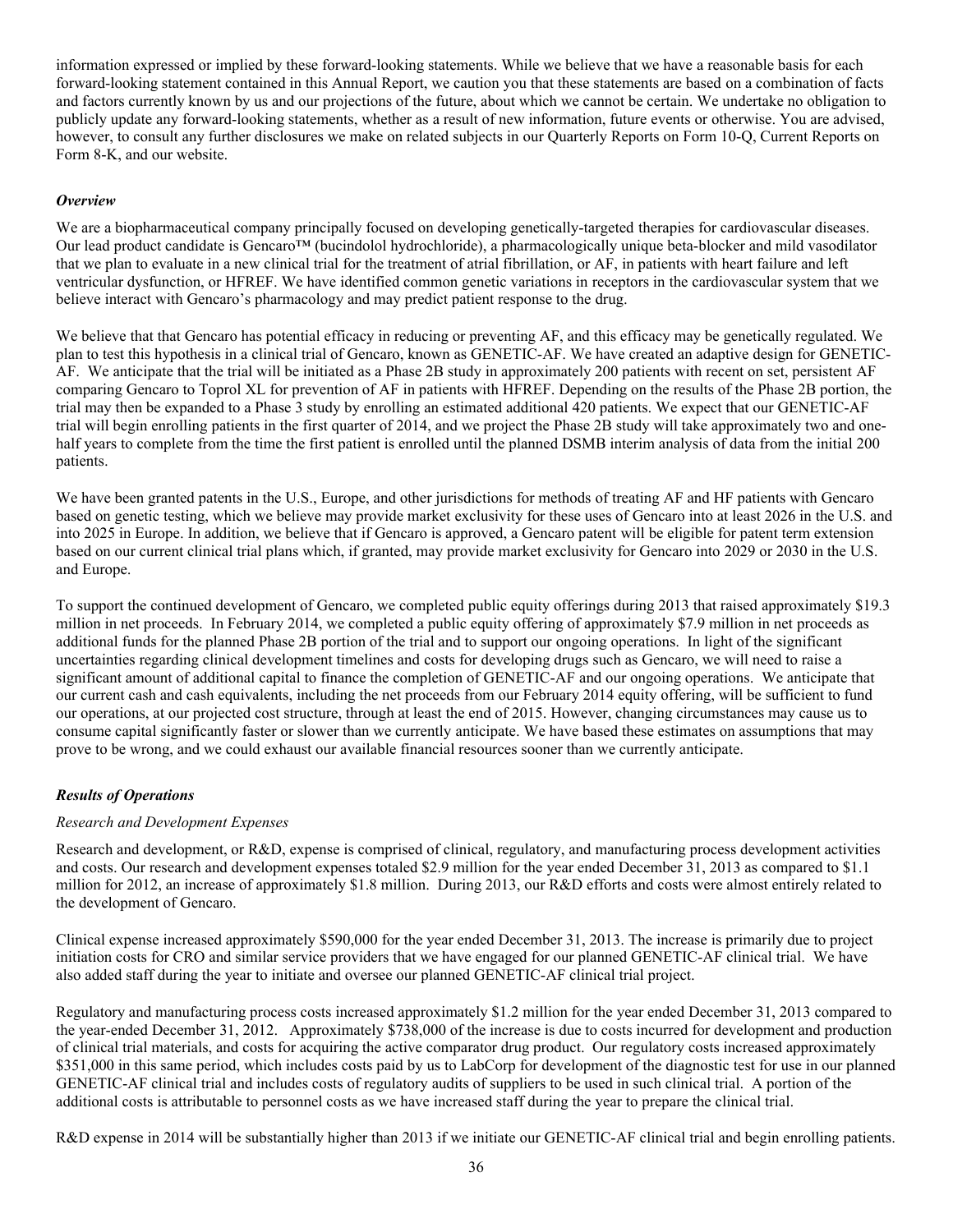information expressed or implied by these forward-looking statements. While we believe that we have a reasonable basis for each forward-looking statement contained in this Annual Report, we caution you that these statements are based on a combination of facts and factors currently known by us and our projections of the future, about which we cannot be certain. We undertake no obligation to publicly update any forward-looking statements, whether as a result of new information, future events or otherwise. You are advised, however, to consult any further disclosures we make on related subjects in our Quarterly Reports on Form 10-Q, Current Reports on Form 8-K, and our website.

***Overview***

We are a biopharmaceutical company principally focused on developing genetically-targeted therapies for cardiovascular diseases. Our lead product candidate is Gencaro™ (bucindolol hydrochloride), a pharmacologically unique beta-blocker and mild vasodilator that we plan to evaluate in a new clinical trial for the treatment of atrial fibrillation, or AF, in patients with heart failure and left ventricular dysfunction, or HFREF. We have identified common genetic variations in receptors in the cardiovascular system that we believe interact with Gencaro's pharmacology and may predict patient response to the drug.

We believe that that Gencaro has potential efficacy in reducing or preventing AF, and this efficacy may be genetically regulated. We plan to test this hypothesis in a clinical trial of Gencaro, known as GENETIC-AF. We have created an adaptive design for GENETIC-AF. We anticipate that the trial will be initiated as a Phase 2B study in approximately 200 patients with recent on set, persistent AF comparing Gencaro to Toprol XL for prevention of AF in patients with HFREF. Depending on the results of the Phase 2B portion, the trial may then be expanded to a Phase 3 study by enrolling an estimated additional 420 patients. We expect that our GENETIC-AF trial will begin enrolling patients in the first quarter of 2014, and we project the Phase 2B study will take approximately two and one-half years to complete from the time the first patient is enrolled until the planned DSMB interim analysis of data from the initial 200 patients.

We have been granted patents in the U.S., Europe, and other jurisdictions for methods of treating AF and HF patients with Gencaro based on genetic testing, which we believe may provide market exclusivity for these uses of Gencaro into at least 2026 in the U.S. and into 2025 in Europe. In addition, we believe that if Gencaro is approved, a Gencaro patent will be eligible for patent term extension based on our current clinical trial plans which, if granted, may provide market exclusivity for Gencaro into 2029 or 2030 in the U.S. and Europe.

To support the continued development of Gencaro, we completed public equity offerings during 2013 that raised approximately $19.3 million in net proceeds. In February 2014, we completed a public equity offering of approximately $7.9 million in net proceeds as additional funds for the planned Phase 2B portion of the trial and to support our ongoing operations. In light of the significant uncertainties regarding clinical development timelines and costs for developing drugs such as Gencaro, we will need to raise a significant amount of additional capital to finance the completion of GENETIC-AF and our ongoing operations. We anticipate that our current cash and cash equivalents, including the net proceeds from our February 2014 equity offering, will be sufficient to fund our operations, at our projected cost structure, through at least the end of 2015. However, changing circumstances may cause us to consume capital significantly faster or slower than we currently anticipate. We have based these estimates on assumptions that may prove to be wrong, and we could exhaust our available financial resources sooner than we currently anticipate.

***Results of Operations***

*Research and Development Expenses*

Research and development, or R&D, expense is comprised of clinical, regulatory, and manufacturing process development activities and costs. Our research and development expenses totaled $2.9 million for the year ended December 31, 2013 as compared to $1.1 million for 2012, an increase of approximately $1.8 million. During 2013, our R&D efforts and costs were almost entirely related to the development of Gencaro.

Clinical expense increased approximately $590,000 for the year ended December 31, 2013. The increase is primarily due to project initiation costs for CRO and similar service providers that we have engaged for our planned GENETIC-AF clinical trial. We have also added staff during the year to initiate and oversee our planned GENETIC-AF clinical trial project.

Regulatory and manufacturing process costs increased approximately $1.2 million for the year ended December 31, 2013 compared to the year-ended December 31, 2012. Approximately $738,000 of the increase is due to costs incurred for development and production of clinical trial materials, and costs for acquiring the active comparator drug product. Our regulatory costs increased approximately $351,000 in this same period, which includes costs paid by us to LabCorp for development of the diagnostic test for use in our planned GENETIC-AF clinical trial and includes costs of regulatory audits of suppliers to be used in such clinical trial. A portion of the additional costs is attributable to personnel costs as we have increased staff during the year to prepare the clinical trial.

R&D expense in 2014 will be substantially higher than 2013 if we initiate our GENETIC-AF clinical trial and begin enrolling patients.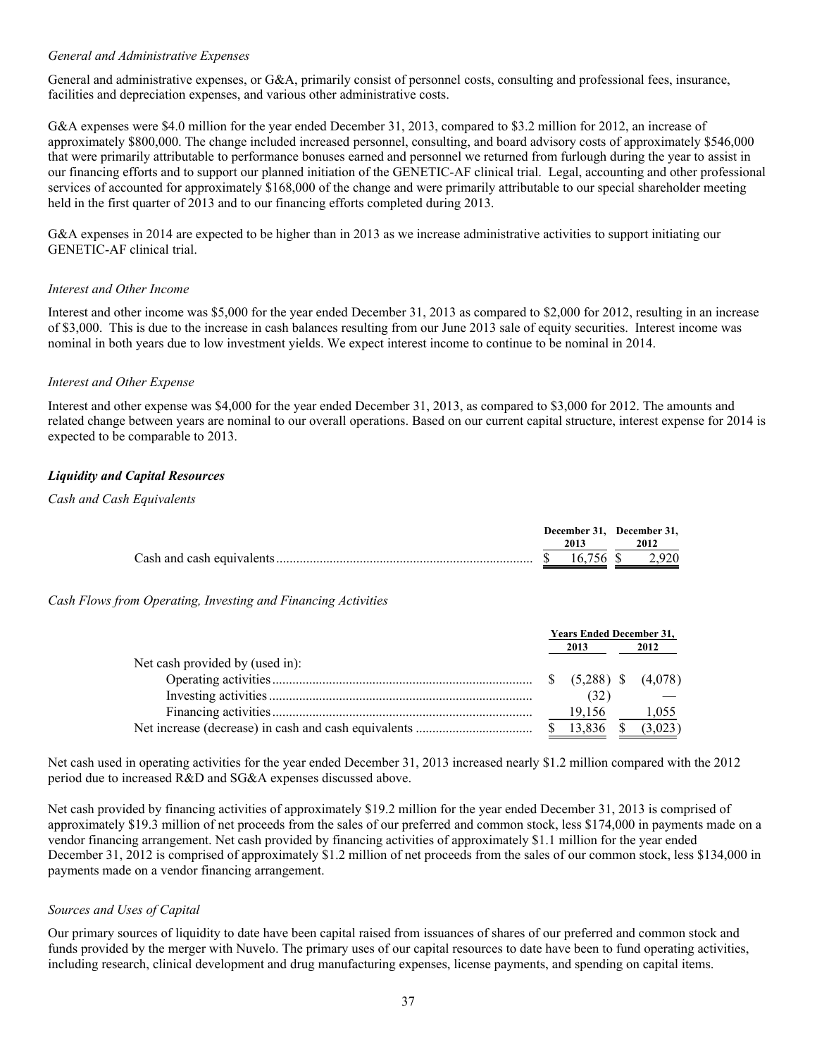*General and Administrative Expenses*

General and administrative expenses, or G&A, primarily consist of personnel costs, consulting and professional fees, insurance, facilities and depreciation expenses, and various other administrative costs.

G&A expenses were $4.0 million for the year ended December 31, 2013, compared to $3.2 million for 2012, an increase of approximately $800,000. The change included increased personnel, consulting, and board advisory costs of approximately $546,000 that were primarily attributable to performance bonuses earned and personnel we returned from furlough during the year to assist in our financing efforts and to support our planned initiation of the GENETIC-AF clinical trial. Legal, accounting and other professional services of accounted for approximately $168,000 of the change and were primarily attributable to our special shareholder meeting held in the first quarter of 2013 and to our financing efforts completed during 2013.

G&A expenses in 2014 are expected to be higher than in 2013 as we increase administrative activities to support initiating our GENETIC-AF clinical trial.

*Interest and Other Income*

Interest and other income was $5,000 for the year ended December 31, 2013 as compared to $2,000 for 2012, resulting in an increase of $3,000. This is due to the increase in cash balances resulting from our June 2013 sale of equity securities. Interest income was nominal in both years due to low investment yields. We expect interest income to continue to be nominal in 2014.

*Interest and Other Expense*

Interest and other expense was $4,000 for the year ended December 31, 2013, as compared to $3,000 for 2012. The amounts and related change between years are nominal to our overall operations. Based on our current capital structure, interest expense for 2014 is expected to be comparable to 2013.

***Liquidity and Capital Resources***

*Cash and Cash Equivalents*

| | December 31, 2013 | December 31, 2012 |
|---|---|---|
| Cash and cash equivalents | $ 16,756 | $ 2,920 |

*Cash Flows from Operating, Investing and Financing Activities*

| | Years Ended December 31, | |
|---|---|---|
| | 2013 | 2012 |
| Net cash provided by (used in): | | |
| Operating activities | $ (5,288) | $ (4,078) |
| Investing activities | (32) | — |
| Financing activities | 19,156 | 1,055 |
| Net increase (decrease) in cash and cash equivalents | $ 13,836 | $ (3,023) |

Net cash used in operating activities for the year ended December 31, 2013 increased nearly $1.2 million compared with the 2012 period due to increased R&D and SG&A expenses discussed above.

Net cash provided by financing activities of approximately $19.2 million for the year ended December 31, 2013 is comprised of approximately $19.3 million of net proceeds from the sales of our preferred and common stock, less $174,000 in payments made on a vendor financing arrangement. Net cash provided by financing activities of approximately $1.1 million for the year ended December 31, 2012 is comprised of approximately $1.2 million of net proceeds from the sales of our common stock, less $134,000 in payments made on a vendor financing arrangement.

*Sources and Uses of Capital*

Our primary sources of liquidity to date have been capital raised from issuances of shares of our preferred and common stock and funds provided by the merger with Nuvelo. The primary uses of our capital resources to date have been to fund operating activities, including research, clinical development and drug manufacturing expenses, license payments, and spending on capital items.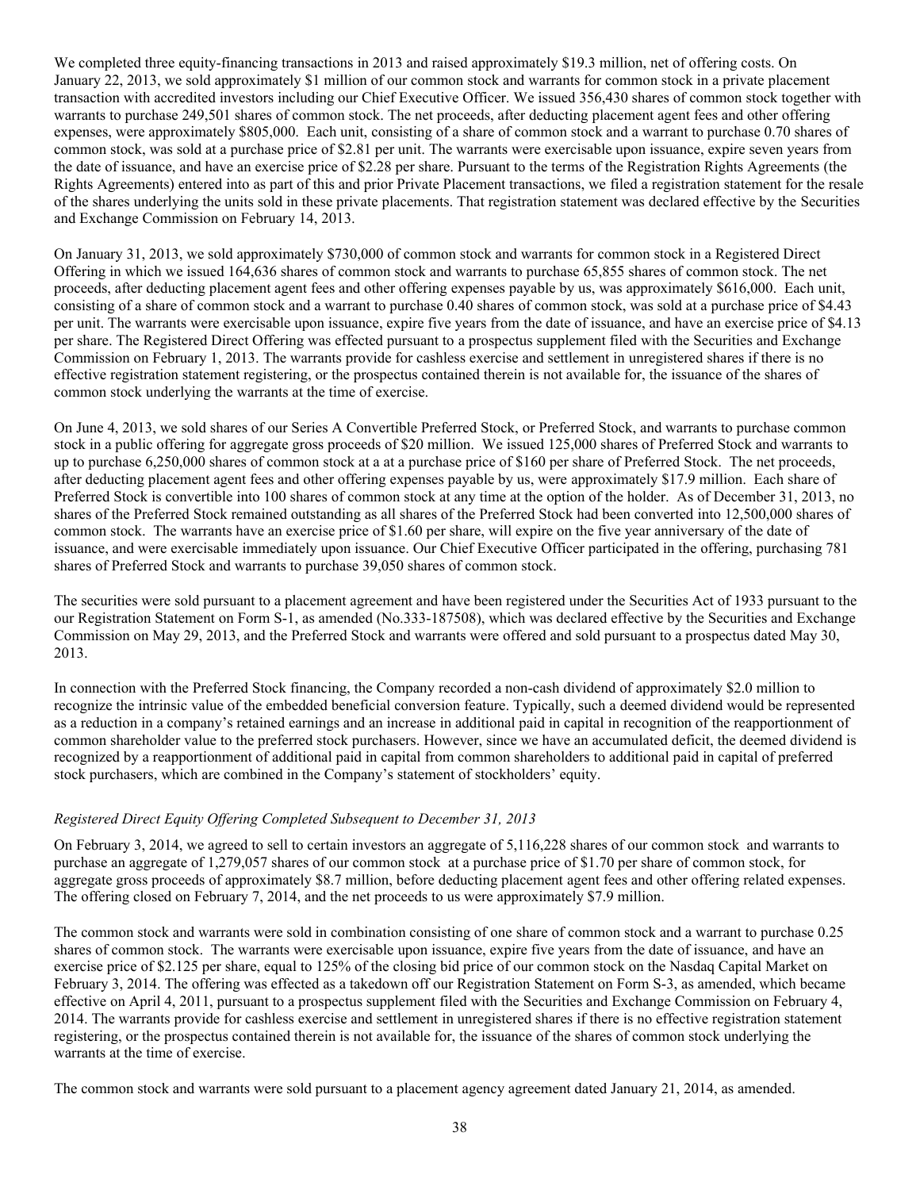We completed three equity-financing transactions in 2013 and raised approximately $19.3 million, net of offering costs. On January 22, 2013, we sold approximately $1 million of our common stock and warrants for common stock in a private placement transaction with accredited investors including our Chief Executive Officer. We issued 356,430 shares of common stock together with warrants to purchase 249,501 shares of common stock. The net proceeds, after deducting placement agent fees and other offering expenses, were approximately $805,000. Each unit, consisting of a share of common stock and a warrant to purchase 0.70 shares of common stock, was sold at a purchase price of $2.81 per unit. The warrants were exercisable upon issuance, expire seven years from the date of issuance, and have an exercise price of $2.28 per share. Pursuant to the terms of the Registration Rights Agreements (the Rights Agreements) entered into as part of this and prior Private Placement transactions, we filed a registration statement for the resale of the shares underlying the units sold in these private placements. That registration statement was declared effective by the Securities and Exchange Commission on February 14, 2013.

On January 31, 2013, we sold approximately $730,000 of common stock and warrants for common stock in a Registered Direct Offering in which we issued 164,636 shares of common stock and warrants to purchase 65,855 shares of common stock. The net proceeds, after deducting placement agent fees and other offering expenses payable by us, was approximately $616,000. Each unit, consisting of a share of common stock and a warrant to purchase 0.40 shares of common stock, was sold at a purchase price of $4.43 per unit. The warrants were exercisable upon issuance, expire five years from the date of issuance, and have an exercise price of $4.13 per share. The Registered Direct Offering was effected pursuant to a prospectus supplement filed with the Securities and Exchange Commission on February 1, 2013. The warrants provide for cashless exercise and settlement in unregistered shares if there is no effective registration statement registering, or the prospectus contained therein is not available for, the issuance of the shares of common stock underlying the warrants at the time of exercise.

On June 4, 2013, we sold shares of our Series A Convertible Preferred Stock, or Preferred Stock, and warrants to purchase common stock in a public offering for aggregate gross proceeds of $20 million. We issued 125,000 shares of Preferred Stock and warrants to up to purchase 6,250,000 shares of common stock at a at a purchase price of $160 per share of Preferred Stock. The net proceeds, after deducting placement agent fees and other offering expenses payable by us, were approximately $17.9 million. Each share of Preferred Stock is convertible into 100 shares of common stock at any time at the option of the holder. As of December 31, 2013, no shares of the Preferred Stock remained outstanding as all shares of the Preferred Stock had been converted into 12,500,000 shares of common stock. The warrants have an exercise price of $1.60 per share, will expire on the five year anniversary of the date of issuance, and were exercisable immediately upon issuance. Our Chief Executive Officer participated in the offering, purchasing 781 shares of Preferred Stock and warrants to purchase 39,050 shares of common stock.

The securities were sold pursuant to a placement agreement and have been registered under the Securities Act of 1933 pursuant to the our Registration Statement on Form S-1, as amended (No.333-187508), which was declared effective by the Securities and Exchange Commission on May 29, 2013, and the Preferred Stock and warrants were offered and sold pursuant to a prospectus dated May 30, 2013.

In connection with the Preferred Stock financing, the Company recorded a non-cash dividend of approximately $2.0 million to recognize the intrinsic value of the embedded beneficial conversion feature. Typically, such a deemed dividend would be represented as a reduction in a company's retained earnings and an increase in additional paid in capital in recognition of the reapportionment of common shareholder value to the preferred stock purchasers. However, since we have an accumulated deficit, the deemed dividend is recognized by a reapportionment of additional paid in capital from common shareholders to additional paid in capital of preferred stock purchasers, which are combined in the Company's statement of stockholders' equity.

*Registered Direct Equity Offering Completed Subsequent to December 31, 2013*

On February 3, 2014, we agreed to sell to certain investors an aggregate of 5,116,228 shares of our common stock and warrants to purchase an aggregate of 1,279,057 shares of our common stock at a purchase price of $1.70 per share of common stock, for aggregate gross proceeds of approximately $8.7 million, before deducting placement agent fees and other offering related expenses. The offering closed on February 7, 2014, and the net proceeds to us were approximately $7.9 million.

The common stock and warrants were sold in combination consisting of one share of common stock and a warrant to purchase 0.25 shares of common stock. The warrants were exercisable upon issuance, expire five years from the date of issuance, and have an exercise price of $2.125 per share, equal to 125% of the closing bid price of our common stock on the Nasdaq Capital Market on February 3, 2014. The offering was effected as a takedown off our Registration Statement on Form S-3, as amended, which became effective on April 4, 2011, pursuant to a prospectus supplement filed with the Securities and Exchange Commission on February 4, 2014. The warrants provide for cashless exercise and settlement in unregistered shares if there is no effective registration statement registering, or the prospectus contained therein is not available for, the issuance of the shares of common stock underlying the warrants at the time of exercise.

The common stock and warrants were sold pursuant to a placement agency agreement dated January 21, 2014, as amended.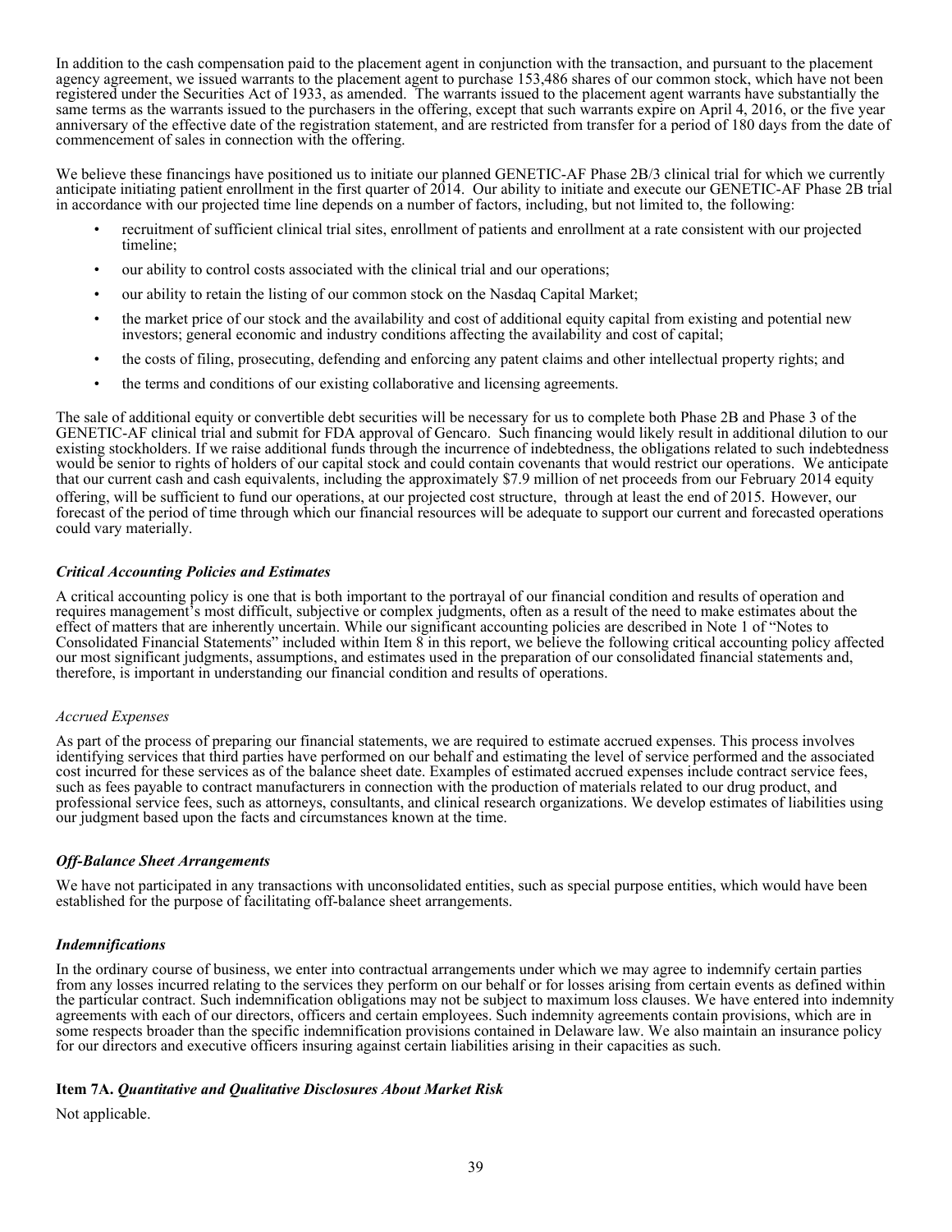In addition to the cash compensation paid to the placement agent in conjunction with the transaction, and pursuant to the placement agency agreement, we issued warrants to the placement agent to purchase 153,486 shares of our common stock, which have not been registered under the Securities Act of 1933, as amended. The warrants issued to the placement agent warrants have substantially the same terms as the warrants issued to the purchasers in the offering, except that such warrants expire on April 4, 2016, or the five year anniversary of the effective date of the registration statement, and are restricted from transfer for a period of 180 days from the date of commencement of sales in connection with the offering.

We believe these financings have positioned us to initiate our planned GENETIC-AF Phase 2B/3 clinical trial for which we currently anticipate initiating patient enrollment in the first quarter of 2014. Our ability to initiate and execute our GENETIC-AF Phase 2B trial in accordance with our projected time line depends on a number of factors, including, but not limited to, the following:

- recruitment of sufficient clinical trial sites, enrollment of patients and enrollment at a rate consistent with our projected timeline;
- our ability to control costs associated with the clinical trial and our operations;
- our ability to retain the listing of our common stock on the Nasdaq Capital Market;
- the market price of our stock and the availability and cost of additional equity capital from existing and potential new investors; general economic and industry conditions affecting the availability and cost of capital;
- the costs of filing, prosecuting, defending and enforcing any patent claims and other intellectual property rights; and
- the terms and conditions of our existing collaborative and licensing agreements.

The sale of additional equity or convertible debt securities will be necessary for us to complete both Phase 2B and Phase 3 of the GENETIC-AF clinical trial and submit for FDA approval of Gencaro. Such financing would likely result in additional dilution to our existing stockholders. If we raise additional funds through the incurrence of indebtedness, the obligations related to such indebtedness would be senior to rights of holders of our capital stock and could contain covenants that would restrict our operations. We anticipate that our current cash and cash equivalents, including the approximately $7.9 million of net proceeds from our February 2014 equity offering, will be sufficient to fund our operations, at our projected cost structure, through at least the end of 2015. However, our forecast of the period of time through which our financial resources will be adequate to support our current and forecasted operations could vary materially.

### *Critical Accounting Policies and Estimates*

A critical accounting policy is one that is both important to the portrayal of our financial condition and results of operation and requires management's most difficult, subjective or complex judgments, often as a result of the need to make estimates about the effect of matters that are inherently uncertain. While our significant accounting policies are described in Note 1 of "Notes to Consolidated Financial Statements" included within Item 8 in this report, we believe the following critical accounting policy affected our most significant judgments, assumptions, and estimates used in the preparation of our consolidated financial statements and, therefore, is important in understanding our financial condition and results of operations.

#### *Accrued Expenses*

As part of the process of preparing our financial statements, we are required to estimate accrued expenses. This process involves identifying services that third parties have performed on our behalf and estimating the level of service performed and the associated cost incurred for these services as of the balance sheet date. Examples of estimated accrued expenses include contract service fees, such as fees payable to contract manufacturers in connection with the production of materials related to our drug product, and professional service fees, such as attorneys, consultants, and clinical research organizations. We develop estimates of liabilities using our judgment based upon the facts and circumstances known at the time.

### *Off-Balance Sheet Arrangements*

We have not participated in any transactions with unconsolidated entities, such as special purpose entities, which would have been established for the purpose of facilitating off-balance sheet arrangements.

### *Indemnifications*

In the ordinary course of business, we enter into contractual arrangements under which we may agree to indemnify certain parties from any losses incurred relating to the services they perform on our behalf or for losses arising from certain events as defined within the particular contract. Such indemnification obligations may not be subject to maximum loss clauses. We have entered into indemnity agreements with each of our directors, officers and certain employees. Such indemnity agreements contain provisions, which are in some respects broader than the specific indemnification provisions contained in Delaware law. We also maintain an insurance policy for our directors and executive officers insuring against certain liabilities arising in their capacities as such.

## Item 7A. *Quantitative and Qualitative Disclosures About Market Risk*

Not applicable.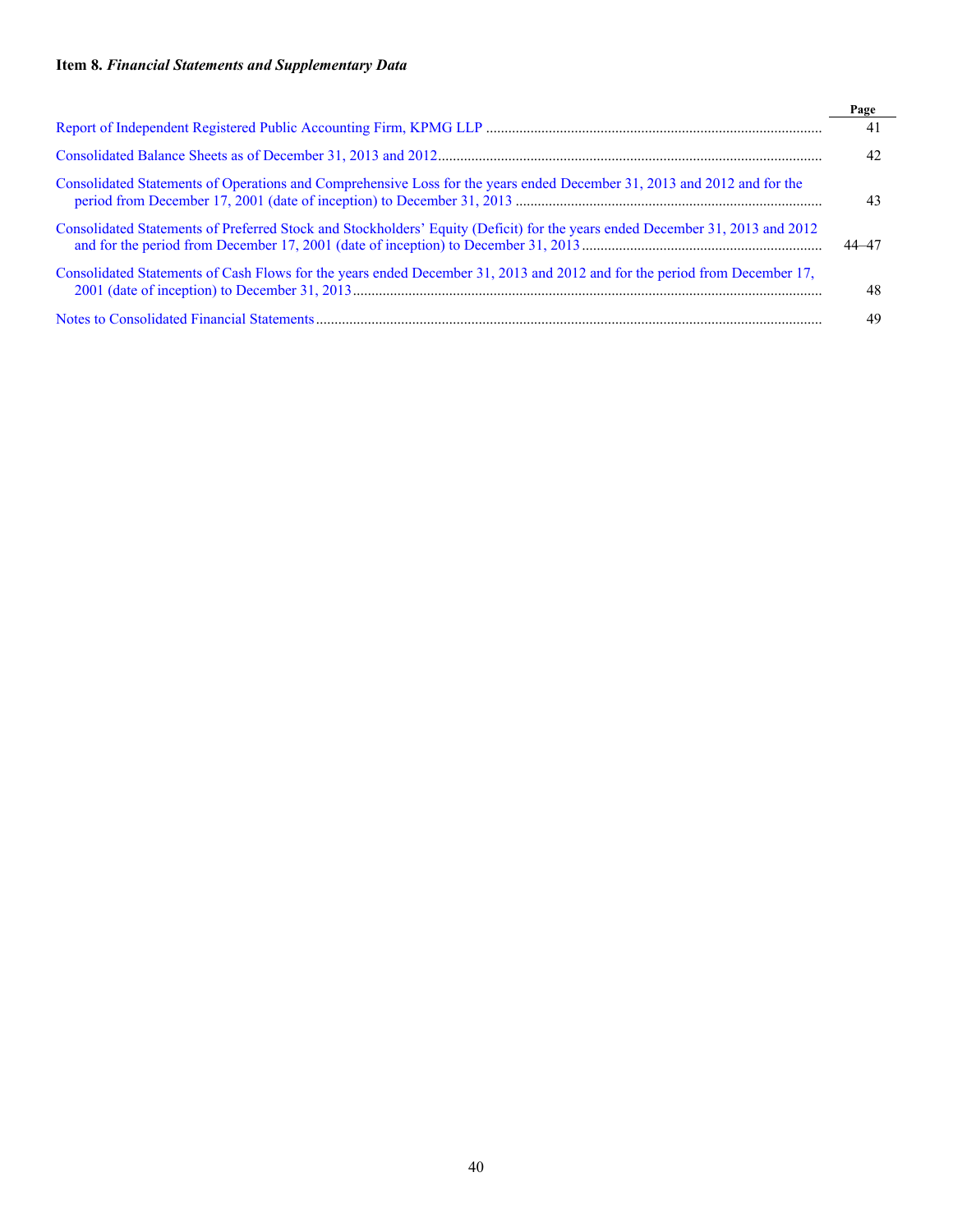**Item 8.** ***Financial Statements and Supplementary Data***

| | Page |
|---|---|
| Report of Independent Registered Public Accounting Firm, KPMG LLP | 41 |
| Consolidated Balance Sheets as of December 31, 2013 and 2012 | 42 |
| Consolidated Statements of Operations and Comprehensive Loss for the years ended December 31, 2013 and 2012 and for the period from December 17, 2001 (date of inception) to December 31, 2013 | 43 |
| Consolidated Statements of Preferred Stock and Stockholders' Equity (Deficit) for the years ended December 31, 2013 and 2012 and for the period from December 17, 2001 (date of inception) to December 31, 2013 | 44–47 |
| Consolidated Statements of Cash Flows for the years ended December 31, 2013 and 2012 and for the period from December 17, 2001 (date of inception) to December 31, 2013 | 48 |
| Notes to Consolidated Financial Statements | 49 |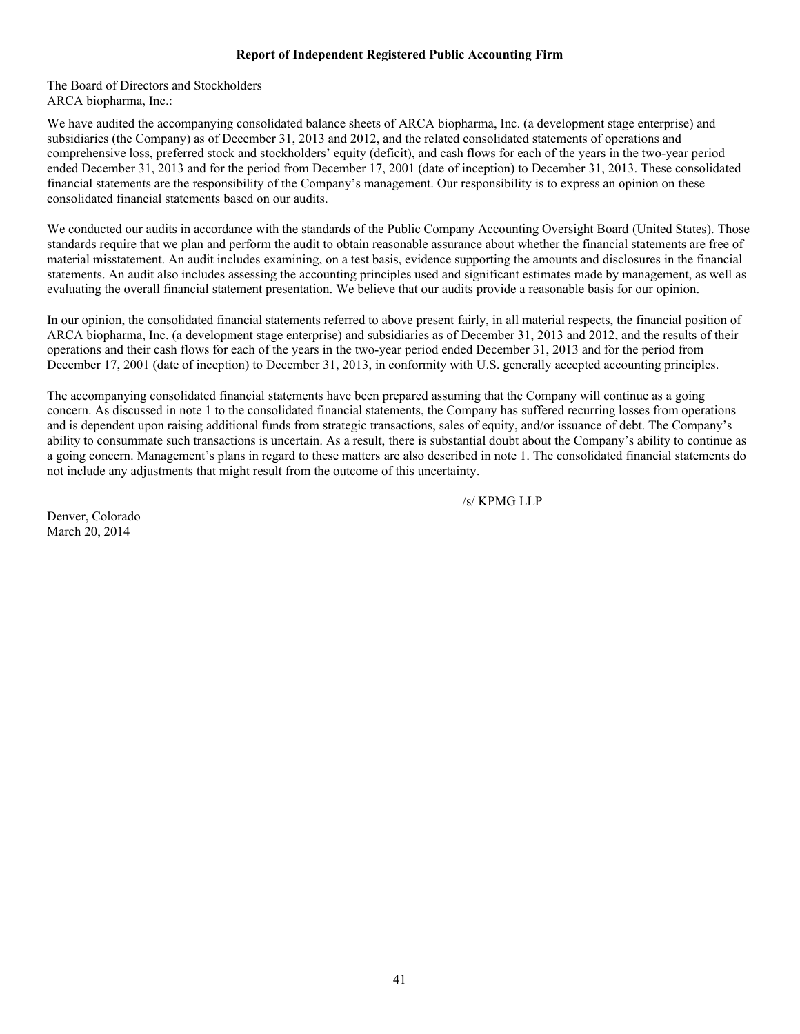## Report of Independent Registered Public Accounting Firm

The Board of Directors and Stockholders
ARCA biopharma, Inc.:

We have audited the accompanying consolidated balance sheets of ARCA biopharma, Inc. (a development stage enterprise) and subsidiaries (the Company) as of December 31, 2013 and 2012, and the related consolidated statements of operations and comprehensive loss, preferred stock and stockholders' equity (deficit), and cash flows for each of the years in the two-year period ended December 31, 2013 and for the period from December 17, 2001 (date of inception) to December 31, 2013. These consolidated financial statements are the responsibility of the Company's management. Our responsibility is to express an opinion on these consolidated financial statements based on our audits.

We conducted our audits in accordance with the standards of the Public Company Accounting Oversight Board (United States). Those standards require that we plan and perform the audit to obtain reasonable assurance about whether the financial statements are free of material misstatement. An audit includes examining, on a test basis, evidence supporting the amounts and disclosures in the financial statements. An audit also includes assessing the accounting principles used and significant estimates made by management, as well as evaluating the overall financial statement presentation. We believe that our audits provide a reasonable basis for our opinion.

In our opinion, the consolidated financial statements referred to above present fairly, in all material respects, the financial position of ARCA biopharma, Inc. (a development stage enterprise) and subsidiaries as of December 31, 2013 and 2012, and the results of their operations and their cash flows for each of the years in the two-year period ended December 31, 2013 and for the period from December 17, 2001 (date of inception) to December 31, 2013, in conformity with U.S. generally accepted accounting principles.

The accompanying consolidated financial statements have been prepared assuming that the Company will continue as a going concern. As discussed in note 1 to the consolidated financial statements, the Company has suffered recurring losses from operations and is dependent upon raising additional funds from strategic transactions, sales of equity, and/or issuance of debt. The Company's ability to consummate such transactions is uncertain. As a result, there is substantial doubt about the Company's ability to continue as a going concern. Management's plans in regard to these matters are also described in note 1. The consolidated financial statements do not include any adjustments that might result from the outcome of this uncertainty.

/s/ KPMG LLP

Denver, Colorado
March 20, 2014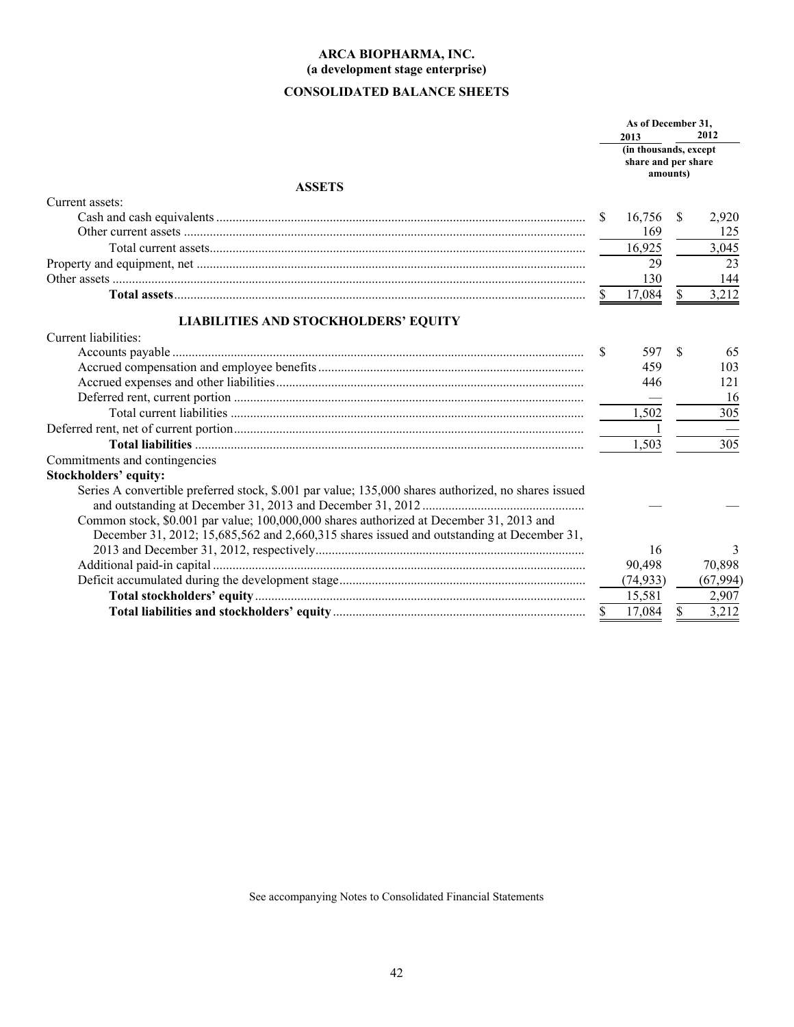**ARCA BIOPHARMA, INC.**
**(a development stage enterprise)**

**CONSOLIDATED BALANCE SHEETS**

| | As of December 31, 2013 | As of December 31, 2012 |
|---|---|---|
| | (in thousands, except share and per share amounts) | |
| **ASSETS** | | |
| Current assets: | | |
| Cash and cash equivalents | $ 16,756 | $ 2,920 |
| Other current assets | 169 | 125 |
| Total current assets | 16,925 | 3,045 |
| Property and equipment, net | 29 | 23 |
| Other assets | 130 | 144 |
| **Total assets** | $ 17,084 | $ 3,212 |
| **LIABILITIES AND STOCKHOLDERS' EQUITY** | | |
| Current liabilities: | | |
| Accounts payable | $ 597 | $ 65 |
| Accrued compensation and employee benefits | 459 | 103 |
| Accrued expenses and other liabilities | 446 | 121 |
| Deferred rent, current portion | — | 16 |
| Total current liabilities | 1,502 | 305 |
| Deferred rent, net of current portion | 1 | — |
| **Total liabilities** | 1,503 | 305 |
| Commitments and contingencies | | |
| **Stockholders' equity:** | | |
| Series A convertible preferred stock, $.001 par value; 135,000 shares authorized, no shares issued and outstanding at December 31, 2013 and December 31, 2012 | — | — |
| Common stock, $0.001 par value; 100,000,000 shares authorized at December 31, 2013 and December 31, 2012; 15,685,562 and 2,660,315 shares issued and outstanding at December 31, 2013 and December 31, 2012, respectively | 16 | 3 |
| Additional paid-in capital | 90,498 | 70,898 |
| Deficit accumulated during the development stage | (74,933) | (67,994) |
| **Total stockholders' equity** | 15,581 | 2,907 |
| **Total liabilities and stockholders' equity** | $ 17,084 | $ 3,212 |

See accompanying Notes to Consolidated Financial Statements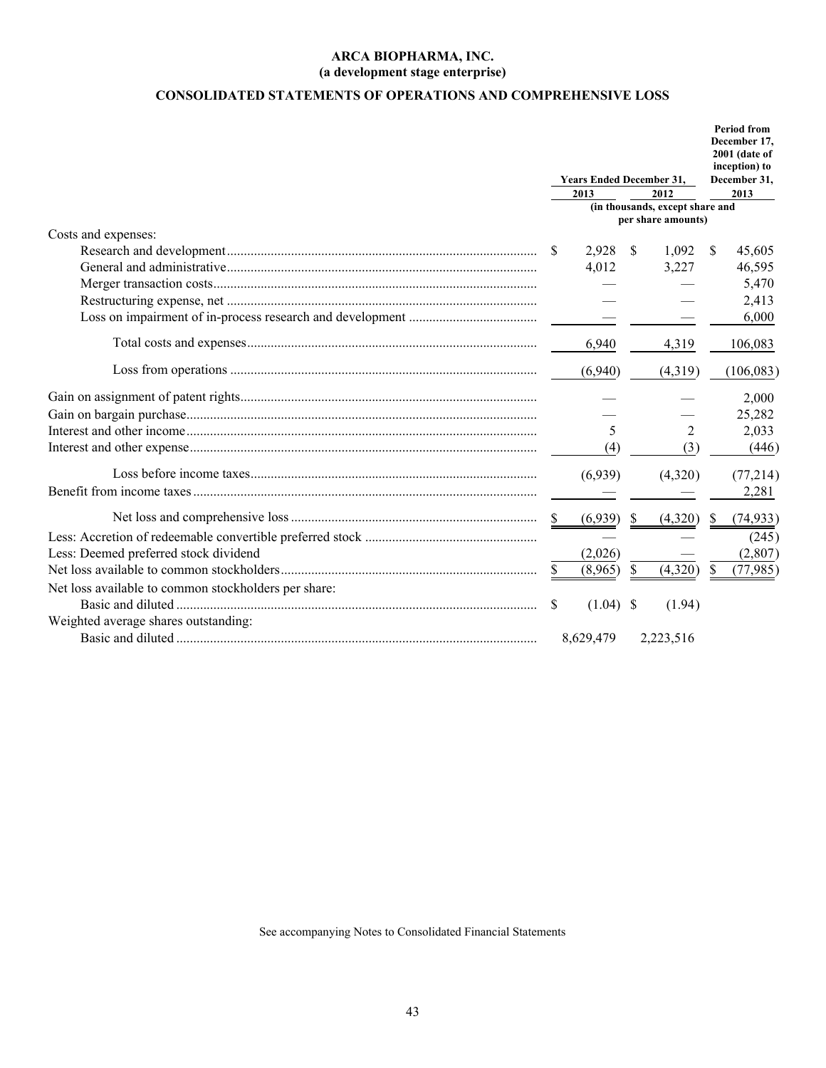**ARCA BIOPHARMA, INC.**
**(a development stage enterprise)**

## CONSOLIDATED STATEMENTS OF OPERATIONS AND COMPREHENSIVE LOSS

| | Years Ended December 31, | | Period from December 17, 2001 (date of inception) to December 31, |
|---|---|---|---|
| | 2013 | 2012 | 2013 |
| | (in thousands, except share and per share amounts) | | |
| Costs and expenses: | | | |
| Research and development | $ 2,928 | $ 1,092 | $ 45,605 |
| General and administrative | 4,012 | 3,227 | 46,595 |
| Merger transaction costs | — | — | 5,470 |
| Restructuring expense, net | — | — | 2,413 |
| Loss on impairment of in-process research and development | — | — | 6,000 |
| Total costs and expenses | 6,940 | 4,319 | 106,083 |
| Loss from operations | (6,940) | (4,319) | (106,083) |
| Gain on assignment of patent rights | — | — | 2,000 |
| Gain on bargain purchase | — | — | 25,282 |
| Interest and other income | 5 | 2 | 2,033 |
| Interest and other expense | (4) | (3) | (446) |
| Loss before income taxes | (6,939) | (4,320) | (77,214) |
| Benefit from income taxes | — | — | 2,281 |
| Net loss and comprehensive loss | $ (6,939) | $ (4,320) | $ (74,933) |
| Less: Accretion of redeemable convertible preferred stock | — | — | (245) |
| Less: Deemed preferred stock dividend | (2,026) | — | (2,807) |
| Net loss available to common stockholders | $ (8,965) | $ (4,320) | $ (77,985) |
| Net loss available to common stockholders per share: | | | |
| Basic and diluted | $ (1.04) | $ (1.94) | |
| Weighted average shares outstanding: | | | |
| Basic and diluted | 8,629,479 | 2,223,516 | |

See accompanying Notes to Consolidated Financial Statements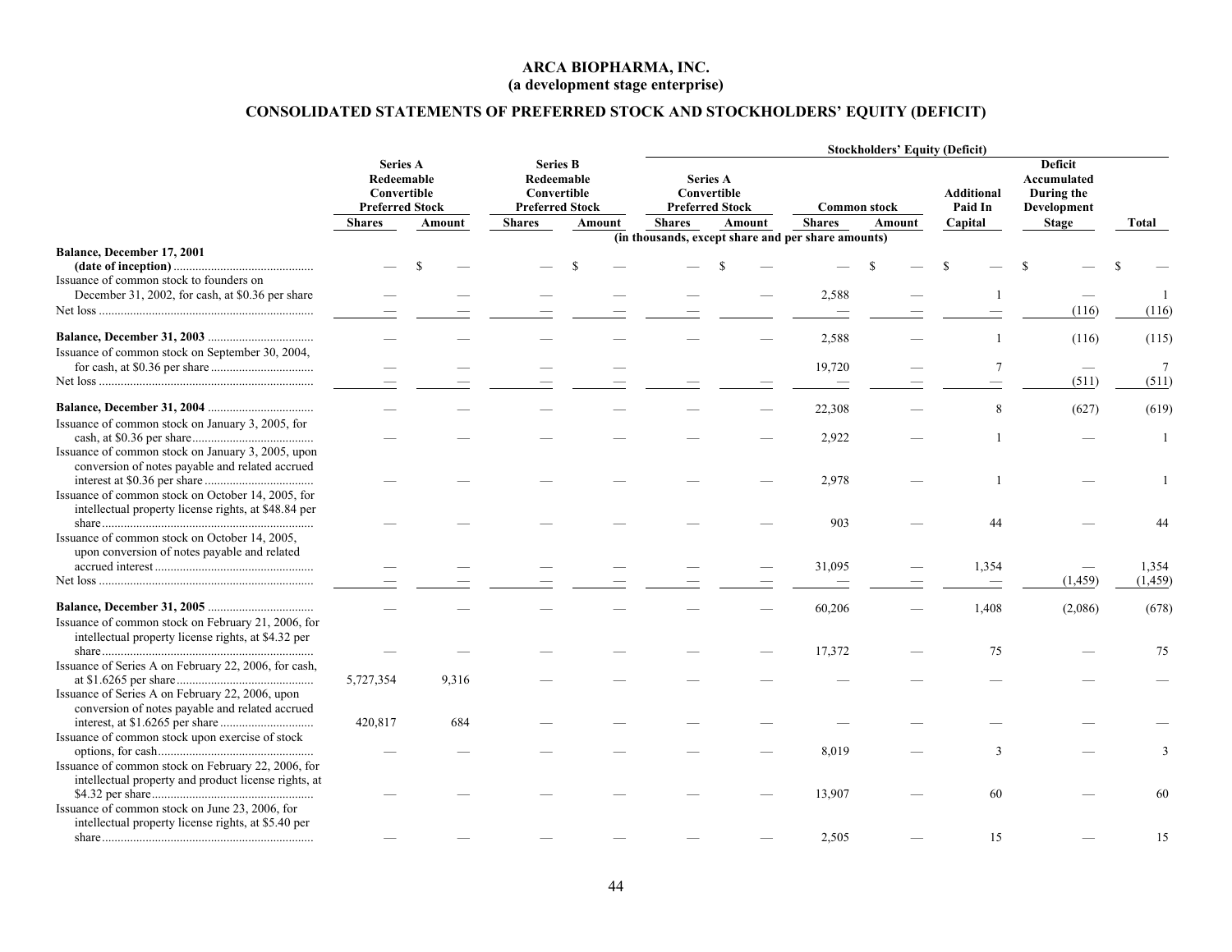# ARCA BIOPHARMA, INC.
## (a development stage enterprise)

## CONSOLIDATED STATEMENTS OF PREFERRED STOCK AND STOCKHOLDERS' EQUITY (DEFICIT)

| | Series A Redeemable Convertible Preferred Stock | | Series B Redeemable Convertible Preferred Stock | | Stockholders' Equity (Deficit) | | | | | | |
|---|---|---|---|---|---|---|---|---|---|---|---|
| | | | | | Series A Convertible Preferred Stock | | Common stock | | Additional Paid In | Deficit Accumulated During the Development | |
| | Shares | Amount | Shares | Amount | Shares | Amount | Shares | Amount | Capital | Stage | Total |
| | (in thousands, except share and per share amounts) | | | | | | | | | | |
| **Balance, December 17, 2001 (date of inception)** | — | $ — | — | $ — | — | $ — | — | $ — | $ — | $ — | $ — |
| Issuance of common stock to founders on December 31, 2002, for cash, at $0.36 per share | — | — | — | — | — | — | 2,588 | — | 1 | — | 1 |
| Net loss | — | — | — | — | — | | — | — | — | (116) | (116) |
| **Balance, December 31, 2003** | — | — | — | — | — | — | 2,588 | — | 1 | (116) | (115) |
| Issuance of common stock on September 30, 2004, for cash, at $0.36 per share | — | — | — | — | | | 19,720 | — | 7 | — | 7 |
| Net loss | — | — | — | — | — | — | — | — | — | (511) | (511) |
| **Balance, December 31, 2004** | — | — | — | — | — | — | 22,308 | — | 8 | (627) | (619) |
| Issuance of common stock on January 3, 2005, for cash, at $0.36 per share | — | — | — | — | — | — | 2,922 | — | 1 | — | 1 |
| Issuance of common stock on January 3, 2005, upon conversion of notes payable and related accrued interest at $0.36 per share | — | — | — | — | — | — | 2,978 | — | 1 | — | 1 |
| Issuance of common stock on October 14, 2005, for intellectual property license rights, at $48.84 per share | — | — | — | — | — | — | 903 | — | 44 | — | 44 |
| Issuance of common stock on October 14, 2005, upon conversion of notes payable and related accrued interest | — | — | — | — | — | — | 31,095 | — | 1,354 | — | 1,354 |
| Net loss | — | — | — | — | — | — | — | — | — | (1,459) | (1,459) |
| **Balance, December 31, 2005** | — | — | — | — | — | — | 60,206 | — | 1,408 | (2,086) | (678) |
| Issuance of common stock on February 21, 2006, for intellectual property license rights, at $4.32 per share | — | — | — | — | — | — | 17,372 | — | 75 | — | 75 |
| Issuance of Series A on February 22, 2006, for cash, at $1.6265 per share | 5,727,354 | 9,316 | — | — | — | — | — | — | — | — | — |
| Issuance of Series A on February 22, 2006, upon conversion of notes payable and related accrued interest, at $1.6265 per share | 420,817 | 684 | — | — | — | — | — | — | — | — | — |
| Issuance of common stock upon exercise of stock options, for cash | — | — | — | — | — | — | 8,019 | — | 3 | — | 3 |
| Issuance of common stock on February 22, 2006, for intellectual property and product license rights, at $4.32 per share | — | — | — | — | — | — | 13,907 | — | 60 | — | 60 |
| Issuance of common stock on June 23, 2006, for intellectual property license rights, at $5.40 per share | — | — | — | — | — | — | 2,505 | — | 15 | — | 15 |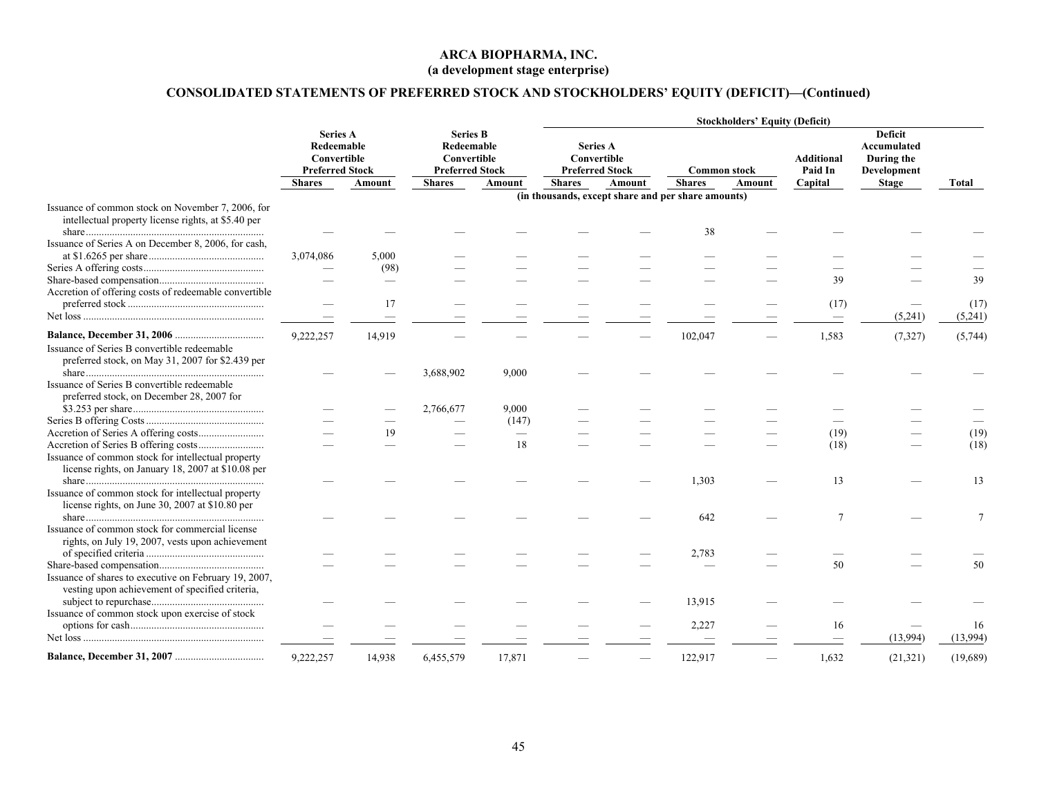**ARCA BIOPHARMA, INC.**
**(a development stage enterprise)**

## CONSOLIDATED STATEMENTS OF PREFERRED STOCK AND STOCKHOLDERS' EQUITY (DEFICIT)—(Continued)

| | Series A Redeemable Convertible Preferred Stock | | Series B Redeemable Convertible Preferred Stock | | Stockholders' Equity (Deficit) | | | | | | | |
|---|---|---|---|---|---|---|---|---|---|---|---|
| | | | | | Series A Convertible Preferred Stock | | Common stock | | Additional Paid In Capital | Deficit Accumulated During the Development Stage | Total |
| | Shares | Amount | Shares | Amount | Shares | Amount | Shares | Amount | | | |
| | | | | | (in thousands, except share and per share amounts) | | | | | | |
| Issuance of common stock on November 7, 2006, for intellectual property license rights, at $5.40 per share | — | — | — | — | — | — | 38 | — | — | — | — |
| Issuance of Series A on December 8, 2006, for cash, at $1.6265 per share | 3,074,086 | 5,000 | — | — | — | — | — | — | — | — | — |
| Series A offering costs | — | (98) | — | — | — | — | — | — | — | — | — |
| Share-based compensation | — | — | — | — | — | — | — | — | 39 | — | 39 |
| Accretion of offering costs of redeemable convertible preferred stock | — | 17 | — | — | — | — | — | — | (17) | — | (17) |
| Net loss | — | — | — | — | — | — | — | — | — | (5,241) | (5,241) |
| **Balance, December 31, 2006** | 9,222,257 | 14,919 | — | — | — | — | 102,047 | — | 1,583 | (7,327) | (5,744) |
| Issuance of Series B convertible redeemable preferred stock, on May 31, 2007 for $2.439 per share | — | — | 3,688,902 | 9,000 | — | — | — | — | — | — | — |
| Issuance of Series B convertible redeemable preferred stock, on December 28, 2007 for $3.253 per share | — | — | 2,766,677 | 9,000 | — | — | — | — | — | — | — |
| Series B offering Costs | — | — | — | (147) | — | — | — | — | — | — | — |
| Accretion of Series A offering costs | — | 19 | — | — | — | — | — | — | (19) | — | (19) |
| Accretion of Series B offering costs | — | — | — | 18 | — | — | — | — | (18) | — | (18) |
| Issuance of common stock for intellectual property license rights, on January 18, 2007 at $10.08 per share | — | — | — | — | — | — | 1,303 | — | 13 | — | 13 |
| Issuance of common stock for intellectual property license rights, on June 30, 2007 at $10.80 per share | — | — | — | — | — | — | 642 | — | 7 | — | 7 |
| Issuance of common stock for commercial license rights, on July 19, 2007, vests upon achievement of specified criteria | — | — | — | — | — | — | 2,783 | — | — | — | — |
| Share-based compensation | — | — | — | — | — | — | — | — | 50 | — | 50 |
| Issuance of shares to executive on February 19, 2007, vesting upon achievement of specified criteria, subject to repurchase | — | — | — | — | — | — | 13,915 | — | — | — | — |
| Issuance of common stock upon exercise of stock options for cash | — | — | — | — | — | — | 2,227 | — | 16 | — | 16 |
| Net loss | — | — | — | — | — | — | — | — | — | (13,994) | (13,994) |
| **Balance, December 31, 2007** | 9,222,257 | 14,938 | 6,455,579 | 17,871 | — | — | 122,917 | — | 1,632 | (21,321) | (19,689) |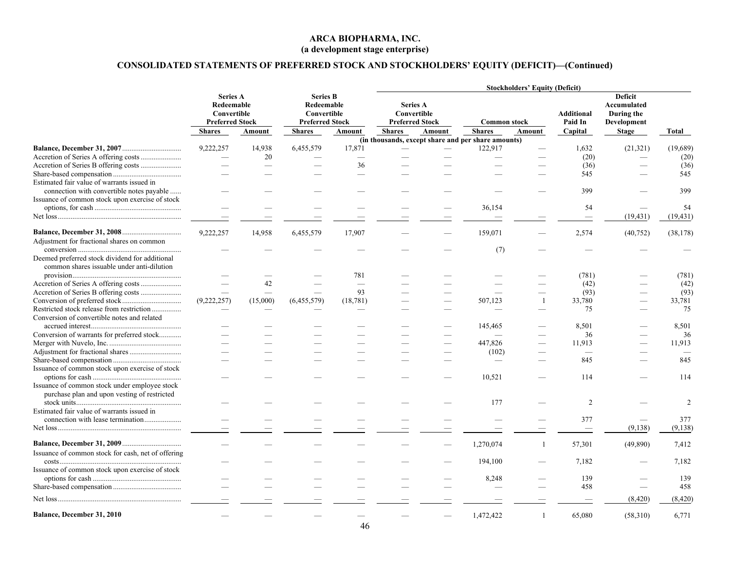# ARCA BIOPHARMA, INC.
## (a development stage enterprise)

## CONSOLIDATED STATEMENTS OF PREFERRED STOCK AND STOCKHOLDERS' EQUITY (DEFICIT)—(Continued)

| | Series A Redeemable Convertible Preferred Stock | | Series B Redeemable Convertible Preferred Stock | | Stockholders' Equity (Deficit) | | | | | | |
|---|---|---|---|---|---|---|---|---|---|---|---|
| | | | | | Series A Convertible Preferred Stock | | Common stock | | Additional Paid In | Deficit Accumulated During the Development | |
| | Shares | Amount | Shares | Amount | Shares | Amount | Shares | Amount | Capital | Stage | Total |
| | (in thousands, except share and per share amounts) | | | | | | | | | | |
| **Balance, December 31, 2007** | 9,222,257 | 14,938 | 6,455,579 | 17,871 | — | — | 122,917 | — | 1,632 | (21,321) | (19,689) |
| Accretion of Series A offering costs | — | 20 | — | — | — | — | — | — | (20) | — | (20) |
| Accretion of Series B offering costs | — | — | — | 36 | — | — | — | — | (36) | — | (36) |
| Share-based compensation | — | — | — | — | — | — | — | — | 545 | — | 545 |
| Estimated fair value of warrants issued in connection with convertible notes payable | — | — | — | — | — | — | — | — | 399 | — | 399 |
| Issuance of common stock upon exercise of stock options, for cash | — | — | — | — | — | — | 36,154 | — | 54 | — | 54 |
| Net loss | — | — | — | — | — | — | — | — | — | (19,431) | (19,431) |
| **Balance, December 31, 2008** | 9,222,257 | 14,958 | 6,455,579 | 17,907 | — | — | 159,071 | — | 2,574 | (40,752) | (38,178) |
| Adjustment for fractional shares on common conversion | — | — | — | — | — | — | (7) | — | — | — | — |
| Deemed preferred stock dividend for additional common shares issuable under anti-dilution provision | — | — | — | 781 | — | — | — | — | (781) | — | (781) |
| Accretion of Series A offering costs | — | 42 | — | — | — | — | — | — | (42) | — | (42) |
| Accretion of Series B offering costs | — | — | — | 93 | — | — | — | — | (93) | — | (93) |
| Conversion of preferred stock | (9,222,257) | (15,000) | (6,455,579) | (18,781) | — | — | 507,123 | 1 | 33,780 | — | 33,781 |
| Restricted stock release from restriction | — | — | — | — | — | — | — | — | 75 | — | 75 |
| Conversion of convertible notes and related accrued interest | — | — | — | — | — | — | 145,465 | — | 8,501 | — | 8,501 |
| Conversion of warrants for preferred stock | — | — | — | — | — | — | — | — | 36 | — | 36 |
| Merger with Nuvelo, Inc. | — | — | — | — | — | — | 447,826 | — | 11,913 | — | 11,913 |
| Adjustment for fractional shares | — | — | — | — | — | — | (102) | — | — | — | — |
| Share-based compensation | — | — | — | — | — | — | — | — | 845 | — | 845 |
| Issuance of common stock upon exercise of stock options for cash | — | — | — | — | — | — | 10,521 | — | 114 | — | 114 |
| Issuance of common stock under employee stock purchase plan and upon vesting of restricted stock units | — | — | — | — | — | — | 177 | — | 2 | — | 2 |
| Estimated fair value of warrants issued in connection with lease termination | — | — | — | — | — | — | — | — | 377 | — | 377 |
| Net loss | — | — | — | — | — | — | — | — | — | (9,138) | (9,138) |
| **Balance, December 31, 2009** | — | — | — | — | — | — | 1,270,074 | 1 | 57,301 | (49,890) | 7,412 |
| Issuance of common stock for cash, net of offering costs | — | — | — | — | — | — | 194,100 | — | 7,182 | — | 7,182 |
| Issuance of common stock upon exercise of stock options for cash | — | — | — | — | — | — | 8,248 | — | 139 | — | 139 |
| Share-based compensation | — | — | — | — | — | — | — | — | 458 | — | 458 |
| Net loss | — | — | — | — | — | — | — | — | — | (8,420) | (8,420) |
| **Balance, December 31, 2010** | — | — | — | — | — | — | 1,472,422 | 1 | 65,080 | (58,310) | 6,771 |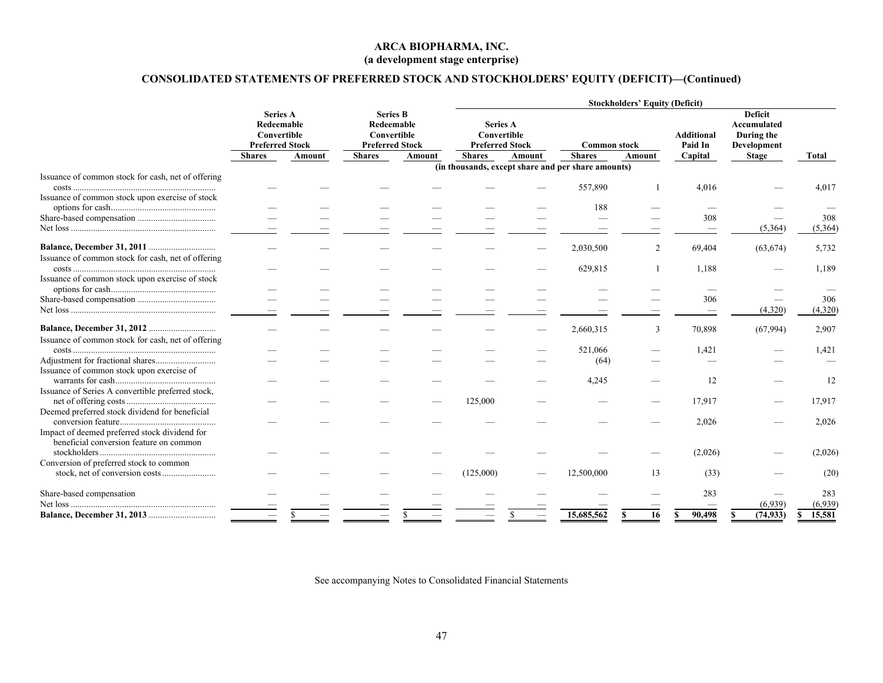# ARCA BIOPHARMA, INC.
## (a development stage enterprise)

## CONSOLIDATED STATEMENTS OF PREFERRED STOCK AND STOCKHOLDERS' EQUITY (DEFICIT)—(Continued)

| | Series A Redeemable Convertible Preferred Stock | | Series B Redeemable Convertible Preferred Stock | | Stockholders' Equity (Deficit) | | | | | | |
|---|---|---|---|---|---|---|---|---|---|---|---|
| | | | | | Series A Convertible Preferred Stock | | Common stock | | Additional Paid In | Deficit Accumulated During the Development | |
| | Shares | Amount | Shares | Amount | Shares | Amount | Shares | Amount | Capital | Stage | Total |
| | (in thousands, except share and per share amounts) | | | | | | | | | | |
| Issuance of common stock for cash, net of offering costs | — | — | — | — | — | — | 557,890 | 1 | 4,016 | — | 4,017 |
| Issuance of common stock upon exercise of stock options for cash | — | — | — | — | — | — | 188 | — | — | — | — |
| Share-based compensation | — | — | — | — | — | — | — | — | 308 | — | 308 |
| Net loss | — | — | — | — | — | — | — | — | — | (5,364) | (5,364) |
| **Balance, December 31, 2011** | — | — | — | — | — | — | 2,030,500 | 2 | 69,404 | (63,674) | 5,732 |
| Issuance of common stock for cash, net of offering costs | — | — | — | — | — | — | 629,815 | 1 | 1,188 | — | 1,189 |
| Issuance of common stock upon exercise of stock options for cash | — | — | — | — | — | — | — | — | — | — | — |
| Share-based compensation | — | — | — | — | — | — | — | — | 306 | — | 306 |
| Net loss | — | — | — | — | — | — | — | — | — | (4,320) | (4,320) |
| **Balance, December 31, 2012** | — | — | — | — | — | — | 2,660,315 | 3 | 70,898 | (67,994) | 2,907 |
| Issuance of common stock for cash, net of offering costs | — | — | — | — | — | — | 521,066 | — | 1,421 | — | 1,421 |
| Adjustment for fractional shares | — | — | — | — | — | — | (64) | — | — | — | — |
| Issuance of common stock upon exercise of warrants for cash | — | — | — | — | — | — | 4,245 | — | 12 | — | 12 |
| Issuance of Series A convertible preferred stock, net of offering costs | — | — | — | — | 125,000 | — | — | — | 17,917 | — | 17,917 |
| Deemed preferred stock dividend for beneficial conversion feature | — | — | — | — | — | — | — | — | 2,026 | — | 2,026 |
| Impact of deemed preferred stock dividend for beneficial conversion feature on common stockholders | — | — | — | — | — | — | — | — | (2,026) | — | (2,026) |
| Conversion of preferred stock to common stock, net of conversion costs | — | — | — | — | (125,000) | — | 12,500,000 | 13 | (33) | — | (20) |
| Share-based compensation | — | — | — | — | — | — | — | — | 283 | — | 283 |
| Net loss | — | — | — | — | — | — | — | — | — | (6,939) | (6,939) |
| **Balance, December 31, 2013** | — | $ — | — | $ — | — | $ — | 15,685,562 | $ 16 | $ 90,498 | $ (74,933) | $ 15,581 |

See accompanying Notes to Consolidated Financial Statements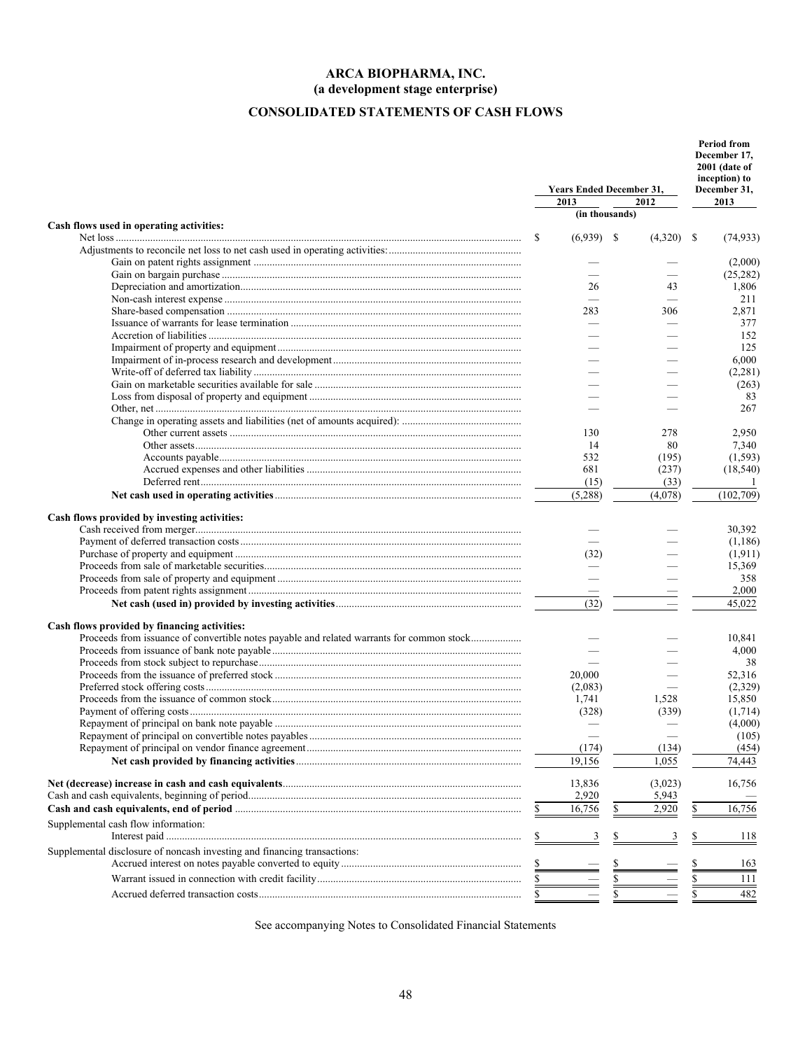# ARCA BIOPHARMA, INC.
## (a development stage enterprise)

## CONSOLIDATED STATEMENTS OF CASH FLOWS

| | Years Ended December 31, 2013 | Years Ended December 31, 2012 | Period from December 17, 2001 (date of inception) to December 31, 2013 |
|---|---|---|---|
| | (in thousands) | | |
| **Cash flows used in operating activities:** | | | |
| Net loss | $ (6,939) | $ (4,320) | $ (74,933) |
| Adjustments to reconcile net loss to net cash used in operating activities: | | | |
| Gain on patent rights assignment | — | — | (2,000) |
| Gain on bargain purchase | — | — | (25,282) |
| Depreciation and amortization | 26 | 43 | 1,806 |
| Non-cash interest expense | — | — | 211 |
| Share-based compensation | 283 | 306 | 2,871 |
| Issuance of warrants for lease termination | — | — | 377 |
| Accretion of liabilities | — | — | 152 |
| Impairment of property and equipment | — | — | 125 |
| Impairment of in-process research and development | — | — | 6,000 |
| Write-off of deferred tax liability | — | — | (2,281) |
| Gain on marketable securities available for sale | — | — | (263) |
| Loss from disposal of property and equipment | — | — | 83 |
| Other, net | — | — | 267 |
| Change in operating assets and liabilities (net of amounts acquired): | | | |
| Other current assets | 130 | 278 | 2,950 |
| Other assets | 14 | 80 | 7,340 |
| Accounts payable | 532 | (195) | (1,593) |
| Accrued expenses and other liabilities | 681 | (237) | (18,540) |
| Deferred rent | (15) | (33) | 1 |
| **Net cash used in operating activities** | (5,288) | (4,078) | (102,709) |
| **Cash flows provided by investing activities:** | | | |
| Cash received from merger | — | — | 30,392 |
| Payment of deferred transaction costs | — | — | (1,186) |
| Purchase of property and equipment | (32) | — | (1,911) |
| Proceeds from sale of marketable securities | — | — | 15,369 |
| Proceeds from sale of property and equipment | — | — | 358 |
| Proceeds from patent rights assignment | — | — | 2,000 |
| **Net cash (used in) provided by investing activities** | (32) | — | 45,022 |
| **Cash flows provided by financing activities:** | | | |
| Proceeds from issuance of convertible notes payable and related warrants for common stock | — | — | 10,841 |
| Proceeds from issuance of bank note payable | — | — | 4,000 |
| Proceeds from stock subject to repurchase | — | — | 38 |
| Proceeds from the issuance of preferred stock | 20,000 | — | 52,316 |
| Preferred stock offering costs | (2,083) | — | (2,329) |
| Proceeds from the issuance of common stock | 1,741 | 1,528 | 15,850 |
| Payment of offering costs | (328) | (339) | (1,714) |
| Repayment of principal on bank note payable | — | — | (4,000) |
| Repayment of principal on convertible notes payables | — | — | (105) |
| Repayment of principal on vendor finance agreement | (174) | (134) | (454) |
| **Net cash provided by financing activities** | 19,156 | 1,055 | 74,443 |
| **Net (decrease) increase in cash and cash equivalents** | 13,836 | (3,023) | 16,756 |
| Cash and cash equivalents, beginning of period | 2,920 | 5,943 | — |
| **Cash and cash equivalents, end of period** | $ 16,756 | $ 2,920 | $ 16,756 |
| Supplemental cash flow information: | | | |
| Interest paid | $ 3 | $ 3 | $ 118 |
| Supplemental disclosure of noncash investing and financing transactions: | | | |
| Accrued interest on notes payable converted to equity | $ — | $ — | $ 163 |
| Warrant issued in connection with credit facility | $ — | $ — | $ 111 |
| Accrued deferred transaction costs | $ — | $ — | $ 482 |

See accompanying Notes to Consolidated Financial Statements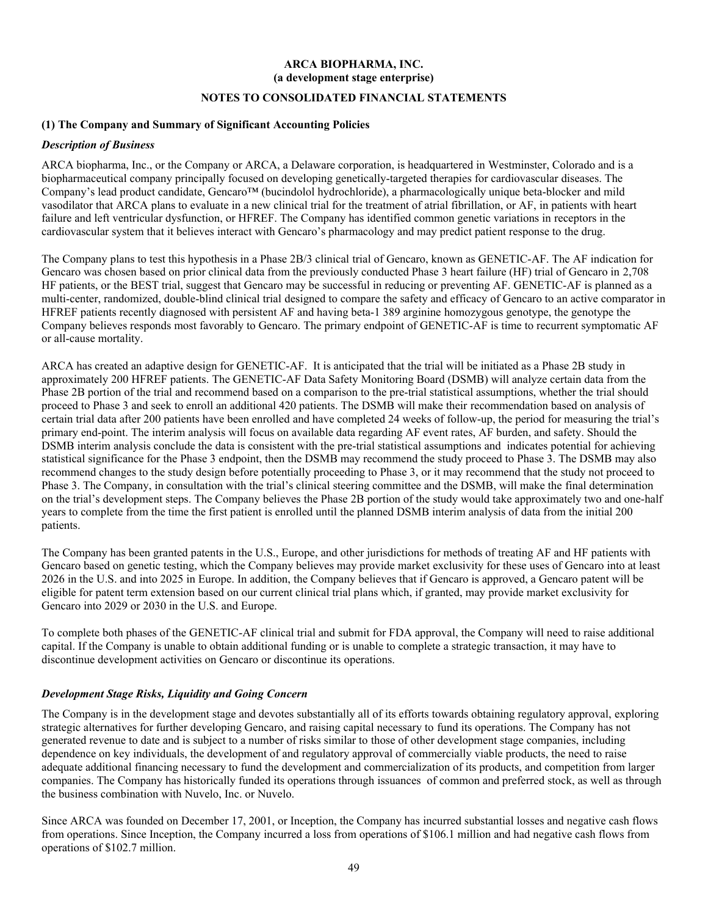**ARCA BIOPHARMA, INC.**
**(a development stage enterprise)**

**NOTES TO CONSOLIDATED FINANCIAL STATEMENTS**

**(1) The Company and Summary of Significant Accounting Policies**

***Description of Business***

ARCA biopharma, Inc., or the Company or ARCA, a Delaware corporation, is headquartered in Westminster, Colorado and is a biopharmaceutical company principally focused on developing genetically-targeted therapies for cardiovascular diseases. The Company's lead product candidate, Gencaro™ (bucindolol hydrochloride), a pharmacologically unique beta-blocker and mild vasodilator that ARCA plans to evaluate in a new clinical trial for the treatment of atrial fibrillation, or AF, in patients with heart failure and left ventricular dysfunction, or HFREF. The Company has identified common genetic variations in receptors in the cardiovascular system that it believes interact with Gencaro's pharmacology and may predict patient response to the drug.

The Company plans to test this hypothesis in a Phase 2B/3 clinical trial of Gencaro, known as GENETIC-AF. The AF indication for Gencaro was chosen based on prior clinical data from the previously conducted Phase 3 heart failure (HF) trial of Gencaro in 2,708 HF patients, or the BEST trial, suggest that Gencaro may be successful in reducing or preventing AF. GENETIC-AF is planned as a multi-center, randomized, double-blind clinical trial designed to compare the safety and efficacy of Gencaro to an active comparator in HFREF patients recently diagnosed with persistent AF and having beta-1 389 arginine homozygous genotype, the genotype the Company believes responds most favorably to Gencaro. The primary endpoint of GENETIC-AF is time to recurrent symptomatic AF or all-cause mortality.

ARCA has created an adaptive design for GENETIC-AF. It is anticipated that the trial will be initiated as a Phase 2B study in approximately 200 HFREF patients. The GENETIC-AF Data Safety Monitoring Board (DSMB) will analyze certain data from the Phase 2B portion of the trial and recommend based on a comparison to the pre-trial statistical assumptions, whether the trial should proceed to Phase 3 and seek to enroll an additional 420 patients. The DSMB will make their recommendation based on analysis of certain trial data after 200 patients have been enrolled and have completed 24 weeks of follow-up, the period for measuring the trial's primary end-point. The interim analysis will focus on available data regarding AF event rates, AF burden, and safety. Should the DSMB interim analysis conclude the data is consistent with the pre-trial statistical assumptions and indicates potential for achieving statistical significance for the Phase 3 endpoint, then the DSMB may recommend the study proceed to Phase 3. The DSMB may also recommend changes to the study design before potentially proceeding to Phase 3, or it may recommend that the study not proceed to Phase 3. The Company, in consultation with the trial's clinical steering committee and the DSMB, will make the final determination on the trial's development steps. The Company believes the Phase 2B portion of the study would take approximately two and one-half years to complete from the time the first patient is enrolled until the planned DSMB interim analysis of data from the initial 200 patients.

The Company has been granted patents in the U.S., Europe, and other jurisdictions for methods of treating AF and HF patients with Gencaro based on genetic testing, which the Company believes may provide market exclusivity for these uses of Gencaro into at least 2026 in the U.S. and into 2025 in Europe. In addition, the Company believes that if Gencaro is approved, a Gencaro patent will be eligible for patent term extension based on our current clinical trial plans which, if granted, may provide market exclusivity for Gencaro into 2029 or 2030 in the U.S. and Europe.

To complete both phases of the GENETIC-AF clinical trial and submit for FDA approval, the Company will need to raise additional capital. If the Company is unable to obtain additional funding or is unable to complete a strategic transaction, it may have to discontinue development activities on Gencaro or discontinue its operations.

***Development Stage Risks, Liquidity and Going Concern***

The Company is in the development stage and devotes substantially all of its efforts towards obtaining regulatory approval, exploring strategic alternatives for further developing Gencaro, and raising capital necessary to fund its operations. The Company has not generated revenue to date and is subject to a number of risks similar to those of other development stage companies, including dependence on key individuals, the development of and regulatory approval of commercially viable products, the need to raise adequate additional financing necessary to fund the development and commercialization of its products, and competition from larger companies. The Company has historically funded its operations through issuances of common and preferred stock, as well as through the business combination with Nuvelo, Inc. or Nuvelo.

Since ARCA was founded on December 17, 2001, or Inception, the Company has incurred substantial losses and negative cash flows from operations. Since Inception, the Company incurred a loss from operations of $106.1 million and had negative cash flows from operations of $102.7 million.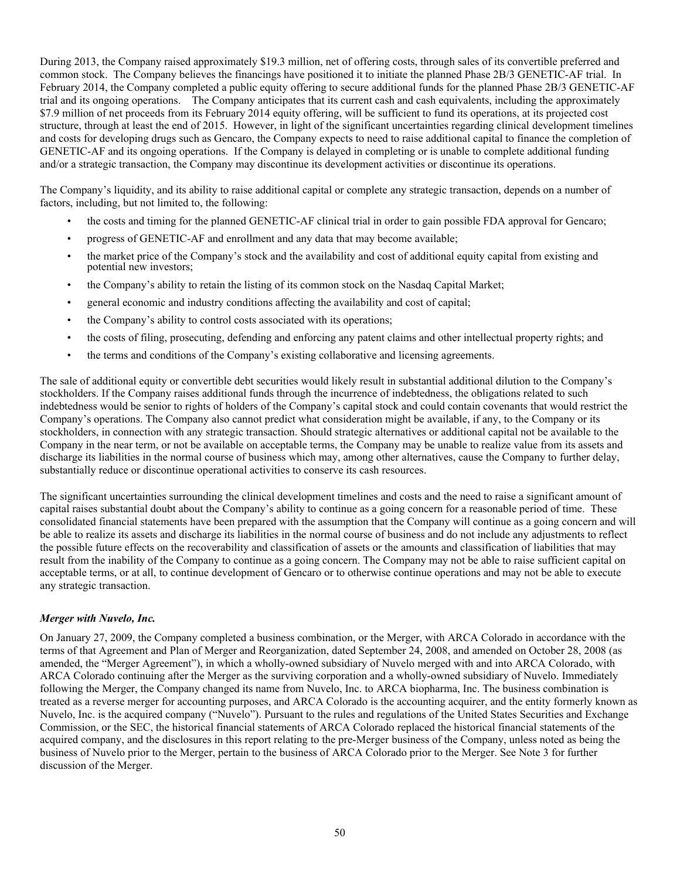During 2013, the Company raised approximately $19.3 million, net of offering costs, through sales of its convertible preferred and common stock. The Company believes the financings have positioned it to initiate the planned Phase 2B/3 GENETIC-AF trial. In February 2014, the Company completed a public equity offering to secure additional funds for the planned Phase 2B/3 GENETIC-AF trial and its ongoing operations. The Company anticipates that its current cash and cash equivalents, including the approximately $7.9 million of net proceeds from its February 2014 equity offering, will be sufficient to fund its operations, at its projected cost structure, through at least the end of 2015. However, in light of the significant uncertainties regarding clinical development timelines and costs for developing drugs such as Gencaro, the Company expects to need to raise additional capital to finance the completion of GENETIC-AF and its ongoing operations. If the Company is delayed in completing or is unable to complete additional funding and/or a strategic transaction, the Company may discontinue its development activities or discontinue its operations.

The Company's liquidity, and its ability to raise additional capital or complete any strategic transaction, depends on a number of factors, including, but not limited to, the following:

- the costs and timing for the planned GENETIC-AF clinical trial in order to gain possible FDA approval for Gencaro;
- progress of GENETIC-AF and enrollment and any data that may become available;
- the market price of the Company's stock and the availability and cost of additional equity capital from existing and potential new investors;
- the Company's ability to retain the listing of its common stock on the Nasdaq Capital Market;
- general economic and industry conditions affecting the availability and cost of capital;
- the Company's ability to control costs associated with its operations;
- the costs of filing, prosecuting, defending and enforcing any patent claims and other intellectual property rights; and
- the terms and conditions of the Company's existing collaborative and licensing agreements.

The sale of additional equity or convertible debt securities would likely result in substantial additional dilution to the Company's stockholders. If the Company raises additional funds through the incurrence of indebtedness, the obligations related to such indebtedness would be senior to rights of holders of the Company's capital stock and could contain covenants that would restrict the Company's operations. The Company also cannot predict what consideration might be available, if any, to the Company or its stockholders, in connection with any strategic transaction. Should strategic alternatives or additional capital not be available to the Company in the near term, or not be available on acceptable terms, the Company may be unable to realize value from its assets and discharge its liabilities in the normal course of business which may, among other alternatives, cause the Company to further delay, substantially reduce or discontinue operational activities to conserve its cash resources.

The significant uncertainties surrounding the clinical development timelines and costs and the need to raise a significant amount of capital raises substantial doubt about the Company's ability to continue as a going concern for a reasonable period of time. These consolidated financial statements have been prepared with the assumption that the Company will continue as a going concern and will be able to realize its assets and discharge its liabilities in the normal course of business and do not include any adjustments to reflect the possible future effects on the recoverability and classification of assets or the amounts and classification of liabilities that may result from the inability of the Company to continue as a going concern. The Company may not be able to raise sufficient capital on acceptable terms, or at all, to continue development of Gencaro or to otherwise continue operations and may not be able to execute any strategic transaction.

***Merger with Nuvelo, Inc.***

On January 27, 2009, the Company completed a business combination, or the Merger, with ARCA Colorado in accordance with the terms of that Agreement and Plan of Merger and Reorganization, dated September 24, 2008, and amended on October 28, 2008 (as amended, the "Merger Agreement"), in which a wholly-owned subsidiary of Nuvelo merged with and into ARCA Colorado, with ARCA Colorado continuing after the Merger as the surviving corporation and a wholly-owned subsidiary of Nuvelo. Immediately following the Merger, the Company changed its name from Nuvelo, Inc. to ARCA biopharma, Inc. The business combination is treated as a reverse merger for accounting purposes, and ARCA Colorado is the accounting acquirer, and the entity formerly known as Nuvelo, Inc. is the acquired company ("Nuvelo"). Pursuant to the rules and regulations of the United States Securities and Exchange Commission, or the SEC, the historical financial statements of ARCA Colorado replaced the historical financial statements of the acquired company, and the disclosures in this report relating to the pre-Merger business of the Company, unless noted as being the business of Nuvelo prior to the Merger, pertain to the business of ARCA Colorado prior to the Merger. See Note 3 for further discussion of the Merger.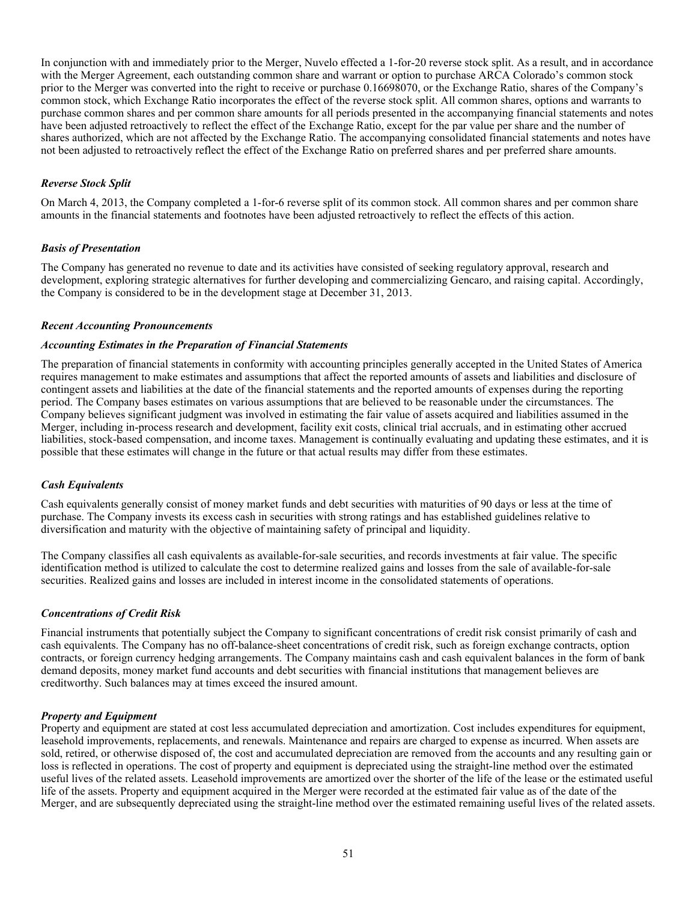In conjunction with and immediately prior to the Merger, Nuvelo effected a 1-for-20 reverse stock split. As a result, and in accordance with the Merger Agreement, each outstanding common share and warrant or option to purchase ARCA Colorado's common stock prior to the Merger was converted into the right to receive or purchase 0.16698070, or the Exchange Ratio, shares of the Company's common stock, which Exchange Ratio incorporates the effect of the reverse stock split. All common shares, options and warrants to purchase common shares and per common share amounts for all periods presented in the accompanying financial statements and notes have been adjusted retroactively to reflect the effect of the Exchange Ratio, except for the par value per share and the number of shares authorized, which are not affected by the Exchange Ratio. The accompanying consolidated financial statements and notes have not been adjusted to retroactively reflect the effect of the Exchange Ratio on preferred shares and per preferred share amounts.

***Reverse Stock Split***

On March 4, 2013, the Company completed a 1-for-6 reverse split of its common stock. All common shares and per common share amounts in the financial statements and footnotes have been adjusted retroactively to reflect the effects of this action.

***Basis of Presentation***

The Company has generated no revenue to date and its activities have consisted of seeking regulatory approval, research and development, exploring strategic alternatives for further developing and commercializing Gencaro, and raising capital. Accordingly, the Company is considered to be in the development stage at December 31, 2013.

***Recent Accounting Pronouncements***

***Accounting Estimates in the Preparation of Financial Statements***

The preparation of financial statements in conformity with accounting principles generally accepted in the United States of America requires management to make estimates and assumptions that affect the reported amounts of assets and liabilities and disclosure of contingent assets and liabilities at the date of the financial statements and the reported amounts of expenses during the reporting period. The Company bases estimates on various assumptions that are believed to be reasonable under the circumstances. The Company believes significant judgment was involved in estimating the fair value of assets acquired and liabilities assumed in the Merger, including in-process research and development, facility exit costs, clinical trial accruals, and in estimating other accrued liabilities, stock-based compensation, and income taxes. Management is continually evaluating and updating these estimates, and it is possible that these estimates will change in the future or that actual results may differ from these estimates.

***Cash Equivalents***

Cash equivalents generally consist of money market funds and debt securities with maturities of 90 days or less at the time of purchase. The Company invests its excess cash in securities with strong ratings and has established guidelines relative to diversification and maturity with the objective of maintaining safety of principal and liquidity.

The Company classifies all cash equivalents as available-for-sale securities, and records investments at fair value. The specific identification method is utilized to calculate the cost to determine realized gains and losses from the sale of available-for-sale securities. Realized gains and losses are included in interest income in the consolidated statements of operations.

***Concentrations of Credit Risk***

Financial instruments that potentially subject the Company to significant concentrations of credit risk consist primarily of cash and cash equivalents. The Company has no off-balance-sheet concentrations of credit risk, such as foreign exchange contracts, option contracts, or foreign currency hedging arrangements. The Company maintains cash and cash equivalent balances in the form of bank demand deposits, money market fund accounts and debt securities with financial institutions that management believes are creditworthy. Such balances may at times exceed the insured amount.

***Property and Equipment***

Property and equipment are stated at cost less accumulated depreciation and amortization. Cost includes expenditures for equipment, leasehold improvements, replacements, and renewals. Maintenance and repairs are charged to expense as incurred. When assets are sold, retired, or otherwise disposed of, the cost and accumulated depreciation are removed from the accounts and any resulting gain or loss is reflected in operations. The cost of property and equipment is depreciated using the straight-line method over the estimated useful lives of the related assets. Leasehold improvements are amortized over the shorter of the life of the lease or the estimated useful life of the assets. Property and equipment acquired in the Merger were recorded at the estimated fair value as of the date of the Merger, and are subsequently depreciated using the straight-line method over the estimated remaining useful lives of the related assets.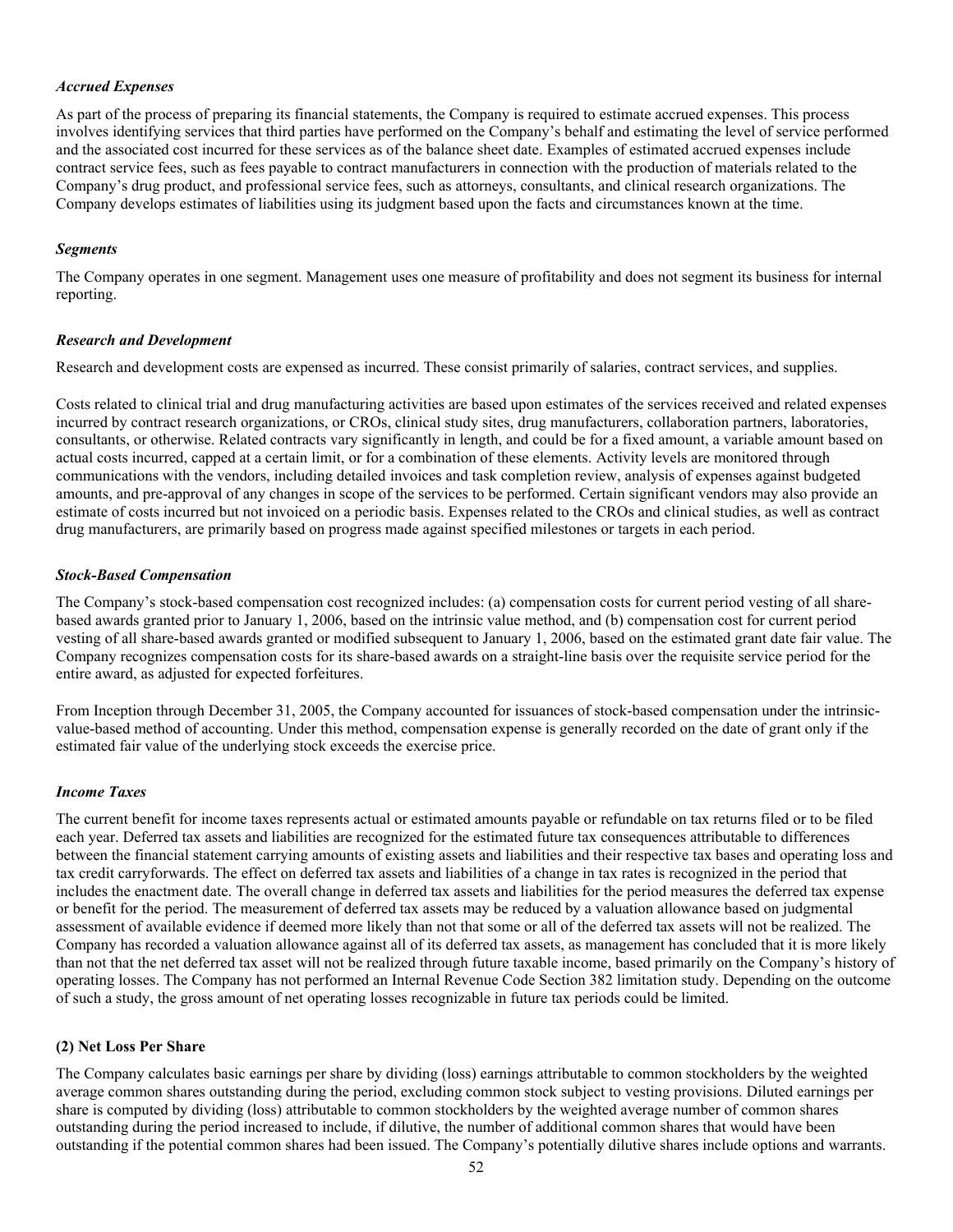### *Accrued Expenses*

As part of the process of preparing its financial statements, the Company is required to estimate accrued expenses. This process involves identifying services that third parties have performed on the Company's behalf and estimating the level of service performed and the associated cost incurred for these services as of the balance sheet date. Examples of estimated accrued expenses include contract service fees, such as fees payable to contract manufacturers in connection with the production of materials related to the Company's drug product, and professional service fees, such as attorneys, consultants, and clinical research organizations. The Company develops estimates of liabilities using its judgment based upon the facts and circumstances known at the time.

### *Segments*

The Company operates in one segment. Management uses one measure of profitability and does not segment its business for internal reporting.

### *Research and Development*

Research and development costs are expensed as incurred. These consist primarily of salaries, contract services, and supplies.

Costs related to clinical trial and drug manufacturing activities are based upon estimates of the services received and related expenses incurred by contract research organizations, or CROs, clinical study sites, drug manufacturers, collaboration partners, laboratories, consultants, or otherwise. Related contracts vary significantly in length, and could be for a fixed amount, a variable amount based on actual costs incurred, capped at a certain limit, or for a combination of these elements. Activity levels are monitored through communications with the vendors, including detailed invoices and task completion review, analysis of expenses against budgeted amounts, and pre-approval of any changes in scope of the services to be performed. Certain significant vendors may also provide an estimate of costs incurred but not invoiced on a periodic basis. Expenses related to the CROs and clinical studies, as well as contract drug manufacturers, are primarily based on progress made against specified milestones or targets in each period.

### *Stock-Based Compensation*

The Company's stock-based compensation cost recognized includes: (a) compensation costs for current period vesting of all share-based awards granted prior to January 1, 2006, based on the intrinsic value method, and (b) compensation cost for current period vesting of all share-based awards granted or modified subsequent to January 1, 2006, based on the estimated grant date fair value. The Company recognizes compensation costs for its share-based awards on a straight-line basis over the requisite service period for the entire award, as adjusted for expected forfeitures.

From Inception through December 31, 2005, the Company accounted for issuances of stock-based compensation under the intrinsic-value-based method of accounting. Under this method, compensation expense is generally recorded on the date of grant only if the estimated fair value of the underlying stock exceeds the exercise price.

### *Income Taxes*

The current benefit for income taxes represents actual or estimated amounts payable or refundable on tax returns filed or to be filed each year. Deferred tax assets and liabilities are recognized for the estimated future tax consequences attributable to differences between the financial statement carrying amounts of existing assets and liabilities and their respective tax bases and operating loss and tax credit carryforwards. The effect on deferred tax assets and liabilities of a change in tax rates is recognized in the period that includes the enactment date. The overall change in deferred tax assets and liabilities for the period measures the deferred tax expense or benefit for the period. The measurement of deferred tax assets may be reduced by a valuation allowance based on judgmental assessment of available evidence if deemed more likely than not that some or all of the deferred tax assets will not be realized. The Company has recorded a valuation allowance against all of its deferred tax assets, as management has concluded that it is more likely than not that the net deferred tax asset will not be realized through future taxable income, based primarily on the Company's history of operating losses. The Company has not performed an Internal Revenue Code Section 382 limitation study. Depending on the outcome of such a study, the gross amount of net operating losses recognizable in future tax periods could be limited.

## (2) Net Loss Per Share

The Company calculates basic earnings per share by dividing (loss) earnings attributable to common stockholders by the weighted average common shares outstanding during the period, excluding common stock subject to vesting provisions. Diluted earnings per share is computed by dividing (loss) attributable to common stockholders by the weighted average number of common shares outstanding during the period increased to include, if dilutive, the number of additional common shares that would have been outstanding if the potential common shares had been issued. The Company's potentially dilutive shares include options and warrants.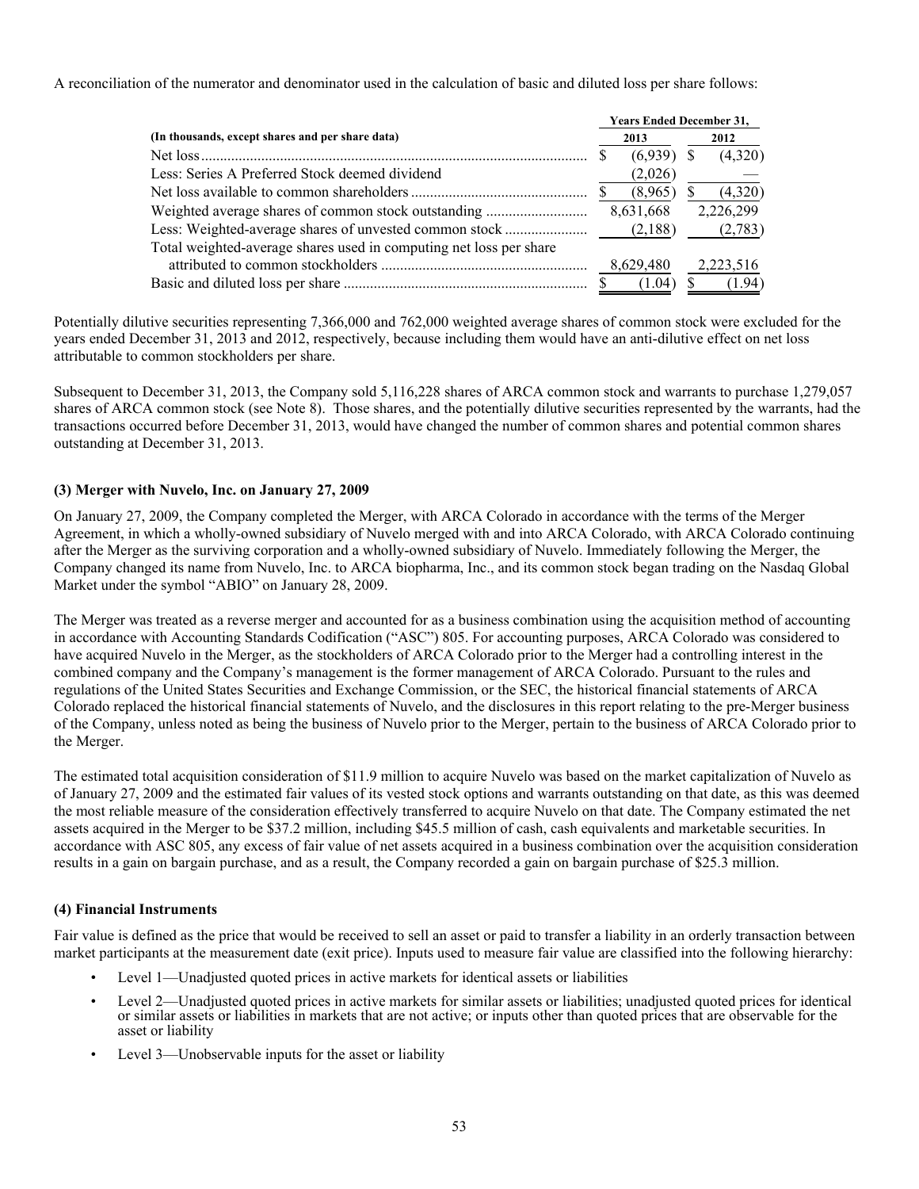A reconciliation of the numerator and denominator used in the calculation of basic and diluted loss per share follows:

| (In thousands, except shares and per share data) | Years Ended December 31, 2013 | 2012 |
|---|---|---|
| Net loss | $ (6,939) | $ (4,320) |
| Less: Series A Preferred Stock deemed dividend | (2,026) | — |
| Net loss available to common shareholders | $ (8,965) | $ (4,320) |
| Weighted average shares of common stock outstanding | 8,631,668 | 2,226,299 |
| Less: Weighted-average shares of unvested common stock | (2,188) | (2,783) |
| Total weighted-average shares used in computing net loss per share attributed to common stockholders | 8,629,480 | 2,223,516 |
| Basic and diluted loss per share | $ (1.04) | $ (1.94) |

Potentially dilutive securities representing 7,366,000 and 762,000 weighted average shares of common stock were excluded for the years ended December 31, 2013 and 2012, respectively, because including them would have an anti-dilutive effect on net loss attributable to common stockholders per share.

Subsequent to December 31, 2013, the Company sold 5,116,228 shares of ARCA common stock and warrants to purchase 1,279,057 shares of ARCA common stock (see Note 8). Those shares, and the potentially dilutive securities represented by the warrants, had the transactions occurred before December 31, 2013, would have changed the number of common shares and potential common shares outstanding at December 31, 2013.

### (3) Merger with Nuvelo, Inc. on January 27, 2009

On January 27, 2009, the Company completed the Merger, with ARCA Colorado in accordance with the terms of the Merger Agreement, in which a wholly-owned subsidiary of Nuvelo merged with and into ARCA Colorado, with ARCA Colorado continuing after the Merger as the surviving corporation and a wholly-owned subsidiary of Nuvelo. Immediately following the Merger, the Company changed its name from Nuvelo, Inc. to ARCA biopharma, Inc., and its common stock began trading on the Nasdaq Global Market under the symbol "ABIO" on January 28, 2009.

The Merger was treated as a reverse merger and accounted for as a business combination using the acquisition method of accounting in accordance with Accounting Standards Codification ("ASC") 805. For accounting purposes, ARCA Colorado was considered to have acquired Nuvelo in the Merger, as the stockholders of ARCA Colorado prior to the Merger had a controlling interest in the combined company and the Company's management is the former management of ARCA Colorado. Pursuant to the rules and regulations of the United States Securities and Exchange Commission, or the SEC, the historical financial statements of ARCA Colorado replaced the historical financial statements of Nuvelo, and the disclosures in this report relating to the pre-Merger business of the Company, unless noted as being the business of Nuvelo prior to the Merger, pertain to the business of ARCA Colorado prior to the Merger.

The estimated total acquisition consideration of $11.9 million to acquire Nuvelo was based on the market capitalization of Nuvelo as of January 27, 2009 and the estimated fair values of its vested stock options and warrants outstanding on that date, as this was deemed the most reliable measure of the consideration effectively transferred to acquire Nuvelo on that date. The Company estimated the net assets acquired in the Merger to be $37.2 million, including $45.5 million of cash, cash equivalents and marketable securities. In accordance with ASC 805, any excess of fair value of net assets acquired in a business combination over the acquisition consideration results in a gain on bargain purchase, and as a result, the Company recorded a gain on bargain purchase of $25.3 million.

### (4) Financial Instruments

Fair value is defined as the price that would be received to sell an asset or paid to transfer a liability in an orderly transaction between market participants at the measurement date (exit price). Inputs used to measure fair value are classified into the following hierarchy:

- Level 1—Unadjusted quoted prices in active markets for identical assets or liabilities
- Level 2—Unadjusted quoted prices in active markets for similar assets or liabilities; unadjusted quoted prices for identical or similar assets or liabilities in markets that are not active; or inputs other than quoted prices that are observable for the asset or liability
- Level 3—Unobservable inputs for the asset or liability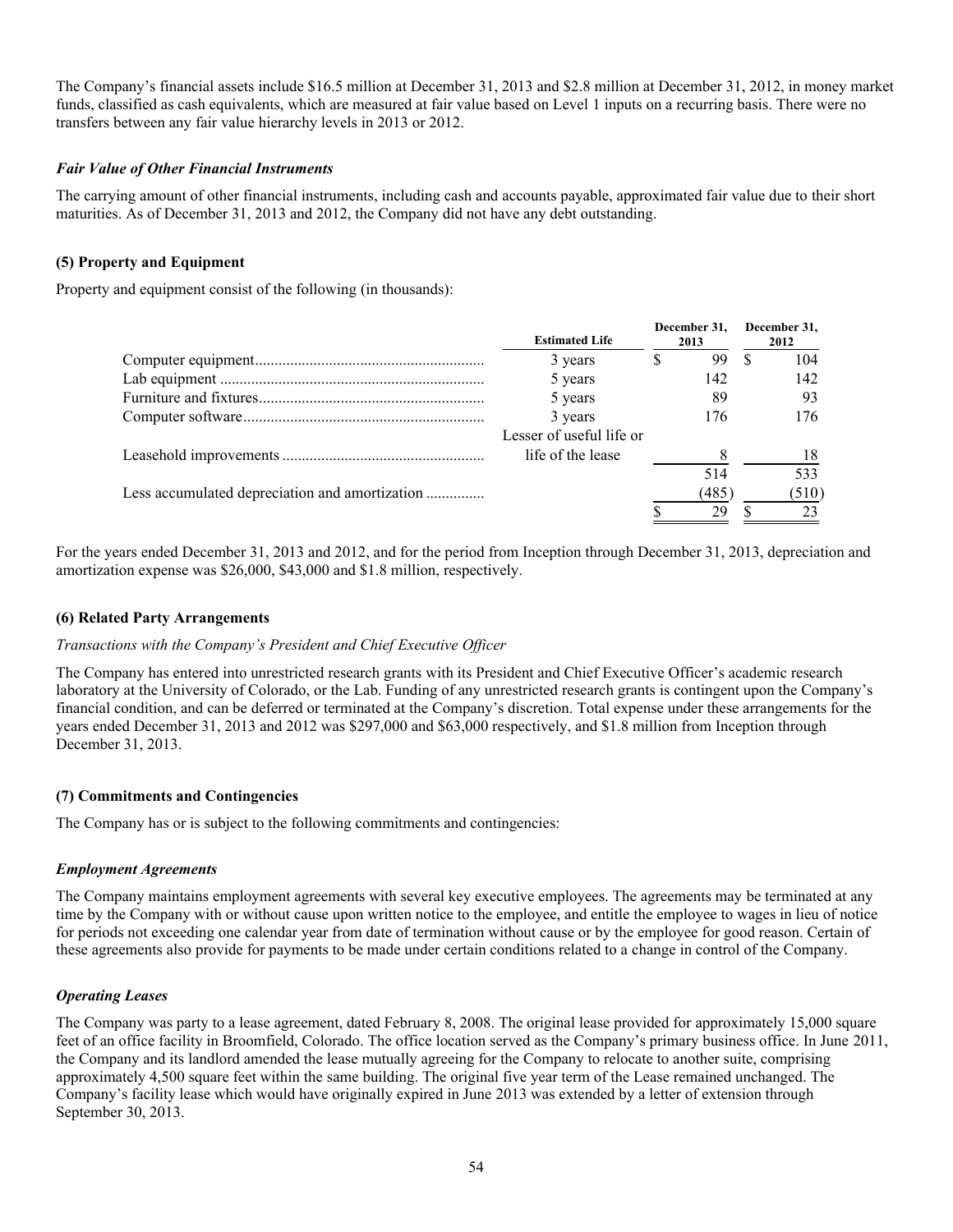The Company's financial assets include $16.5 million at December 31, 2013 and $2.8 million at December 31, 2012, in money market funds, classified as cash equivalents, which are measured at fair value based on Level 1 inputs on a recurring basis. There were no transfers between any fair value hierarchy levels in 2013 or 2012.

***Fair Value of Other Financial Instruments***

The carrying amount of other financial instruments, including cash and accounts payable, approximated fair value due to their short maturities. As of December 31, 2013 and 2012, the Company did not have any debt outstanding.

**(5) Property and Equipment**

Property and equipment consist of the following (in thousands):

| | Estimated Life | December 31, 2013 | December 31, 2012 |
|---|---|---|---|
| Computer equipment | 3 years | $ 99 | $ 104 |
| Lab equipment | 5 years | 142 | 142 |
| Furniture and fixtures | 5 years | 89 | 93 |
| Computer software | 3 years | 176 | 176 |
| Leasehold improvements | Lesser of useful life or life of the lease | 8 | 18 |
| | | 514 | 533 |
| Less accumulated depreciation and amortization | | (485) | (510) |
| | | $ 29 | $ 23 |

For the years ended December 31, 2013 and 2012, and for the period from Inception through December 31, 2013, depreciation and amortization expense was $26,000, $43,000 and $1.8 million, respectively.

**(6) Related Party Arrangements**

*Transactions with the Company's President and Chief Executive Officer*

The Company has entered into unrestricted research grants with its President and Chief Executive Officer's academic research laboratory at the University of Colorado, or the Lab. Funding of any unrestricted research grants is contingent upon the Company's financial condition, and can be deferred or terminated at the Company's discretion. Total expense under these arrangements for the years ended December 31, 2013 and 2012 was $297,000 and $63,000 respectively, and $1.8 million from Inception through December 31, 2013.

**(7) Commitments and Contingencies**

The Company has or is subject to the following commitments and contingencies:

***Employment Agreements***

The Company maintains employment agreements with several key executive employees. The agreements may be terminated at any time by the Company with or without cause upon written notice to the employee, and entitle the employee to wages in lieu of notice for periods not exceeding one calendar year from date of termination without cause or by the employee for good reason. Certain of these agreements also provide for payments to be made under certain conditions related to a change in control of the Company.

***Operating Leases***

The Company was party to a lease agreement, dated February 8, 2008. The original lease provided for approximately 15,000 square feet of an office facility in Broomfield, Colorado. The office location served as the Company's primary business office. In June 2011, the Company and its landlord amended the lease mutually agreeing for the Company to relocate to another suite, comprising approximately 4,500 square feet within the same building. The original five year term of the Lease remained unchanged. The Company's facility lease which would have originally expired in June 2013 was extended by a letter of extension through September 30, 2013.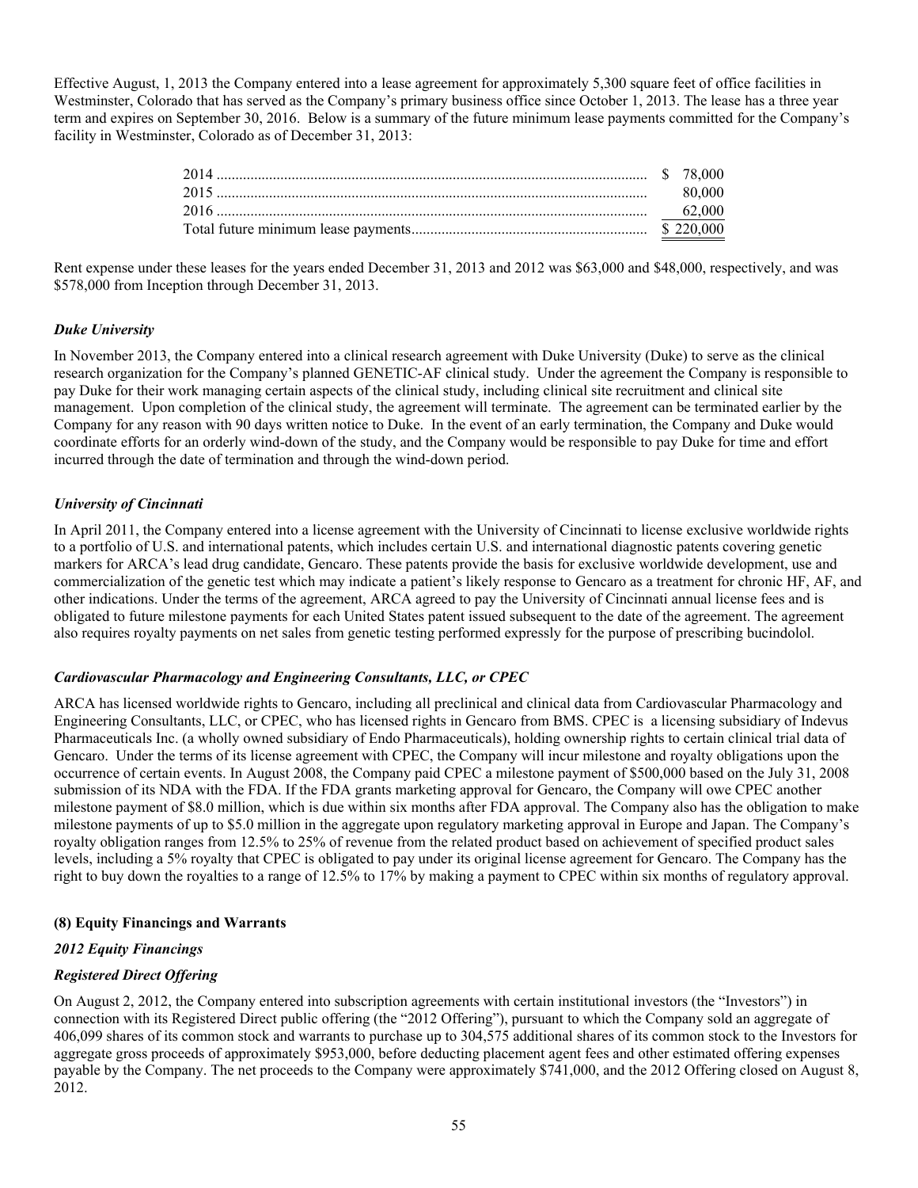Effective August, 1, 2013 the Company entered into a lease agreement for approximately 5,300 square feet of office facilities in Westminster, Colorado that has served as the Company's primary business office since October 1, 2013. The lease has a three year term and expires on September 30, 2016. Below is a summary of the future minimum lease payments committed for the Company's facility in Westminster, Colorado as of December 31, 2013:

| | |
|---|---|
| 2014 | $ 78,000 |
| 2015 | 80,000 |
| 2016 | 62,000 |
| Total future minimum lease payments | $ 220,000 |

Rent expense under these leases for the years ended December 31, 2013 and 2012 was $63,000 and $48,000, respectively, and was $578,000 from Inception through December 31, 2013.

### *Duke University*

In November 2013, the Company entered into a clinical research agreement with Duke University (Duke) to serve as the clinical research organization for the Company's planned GENETIC-AF clinical study. Under the agreement the Company is responsible to pay Duke for their work managing certain aspects of the clinical study, including clinical site recruitment and clinical site management. Upon completion of the clinical study, the agreement will terminate. The agreement can be terminated earlier by the Company for any reason with 90 days written notice to Duke. In the event of an early termination, the Company and Duke would coordinate efforts for an orderly wind-down of the study, and the Company would be responsible to pay Duke for time and effort incurred through the date of termination and through the wind-down period.

### *University of Cincinnati*

In April 2011, the Company entered into a license agreement with the University of Cincinnati to license exclusive worldwide rights to a portfolio of U.S. and international patents, which includes certain U.S. and international diagnostic patents covering genetic markers for ARCA's lead drug candidate, Gencaro. These patents provide the basis for exclusive worldwide development, use and commercialization of the genetic test which may indicate a patient's likely response to Gencaro as a treatment for chronic HF, AF, and other indications. Under the terms of the agreement, ARCA agreed to pay the University of Cincinnati annual license fees and is obligated to future milestone payments for each United States patent issued subsequent to the date of the agreement. The agreement also requires royalty payments on net sales from genetic testing performed expressly for the purpose of prescribing bucindolol.

### *Cardiovascular Pharmacology and Engineering Consultants, LLC, or CPEC*

ARCA has licensed worldwide rights to Gencaro, including all preclinical and clinical data from Cardiovascular Pharmacology and Engineering Consultants, LLC, or CPEC, who has licensed rights in Gencaro from BMS. CPEC is a licensing subsidiary of Indevus Pharmaceuticals Inc. (a wholly owned subsidiary of Endo Pharmaceuticals), holding ownership rights to certain clinical trial data of Gencaro. Under the terms of its license agreement with CPEC, the Company will incur milestone and royalty obligations upon the occurrence of certain events. In August 2008, the Company paid CPEC a milestone payment of $500,000 based on the July 31, 2008 submission of its NDA with the FDA. If the FDA grants marketing approval for Gencaro, the Company will owe CPEC another milestone payment of $8.0 million, which is due within six months after FDA approval. The Company also has the obligation to make milestone payments of up to $5.0 million in the aggregate upon regulatory marketing approval in Europe and Japan. The Company's royalty obligation ranges from 12.5% to 25% of revenue from the related product based on achievement of specified product sales levels, including a 5% royalty that CPEC is obligated to pay under its original license agreement for Gencaro. The Company has the right to buy down the royalties to a range of 12.5% to 17% by making a payment to CPEC within six months of regulatory approval.

## (8) Equity Financings and Warrants

### *2012 Equity Financings*

### *Registered Direct Offering*

On August 2, 2012, the Company entered into subscription agreements with certain institutional investors (the "Investors") in connection with its Registered Direct public offering (the "2012 Offering"), pursuant to which the Company sold an aggregate of 406,099 shares of its common stock and warrants to purchase up to 304,575 additional shares of its common stock to the Investors for aggregate gross proceeds of approximately $953,000, before deducting placement agent fees and other estimated offering expenses payable by the Company. The net proceeds to the Company were approximately $741,000, and the 2012 Offering closed on August 8, 2012.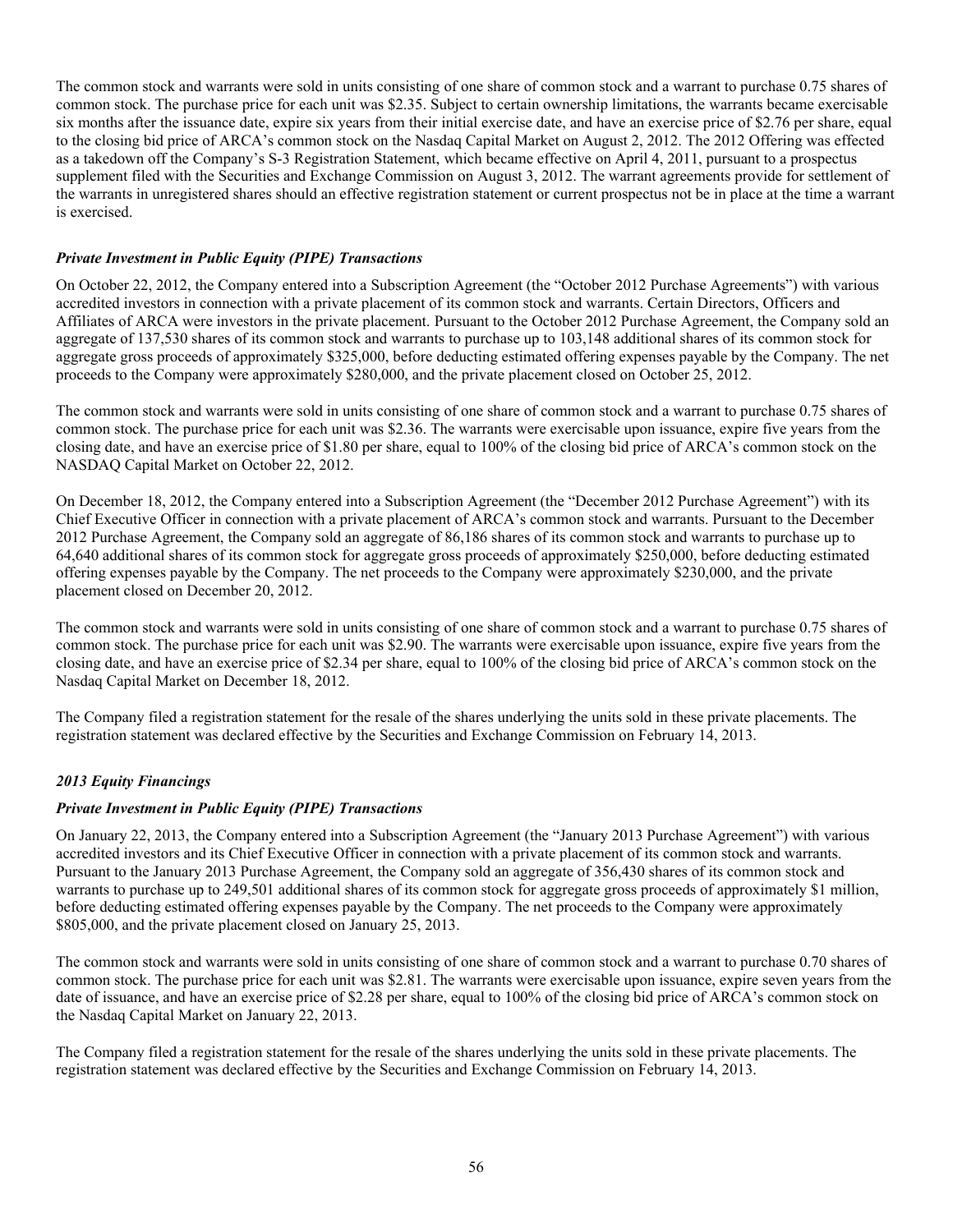The common stock and warrants were sold in units consisting of one share of common stock and a warrant to purchase 0.75 shares of common stock. The purchase price for each unit was $2.35. Subject to certain ownership limitations, the warrants became exercisable six months after the issuance date, expire six years from their initial exercise date, and have an exercise price of $2.76 per share, equal to the closing bid price of ARCA's common stock on the Nasdaq Capital Market on August 2, 2012. The 2012 Offering was effected as a takedown off the Company's S-3 Registration Statement, which became effective on April 4, 2011, pursuant to a prospectus supplement filed with the Securities and Exchange Commission on August 3, 2012. The warrant agreements provide for settlement of the warrants in unregistered shares should an effective registration statement or current prospectus not be in place at the time a warrant is exercised.

***Private Investment in Public Equity (PIPE) Transactions***

On October 22, 2012, the Company entered into a Subscription Agreement (the "October 2012 Purchase Agreements") with various accredited investors in connection with a private placement of its common stock and warrants. Certain Directors, Officers and Affiliates of ARCA were investors in the private placement. Pursuant to the October 2012 Purchase Agreement, the Company sold an aggregate of 137,530 shares of its common stock and warrants to purchase up to 103,148 additional shares of its common stock for aggregate gross proceeds of approximately $325,000, before deducting estimated offering expenses payable by the Company. The net proceeds to the Company were approximately $280,000, and the private placement closed on October 25, 2012.

The common stock and warrants were sold in units consisting of one share of common stock and a warrant to purchase 0.75 shares of common stock. The purchase price for each unit was $2.36. The warrants were exercisable upon issuance, expire five years from the closing date, and have an exercise price of $1.80 per share, equal to 100% of the closing bid price of ARCA's common stock on the NASDAQ Capital Market on October 22, 2012.

On December 18, 2012, the Company entered into a Subscription Agreement (the "December 2012 Purchase Agreement") with its Chief Executive Officer in connection with a private placement of ARCA's common stock and warrants. Pursuant to the December 2012 Purchase Agreement, the Company sold an aggregate of 86,186 shares of its common stock and warrants to purchase up to 64,640 additional shares of its common stock for aggregate gross proceeds of approximately $250,000, before deducting estimated offering expenses payable by the Company. The net proceeds to the Company were approximately $230,000, and the private placement closed on December 20, 2012.

The common stock and warrants were sold in units consisting of one share of common stock and a warrant to purchase 0.75 shares of common stock. The purchase price for each unit was $2.90. The warrants were exercisable upon issuance, expire five years from the closing date, and have an exercise price of $2.34 per share, equal to 100% of the closing bid price of ARCA's common stock on the Nasdaq Capital Market on December 18, 2012.

The Company filed a registration statement for the resale of the shares underlying the units sold in these private placements. The registration statement was declared effective by the Securities and Exchange Commission on February 14, 2013.

***2013 Equity Financings***

***Private Investment in Public Equity (PIPE) Transactions***

On January 22, 2013, the Company entered into a Subscription Agreement (the "January 2013 Purchase Agreement") with various accredited investors and its Chief Executive Officer in connection with a private placement of its common stock and warrants. Pursuant to the January 2013 Purchase Agreement, the Company sold an aggregate of 356,430 shares of its common stock and warrants to purchase up to 249,501 additional shares of its common stock for aggregate gross proceeds of approximately $1 million, before deducting estimated offering expenses payable by the Company. The net proceeds to the Company were approximately $805,000, and the private placement closed on January 25, 2013.

The common stock and warrants were sold in units consisting of one share of common stock and a warrant to purchase 0.70 shares of common stock. The purchase price for each unit was $2.81. The warrants were exercisable upon issuance, expire seven years from the date of issuance, and have an exercise price of $2.28 per share, equal to 100% of the closing bid price of ARCA's common stock on the Nasdaq Capital Market on January 22, 2013.

The Company filed a registration statement for the resale of the shares underlying the units sold in these private placements. The registration statement was declared effective by the Securities and Exchange Commission on February 14, 2013.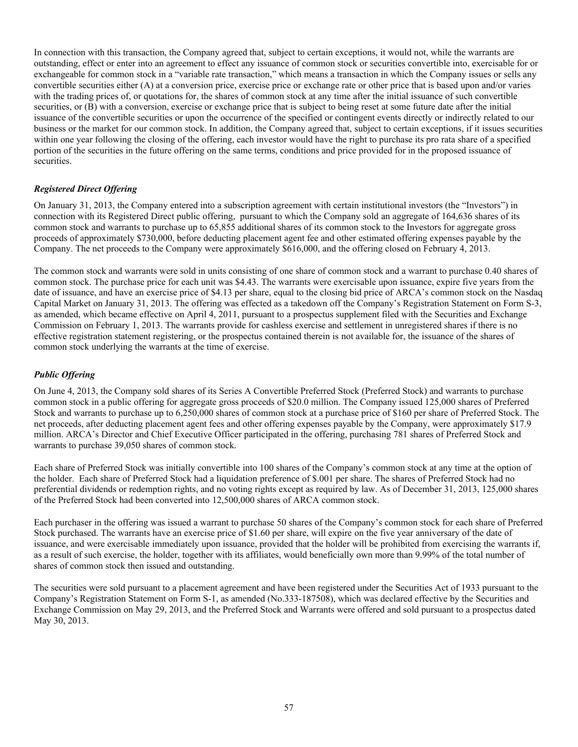In connection with this transaction, the Company agreed that, subject to certain exceptions, it would not, while the warrants are outstanding, effect or enter into an agreement to effect any issuance of common stock or securities convertible into, exercisable for or exchangeable for common stock in a "variable rate transaction," which means a transaction in which the Company issues or sells any convertible securities either (A) at a conversion price, exercise price or exchange rate or other price that is based upon and/or varies with the trading prices of, or quotations for, the shares of common stock at any time after the initial issuance of such convertible securities, or (B) with a conversion, exercise or exchange price that is subject to being reset at some future date after the initial issuance of the convertible securities or upon the occurrence of the specified or contingent events directly or indirectly related to our business or the market for our common stock. In addition, the Company agreed that, subject to certain exceptions, if it issues securities within one year following the closing of the offering, each investor would have the right to purchase its pro rata share of a specified portion of the securities in the future offering on the same terms, conditions and price provided for in the proposed issuance of securities.

***Registered Direct Offering***

On January 31, 2013, the Company entered into a subscription agreement with certain institutional investors (the "Investors") in connection with its Registered Direct public offering, pursuant to which the Company sold an aggregate of 164,636 shares of its common stock and warrants to purchase up to 65,855 additional shares of its common stock to the Investors for aggregate gross proceeds of approximately $730,000, before deducting placement agent fee and other estimated offering expenses payable by the Company. The net proceeds to the Company were approximately $616,000, and the offering closed on February 4, 2013.

The common stock and warrants were sold in units consisting of one share of common stock and a warrant to purchase 0.40 shares of common stock. The purchase price for each unit was $4.43. The warrants were exercisable upon issuance, expire five years from the date of issuance, and have an exercise price of $4.13 per share, equal to the closing bid price of ARCA's common stock on the Nasdaq Capital Market on January 31, 2013. The offering was effected as a takedown off the Company's Registration Statement on Form S-3, as amended, which became effective on April 4, 2011, pursuant to a prospectus supplement filed with the Securities and Exchange Commission on February 1, 2013. The warrants provide for cashless exercise and settlement in unregistered shares if there is no effective registration statement registering, or the prospectus contained therein is not available for, the issuance of the shares of common stock underlying the warrants at the time of exercise.

***Public Offering***

On June 4, 2013, the Company sold shares of its Series A Convertible Preferred Stock (Preferred Stock) and warrants to purchase common stock in a public offering for aggregate gross proceeds of $20.0 million. The Company issued 125,000 shares of Preferred Stock and warrants to purchase up to 6,250,000 shares of common stock at a purchase price of $160 per share of Preferred Stock. The net proceeds, after deducting placement agent fees and other offering expenses payable by the Company, were approximately $17.9 million. ARCA's Director and Chief Executive Officer participated in the offering, purchasing 781 shares of Preferred Stock and warrants to purchase 39,050 shares of common stock.

Each share of Preferred Stock was initially convertible into 100 shares of the Company's common stock at any time at the option of the holder. Each share of Preferred Stock had a liquidation preference of $.001 per share. The shares of Preferred Stock had no preferential dividends or redemption rights, and no voting rights except as required by law. As of December 31, 2013, 125,000 shares of the Preferred Stock had been converted into 12,500,000 shares of ARCA common stock.

Each purchaser in the offering was issued a warrant to purchase 50 shares of the Company's common stock for each share of Preferred Stock purchased. The warrants have an exercise price of $1.60 per share, will expire on the five year anniversary of the date of issuance, and were exercisable immediately upon issuance, provided that the holder will be prohibited from exercising the warrants if, as a result of such exercise, the holder, together with its affiliates, would beneficially own more than 9.99% of the total number of shares of common stock then issued and outstanding.

The securities were sold pursuant to a placement agreement and have been registered under the Securities Act of 1933 pursuant to the Company's Registration Statement on Form S-1, as amended (No.333-187508), which was declared effective by the Securities and Exchange Commission on May 29, 2013, and the Preferred Stock and Warrants were offered and sold pursuant to a prospectus dated May 30, 2013.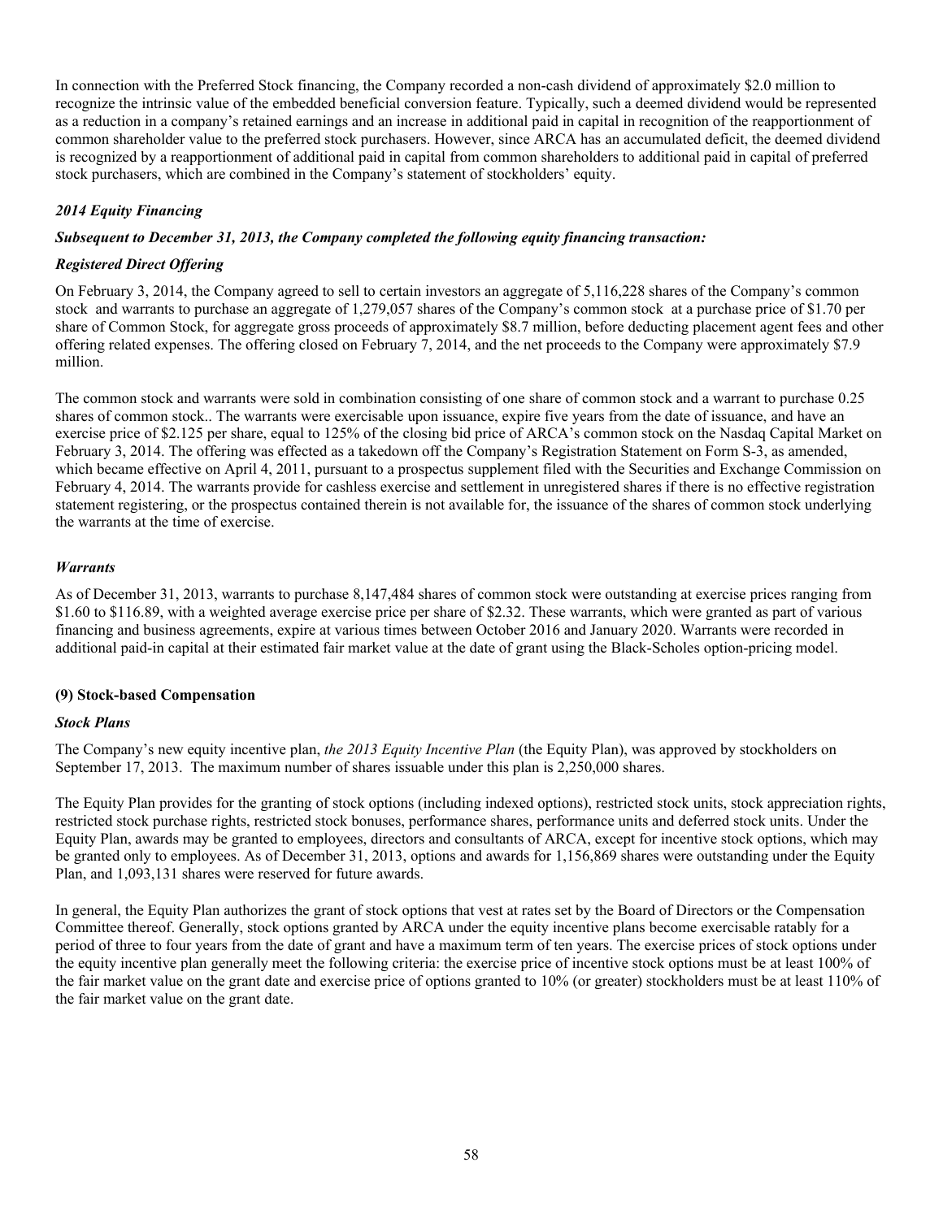In connection with the Preferred Stock financing, the Company recorded a non-cash dividend of approximately $2.0 million to recognize the intrinsic value of the embedded beneficial conversion feature. Typically, such a deemed dividend would be represented as a reduction in a company's retained earnings and an increase in additional paid in capital in recognition of the reapportionment of common shareholder value to the preferred stock purchasers. However, since ARCA has an accumulated deficit, the deemed dividend is recognized by a reapportionment of additional paid in capital from common shareholders to additional paid in capital of preferred stock purchasers, which are combined in the Company's statement of stockholders' equity.

*2014 Equity Financing*

***Subsequent to December 31, 2013, the Company completed the following equity financing transaction:***

***Registered Direct Offering***

On February 3, 2014, the Company agreed to sell to certain investors an aggregate of 5,116,228 shares of the Company's common stock and warrants to purchase an aggregate of 1,279,057 shares of the Company's common stock at a purchase price of $1.70 per share of Common Stock, for aggregate gross proceeds of approximately $8.7 million, before deducting placement agent fees and other offering related expenses. The offering closed on February 7, 2014, and the net proceeds to the Company were approximately $7.9 million.

The common stock and warrants were sold in combination consisting of one share of common stock and a warrant to purchase 0.25 shares of common stock.. The warrants were exercisable upon issuance, expire five years from the date of issuance, and have an exercise price of $2.125 per share, equal to 125% of the closing bid price of ARCA's common stock on the Nasdaq Capital Market on February 3, 2014. The offering was effected as a takedown off the Company's Registration Statement on Form S-3, as amended, which became effective on April 4, 2011, pursuant to a prospectus supplement filed with the Securities and Exchange Commission on February 4, 2014. The warrants provide for cashless exercise and settlement in unregistered shares if there is no effective registration statement registering, or the prospectus contained therein is not available for, the issuance of the shares of common stock underlying the warrants at the time of exercise.

***Warrants***

As of December 31, 2013, warrants to purchase 8,147,484 shares of common stock were outstanding at exercise prices ranging from $1.60 to $116.89, with a weighted average exercise price per share of $2.32. These warrants, which were granted as part of various financing and business agreements, expire at various times between October 2016 and January 2020. Warrants were recorded in additional paid-in capital at their estimated fair market value at the date of grant using the Black-Scholes option-pricing model.

**(9) Stock-based Compensation**

***Stock Plans***

The Company's new equity incentive plan, *the 2013 Equity Incentive Plan* (the Equity Plan), was approved by stockholders on September 17, 2013. The maximum number of shares issuable under this plan is 2,250,000 shares.

The Equity Plan provides for the granting of stock options (including indexed options), restricted stock units, stock appreciation rights, restricted stock purchase rights, restricted stock bonuses, performance shares, performance units and deferred stock units. Under the Equity Plan, awards may be granted to employees, directors and consultants of ARCA, except for incentive stock options, which may be granted only to employees. As of December 31, 2013, options and awards for 1,156,869 shares were outstanding under the Equity Plan, and 1,093,131 shares were reserved for future awards.

In general, the Equity Plan authorizes the grant of stock options that vest at rates set by the Board of Directors or the Compensation Committee thereof. Generally, stock options granted by ARCA under the equity incentive plans become exercisable ratably for a period of three to four years from the date of grant and have a maximum term of ten years. The exercise prices of stock options under the equity incentive plan generally meet the following criteria: the exercise price of incentive stock options must be at least 100% of the fair market value on the grant date and exercise price of options granted to 10% (or greater) stockholders must be at least 110% of the fair market value on the grant date.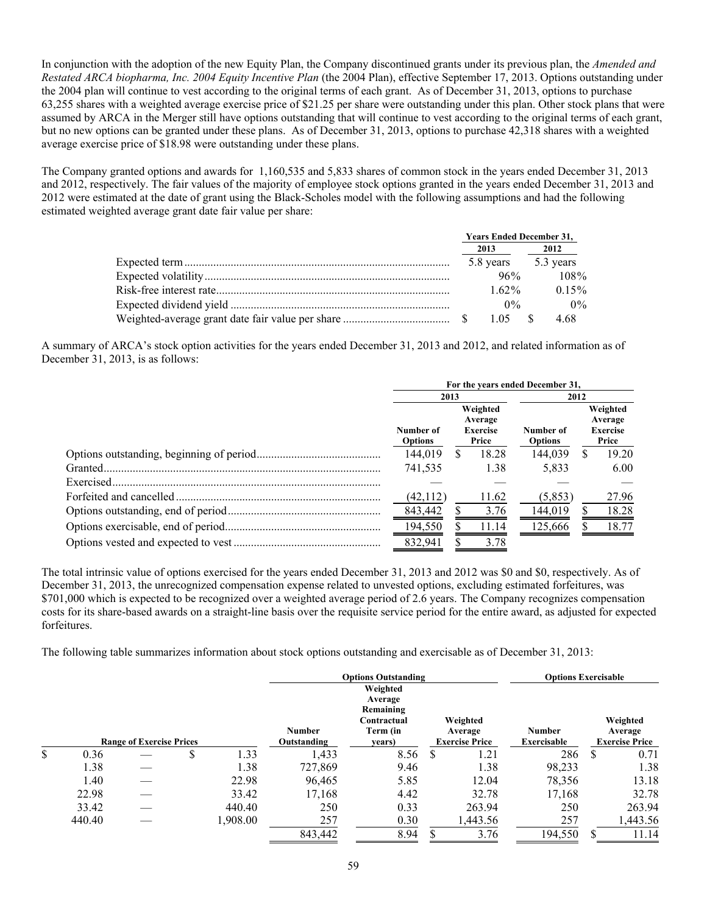In conjunction with the adoption of the new Equity Plan, the Company discontinued grants under its previous plan, the *Amended and Restated ARCA biopharma, Inc. 2004 Equity Incentive Plan* (the 2004 Plan), effective September 17, 2013. Options outstanding under the 2004 plan will continue to vest according to the original terms of each grant. As of December 31, 2013, options to purchase 63,255 shares with a weighted average exercise price of $21.25 per share were outstanding under this plan. Other stock plans that were assumed by ARCA in the Merger still have options outstanding that will continue to vest according to the original terms of each grant, but no new options can be granted under these plans. As of December 31, 2013, options to purchase 42,318 shares with a weighted average exercise price of $18.98 were outstanding under these plans.

The Company granted options and awards for 1,160,535 and 5,833 shares of common stock in the years ended December 31, 2013 and 2012, respectively. The fair values of the majority of employee stock options granted in the years ended December 31, 2013 and 2012 were estimated at the date of grant using the Black-Scholes model with the following assumptions and had the following estimated weighted average grant date fair value per share:

| | Years Ended December 31, | |
|---|---|---|
| | 2013 | 2012 |
| Expected term | 5.8 years | 5.3 years |
| Expected volatility | 96% | 108% |
| Risk-free interest rate | 1.62% | 0.15% |
| Expected dividend yield | 0% | 0% |
| Weighted-average grant date fair value per share | $ 1.05 | $ 4.68 |

A summary of ARCA's stock option activities for the years ended December 31, 2013 and 2012, and related information as of December 31, 2013, is as follows:

| | For the years ended December 31, | | | |
|---|---|---|---|---|
| | 2013 | | 2012 | |
| | Number of Options | Weighted Average Exercise Price | Number of Options | Weighted Average Exercise Price |
| Options outstanding, beginning of period | 144,019 | $ 18.28 | 144,039 | $ 19.20 |
| Granted | 741,535 | 1.38 | 5,833 | 6.00 |
| Exercised | — | — | — | — |
| Forfeited and cancelled | (42,112) | 11.62 | (5,853) | 27.96 |
| Options outstanding, end of period | 843,442 | $ 3.76 | 144,019 | $ 18.28 |
| Options exercisable, end of period | 194,550 | $ 11.14 | 125,666 | $ 18.77 |
| Options vested and expected to vest | 832,941 | $ 3.78 | | |

The total intrinsic value of options exercised for the years ended December 31, 2013 and 2012 was $0 and $0, respectively. As of December 31, 2013, the unrecognized compensation expense related to unvested options, excluding estimated forfeitures, was $701,000 which is expected to be recognized over a weighted average period of 2.6 years. The Company recognizes compensation costs for its share-based awards on a straight-line basis over the requisite service period for the entire award, as adjusted for expected forfeitures.

The following table summarizes information about stock options outstanding and exercisable as of December 31, 2013:

| | Options Outstanding | | | Options Exercisable | |
|---|---|---|---|---|---|
| Range of Exercise Prices | Number Outstanding | Weighted Average Remaining Contractual Term (in years) | Weighted Average Exercise Price | Number Exercisable | Weighted Average Exercise Price |
| $ 0.36 — $ 1.33 | 1,433 | 8.56 | $ 1.21 | 286 | $ 0.71 |
| 1.38 — 1.38 | 727,869 | 9.46 | 1.38 | 98,233 | 1.38 |
| 1.40 — 22.98 | 96,465 | 5.85 | 12.04 | 78,356 | 13.18 |
| 22.98 — 33.42 | 17,168 | 4.42 | 32.78 | 17,168 | 32.78 |
| 33.42 — 440.40 | 250 | 0.33 | 263.94 | 250 | 263.94 |
| 440.40 — 1,908.00 | 257 | 0.30 | 1,443.56 | 257 | 1,443.56 |
| | 843,442 | 8.94 | $ 3.76 | 194,550 | $ 11.14 |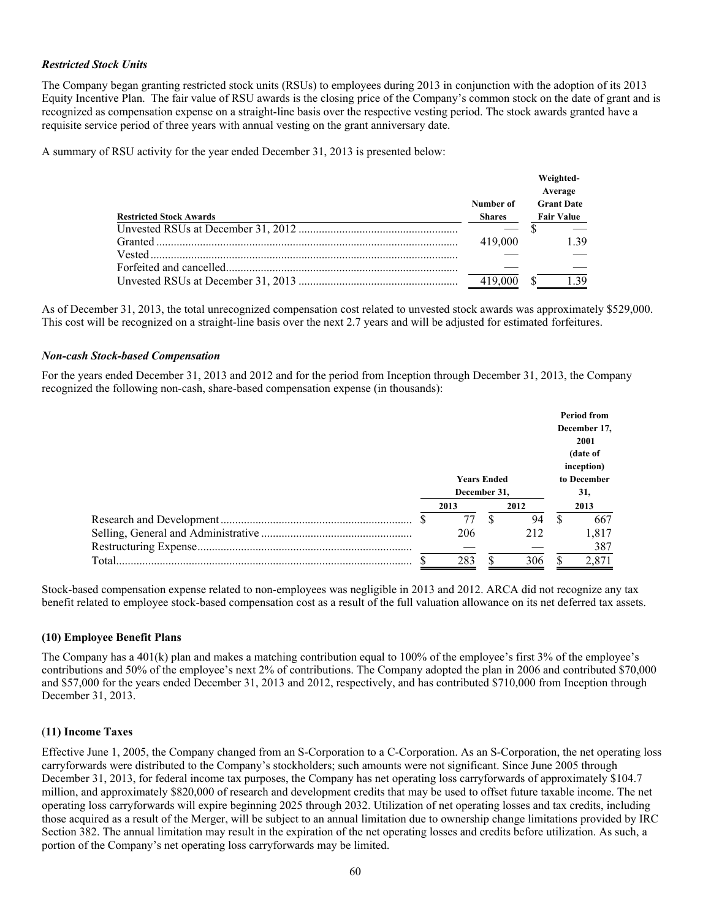***Restricted Stock Units***

The Company began granting restricted stock units (RSUs) to employees during 2013 in conjunction with the adoption of its 2013 Equity Incentive Plan. The fair value of RSU awards is the closing price of the Company's common stock on the date of grant and is recognized as compensation expense on a straight-line basis over the respective vesting period. The stock awards granted have a requisite service period of three years with annual vesting on the grant anniversary date.

A summary of RSU activity for the year ended December 31, 2013 is presented below:

| Restricted Stock Awards | Number of Shares | Weighted-Average Grant Date Fair Value |
|---|---|---|
| Unvested RSUs at December 31, 2012 | — | $ — |
| Granted | 419,000 | 1.39 |
| Vested | — | — |
| Forfeited and cancelled | — | — |
| Unvested RSUs at December 31, 2013 | 419,000 | $ 1.39 |

As of December 31, 2013, the total unrecognized compensation cost related to unvested stock awards was approximately $529,000. This cost will be recognized on a straight-line basis over the next 2.7 years and will be adjusted for estimated forfeitures.

***Non-cash Stock-based Compensation***

For the years ended December 31, 2013 and 2012 and for the period from Inception through December 31, 2013, the Company recognized the following non-cash, share-based compensation expense (in thousands):

| | Years Ended December 31, | | Period from December 17, 2001 (date of inception) to December 31, |
|---|---|---|---|
| | 2013 | 2012 | 2013 |
| Research and Development | $ 77 | $ 94 | $ 667 |
| Selling, General and Administrative | 206 | 212 | 1,817 |
| Restructuring Expense | — | — | 387 |
| Total | $ 283 | $ 306 | $ 2,871 |

Stock-based compensation expense related to non-employees was negligible in 2013 and 2012. ARCA did not recognize any tax benefit related to employee stock-based compensation cost as a result of the full valuation allowance on its net deferred tax assets.

**(10) Employee Benefit Plans**

The Company has a 401(k) plan and makes a matching contribution equal to 100% of the employee's first 3% of the employee's contributions and 50% of the employee's next 2% of contributions. The Company adopted the plan in 2006 and contributed $70,000 and $57,000 for the years ended December 31, 2013 and 2012, respectively, and has contributed $710,000 from Inception through December 31, 2013.

**(11) Income Taxes**

Effective June 1, 2005, the Company changed from an S-Corporation to a C-Corporation. As an S-Corporation, the net operating loss carryforwards were distributed to the Company's stockholders; such amounts were not significant. Since June 2005 through December 31, 2013, for federal income tax purposes, the Company has net operating loss carryforwards of approximately $104.7 million, and approximately $820,000 of research and development credits that may be used to offset future taxable income. The net operating loss carryforwards will expire beginning 2025 through 2032. Utilization of net operating losses and tax credits, including those acquired as a result of the Merger, will be subject to an annual limitation due to ownership change limitations provided by IRC Section 382. The annual limitation may result in the expiration of the net operating losses and credits before utilization. As such, a portion of the Company's net operating loss carryforwards may be limited.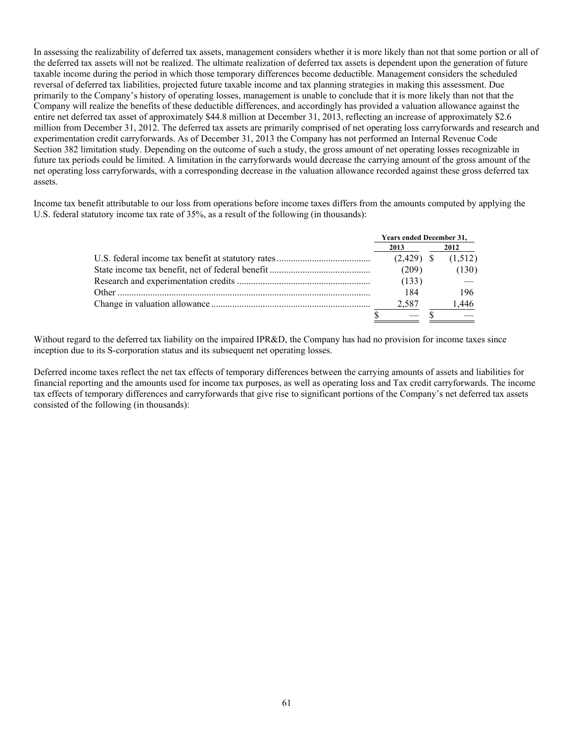In assessing the realizability of deferred tax assets, management considers whether it is more likely than not that some portion or all of the deferred tax assets will not be realized. The ultimate realization of deferred tax assets is dependent upon the generation of future taxable income during the period in which those temporary differences become deductible. Management considers the scheduled reversal of deferred tax liabilities, projected future taxable income and tax planning strategies in making this assessment. Due primarily to the Company's history of operating losses, management is unable to conclude that it is more likely than not that the Company will realize the benefits of these deductible differences, and accordingly has provided a valuation allowance against the entire net deferred tax asset of approximately \$44.8 million at December 31, 2013, reflecting an increase of approximately \$2.6 million from December 31, 2012. The deferred tax assets are primarily comprised of net operating loss carryforwards and research and experimentation credit carryforwards. As of December 31, 2013 the Company has not performed an Internal Revenue Code Section 382 limitation study. Depending on the outcome of such a study, the gross amount of net operating losses recognizable in future tax periods could be limited. A limitation in the carryforwards would decrease the carrying amount of the gross amount of the net operating loss carryforwards, with a corresponding decrease in the valuation allowance recorded against these gross deferred tax assets.

Income tax benefit attributable to our loss from operations before income taxes differs from the amounts computed by applying the U.S. federal statutory income tax rate of 35%, as a result of the following (in thousands):

| | Years ended December 31, | |
|---|---|---|
| | 2013 | 2012 |
| U.S. federal income tax benefit at statutory rates | (2,429) | \$ (1,512) |
| State income tax benefit, net of federal benefit | (209) | (130) |
| Research and experimentation credits | (133) | — |
| Other | 184 | 196 |
| Change in valuation allowance | 2,587 | 1,446 |
| | \$ — | \$ — |

Without regard to the deferred tax liability on the impaired IPR&D, the Company has had no provision for income taxes since inception due to its S-corporation status and its subsequent net operating losses.

Deferred income taxes reflect the net tax effects of temporary differences between the carrying amounts of assets and liabilities for financial reporting and the amounts used for income tax purposes, as well as operating loss and Tax credit carryforwards. The income tax effects of temporary differences and carryforwards that give rise to significant portions of the Company's net deferred tax assets consisted of the following (in thousands):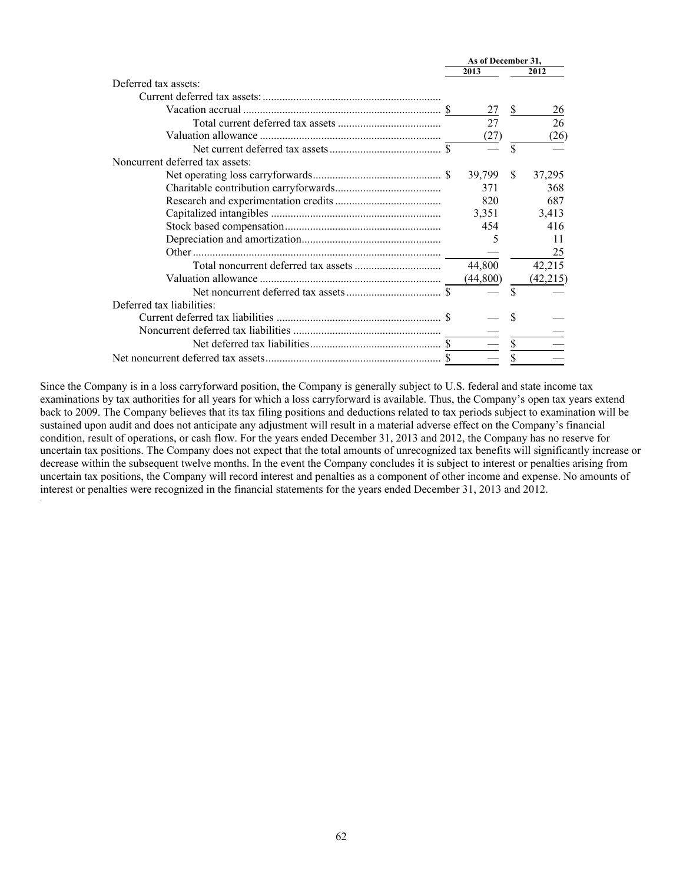| | As of December 31, | |
|---|---|---|
| | 2013 | 2012 |
| Deferred tax assets: | | |
| Current deferred tax assets: | | |
| Vacation accrual | $ 27 | $ 26 |
| Total current deferred tax assets | 27 | 26 |
| Valuation allowance | (27) | (26) |
| Net current deferred tax assets | $ — | $ — |
| Noncurrent deferred tax assets: | | |
| Net operating loss carryforwards | $ 39,799 | $ 37,295 |
| Charitable contribution carryforwards | 371 | 368 |
| Research and experimentation credits | 820 | 687 |
| Capitalized intangibles | 3,351 | 3,413 |
| Stock based compensation | 454 | 416 |
| Depreciation and amortization | 5 | 11 |
| Other | — | 25 |
| Total noncurrent deferred tax assets | 44,800 | 42,215 |
| Valuation allowance | (44,800) | (42,215) |
| Net noncurrent deferred tax assets | $ — | $ — |
| Deferred tax liabilities: | | |
| Current deferred tax liabilities | $ — | $ — |
| Noncurrent deferred tax liabilities | — | — |
| Net deferred tax liabilities | $ — | $ — |
| Net noncurrent deferred tax assets | $ — | $ — |

Since the Company is in a loss carryforward position, the Company is generally subject to U.S. federal and state income tax examinations by tax authorities for all years for which a loss carryforward is available. Thus, the Company's open tax years extend back to 2009. The Company believes that its tax filing positions and deductions related to tax periods subject to examination will be sustained upon audit and does not anticipate any adjustment will result in a material adverse effect on the Company's financial condition, result of operations, or cash flow. For the years ended December 31, 2013 and 2012, the Company has no reserve for uncertain tax positions. The Company does not expect that the total amounts of unrecognized tax benefits will significantly increase or decrease within the subsequent twelve months. In the event the Company concludes it is subject to interest or penalties arising from uncertain tax positions, the Company will record interest and penalties as a component of other income and expense. No amounts of interest or penalties were recognized in the financial statements for the years ended December 31, 2013 and 2012.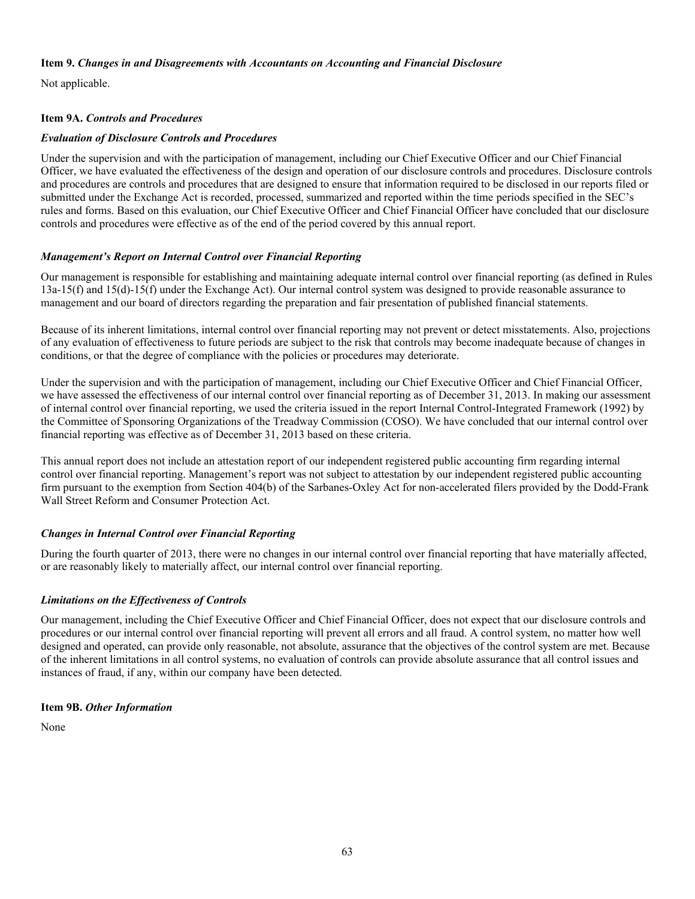### Item 9. *Changes in and Disagreements with Accountants on Accounting and Financial Disclosure*

Not applicable.

### Item 9A. *Controls and Procedures*

***Evaluation of Disclosure Controls and Procedures***

Under the supervision and with the participation of management, including our Chief Executive Officer and our Chief Financial Officer, we have evaluated the effectiveness of the design and operation of our disclosure controls and procedures. Disclosure controls and procedures are controls and procedures that are designed to ensure that information required to be disclosed in our reports filed or submitted under the Exchange Act is recorded, processed, summarized and reported within the time periods specified in the SEC's rules and forms. Based on this evaluation, our Chief Executive Officer and Chief Financial Officer have concluded that our disclosure controls and procedures were effective as of the end of the period covered by this annual report.

***Management's Report on Internal Control over Financial Reporting***

Our management is responsible for establishing and maintaining adequate internal control over financial reporting (as defined in Rules 13a-15(f) and 15(d)-15(f) under the Exchange Act). Our internal control system was designed to provide reasonable assurance to management and our board of directors regarding the preparation and fair presentation of published financial statements.

Because of its inherent limitations, internal control over financial reporting may not prevent or detect misstatements. Also, projections of any evaluation of effectiveness to future periods are subject to the risk that controls may become inadequate because of changes in conditions, or that the degree of compliance with the policies or procedures may deteriorate.

Under the supervision and with the participation of management, including our Chief Executive Officer and Chief Financial Officer, we have assessed the effectiveness of our internal control over financial reporting as of December 31, 2013. In making our assessment of internal control over financial reporting, we used the criteria issued in the report Internal Control-Integrated Framework (1992) by the Committee of Sponsoring Organizations of the Treadway Commission (COSO). We have concluded that our internal control over financial reporting was effective as of December 31, 2013 based on these criteria.

This annual report does not include an attestation report of our independent registered public accounting firm regarding internal control over financial reporting. Management's report was not subject to attestation by our independent registered public accounting firm pursuant to the exemption from Section 404(b) of the Sarbanes-Oxley Act for non-accelerated filers provided by the Dodd-Frank Wall Street Reform and Consumer Protection Act.

***Changes in Internal Control over Financial Reporting***

During the fourth quarter of 2013, there were no changes in our internal control over financial reporting that have materially affected, or are reasonably likely to materially affect, our internal control over financial reporting.

***Limitations on the Effectiveness of Controls***

Our management, including the Chief Executive Officer and Chief Financial Officer, does not expect that our disclosure controls and procedures or our internal control over financial reporting will prevent all errors and all fraud. A control system, no matter how well designed and operated, can provide only reasonable, not absolute, assurance that the objectives of the control system are met. Because of the inherent limitations in all control systems, no evaluation of controls can provide absolute assurance that all control issues and instances of fraud, if any, within our company have been detected.

### Item 9B. *Other Information*

None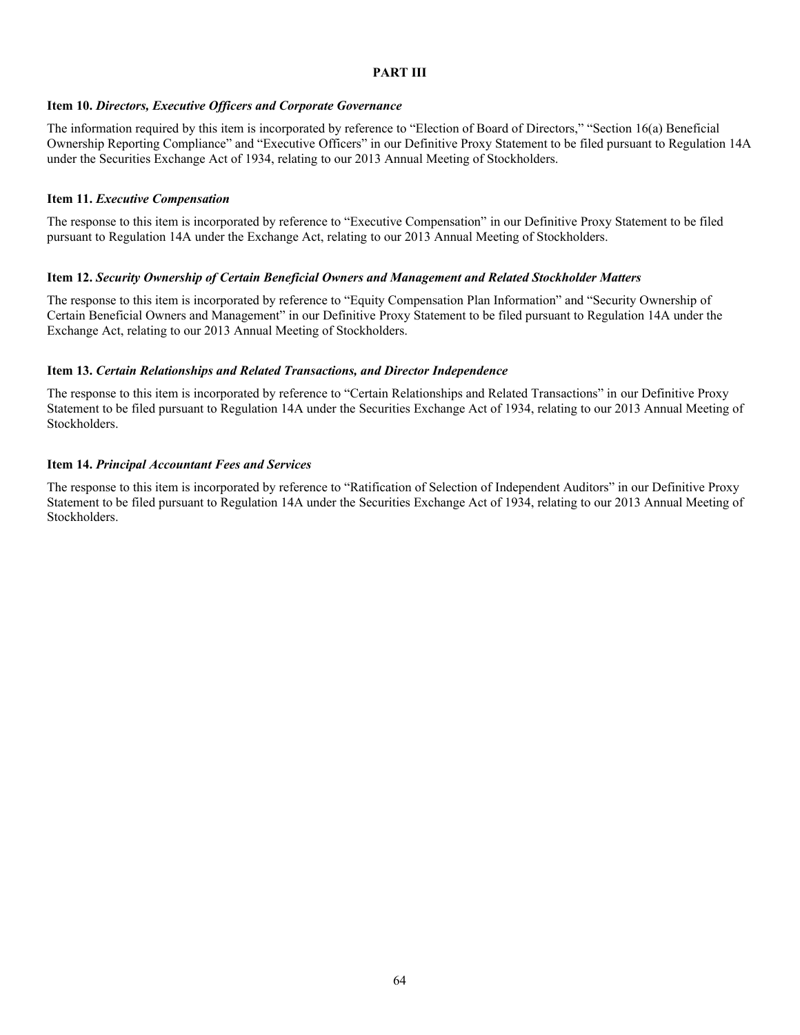## PART III

### Item 10. *Directors, Executive Officers and Corporate Governance*

The information required by this item is incorporated by reference to "Election of Board of Directors," "Section 16(a) Beneficial Ownership Reporting Compliance" and "Executive Officers" in our Definitive Proxy Statement to be filed pursuant to Regulation 14A under the Securities Exchange Act of 1934, relating to our 2013 Annual Meeting of Stockholders.

### Item 11. *Executive Compensation*

The response to this item is incorporated by reference to "Executive Compensation" in our Definitive Proxy Statement to be filed pursuant to Regulation 14A under the Exchange Act, relating to our 2013 Annual Meeting of Stockholders.

### Item 12. *Security Ownership of Certain Beneficial Owners and Management and Related Stockholder Matters*

The response to this item is incorporated by reference to "Equity Compensation Plan Information" and "Security Ownership of Certain Beneficial Owners and Management" in our Definitive Proxy Statement to be filed pursuant to Regulation 14A under the Exchange Act, relating to our 2013 Annual Meeting of Stockholders.

### Item 13. *Certain Relationships and Related Transactions, and Director Independence*

The response to this item is incorporated by reference to "Certain Relationships and Related Transactions" in our Definitive Proxy Statement to be filed pursuant to Regulation 14A under the Securities Exchange Act of 1934, relating to our 2013 Annual Meeting of Stockholders.

### Item 14. *Principal Accountant Fees and Services*

The response to this item is incorporated by reference to "Ratification of Selection of Independent Auditors" in our Definitive Proxy Statement to be filed pursuant to Regulation 14A under the Securities Exchange Act of 1934, relating to our 2013 Annual Meeting of Stockholders.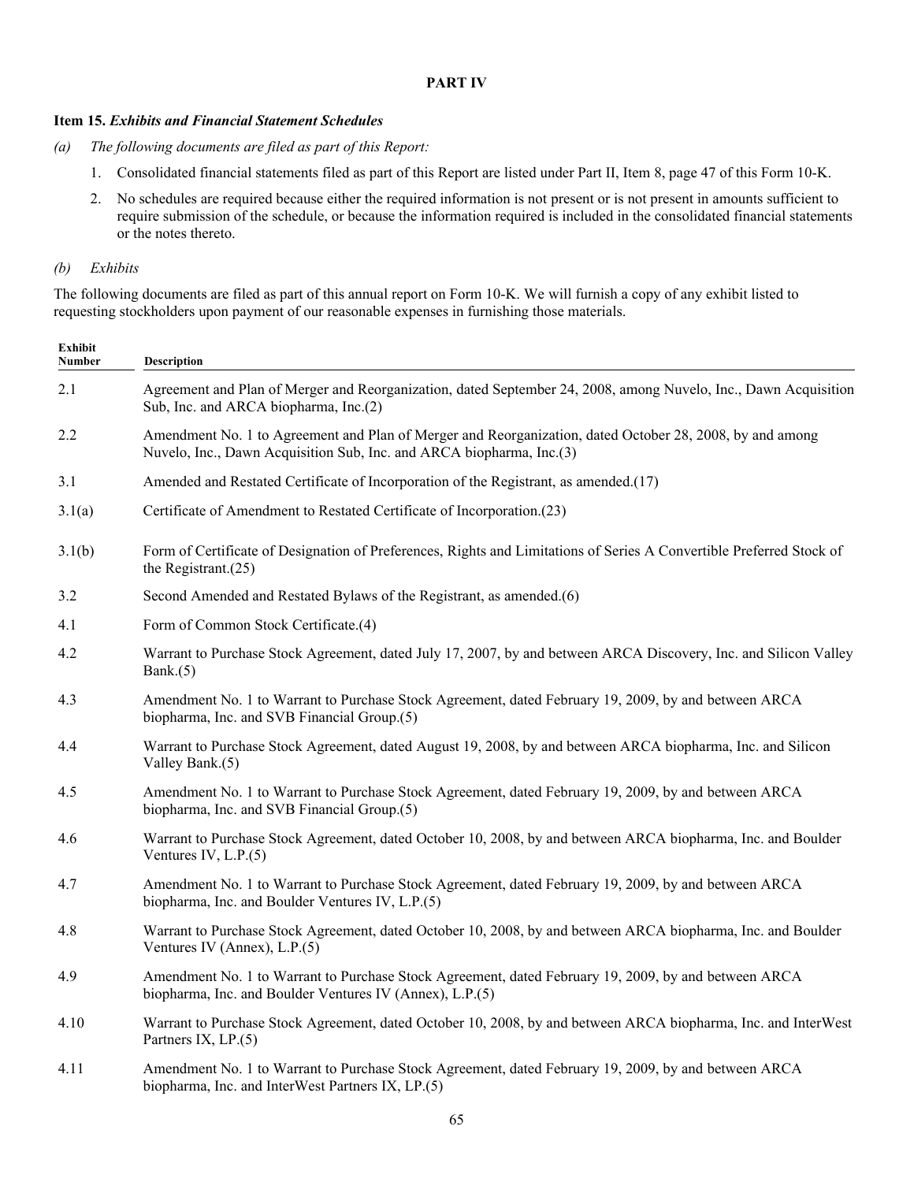# PART IV

## Item 15. *Exhibits and Financial Statement Schedules*

*(a) The following documents are filed as part of this Report:*

1. Consolidated financial statements filed as part of this Report are listed under Part II, Item 8, page 47 of this Form 10-K.
2. No schedules are required because either the required information is not present or is not present in amounts sufficient to require submission of the schedule, or because the information required is included in the consolidated financial statements or the notes thereto.

*(b) Exhibits*

The following documents are filed as part of this annual report on Form 10-K. We will furnish a copy of any exhibit listed to requesting stockholders upon payment of our reasonable expenses in furnishing those materials.

| Exhibit Number | Description |
|---|---|
| 2.1 | Agreement and Plan of Merger and Reorganization, dated September 24, 2008, among Nuvelo, Inc., Dawn Acquisition Sub, Inc. and ARCA biopharma, Inc.(2) |
| 2.2 | Amendment No. 1 to Agreement and Plan of Merger and Reorganization, dated October 28, 2008, by and among Nuvelo, Inc., Dawn Acquisition Sub, Inc. and ARCA biopharma, Inc.(3) |
| 3.1 | Amended and Restated Certificate of Incorporation of the Registrant, as amended.(17) |
| 3.1(a) | Certificate of Amendment to Restated Certificate of Incorporation.(23) |
| 3.1(b) | Form of Certificate of Designation of Preferences, Rights and Limitations of Series A Convertible Preferred Stock of the Registrant.(25) |
| 3.2 | Second Amended and Restated Bylaws of the Registrant, as amended.(6) |
| 4.1 | Form of Common Stock Certificate.(4) |
| 4.2 | Warrant to Purchase Stock Agreement, dated July 17, 2007, by and between ARCA Discovery, Inc. and Silicon Valley Bank.(5) |
| 4.3 | Amendment No. 1 to Warrant to Purchase Stock Agreement, dated February 19, 2009, by and between ARCA biopharma, Inc. and SVB Financial Group.(5) |
| 4.4 | Warrant to Purchase Stock Agreement, dated August 19, 2008, by and between ARCA biopharma, Inc. and Silicon Valley Bank.(5) |
| 4.5 | Amendment No. 1 to Warrant to Purchase Stock Agreement, dated February 19, 2009, by and between ARCA biopharma, Inc. and SVB Financial Group.(5) |
| 4.6 | Warrant to Purchase Stock Agreement, dated October 10, 2008, by and between ARCA biopharma, Inc. and Boulder Ventures IV, L.P.(5) |
| 4.7 | Amendment No. 1 to Warrant to Purchase Stock Agreement, dated February 19, 2009, by and between ARCA biopharma, Inc. and Boulder Ventures IV, L.P.(5) |
| 4.8 | Warrant to Purchase Stock Agreement, dated October 10, 2008, by and between ARCA biopharma, Inc. and Boulder Ventures IV (Annex), L.P.(5) |
| 4.9 | Amendment No. 1 to Warrant to Purchase Stock Agreement, dated February 19, 2009, by and between ARCA biopharma, Inc. and Boulder Ventures IV (Annex), L.P.(5) |
| 4.10 | Warrant to Purchase Stock Agreement, dated October 10, 2008, by and between ARCA biopharma, Inc. and InterWest Partners IX, LP.(5) |
| 4.11 | Amendment No. 1 to Warrant to Purchase Stock Agreement, dated February 19, 2009, by and between ARCA biopharma, Inc. and InterWest Partners IX, LP.(5) |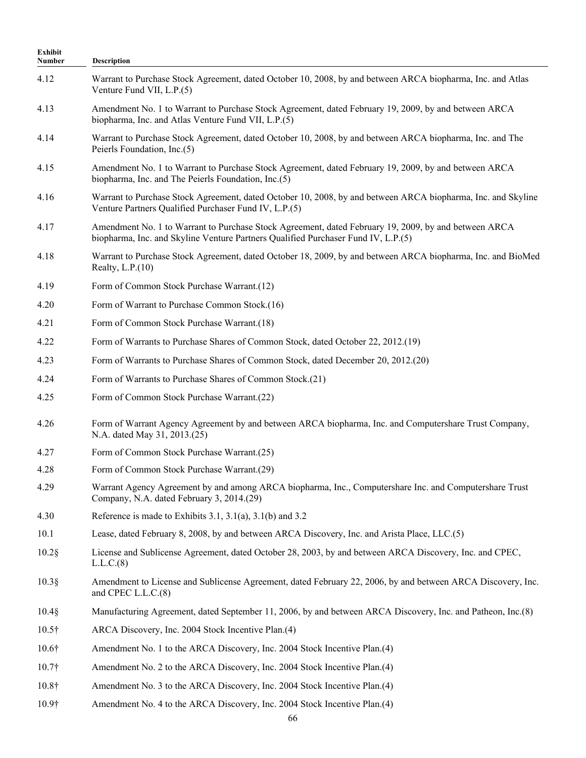| Exhibit Number | Description |
|---|---|
| 4.12 | Warrant to Purchase Stock Agreement, dated October 10, 2008, by and between ARCA biopharma, Inc. and Atlas Venture Fund VII, L.P.(5) |
| 4.13 | Amendment No. 1 to Warrant to Purchase Stock Agreement, dated February 19, 2009, by and between ARCA biopharma, Inc. and Atlas Venture Fund VII, L.P.(5) |
| 4.14 | Warrant to Purchase Stock Agreement, dated October 10, 2008, by and between ARCA biopharma, Inc. and The Peierls Foundation, Inc.(5) |
| 4.15 | Amendment No. 1 to Warrant to Purchase Stock Agreement, dated February 19, 2009, by and between ARCA biopharma, Inc. and The Peierls Foundation, Inc.(5) |
| 4.16 | Warrant to Purchase Stock Agreement, dated October 10, 2008, by and between ARCA biopharma, Inc. and Skyline Venture Partners Qualified Purchaser Fund IV, L.P.(5) |
| 4.17 | Amendment No. 1 to Warrant to Purchase Stock Agreement, dated February 19, 2009, by and between ARCA biopharma, Inc. and Skyline Venture Partners Qualified Purchaser Fund IV, L.P.(5) |
| 4.18 | Warrant to Purchase Stock Agreement, dated October 18, 2009, by and between ARCA biopharma, Inc. and BioMed Realty, L.P.(10) |
| 4.19 | Form of Common Stock Purchase Warrant.(12) |
| 4.20 | Form of Warrant to Purchase Common Stock.(16) |
| 4.21 | Form of Common Stock Purchase Warrant.(18) |
| 4.22 | Form of Warrants to Purchase Shares of Common Stock, dated October 22, 2012.(19) |
| 4.23 | Form of Warrants to Purchase Shares of Common Stock, dated December 20, 2012.(20) |
| 4.24 | Form of Warrants to Purchase Shares of Common Stock.(21) |
| 4.25 | Form of Common Stock Purchase Warrant.(22) |
| 4.26 | Form of Warrant Agency Agreement by and between ARCA biopharma, Inc. and Computershare Trust Company, N.A. dated May 31, 2013.(25) |
| 4.27 | Form of Common Stock Purchase Warrant.(25) |
| 4.28 | Form of Common Stock Purchase Warrant.(29) |
| 4.29 | Warrant Agency Agreement by and among ARCA biopharma, Inc., Computershare Inc. and Computershare Trust Company, N.A. dated February 3, 2014.(29) |
| 4.30 | Reference is made to Exhibits 3.1, 3.1(a), 3.1(b) and 3.2 |
| 10.1 | Lease, dated February 8, 2008, by and between ARCA Discovery, Inc. and Arista Place, LLC.(5) |
| 10.2§ | License and Sublicense Agreement, dated October 28, 2003, by and between ARCA Discovery, Inc. and CPEC, L.L.C.(8) |
| 10.3§ | Amendment to License and Sublicense Agreement, dated February 22, 2006, by and between ARCA Discovery, Inc. and CPEC L.L.C.(8) |
| 10.4§ | Manufacturing Agreement, dated September 11, 2006, by and between ARCA Discovery, Inc. and Patheon, Inc.(8) |
| 10.5† | ARCA Discovery, Inc. 2004 Stock Incentive Plan.(4) |
| 10.6† | Amendment No. 1 to the ARCA Discovery, Inc. 2004 Stock Incentive Plan.(4) |
| 10.7† | Amendment No. 2 to the ARCA Discovery, Inc. 2004 Stock Incentive Plan.(4) |
| 10.8† | Amendment No. 3 to the ARCA Discovery, Inc. 2004 Stock Incentive Plan.(4) |
| 10.9† | Amendment No. 4 to the ARCA Discovery, Inc. 2004 Stock Incentive Plan.(4) |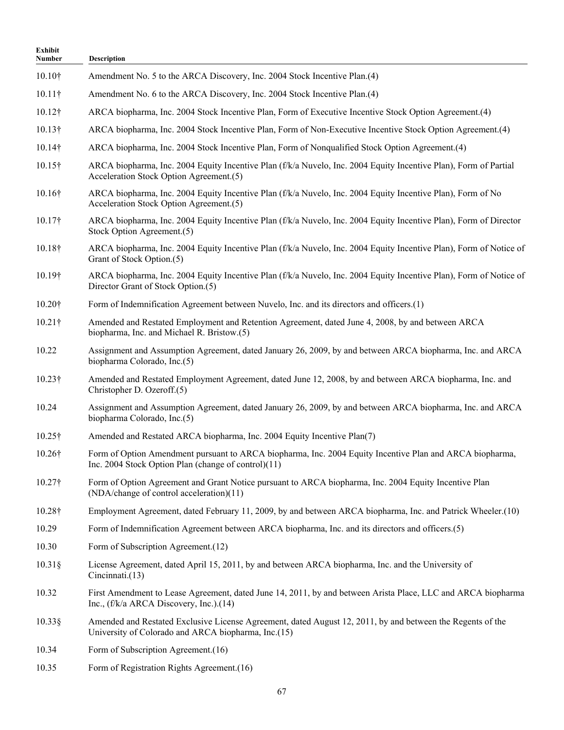| Exhibit Number | Description |
|---|---|
| 10.10† | Amendment No. 5 to the ARCA Discovery, Inc. 2004 Stock Incentive Plan.(4) |
| 10.11† | Amendment No. 6 to the ARCA Discovery, Inc. 2004 Stock Incentive Plan.(4) |
| 10.12† | ARCA biopharma, Inc. 2004 Stock Incentive Plan, Form of Executive Incentive Stock Option Agreement.(4) |
| 10.13† | ARCA biopharma, Inc. 2004 Stock Incentive Plan, Form of Non-Executive Incentive Stock Option Agreement.(4) |
| 10.14† | ARCA biopharma, Inc. 2004 Stock Incentive Plan, Form of Nonqualified Stock Option Agreement.(4) |
| 10.15† | ARCA biopharma, Inc. 2004 Equity Incentive Plan (f/k/a Nuvelo, Inc. 2004 Equity Incentive Plan), Form of Partial Acceleration Stock Option Agreement.(5) |
| 10.16† | ARCA biopharma, Inc. 2004 Equity Incentive Plan (f/k/a Nuvelo, Inc. 2004 Equity Incentive Plan), Form of No Acceleration Stock Option Agreement.(5) |
| 10.17† | ARCA biopharma, Inc. 2004 Equity Incentive Plan (f/k/a Nuvelo, Inc. 2004 Equity Incentive Plan), Form of Director Stock Option Agreement.(5) |
| 10.18† | ARCA biopharma, Inc. 2004 Equity Incentive Plan (f/k/a Nuvelo, Inc. 2004 Equity Incentive Plan), Form of Notice of Grant of Stock Option.(5) |
| 10.19† | ARCA biopharma, Inc. 2004 Equity Incentive Plan (f/k/a Nuvelo, Inc. 2004 Equity Incentive Plan), Form of Notice of Director Grant of Stock Option.(5) |
| 10.20† | Form of Indemnification Agreement between Nuvelo, Inc. and its directors and officers.(1) |
| 10.21† | Amended and Restated Employment and Retention Agreement, dated June 4, 2008, by and between ARCA biopharma, Inc. and Michael R. Bristow.(5) |
| 10.22 | Assignment and Assumption Agreement, dated January 26, 2009, by and between ARCA biopharma, Inc. and ARCA biopharma Colorado, Inc.(5) |
| 10.23† | Amended and Restated Employment Agreement, dated June 12, 2008, by and between ARCA biopharma, Inc. and Christopher D. Ozeroff.(5) |
| 10.24 | Assignment and Assumption Agreement, dated January 26, 2009, by and between ARCA biopharma, Inc. and ARCA biopharma Colorado, Inc.(5) |
| 10.25† | Amended and Restated ARCA biopharma, Inc. 2004 Equity Incentive Plan(7) |
| 10.26† | Form of Option Amendment pursuant to ARCA biopharma, Inc. 2004 Equity Incentive Plan and ARCA biopharma, Inc. 2004 Stock Option Plan (change of control)(11) |
| 10.27† | Form of Option Agreement and Grant Notice pursuant to ARCA biopharma, Inc. 2004 Equity Incentive Plan (NDA/change of control acceleration)(11) |
| 10.28† | Employment Agreement, dated February 11, 2009, by and between ARCA biopharma, Inc. and Patrick Wheeler.(10) |
| 10.29 | Form of Indemnification Agreement between ARCA biopharma, Inc. and its directors and officers.(5) |
| 10.30 | Form of Subscription Agreement.(12) |
| 10.31§ | License Agreement, dated April 15, 2011, by and between ARCA biopharma, Inc. and the University of Cincinnati.(13) |
| 10.32 | First Amendment to Lease Agreement, dated June 14, 2011, by and between Arista Place, LLC and ARCA biopharma Inc., (f/k/a ARCA Discovery, Inc.).(14) |
| 10.33§ | Amended and Restated Exclusive License Agreement, dated August 12, 2011, by and between the Regents of the University of Colorado and ARCA biopharma, Inc.(15) |
| 10.34 | Form of Subscription Agreement.(16) |
| 10.35 | Form of Registration Rights Agreement.(16) |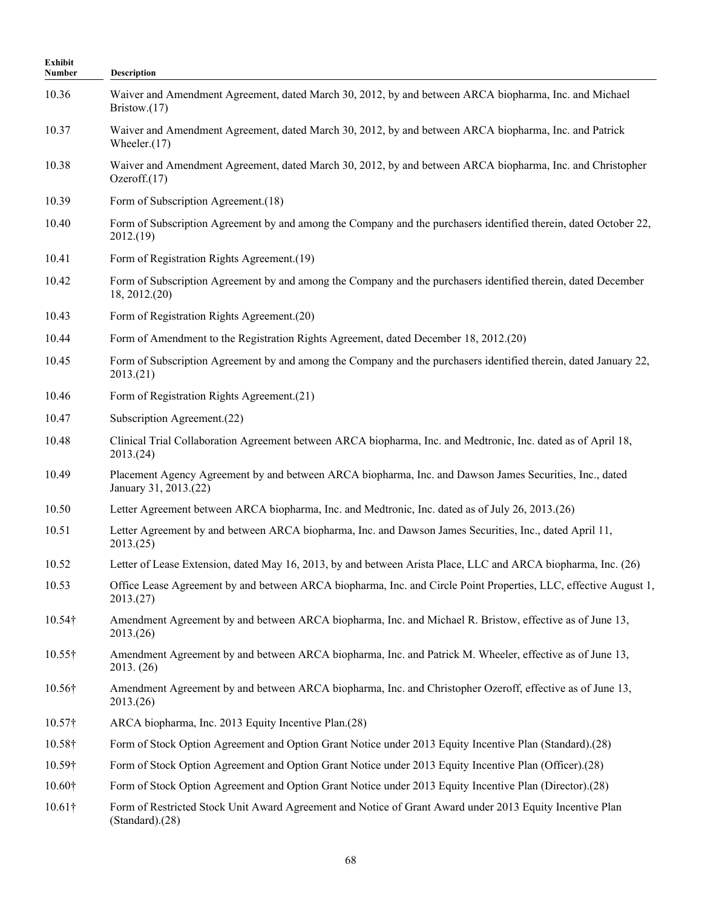| Exhibit Number | Description |
|---|---|
| 10.36 | Waiver and Amendment Agreement, dated March 30, 2012, by and between ARCA biopharma, Inc. and Michael Bristow.(17) |
| 10.37 | Waiver and Amendment Agreement, dated March 30, 2012, by and between ARCA biopharma, Inc. and Patrick Wheeler.(17) |
| 10.38 | Waiver and Amendment Agreement, dated March 30, 2012, by and between ARCA biopharma, Inc. and Christopher Ozeroff.(17) |
| 10.39 | Form of Subscription Agreement.(18) |
| 10.40 | Form of Subscription Agreement by and among the Company and the purchasers identified therein, dated October 22, 2012.(19) |
| 10.41 | Form of Registration Rights Agreement.(19) |
| 10.42 | Form of Subscription Agreement by and among the Company and the purchasers identified therein, dated December 18, 2012.(20) |
| 10.43 | Form of Registration Rights Agreement.(20) |
| 10.44 | Form of Amendment to the Registration Rights Agreement, dated December 18, 2012.(20) |
| 10.45 | Form of Subscription Agreement by and among the Company and the purchasers identified therein, dated January 22, 2013.(21) |
| 10.46 | Form of Registration Rights Agreement.(21) |
| 10.47 | Subscription Agreement.(22) |
| 10.48 | Clinical Trial Collaboration Agreement between ARCA biopharma, Inc. and Medtronic, Inc. dated as of April 18, 2013.(24) |
| 10.49 | Placement Agency Agreement by and between ARCA biopharma, Inc. and Dawson James Securities, Inc., dated January 31, 2013.(22) |
| 10.50 | Letter Agreement between ARCA biopharma, Inc. and Medtronic, Inc. dated as of July 26, 2013.(26) |
| 10.51 | Letter Agreement by and between ARCA biopharma, Inc. and Dawson James Securities, Inc., dated April 11, 2013.(25) |
| 10.52 | Letter of Lease Extension, dated May 16, 2013, by and between Arista Place, LLC and ARCA biopharma, Inc. (26) |
| 10.53 | Office Lease Agreement by and between ARCA biopharma, Inc. and Circle Point Properties, LLC, effective August 1, 2013.(27) |
| 10.54† | Amendment Agreement by and between ARCA biopharma, Inc. and Michael R. Bristow, effective as of June 13, 2013.(26) |
| 10.55† | Amendment Agreement by and between ARCA biopharma, Inc. and Patrick M. Wheeler, effective as of June 13, 2013. (26) |
| 10.56† | Amendment Agreement by and between ARCA biopharma, Inc. and Christopher Ozeroff, effective as of June 13, 2013.(26) |
| 10.57† | ARCA biopharma, Inc. 2013 Equity Incentive Plan.(28) |
| 10.58† | Form of Stock Option Agreement and Option Grant Notice under 2013 Equity Incentive Plan (Standard).(28) |
| 10.59† | Form of Stock Option Agreement and Option Grant Notice under 2013 Equity Incentive Plan (Officer).(28) |
| 10.60† | Form of Stock Option Agreement and Option Grant Notice under 2013 Equity Incentive Plan (Director).(28) |
| 10.61† | Form of Restricted Stock Unit Award Agreement and Notice of Grant Award under 2013 Equity Incentive Plan (Standard).(28) |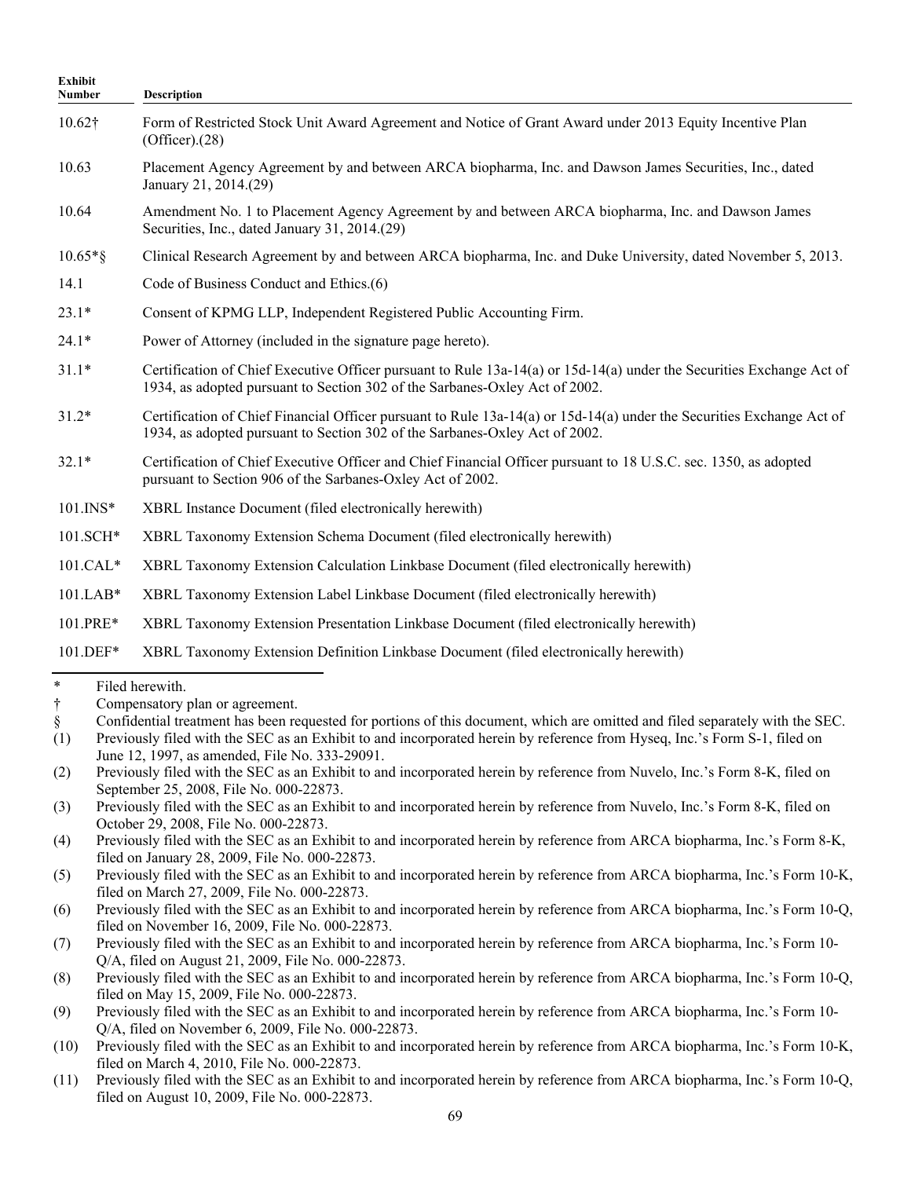| Exhibit Number | Description |
|---|---|
| 10.62† | Form of Restricted Stock Unit Award Agreement and Notice of Grant Award under 2013 Equity Incentive Plan (Officer).(28) |
| 10.63 | Placement Agency Agreement by and between ARCA biopharma, Inc. and Dawson James Securities, Inc., dated January 21, 2014.(29) |
| 10.64 | Amendment No. 1 to Placement Agency Agreement by and between ARCA biopharma, Inc. and Dawson James Securities, Inc., dated January 31, 2014.(29) |
| 10.65*§ | Clinical Research Agreement by and between ARCA biopharma, Inc. and Duke University, dated November 5, 2013. |
| 14.1 | Code of Business Conduct and Ethics.(6) |
| 23.1* | Consent of KPMG LLP, Independent Registered Public Accounting Firm. |
| 24.1* | Power of Attorney (included in the signature page hereto). |
| 31.1* | Certification of Chief Executive Officer pursuant to Rule 13a-14(a) or 15d-14(a) under the Securities Exchange Act of 1934, as adopted pursuant to Section 302 of the Sarbanes-Oxley Act of 2002. |
| 31.2* | Certification of Chief Financial Officer pursuant to Rule 13a-14(a) or 15d-14(a) under the Securities Exchange Act of 1934, as adopted pursuant to Section 302 of the Sarbanes-Oxley Act of 2002. |
| 32.1* | Certification of Chief Executive Officer and Chief Financial Officer pursuant to 18 U.S.C. sec. 1350, as adopted pursuant to Section 906 of the Sarbanes-Oxley Act of 2002. |
| 101.INS* | XBRL Instance Document (filed electronically herewith) |
| 101.SCH* | XBRL Taxonomy Extension Schema Document (filed electronically herewith) |
| 101.CAL* | XBRL Taxonomy Extension Calculation Linkbase Document (filed electronically herewith) |
| 101.LAB* | XBRL Taxonomy Extension Label Linkbase Document (filed electronically herewith) |
| 101.PRE* | XBRL Taxonomy Extension Presentation Linkbase Document (filed electronically herewith) |
| 101.DEF* | XBRL Taxonomy Extension Definition Linkbase Document (filed electronically herewith) |

\* Filed herewith.

† Compensatory plan or agreement.

§ Confidential treatment has been requested for portions of this document, which are omitted and filed separately with the SEC.

(1) Previously filed with the SEC as an Exhibit to and incorporated herein by reference from Hyseq, Inc.'s Form S-1, filed on June 12, 1997, as amended, File No. 333-29091.

(2) Previously filed with the SEC as an Exhibit to and incorporated herein by reference from Nuvelo, Inc.'s Form 8-K, filed on September 25, 2008, File No. 000-22873.

(3) Previously filed with the SEC as an Exhibit to and incorporated herein by reference from Nuvelo, Inc.'s Form 8-K, filed on October 29, 2008, File No. 000-22873.

(4) Previously filed with the SEC as an Exhibit to and incorporated herein by reference from ARCA biopharma, Inc.'s Form 8-K, filed on January 28, 2009, File No. 000-22873.

(5) Previously filed with the SEC as an Exhibit to and incorporated herein by reference from ARCA biopharma, Inc.'s Form 10-K, filed on March 27, 2009, File No. 000-22873.

(6) Previously filed with the SEC as an Exhibit to and incorporated herein by reference from ARCA biopharma, Inc.'s Form 10-Q, filed on November 16, 2009, File No. 000-22873.

(7) Previously filed with the SEC as an Exhibit to and incorporated herein by reference from ARCA biopharma, Inc.'s Form 10-Q/A, filed on August 21, 2009, File No. 000-22873.

(8) Previously filed with the SEC as an Exhibit to and incorporated herein by reference from ARCA biopharma, Inc.'s Form 10-Q, filed on May 15, 2009, File No. 000-22873.

(9) Previously filed with the SEC as an Exhibit to and incorporated herein by reference from ARCA biopharma, Inc.'s Form 10-Q/A, filed on November 6, 2009, File No. 000-22873.

(10) Previously filed with the SEC as an Exhibit to and incorporated herein by reference from ARCA biopharma, Inc.'s Form 10-K, filed on March 4, 2010, File No. 000-22873.

(11) Previously filed with the SEC as an Exhibit to and incorporated herein by reference from ARCA biopharma, Inc.'s Form 10-Q, filed on August 10, 2009, File No. 000-22873.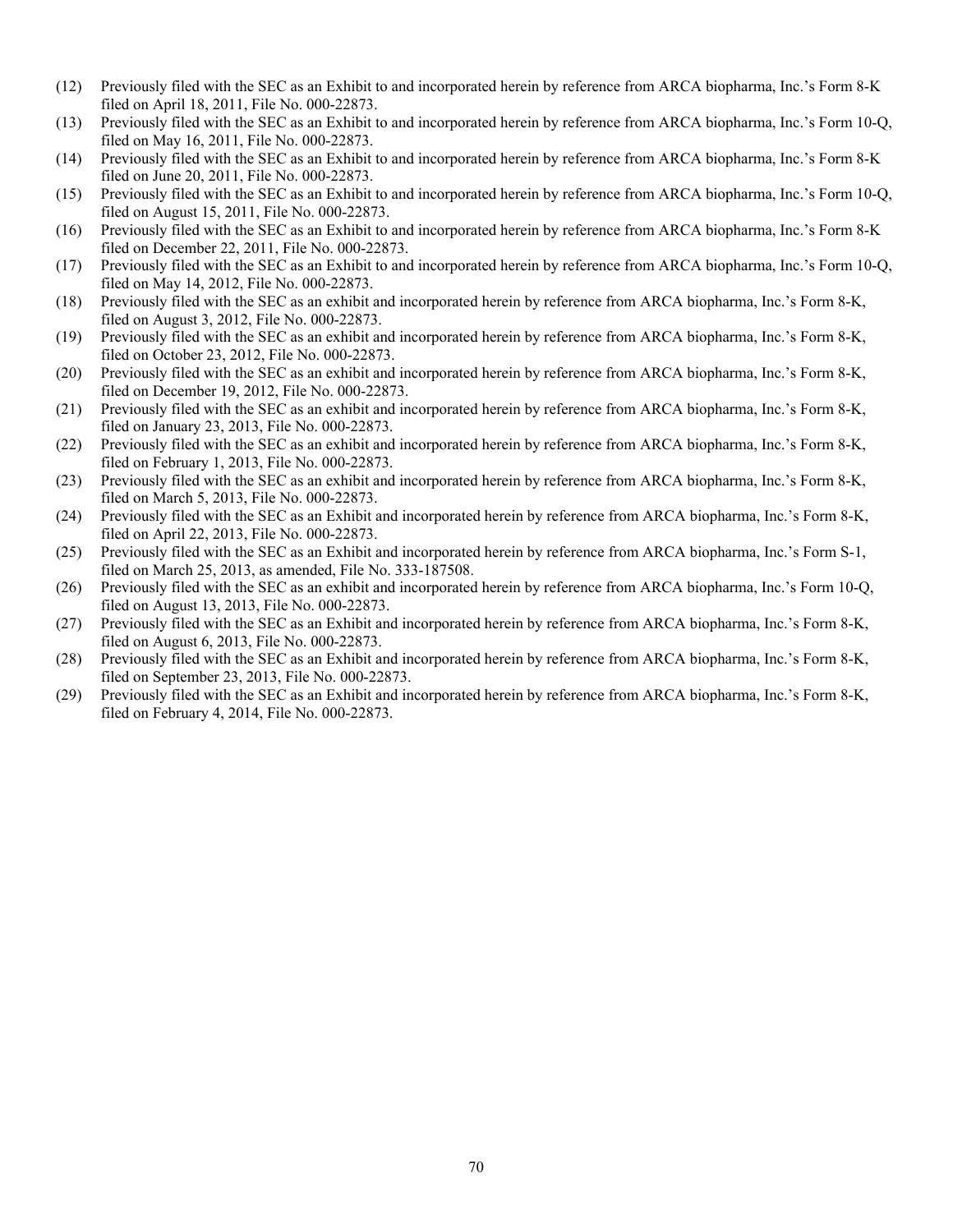(12) Previously filed with the SEC as an Exhibit to and incorporated herein by reference from ARCA biopharma, Inc.'s Form 8-K filed on April 18, 2011, File No. 000-22873.

(13) Previously filed with the SEC as an Exhibit to and incorporated herein by reference from ARCA biopharma, Inc.'s Form 10-Q, filed on May 16, 2011, File No. 000-22873.

(14) Previously filed with the SEC as an Exhibit to and incorporated herein by reference from ARCA biopharma, Inc.'s Form 8-K filed on June 20, 2011, File No. 000-22873.

(15) Previously filed with the SEC as an Exhibit to and incorporated herein by reference from ARCA biopharma, Inc.'s Form 10-Q, filed on August 15, 2011, File No. 000-22873.

(16) Previously filed with the SEC as an Exhibit to and incorporated herein by reference from ARCA biopharma, Inc.'s Form 8-K filed on December 22, 2011, File No. 000-22873.

(17) Previously filed with the SEC as an Exhibit to and incorporated herein by reference from ARCA biopharma, Inc.'s Form 10-Q, filed on May 14, 2012, File No. 000-22873.

(18) Previously filed with the SEC as an exhibit and incorporated herein by reference from ARCA biopharma, Inc.'s Form 8-K, filed on August 3, 2012, File No. 000-22873.

(19) Previously filed with the SEC as an exhibit and incorporated herein by reference from ARCA biopharma, Inc.'s Form 8-K, filed on October 23, 2012, File No. 000-22873.

(20) Previously filed with the SEC as an exhibit and incorporated herein by reference from ARCA biopharma, Inc.'s Form 8-K, filed on December 19, 2012, File No. 000-22873.

(21) Previously filed with the SEC as an exhibit and incorporated herein by reference from ARCA biopharma, Inc.'s Form 8-K, filed on January 23, 2013, File No. 000-22873.

(22) Previously filed with the SEC as an exhibit and incorporated herein by reference from ARCA biopharma, Inc.'s Form 8-K, filed on February 1, 2013, File No. 000-22873.

(23) Previously filed with the SEC as an exhibit and incorporated herein by reference from ARCA biopharma, Inc.'s Form 8-K, filed on March 5, 2013, File No. 000-22873.

(24) Previously filed with the SEC as an Exhibit and incorporated herein by reference from ARCA biopharma, Inc.'s Form 8-K, filed on April 22, 2013, File No. 000-22873.

(25) Previously filed with the SEC as an Exhibit and incorporated herein by reference from ARCA biopharma, Inc.'s Form S-1, filed on March 25, 2013, as amended, File No. 333-187508.

(26) Previously filed with the SEC as an exhibit and incorporated herein by reference from ARCA biopharma, Inc.'s Form 10-Q, filed on August 13, 2013, File No. 000-22873.

(27) Previously filed with the SEC as an Exhibit and incorporated herein by reference from ARCA biopharma, Inc.'s Form 8-K, filed on August 6, 2013, File No. 000-22873.

(28) Previously filed with the SEC as an Exhibit and incorporated herein by reference from ARCA biopharma, Inc.'s Form 8-K, filed on September 23, 2013, File No. 000-22873.

(29) Previously filed with the SEC as an Exhibit and incorporated herein by reference from ARCA biopharma, Inc.'s Form 8-K, filed on February 4, 2014, File No. 000-22873.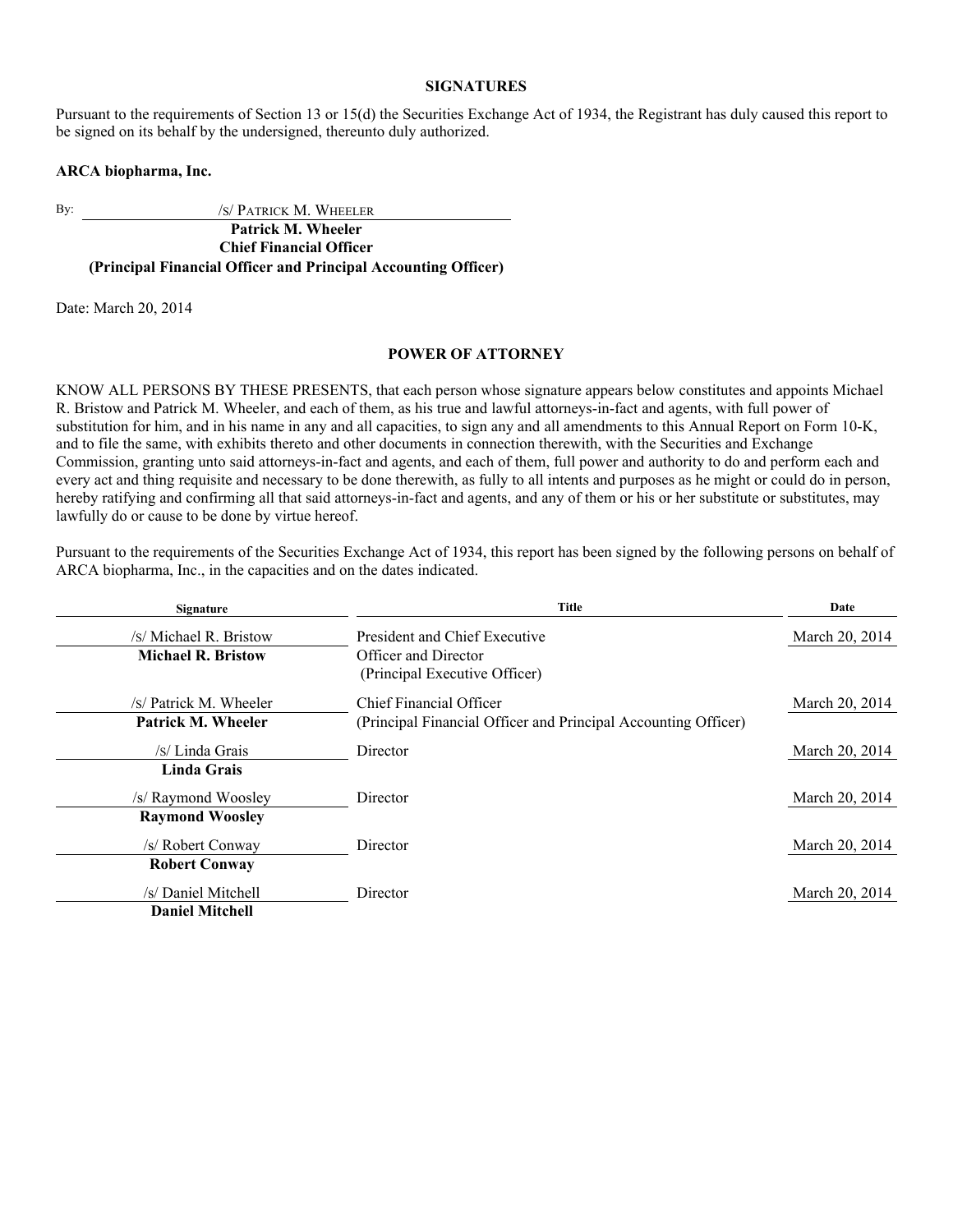## SIGNATURES

Pursuant to the requirements of Section 13 or 15(d) the Securities Exchange Act of 1934, the Registrant has duly caused this report to be signed on its behalf by the undersigned, thereunto duly authorized.

**ARCA biopharma, Inc.**

By: /S/ PATRICK M. WHEELER

**Patrick M. Wheeler**
**Chief Financial Officer**
**(Principal Financial Officer and Principal Accounting Officer)**

Date: March 20, 2014

## POWER OF ATTORNEY

KNOW ALL PERSONS BY THESE PRESENTS, that each person whose signature appears below constitutes and appoints Michael R. Bristow and Patrick M. Wheeler, and each of them, as his true and lawful attorneys-in-fact and agents, with full power of substitution for him, and in his name in any and all capacities, to sign any and all amendments to this Annual Report on Form 10-K, and to file the same, with exhibits thereto and other documents in connection therewith, with the Securities and Exchange Commission, granting unto said attorneys-in-fact and agents, and each of them, full power and authority to do and perform each and every act and thing requisite and necessary to be done therewith, as fully to all intents and purposes as he might or could do in person, hereby ratifying and confirming all that said attorneys-in-fact and agents, and any of them or his or her substitute or substitutes, may lawfully do or cause to be done by virtue hereof.

Pursuant to the requirements of the Securities Exchange Act of 1934, this report has been signed by the following persons on behalf of ARCA biopharma, Inc., in the capacities and on the dates indicated.

| Signature | Title | Date |
|---|---|---|
| /s/ Michael R. Bristow<br>**Michael R. Bristow** | President and Chief Executive Officer and Director<br>(Principal Executive Officer) | March 20, 2014 |
| /s/ Patrick M. Wheeler<br>**Patrick M. Wheeler** | Chief Financial Officer<br>(Principal Financial Officer and Principal Accounting Officer) | March 20, 2014 |
| /s/ Linda Grais<br>**Linda Grais** | Director | March 20, 2014 |
| /s/ Raymond Woosley<br>**Raymond Woosley** | Director | March 20, 2014 |
| /s/ Robert Conway<br>**Robert Conway** | Director | March 20, 2014 |
| /s/ Daniel Mitchell<br>**Daniel Mitchell** | Director | March 20, 2014 |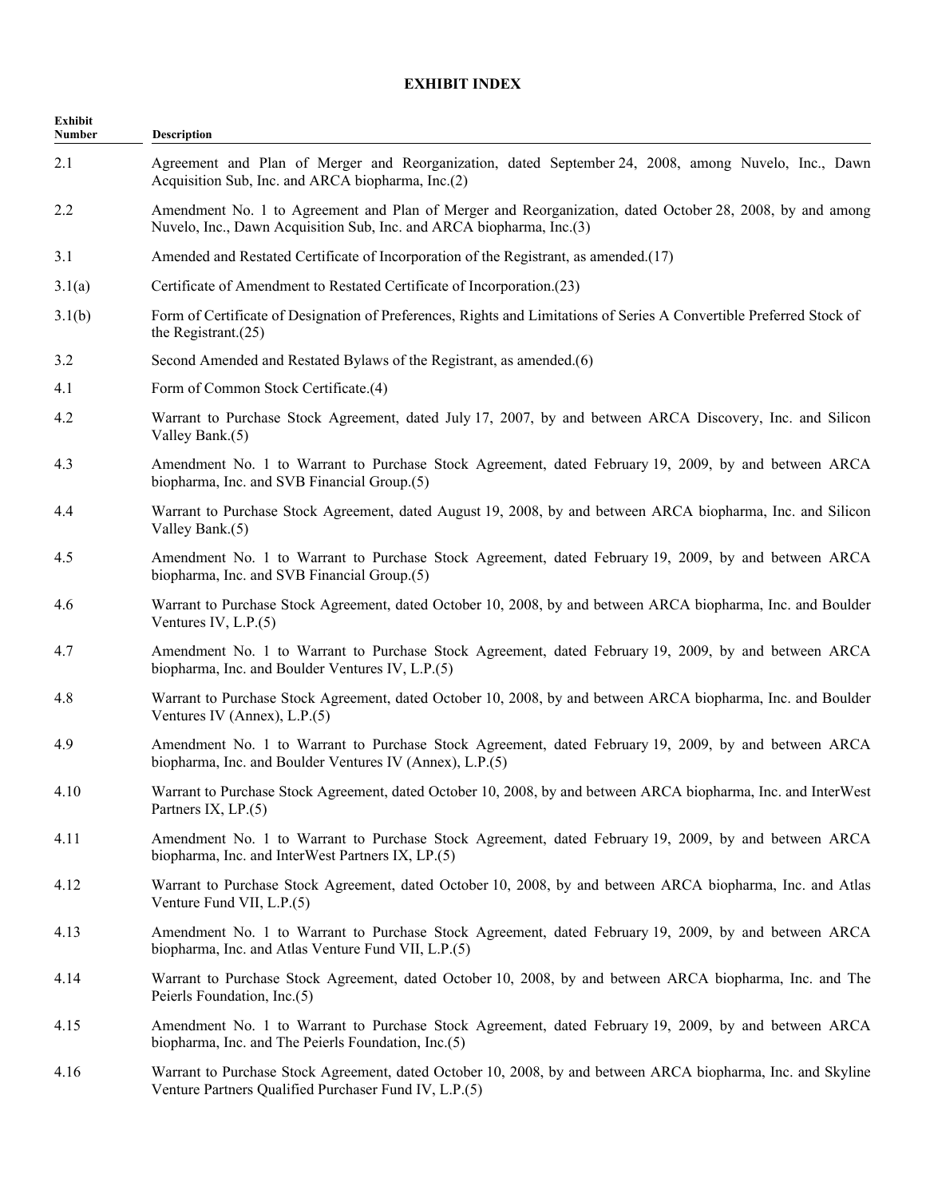## EXHIBIT INDEX

| Exhibit Number | Description |
|---|---|
| 2.1 | Agreement and Plan of Merger and Reorganization, dated September 24, 2008, among Nuvelo, Inc., Dawn Acquisition Sub, Inc. and ARCA biopharma, Inc.(2) |
| 2.2 | Amendment No. 1 to Agreement and Plan of Merger and Reorganization, dated October 28, 2008, by and among Nuvelo, Inc., Dawn Acquisition Sub, Inc. and ARCA biopharma, Inc.(3) |
| 3.1 | Amended and Restated Certificate of Incorporation of the Registrant, as amended.(17) |
| 3.1(a) | Certificate of Amendment to Restated Certificate of Incorporation.(23) |
| 3.1(b) | Form of Certificate of Designation of Preferences, Rights and Limitations of Series A Convertible Preferred Stock of the Registrant.(25) |
| 3.2 | Second Amended and Restated Bylaws of the Registrant, as amended.(6) |
| 4.1 | Form of Common Stock Certificate.(4) |
| 4.2 | Warrant to Purchase Stock Agreement, dated July 17, 2007, by and between ARCA Discovery, Inc. and Silicon Valley Bank.(5) |
| 4.3 | Amendment No. 1 to Warrant to Purchase Stock Agreement, dated February 19, 2009, by and between ARCA biopharma, Inc. and SVB Financial Group.(5) |
| 4.4 | Warrant to Purchase Stock Agreement, dated August 19, 2008, by and between ARCA biopharma, Inc. and Silicon Valley Bank.(5) |
| 4.5 | Amendment No. 1 to Warrant to Purchase Stock Agreement, dated February 19, 2009, by and between ARCA biopharma, Inc. and SVB Financial Group.(5) |
| 4.6 | Warrant to Purchase Stock Agreement, dated October 10, 2008, by and between ARCA biopharma, Inc. and Boulder Ventures IV, L.P.(5) |
| 4.7 | Amendment No. 1 to Warrant to Purchase Stock Agreement, dated February 19, 2009, by and between ARCA biopharma, Inc. and Boulder Ventures IV, L.P.(5) |
| 4.8 | Warrant to Purchase Stock Agreement, dated October 10, 2008, by and between ARCA biopharma, Inc. and Boulder Ventures IV (Annex), L.P.(5) |
| 4.9 | Amendment No. 1 to Warrant to Purchase Stock Agreement, dated February 19, 2009, by and between ARCA biopharma, Inc. and Boulder Ventures IV (Annex), L.P.(5) |
| 4.10 | Warrant to Purchase Stock Agreement, dated October 10, 2008, by and between ARCA biopharma, Inc. and InterWest Partners IX, LP.(5) |
| 4.11 | Amendment No. 1 to Warrant to Purchase Stock Agreement, dated February 19, 2009, by and between ARCA biopharma, Inc. and InterWest Partners IX, LP.(5) |
| 4.12 | Warrant to Purchase Stock Agreement, dated October 10, 2008, by and between ARCA biopharma, Inc. and Atlas Venture Fund VII, L.P.(5) |
| 4.13 | Amendment No. 1 to Warrant to Purchase Stock Agreement, dated February 19, 2009, by and between ARCA biopharma, Inc. and Atlas Venture Fund VII, L.P.(5) |
| 4.14 | Warrant to Purchase Stock Agreement, dated October 10, 2008, by and between ARCA biopharma, Inc. and The Peierls Foundation, Inc.(5) |
| 4.15 | Amendment No. 1 to Warrant to Purchase Stock Agreement, dated February 19, 2009, by and between ARCA biopharma, Inc. and The Peierls Foundation, Inc.(5) |
| 4.16 | Warrant to Purchase Stock Agreement, dated October 10, 2008, by and between ARCA biopharma, Inc. and Skyline Venture Partners Qualified Purchaser Fund IV, L.P.(5) |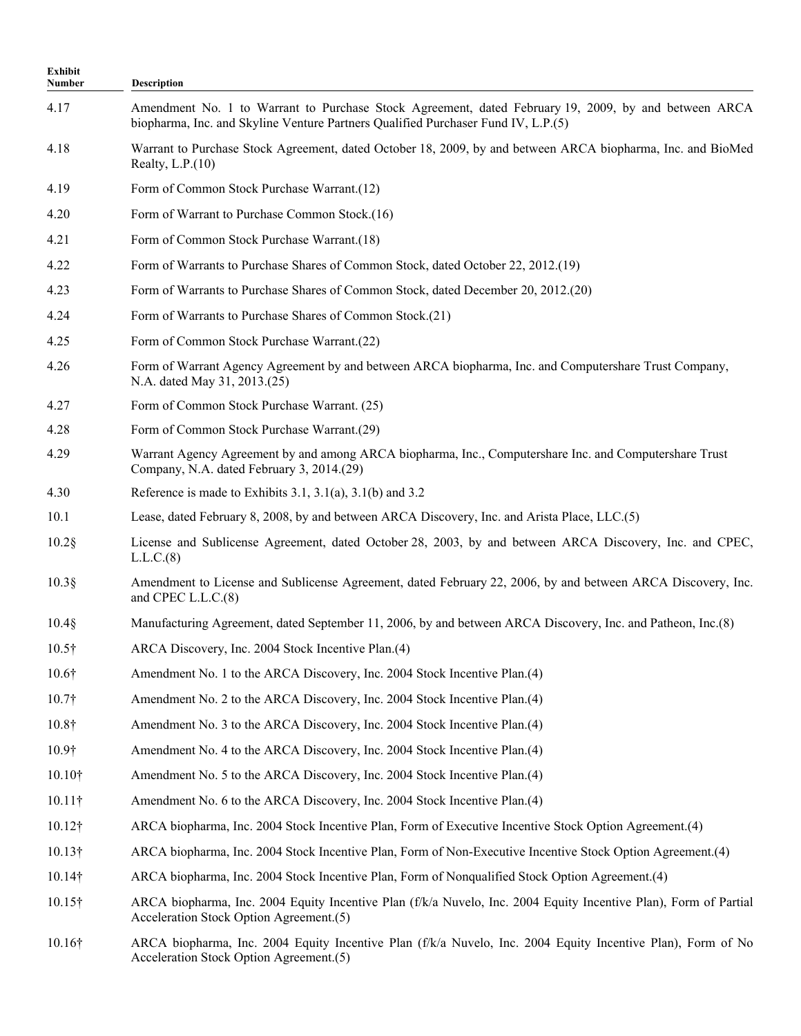| Exhibit Number | Description |
| --- | --- |
| 4.17 | Amendment No. 1 to Warrant to Purchase Stock Agreement, dated February 19, 2009, by and between ARCA biopharma, Inc. and Skyline Venture Partners Qualified Purchaser Fund IV, L.P.(5) |
| 4.18 | Warrant to Purchase Stock Agreement, dated October 18, 2009, by and between ARCA biopharma, Inc. and BioMed Realty, L.P.(10) |
| 4.19 | Form of Common Stock Purchase Warrant.(12) |
| 4.20 | Form of Warrant to Purchase Common Stock.(16) |
| 4.21 | Form of Common Stock Purchase Warrant.(18) |
| 4.22 | Form of Warrants to Purchase Shares of Common Stock, dated October 22, 2012.(19) |
| 4.23 | Form of Warrants to Purchase Shares of Common Stock, dated December 20, 2012.(20) |
| 4.24 | Form of Warrants to Purchase Shares of Common Stock.(21) |
| 4.25 | Form of Common Stock Purchase Warrant.(22) |
| 4.26 | Form of Warrant Agency Agreement by and between ARCA biopharma, Inc. and Computershare Trust Company, N.A. dated May 31, 2013.(25) |
| 4.27 | Form of Common Stock Purchase Warrant. (25) |
| 4.28 | Form of Common Stock Purchase Warrant.(29) |
| 4.29 | Warrant Agency Agreement by and among ARCA biopharma, Inc., Computershare Inc. and Computershare Trust Company, N.A. dated February 3, 2014.(29) |
| 4.30 | Reference is made to Exhibits 3.1, 3.1(a), 3.1(b) and 3.2 |
| 10.1 | Lease, dated February 8, 2008, by and between ARCA Discovery, Inc. and Arista Place, LLC.(5) |
| 10.2§ | License and Sublicense Agreement, dated October 28, 2003, by and between ARCA Discovery, Inc. and CPEC, L.L.C.(8) |
| 10.3§ | Amendment to License and Sublicense Agreement, dated February 22, 2006, by and between ARCA Discovery, Inc. and CPEC L.L.C.(8) |
| 10.4§ | Manufacturing Agreement, dated September 11, 2006, by and between ARCA Discovery, Inc. and Patheon, Inc.(8) |
| 10.5† | ARCA Discovery, Inc. 2004 Stock Incentive Plan.(4) |
| 10.6† | Amendment No. 1 to the ARCA Discovery, Inc. 2004 Stock Incentive Plan.(4) |
| 10.7† | Amendment No. 2 to the ARCA Discovery, Inc. 2004 Stock Incentive Plan.(4) |
| 10.8† | Amendment No. 3 to the ARCA Discovery, Inc. 2004 Stock Incentive Plan.(4) |
| 10.9† | Amendment No. 4 to the ARCA Discovery, Inc. 2004 Stock Incentive Plan.(4) |
| 10.10† | Amendment No. 5 to the ARCA Discovery, Inc. 2004 Stock Incentive Plan.(4) |
| 10.11† | Amendment No. 6 to the ARCA Discovery, Inc. 2004 Stock Incentive Plan.(4) |
| 10.12† | ARCA biopharma, Inc. 2004 Stock Incentive Plan, Form of Executive Incentive Stock Option Agreement.(4) |
| 10.13† | ARCA biopharma, Inc. 2004 Stock Incentive Plan, Form of Non-Executive Incentive Stock Option Agreement.(4) |
| 10.14† | ARCA biopharma, Inc. 2004 Stock Incentive Plan, Form of Nonqualified Stock Option Agreement.(4) |
| 10.15† | ARCA biopharma, Inc. 2004 Equity Incentive Plan (f/k/a Nuvelo, Inc. 2004 Equity Incentive Plan), Form of Partial Acceleration Stock Option Agreement.(5) |
| 10.16† | ARCA biopharma, Inc. 2004 Equity Incentive Plan (f/k/a Nuvelo, Inc. 2004 Equity Incentive Plan), Form of No Acceleration Stock Option Agreement.(5) |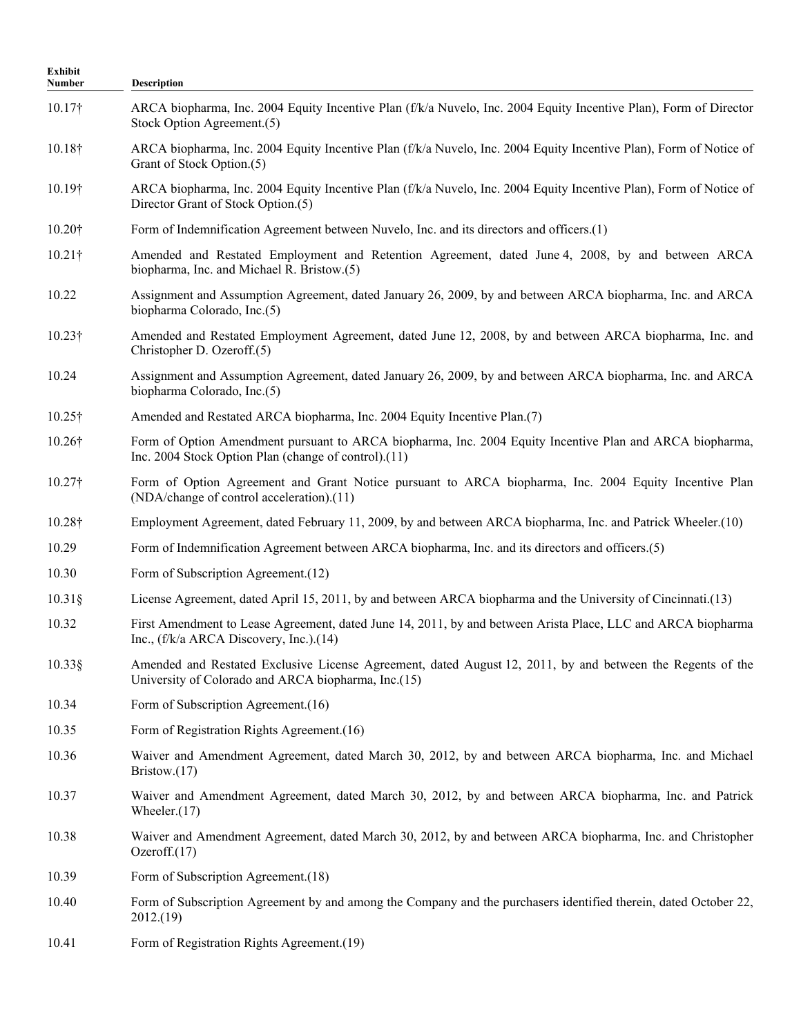| Exhibit Number | Description |
|---|---|
| 10.17† | ARCA biopharma, Inc. 2004 Equity Incentive Plan (f/k/a Nuvelo, Inc. 2004 Equity Incentive Plan), Form of Director Stock Option Agreement.(5) |
| 10.18† | ARCA biopharma, Inc. 2004 Equity Incentive Plan (f/k/a Nuvelo, Inc. 2004 Equity Incentive Plan), Form of Notice of Grant of Stock Option.(5) |
| 10.19† | ARCA biopharma, Inc. 2004 Equity Incentive Plan (f/k/a Nuvelo, Inc. 2004 Equity Incentive Plan), Form of Notice of Director Grant of Stock Option.(5) |
| 10.20† | Form of Indemnification Agreement between Nuvelo, Inc. and its directors and officers.(1) |
| 10.21† | Amended and Restated Employment and Retention Agreement, dated June 4, 2008, by and between ARCA biopharma, Inc. and Michael R. Bristow.(5) |
| 10.22 | Assignment and Assumption Agreement, dated January 26, 2009, by and between ARCA biopharma, Inc. and ARCA biopharma Colorado, Inc.(5) |
| 10.23† | Amended and Restated Employment Agreement, dated June 12, 2008, by and between ARCA biopharma, Inc. and Christopher D. Ozeroff.(5) |
| 10.24 | Assignment and Assumption Agreement, dated January 26, 2009, by and between ARCA biopharma, Inc. and ARCA biopharma Colorado, Inc.(5) |
| 10.25† | Amended and Restated ARCA biopharma, Inc. 2004 Equity Incentive Plan.(7) |
| 10.26† | Form of Option Amendment pursuant to ARCA biopharma, Inc. 2004 Equity Incentive Plan and ARCA biopharma, Inc. 2004 Stock Option Plan (change of control).(11) |
| 10.27† | Form of Option Agreement and Grant Notice pursuant to ARCA biopharma, Inc. 2004 Equity Incentive Plan (NDA/change of control acceleration).(11) |
| 10.28† | Employment Agreement, dated February 11, 2009, by and between ARCA biopharma, Inc. and Patrick Wheeler.(10) |
| 10.29 | Form of Indemnification Agreement between ARCA biopharma, Inc. and its directors and officers.(5) |
| 10.30 | Form of Subscription Agreement.(12) |
| 10.31§ | License Agreement, dated April 15, 2011, by and between ARCA biopharma and the University of Cincinnati.(13) |
| 10.32 | First Amendment to Lease Agreement, dated June 14, 2011, by and between Arista Place, LLC and ARCA biopharma Inc., (f/k/a ARCA Discovery, Inc.).(14) |
| 10.33§ | Amended and Restated Exclusive License Agreement, dated August 12, 2011, by and between the Regents of the University of Colorado and ARCA biopharma, Inc.(15) |
| 10.34 | Form of Subscription Agreement.(16) |
| 10.35 | Form of Registration Rights Agreement.(16) |
| 10.36 | Waiver and Amendment Agreement, dated March 30, 2012, by and between ARCA biopharma, Inc. and Michael Bristow.(17) |
| 10.37 | Waiver and Amendment Agreement, dated March 30, 2012, by and between ARCA biopharma, Inc. and Patrick Wheeler.(17) |
| 10.38 | Waiver and Amendment Agreement, dated March 30, 2012, by and between ARCA biopharma, Inc. and Christopher Ozeroff.(17) |
| 10.39 | Form of Subscription Agreement.(18) |
| 10.40 | Form of Subscription Agreement by and among the Company and the purchasers identified therein, dated October 22, 2012.(19) |
| 10.41 | Form of Registration Rights Agreement.(19) |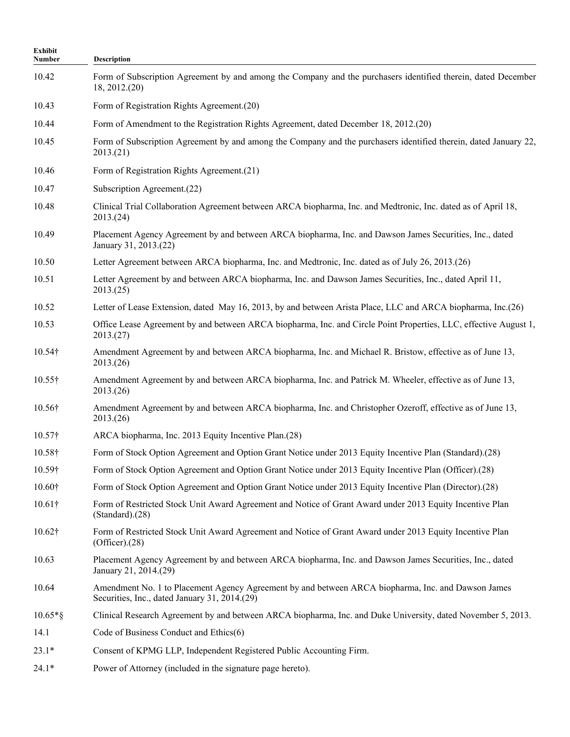| Exhibit Number | Description |
|---|---|
| 10.42 | Form of Subscription Agreement by and among the Company and the purchasers identified therein, dated December 18, 2012.(20) |
| 10.43 | Form of Registration Rights Agreement.(20) |
| 10.44 | Form of Amendment to the Registration Rights Agreement, dated December 18, 2012.(20) |
| 10.45 | Form of Subscription Agreement by and among the Company and the purchasers identified therein, dated January 22, 2013.(21) |
| 10.46 | Form of Registration Rights Agreement.(21) |
| 10.47 | Subscription Agreement.(22) |
| 10.48 | Clinical Trial Collaboration Agreement between ARCA biopharma, Inc. and Medtronic, Inc. dated as of April 18, 2013.(24) |
| 10.49 | Placement Agency Agreement by and between ARCA biopharma, Inc. and Dawson James Securities, Inc., dated January 31, 2013.(22) |
| 10.50 | Letter Agreement between ARCA biopharma, Inc. and Medtronic, Inc. dated as of July 26, 2013.(26) |
| 10.51 | Letter Agreement by and between ARCA biopharma, Inc. and Dawson James Securities, Inc., dated April 11, 2013.(25) |
| 10.52 | Letter of Lease Extension, dated May 16, 2013, by and between Arista Place, LLC and ARCA biopharma, Inc.(26) |
| 10.53 | Office Lease Agreement by and between ARCA biopharma, Inc. and Circle Point Properties, LLC, effective August 1, 2013.(27) |
| 10.54† | Amendment Agreement by and between ARCA biopharma, Inc. and Michael R. Bristow, effective as of June 13, 2013.(26) |
| 10.55† | Amendment Agreement by and between ARCA biopharma, Inc. and Patrick M. Wheeler, effective as of June 13, 2013.(26) |
| 10.56† | Amendment Agreement by and between ARCA biopharma, Inc. and Christopher Ozeroff, effective as of June 13, 2013.(26) |
| 10.57† | ARCA biopharma, Inc. 2013 Equity Incentive Plan.(28) |
| 10.58† | Form of Stock Option Agreement and Option Grant Notice under 2013 Equity Incentive Plan (Standard).(28) |
| 10.59† | Form of Stock Option Agreement and Option Grant Notice under 2013 Equity Incentive Plan (Officer).(28) |
| 10.60† | Form of Stock Option Agreement and Option Grant Notice under 2013 Equity Incentive Plan (Director).(28) |
| 10.61† | Form of Restricted Stock Unit Award Agreement and Notice of Grant Award under 2013 Equity Incentive Plan (Standard).(28) |
| 10.62† | Form of Restricted Stock Unit Award Agreement and Notice of Grant Award under 2013 Equity Incentive Plan (Officer).(28) |
| 10.63 | Placement Agency Agreement by and between ARCA biopharma, Inc. and Dawson James Securities, Inc., dated January 21, 2014.(29) |
| 10.64 | Amendment No. 1 to Placement Agency Agreement by and between ARCA biopharma, Inc. and Dawson James Securities, Inc., dated January 31, 2014.(29) |
| 10.65*§ | Clinical Research Agreement by and between ARCA biopharma, Inc. and Duke University, dated November 5, 2013. |
| 14.1 | Code of Business Conduct and Ethics(6) |
| 23.1* | Consent of KPMG LLP, Independent Registered Public Accounting Firm. |
| 24.1* | Power of Attorney (included in the signature page hereto). |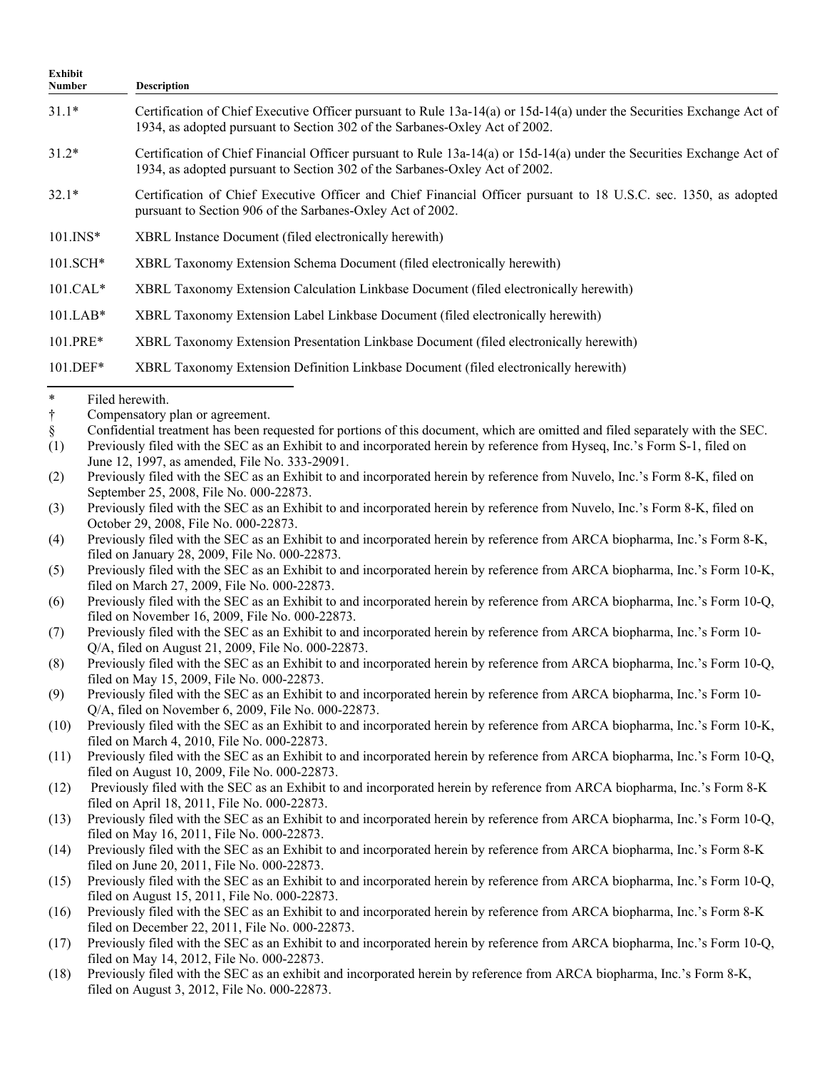| Exhibit Number | Description |
|---|---|
| 31.1* | Certification of Chief Executive Officer pursuant to Rule 13a-14(a) or 15d-14(a) under the Securities Exchange Act of 1934, as adopted pursuant to Section 302 of the Sarbanes-Oxley Act of 2002. |
| 31.2* | Certification of Chief Financial Officer pursuant to Rule 13a-14(a) or 15d-14(a) under the Securities Exchange Act of 1934, as adopted pursuant to Section 302 of the Sarbanes-Oxley Act of 2002. |
| 32.1* | Certification of Chief Executive Officer and Chief Financial Officer pursuant to 18 U.S.C. sec. 1350, as adopted pursuant to Section 906 of the Sarbanes-Oxley Act of 2002. |
| 101.INS* | XBRL Instance Document (filed electronically herewith) |
| 101.SCH* | XBRL Taxonomy Extension Schema Document (filed electronically herewith) |
| 101.CAL* | XBRL Taxonomy Extension Calculation Linkbase Document (filed electronically herewith) |
| 101.LAB* | XBRL Taxonomy Extension Label Linkbase Document (filed electronically herewith) |
| 101.PRE* | XBRL Taxonomy Extension Presentation Linkbase Document (filed electronically herewith) |
| 101.DEF* | XBRL Taxonomy Extension Definition Linkbase Document (filed electronically herewith) |

\* Filed herewith.

† Compensatory plan or agreement.

§ Confidential treatment has been requested for portions of this document, which are omitted and filed separately with the SEC.

(1) Previously filed with the SEC as an Exhibit to and incorporated herein by reference from Hyseq, Inc.'s Form S-1, filed on June 12, 1997, as amended, File No. 333-29091.

(2) Previously filed with the SEC as an Exhibit to and incorporated herein by reference from Nuvelo, Inc.'s Form 8-K, filed on September 25, 2008, File No. 000-22873.

(3) Previously filed with the SEC as an Exhibit to and incorporated herein by reference from Nuvelo, Inc.'s Form 8-K, filed on October 29, 2008, File No. 000-22873.

(4) Previously filed with the SEC as an Exhibit to and incorporated herein by reference from ARCA biopharma, Inc.'s Form 8-K, filed on January 28, 2009, File No. 000-22873.

(5) Previously filed with the SEC as an Exhibit to and incorporated herein by reference from ARCA biopharma, Inc.'s Form 10-K, filed on March 27, 2009, File No. 000-22873.

(6) Previously filed with the SEC as an Exhibit to and incorporated herein by reference from ARCA biopharma, Inc.'s Form 10-Q, filed on November 16, 2009, File No. 000-22873.

(7) Previously filed with the SEC as an Exhibit to and incorporated herein by reference from ARCA biopharma, Inc.'s Form 10-Q/A, filed on August 21, 2009, File No. 000-22873.

(8) Previously filed with the SEC as an Exhibit to and incorporated herein by reference from ARCA biopharma, Inc.'s Form 10-Q, filed on May 15, 2009, File No. 000-22873.

(9) Previously filed with the SEC as an Exhibit to and incorporated herein by reference from ARCA biopharma, Inc.'s Form 10-Q/A, filed on November 6, 2009, File No. 000-22873.

(10) Previously filed with the SEC as an Exhibit to and incorporated herein by reference from ARCA biopharma, Inc.'s Form 10-K, filed on March 4, 2010, File No. 000-22873.

(11) Previously filed with the SEC as an Exhibit to and incorporated herein by reference from ARCA biopharma, Inc.'s Form 10-Q, filed on August 10, 2009, File No. 000-22873.

(12) Previously filed with the SEC as an Exhibit to and incorporated herein by reference from ARCA biopharma, Inc.'s Form 8-K filed on April 18, 2011, File No. 000-22873.

(13) Previously filed with the SEC as an Exhibit to and incorporated herein by reference from ARCA biopharma, Inc.'s Form 10-Q, filed on May 16, 2011, File No. 000-22873.

(14) Previously filed with the SEC as an Exhibit to and incorporated herein by reference from ARCA biopharma, Inc.'s Form 8-K filed on June 20, 2011, File No. 000-22873.

(15) Previously filed with the SEC as an Exhibit to and incorporated herein by reference from ARCA biopharma, Inc.'s Form 10-Q, filed on August 15, 2011, File No. 000-22873.

(16) Previously filed with the SEC as an Exhibit to and incorporated herein by reference from ARCA biopharma, Inc.'s Form 8-K filed on December 22, 2011, File No. 000-22873.

(17) Previously filed with the SEC as an Exhibit to and incorporated herein by reference from ARCA biopharma, Inc.'s Form 10-Q, filed on May 14, 2012, File No. 000-22873.

(18) Previously filed with the SEC as an exhibit and incorporated herein by reference from ARCA biopharma, Inc.'s Form 8-K, filed on August 3, 2012, File No. 000-22873.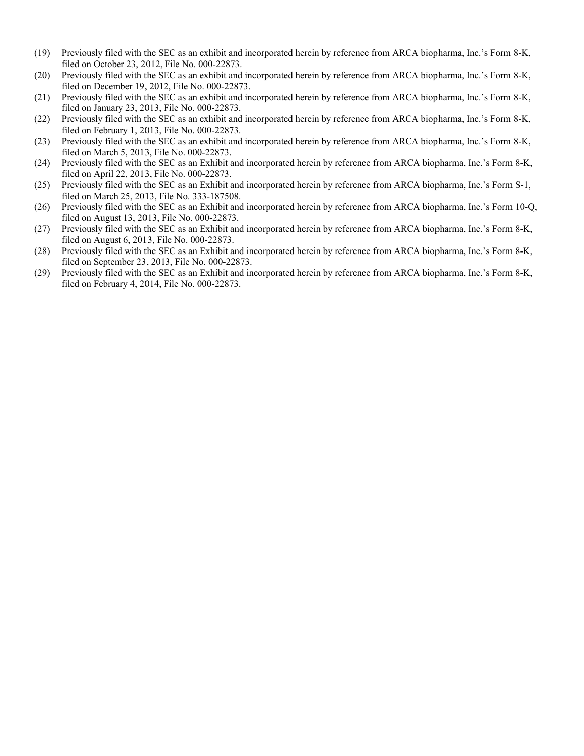(19) Previously filed with the SEC as an exhibit and incorporated herein by reference from ARCA biopharma, Inc.’s Form 8-K, filed on October 23, 2012, File No. 000-22873.

(20) Previously filed with the SEC as an exhibit and incorporated herein by reference from ARCA biopharma, Inc.’s Form 8-K, filed on December 19, 2012, File No. 000-22873.

(21) Previously filed with the SEC as an exhibit and incorporated herein by reference from ARCA biopharma, Inc.’s Form 8-K, filed on January 23, 2013, File No. 000-22873.

(22) Previously filed with the SEC as an exhibit and incorporated herein by reference from ARCA biopharma, Inc.’s Form 8-K, filed on February 1, 2013, File No. 000-22873.

(23) Previously filed with the SEC as an exhibit and incorporated herein by reference from ARCA biopharma, Inc.’s Form 8-K, filed on March 5, 2013, File No. 000-22873.

(24) Previously filed with the SEC as an Exhibit and incorporated herein by reference from ARCA biopharma, Inc.’s Form 8-K, filed on April 22, 2013, File No. 000-22873.

(25) Previously filed with the SEC as an Exhibit and incorporated herein by reference from ARCA biopharma, Inc.’s Form S-1, filed on March 25, 2013, File No. 333-187508.

(26) Previously filed with the SEC as an Exhibit and incorporated herein by reference from ARCA biopharma, Inc.’s Form 10-Q, filed on August 13, 2013, File No. 000-22873.

(27) Previously filed with the SEC as an Exhibit and incorporated herein by reference from ARCA biopharma, Inc.’s Form 8-K, filed on August 6, 2013, File No. 000-22873.

(28) Previously filed with the SEC as an Exhibit and incorporated herein by reference from ARCA biopharma, Inc.’s Form 8-K, filed on September 23, 2013, File No. 000-22873.

(29) Previously filed with the SEC as an Exhibit and incorporated herein by reference from ARCA biopharma, Inc.’s Form 8-K, filed on February 4, 2014, File No. 000-22873.